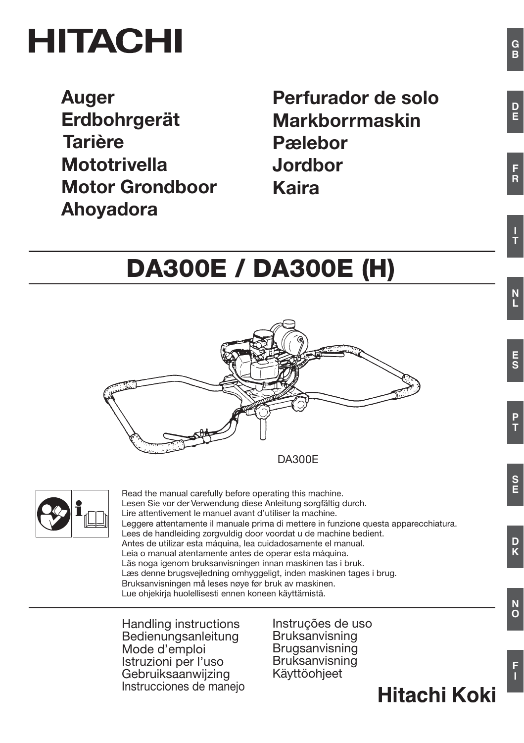# HITACHI

**Auger**
**Erdbohrgerät**
**Tarière**
**Mototrivella**
**Motor Grondboor**
**Ahoyadora**
**Perfurador de solo**
**Markborrmaskin**
**Pælebor**
**Jordbor**
**Kaira**

## DA300E / DA300E (H)

DA300E

Read the manual carefully before operating this machine.
Lesen Sie vor der Verwendung diese Anleitung sorgfältig durch.
Lire attentivement le manuel avant d'utiliser la machine.
Leggere attentamente il manuale prima di mettere in funzione questa apparecchiatura.
Lees de handleiding zorgvuldig door voordat u de machine bedient.
Antes de utilizar esta máquina, lea cuidadosamente el manual.
Leia o manual atentamente antes de operar esta máquina.
Läs noga igenom bruksanvisningen innan maskinen tas i bruk.
Læs denne brugsvejledning omhyggeligt, inden maskinen tages i brug.
Bruksanvisningen må leses nøye før bruk av maskinen.
Lue ohjekirja huolellisesti ennen koneen käyttämistä.

Handling instructions
Bedienungsanleitung
Mode d'emploi
Istruzioni per l'uso
Gebruiksaanwijzing
Instrucciones de manejo
Instruções de uso
Bruksanvisning
Brugsanvisning
Bruksanvisning
Käyttöohjeet

**Hitachi Koki**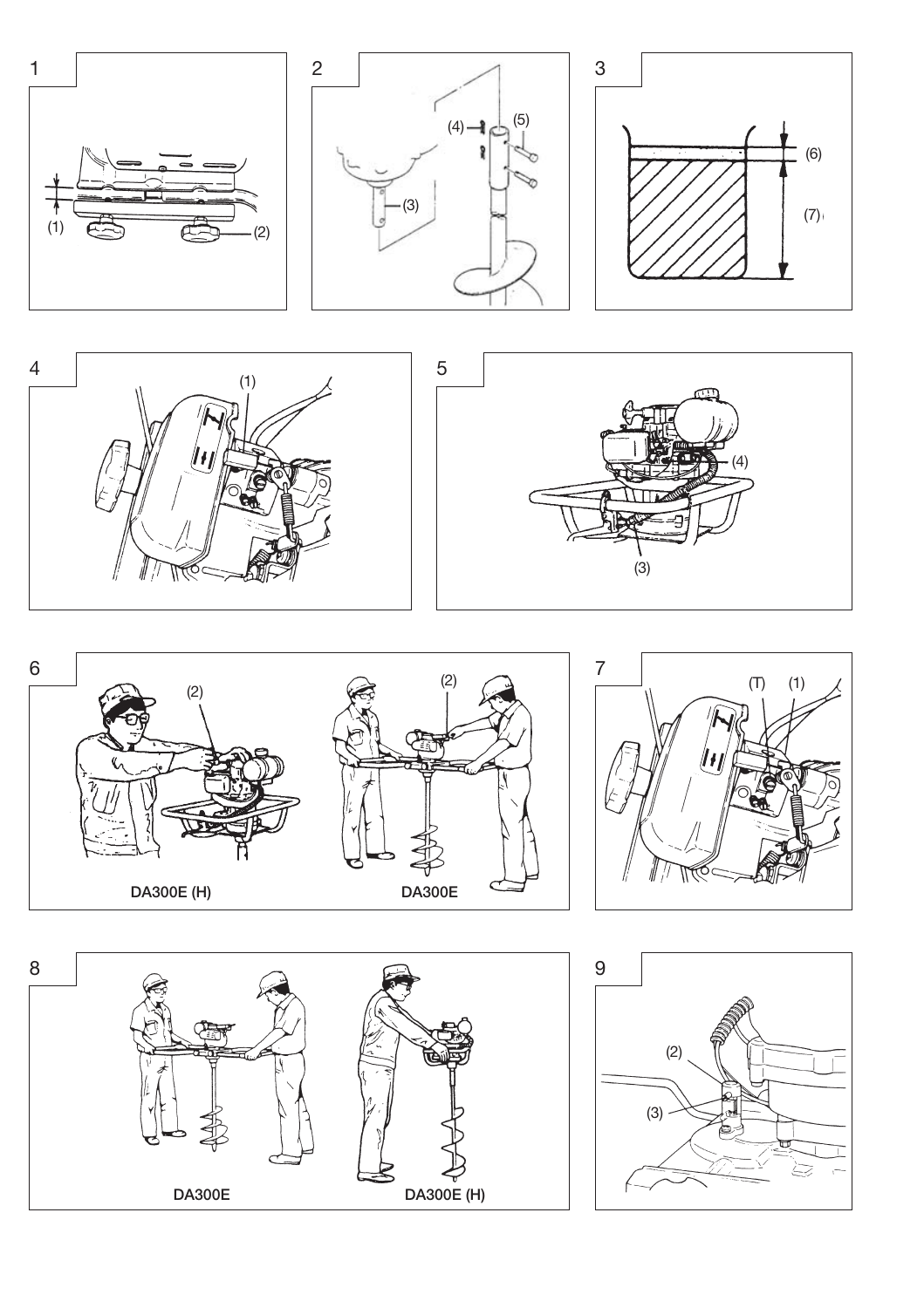1

(1) (2)

2

(3) (4) (5)

3

(6) (7)

4

(1)

5

(3) (4)

6

(2) (2)

DA300E (H) DA300E

7

(T) (1)

8

DA300E DA300E (H)

9

(2) (3)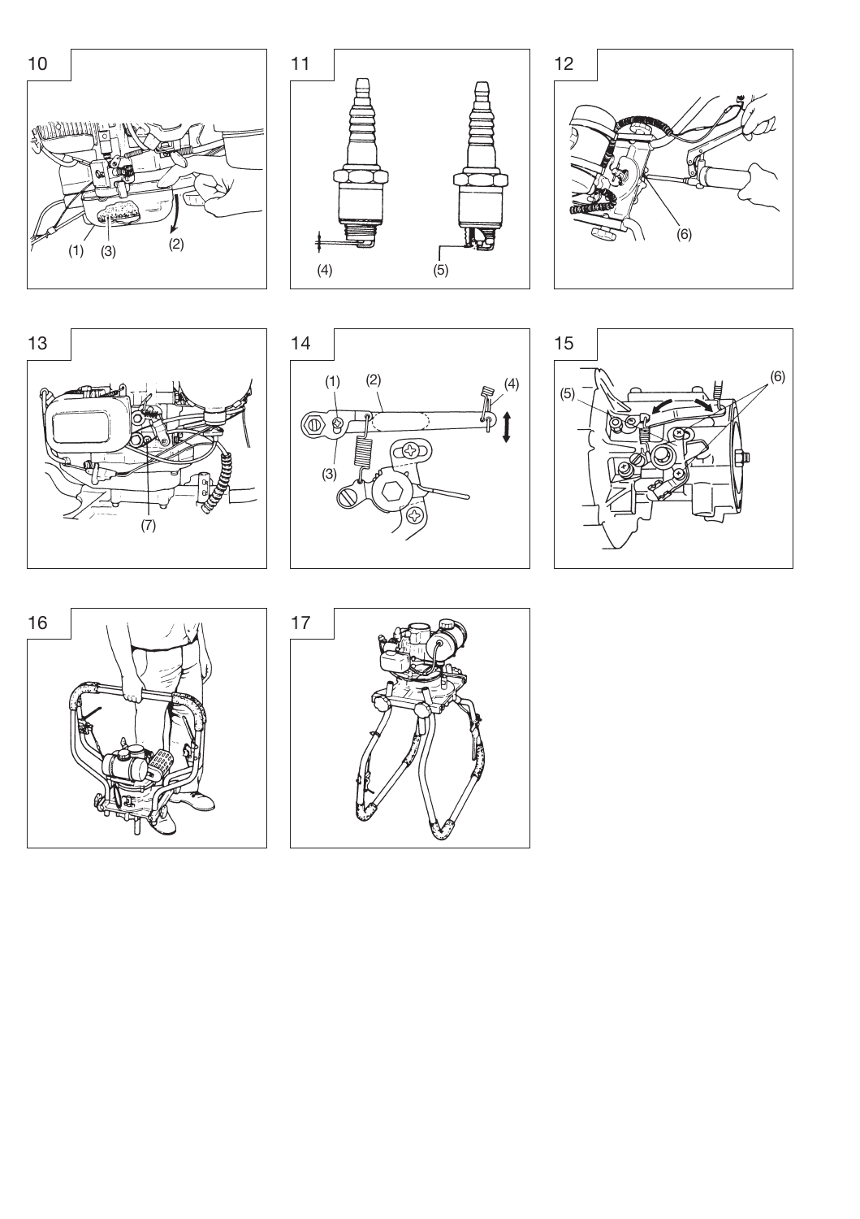10

(1) (3) (2)

11

(4) (5)

12

(6)

13

(7)

14

(1) (2) (4)

(3)

15

(5) (6)

16

17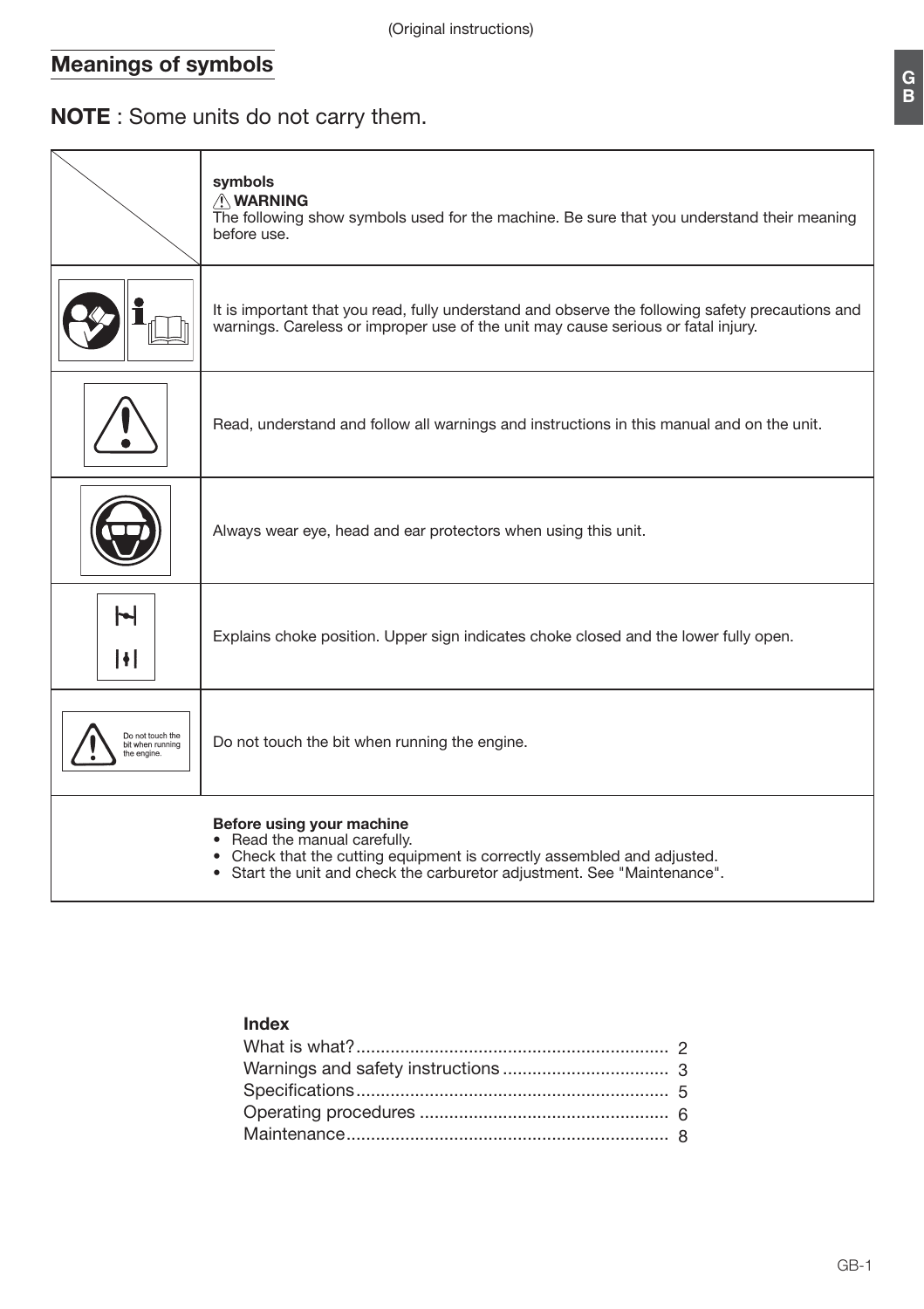(Original instructions)

## Meanings of symbols

**NOTE** : Some units do not carry them.

| | **symbols**<br>⚠ **WARNING**<br>The following show symbols used for the machine. Be sure that you understand their meaning before use. |
|---|---|
| | It is important that you read, fully understand and observe the following safety precautions and warnings. Careless or improper use of the unit may cause serious or fatal injury. |
| | Read, understand and follow all warnings and instructions in this manual and on the unit. |
| | Always wear eye, head and ear protectors when using this unit. |
| | Explains choke position. Upper sign indicates choke closed and the lower fully open. |
| Do not touch the bit when running the engine. | Do not touch the bit when running the engine. |

**Before using your machine**

- Read the manual carefully.
- Check that the cutting equipment is correctly assembled and adjusted.
- Start the unit and check the carburetor adjustment. See "Maintenance".

**Index**

What is what?................................................................ 2
Warnings and safety instructions .................................. 3
Specifications............................................................... 5
Operating procedures .................................................. 6
Maintenance................................................................. 8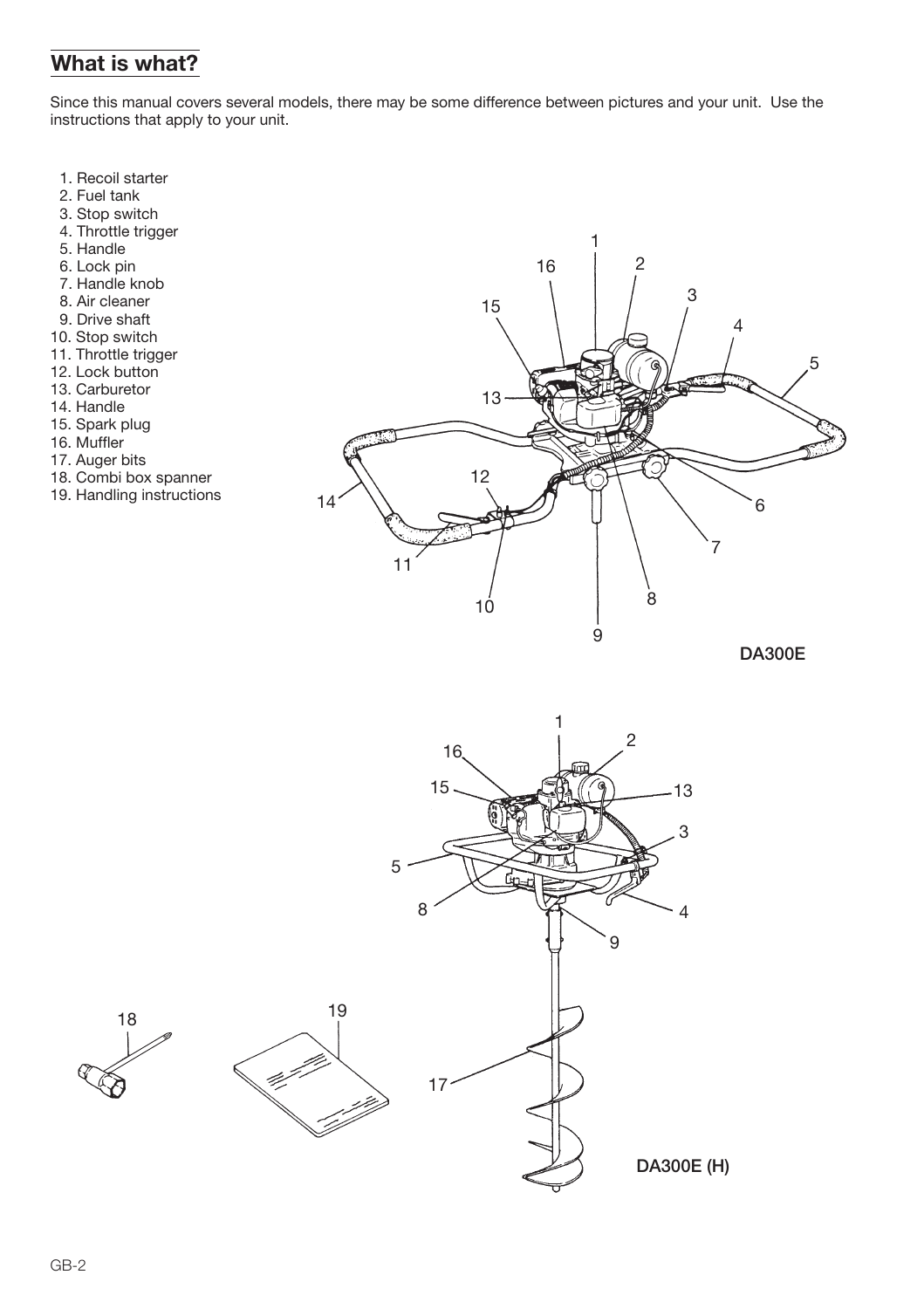## What is what?

Since this manual covers several models, there may be some difference between pictures and your unit. Use the instructions that apply to your unit.

1. Recoil starter
2. Fuel tank
3. Stop switch
4. Throttle trigger
5. Handle
6. Lock pin
7. Handle knob
8. Air cleaner
9. Drive shaft
10. Stop switch
11. Throttle trigger
12. Lock button
13. Carburetor
14. Handle
15. Spark plug
16. Muffler
17. Auger bits
18. Combi box spanner
19. Handling instructions

DA300E

DA300E (H)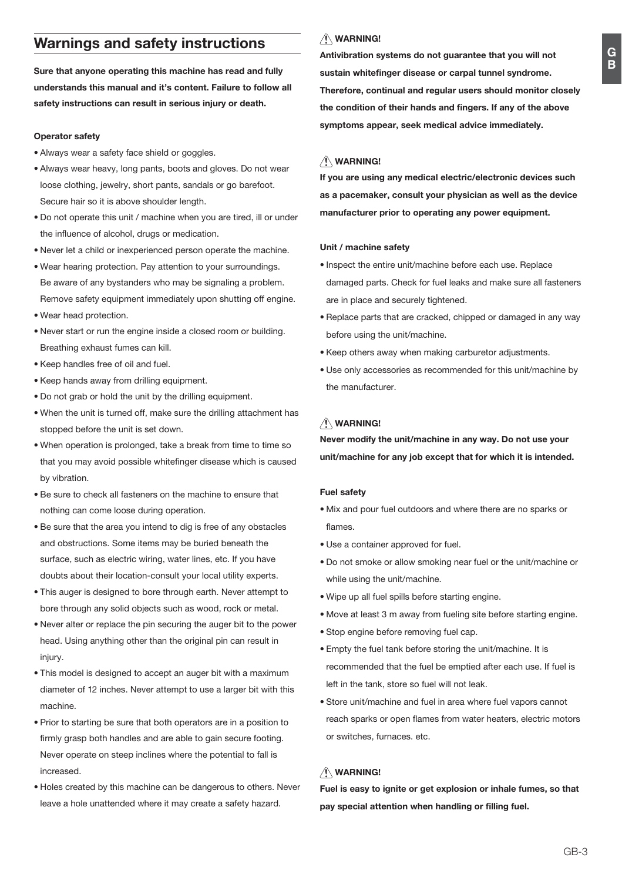## Warnings and safety instructions

**Sure that anyone operating this machine has read and fully understands this manual and it's content. Failure to follow all safety instructions can result in serious injury or death.**

**Operator safety**

- Always wear a safety face shield or goggles.
- Always wear heavy, long pants, boots and gloves. Do not wear loose clothing, jewelry, short pants, sandals or go barefoot. Secure hair so it is above shoulder length.
- Do not operate this unit / machine when you are tired, ill or under the influence of alcohol, drugs or medication.
- Never let a child or inexperienced person operate the machine.
- Wear hearing protection. Pay attention to your surroundings. Be aware of any bystanders who may be signaling a problem. Remove safety equipment immediately upon shutting off engine.
- Wear head protection.
- Never start or run the engine inside a closed room or building. Breathing exhaust fumes can kill.
- Keep handles free of oil and fuel.
- Keep hands away from drilling equipment.
- Do not grab or hold the unit by the drilling equipment.
- When the unit is turned off, make sure the drilling attachment has stopped before the unit is set down.
- When operation is prolonged, take a break from time to time so that you may avoid possible whitefinger disease which is caused by vibration.
- Be sure to check all fasteners on the machine to ensure that nothing can come loose during operation.
- Be sure that the area you intend to dig is free of any obstacles and obstructions. Some items may be buried beneath the surface, such as electric wiring, water lines, etc. If you have doubts about their location-consult your local utility experts.
- This auger is designed to bore through earth. Never attempt to bore through any solid objects such as wood, rock or metal.
- Never alter or replace the pin securing the auger bit to the power head. Using anything other than the original pin can result in injury.
- This model is designed to accept an auger bit with a maximum diameter of 12 inches. Never attempt to use a larger bit with this machine.
- Prior to starting be sure that both operators are in a position to firmly grasp both handles and are able to gain secure footing. Never operate on steep inclines where the potential to fall is increased.
- Holes created by this machine can be dangerous to others. Never leave a hole unattended where it may create a safety hazard.

**⚠ WARNING!**

**Antivibration systems do not guarantee that you will not sustain whitefinger disease or carpal tunnel syndrome. Therefore, continual and regular users should monitor closely the condition of their hands and fingers. If any of the above symptoms appear, seek medical advice immediately.**

**⚠ WARNING!**

**If you are using any medical electric/electronic devices such as a pacemaker, consult your physician as well as the device manufacturer prior to operating any power equipment.**

**Unit / machine safety**

- Inspect the entire unit/machine before each use. Replace damaged parts. Check for fuel leaks and make sure all fasteners are in place and securely tightened.
- Replace parts that are cracked, chipped or damaged in any way before using the unit/machine.
- Keep others away when making carburetor adjustments.
- Use only accessories as recommended for this unit/machine by the manufacturer.

**⚠ WARNING!**

**Never modify the unit/machine in any way. Do not use your unit/machine for any job except that for which it is intended.**

**Fuel safety**

- Mix and pour fuel outdoors and where there are no sparks or flames.
- Use a container approved for fuel.
- Do not smoke or allow smoking near fuel or the unit/machine or while using the unit/machine.
- Wipe up all fuel spills before starting engine.
- Move at least 3 m away from fueling site before starting engine.
- Stop engine before removing fuel cap.
- Empty the fuel tank before storing the unit/machine. It is recommended that the fuel be emptied after each use. If fuel is left in the tank, store so fuel will not leak.
- Store unit/machine and fuel in area where fuel vapors cannot reach sparks or open flames from water heaters, electric motors or switches, furnaces. etc.

**⚠ WARNING!**

**Fuel is easy to ignite or get explosion or inhale fumes, so that pay special attention when handling or filling fuel.**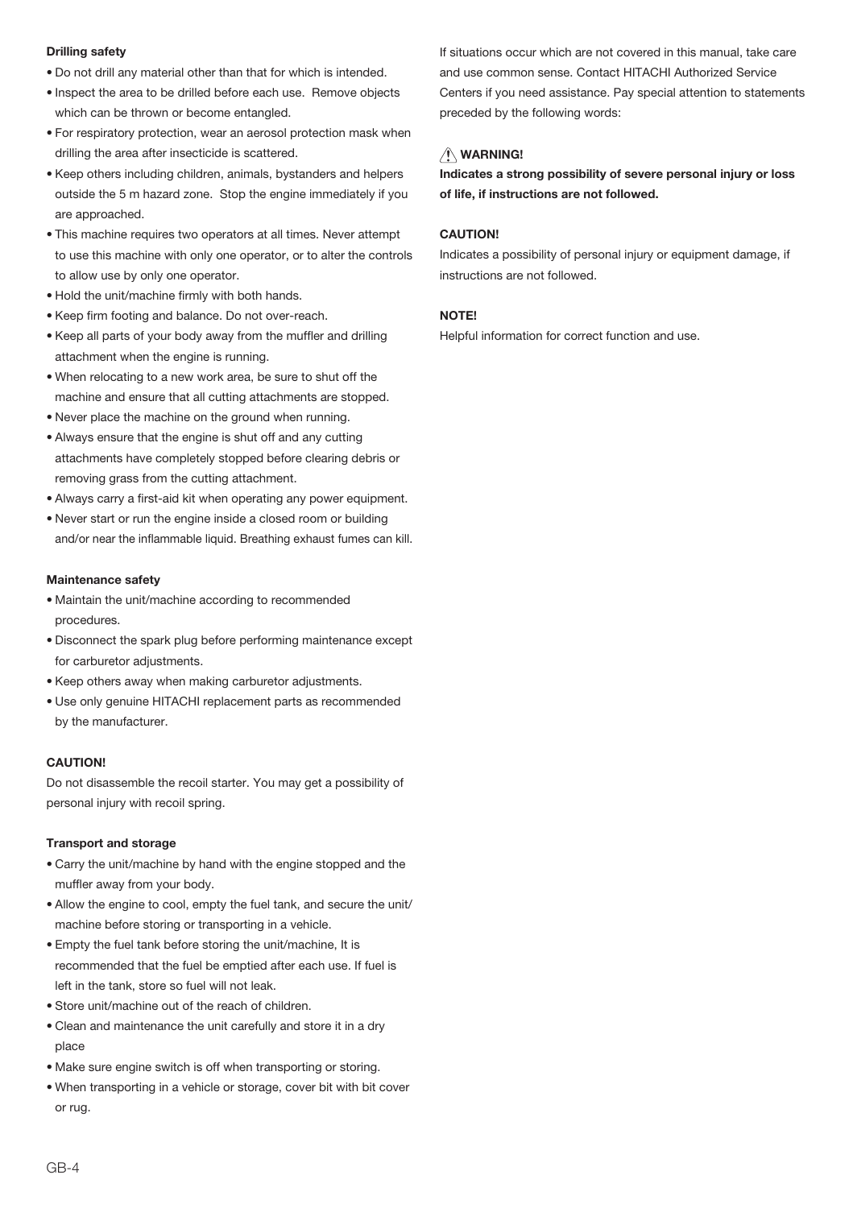**Drilling safety**

- Do not drill any material other than that for which is intended.
- Inspect the area to be drilled before each use. Remove objects which can be thrown or become entangled.
- For respiratory protection, wear an aerosol protection mask when drilling the area after insecticide is scattered.
- Keep others including children, animals, bystanders and helpers outside the 5 m hazard zone. Stop the engine immediately if you are approached.
- This machine requires two operators at all times. Never attempt to use this machine with only one operator, or to alter the controls to allow use by only one operator.
- Hold the unit/machine firmly with both hands.
- Keep firm footing and balance. Do not over-reach.
- Keep all parts of your body away from the muffler and drilling attachment when the engine is running.
- When relocating to a new work area, be sure to shut off the machine and ensure that all cutting attachments are stopped.
- Never place the machine on the ground when running.
- Always ensure that the engine is shut off and any cutting attachments have completely stopped before clearing debris or removing grass from the cutting attachment.
- Always carry a first-aid kit when operating any power equipment.
- Never start or run the engine inside a closed room or building and/or near the inflammable liquid. Breathing exhaust fumes can kill.

**Maintenance safety**

- Maintain the unit/machine according to recommended procedures.
- Disconnect the spark plug before performing maintenance except for carburetor adjustments.
- Keep others away when making carburetor adjustments.
- Use only genuine HITACHI replacement parts as recommended by the manufacturer.

**CAUTION!**

Do not disassemble the recoil starter. You may get a possibility of personal injury with recoil spring.

**Transport and storage**

- Carry the unit/machine by hand with the engine stopped and the muffler away from your body.
- Allow the engine to cool, empty the fuel tank, and secure the unit/ machine before storing or transporting in a vehicle.
- Empty the fuel tank before storing the unit/machine, It is recommended that the fuel be emptied after each use. If fuel is left in the tank, store so fuel will not leak.
- Store unit/machine out of the reach of children.
- Clean and maintenance the unit carefully and store it in a dry place
- Make sure engine switch is off when transporting or storing.
- When transporting in a vehicle or storage, cover bit with bit cover or rug.

If situations occur which are not covered in this manual, take care and use common sense. Contact HITACHI Authorized Service Centers if you need assistance. Pay special attention to statements preceded by the following words:

**⚠ WARNING!**

**Indicates a strong possibility of severe personal injury or loss of life, if instructions are not followed.**

**CAUTION!**

Indicates a possibility of personal injury or equipment damage, if instructions are not followed.

**NOTE!**

Helpful information for correct function and use.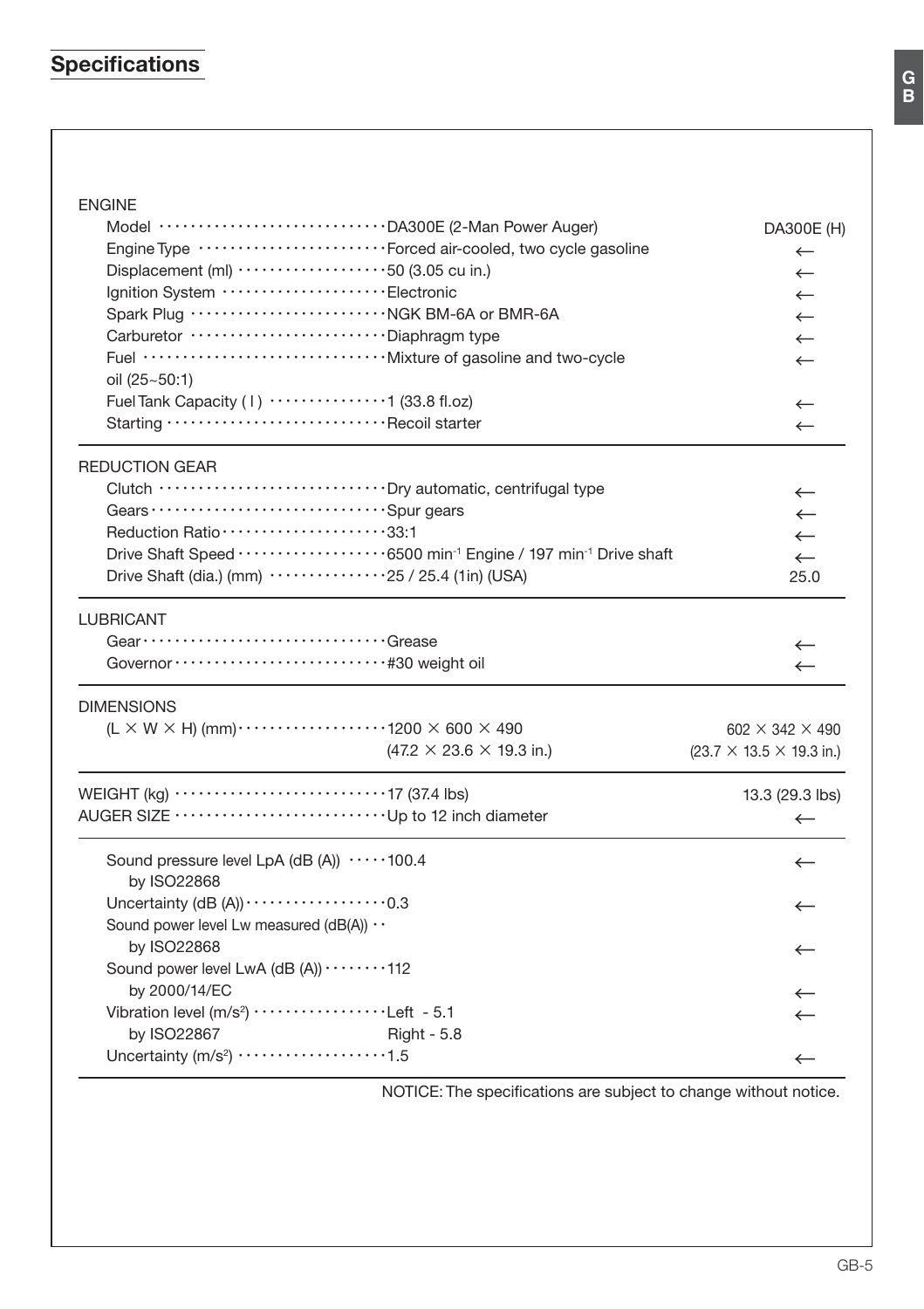## Specifications

| | DA300E (2-Man Power Auger) | DA300E (H) |
|---|---|---|
| **ENGINE** | | |
| Model | DA300E (2-Man Power Auger) | DA300E (H) |
| Engine Type | Forced air-cooled, two cycle gasoline | ← |
| Displacement (ml) | 50 (3.05 cu in.) | ← |
| Ignition System | Electronic | ← |
| Spark Plug | NGK BM-6A or BMR-6A | ← |
| Carburetor | Diaphragm type | ← |
| Fuel | Mixture of gasoline and two-cycle oil (25~50:1) | ← |
| Fuel Tank Capacity ( l ) | 1 (33.8 fl.oz) | ← |
| Starting | Recoil starter | ← |
| **REDUCTION GEAR** | | |
| Clutch | Dry automatic, centrifugal type | ← |
| Gears | Spur gears | ← |
| Reduction Ratio | 33:1 | ← |
| Drive Shaft Speed | 6500 $min^{-1}$ Engine / 197 $min^{-1}$ Drive shaft | ← |
| Drive Shaft (dia.) (mm) | 25 / 25.4 (1in) (USA) | 25.0 |
| **LUBRICANT** | | |
| Gear | Grease | ← |
| Governor | #30 weight oil | ← |
| **DIMENSIONS** | | |
| (L × W × H) (mm) | 1200 × 600 × 490 (47.2 × 23.6 × 19.3 in.) | 602 × 342 × 490 (23.7 × 13.5 × 19.3 in.) |
| **WEIGHT (kg)** | 17 (37.4 lbs) | 13.3 (29.3 lbs) |
| **AUGER SIZE** | Up to 12 inch diameter | ← |
| Sound pressure level LpA (dB (A)) by ISO22868 | 100.4 | ← |
| Uncertainty (dB (A)) | 0.3 | ← |
| Sound power level Lw measured (dB(A)) by ISO22868 | | ← |
| Sound power level LwA (dB (A)) by 2000/14/EC | 112 | ← |
| Vibration level ($m/s^2$) by ISO22867 | Left - 5.1, Right - 5.8 | ← |
| Uncertainty ($m/s^2$) | 1.5 | ← |

NOTICE: The specifications are subject to change without notice.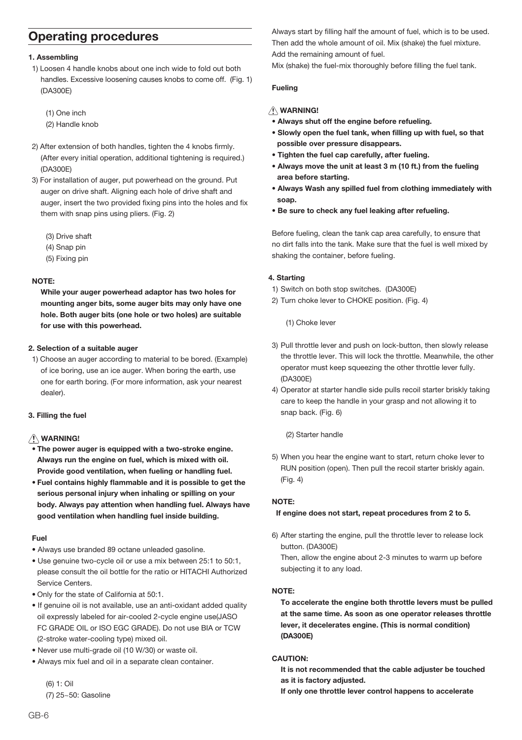## Operating procedures

**1. Assembling**

1) Loosen 4 handle knobs about one inch wide to fold out both handles. Excessive loosening causes knobs to come off. (Fig. 1) (DA300E)

(1) One inch
(2) Handle knob

2) After extension of both handles, tighten the 4 knobs firmly. (After every initial operation, additional tightening is required.) (DA300E)

3) For installation of auger, put powerhead on the ground. Put auger on drive shaft. Aligning each hole of drive shaft and auger, insert the two provided fixing pins into the holes and fix them with snap pins using pliers. (Fig. 2)

(3) Drive shaft
(4) Snap pin
(5) Fixing pin

**NOTE:**

**While your auger powerhead adaptor has two holes for mounting anger bits, some auger bits may only have one hole. Both auger bits (one hole or two holes) are suitable for use with this powerhead.**

**2. Selection of a suitable auger**

1) Choose an auger according to material to be bored. (Example) of ice boring, use an ice auger. When boring the earth, use one for earth boring. (For more information, ask your nearest dealer).

**3. Filling the fuel**

⚠ **WARNING!**

- **The power auger is equipped with a two-stroke engine. Always run the engine on fuel, which is mixed with oil. Provide good ventilation, when fueling or handling fuel.**
- **Fuel contains highly flammable and it is possible to get the serious personal injury when inhaling or spilling on your body. Always pay attention when handling fuel. Always have good ventilation when handling fuel inside building.**

**Fuel**

- Always use branded 89 octane unleaded gasoline.
- Use genuine two-cycle oil or use a mix between 25:1 to 50:1, please consult the oil bottle for the ratio or HITACHI Authorized Service Centers.
- Only for the state of California at 50:1.
- If genuine oil is not available, use an anti-oxidant added quality oil expressly labeled for air-cooled 2-cycle engine use(JASO FC GRADE OIL or ISO EGC GRADE). Do not use BIA or TCW (2-stroke water-cooling type) mixed oil.
- Never use multi-grade oil (10 W/30) or waste oil.
- Always mix fuel and oil in a separate clean container.

(6) 1: Oil
(7) 25~50: Gasoline

Always start by filling half the amount of fuel, which is to be used. Then add the whole amount of oil. Mix (shake) the fuel mixture. Add the remaining amount of fuel.
Mix (shake) the fuel-mix thoroughly before filling the fuel tank.

**Fueling**

⚠ **WARNING!**

- **Always shut off the engine before refueling.**
- **Slowly open the fuel tank, when filling up with fuel, so that possible over pressure disappears.**
- **Tighten the fuel cap carefully, after fueling.**
- **Always move the unit at least 3 m (10 ft.) from the fueling area before starting.**
- **Always Wash any spilled fuel from clothing immediately with soap.**
- **Be sure to check any fuel leaking after refueling.**

Before fueling, clean the tank cap area carefully, to ensure that no dirt falls into the tank. Make sure that the fuel is well mixed by shaking the container, before fueling.

**4. Starting**

1) Switch on both stop switches. (DA300E)
2) Turn choke lever to CHOKE position. (Fig. 4)

(1) Choke lever

3) Pull throttle lever and push on lock-button, then slowly release the throttle lever. This will lock the throttle. Meanwhile, the other operator must keep squeezing the other throttle lever fully. (DA300E)
4) Operator at starter handle side pulls recoil starter briskly taking care to keep the handle in your grasp and not allowing it to snap back. (Fig. 6)

(2) Starter handle

5) When you hear the engine want to start, return choke lever to RUN position (open). Then pull the recoil starter briskly again. (Fig. 4)

**NOTE:**

**If engine does not start, repeat procedures from 2 to 5.**

6) After starting the engine, pull the throttle lever to release lock button. (DA300E)
Then, allow the engine about 2-3 minutes to warm up before subjecting it to any load.

**NOTE:**

**To accelerate the engine both throttle levers must be pulled at the same time. As soon as one operator releases throttle lever, it decelerates engine. (This is normal condition) (DA300E)**

**CAUTION:**

**It is not recommended that the cable adjuster be touched as it is factory adjusted.**
**If only one throttle lever control happens to accelerate**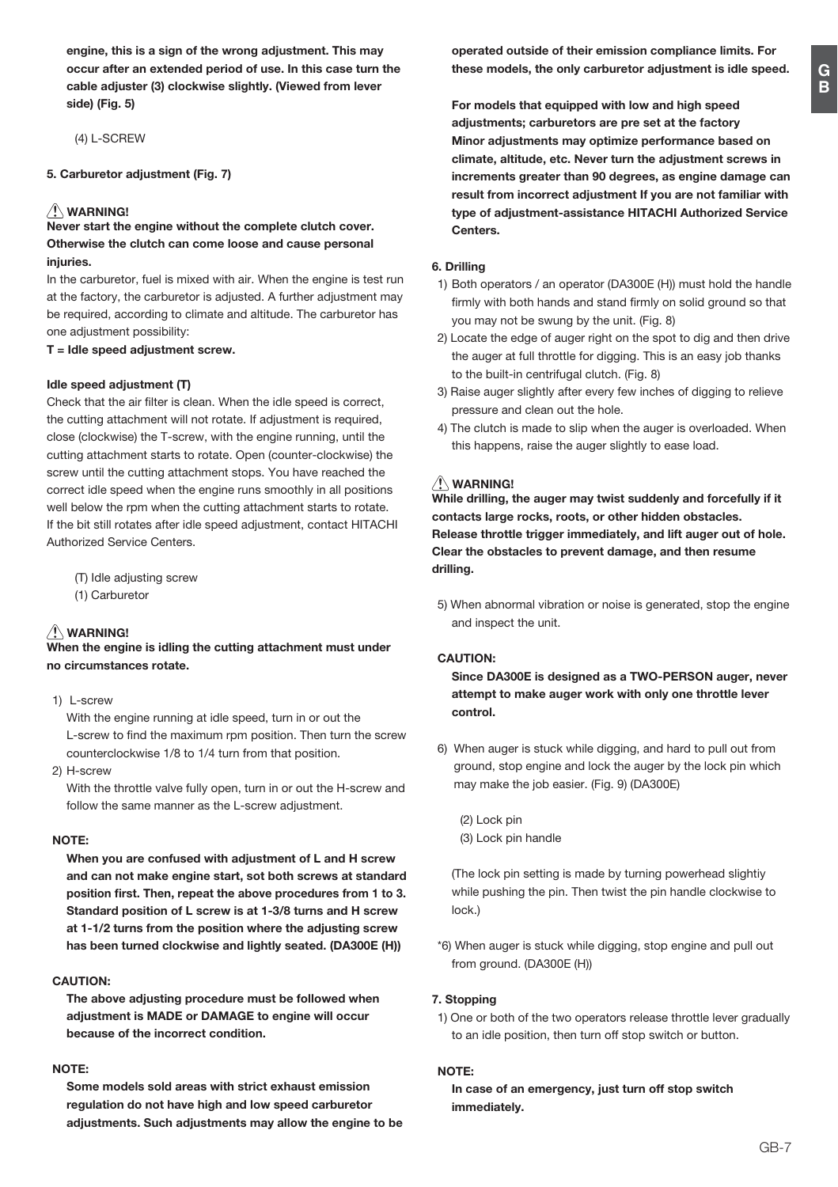**engine, this is a sign of the wrong adjustment. This may occur after an extended period of use. In this case turn the cable adjuster (3) clockwise slightly. (Viewed from lever side) (Fig. 5)**

(4) L-SCREW

**5. Carburetor adjustment (Fig. 7)**

**⚠ WARNING!**
**Never start the engine without the complete clutch cover. Otherwise the clutch can come loose and cause personal injuries.**

In the carburetor, fuel is mixed with air. When the engine is test run at the factory, the carburetor is adjusted. A further adjustment may be required, according to climate and altitude. The carburetor has one adjustment possibility:

**T = Idle speed adjustment screw.**

**Idle speed adjustment (T)**

Check that the air filter is clean. When the idle speed is correct, the cutting attachment will not rotate. If adjustment is required, close (clockwise) the T-screw, with the engine running, until the cutting attachment starts to rotate. Open (counter-clockwise) the screw until the cutting attachment stops. You have reached the correct idle speed when the engine runs smoothly in all positions well below the rpm when the cutting attachment starts to rotate. If the bit still rotates after idle speed adjustment, contact HITACHI Authorized Service Centers.

(T) Idle adjusting screw
(1) Carburetor

**⚠ WARNING!**
**When the engine is idling the cutting attachment must under no circumstances rotate.**

1) L-screw
With the engine running at idle speed, turn in or out the L-screw to find the maximum rpm position. Then turn the screw counterclockwise 1/8 to 1/4 turn from that position.

2) H-screw
With the throttle valve fully open, turn in or out the H-screw and follow the same manner as the L-screw adjustment.

**NOTE:**
**When you are confused with adjustment of L and H screw and can not make engine start, sot both screws at standard position first. Then, repeat the above procedures from 1 to 3. Standard position of L screw is at 1-3/8 turns and H screw at 1-1/2 turns from the position where the adjusting screw has been turned clockwise and lightly seated. (DA300E (H))**

**CAUTION:**
**The above adjusting procedure must be followed when adjustment is MADE or DAMAGE to engine will occur because of the incorrect condition.**

**NOTE:**
**Some models sold areas with strict exhaust emission regulation do not have high and low speed carburetor adjustments. Such adjustments may allow the engine to be operated outside of their emission compliance limits. For these models, the only carburetor adjustment is idle speed.**

**For models that equipped with low and high speed adjustments; carburetors are pre set at the factory Minor adjustments may optimize performance based on climate, altitude, etc. Never turn the adjustment screws in increments greater than 90 degrees, as engine damage can result from incorrect adjustment If you are not familiar with type of adjustment-assistance HITACHI Authorized Service Centers.**

**6. Drilling**

1) Both operators / an operator (DA300E (H)) must hold the handle firmly with both hands and stand firmly on solid ground so that you may not be swung by the unit. (Fig. 8)
2) Locate the edge of auger right on the spot to dig and then drive the auger at full throttle for digging. This is an easy job thanks to the built-in centrifugal clutch. (Fig. 8)
3) Raise auger slightly after every few inches of digging to relieve pressure and clean out the hole.
4) The clutch is made to slip when the auger is overloaded. When this happens, raise the auger slightly to ease load.

**⚠ WARNING!**
**While drilling, the auger may twist suddenly and forcefully if it contacts large rocks, roots, or other hidden obstacles. Release throttle trigger immediately, and lift auger out of hole. Clear the obstacles to prevent damage, and then resume drilling.**

5) When abnormal vibration or noise is generated, stop the engine and inspect the unit.

**CAUTION:**
**Since DA300E is designed as a TWO-PERSON auger, never attempt to make auger work with only one throttle lever control.**

6) When auger is stuck while digging, and hard to pull out from ground, stop engine and lock the auger by the lock pin which may make the job easier. (Fig. 9) (DA300E)

(2) Lock pin
(3) Lock pin handle

(The lock pin setting is made by turning powerhead slightiy while pushing the pin. Then twist the pin handle clockwise to lock.)

*6) When auger is stuck while digging, stop engine and pull out from ground. (DA300E (H))

**7. Stopping**

1) One or both of the two operators release throttle lever gradually to an idle position, then turn off stop switch or button.

**NOTE:**
**In case of an emergency, just turn off stop switch immediately.**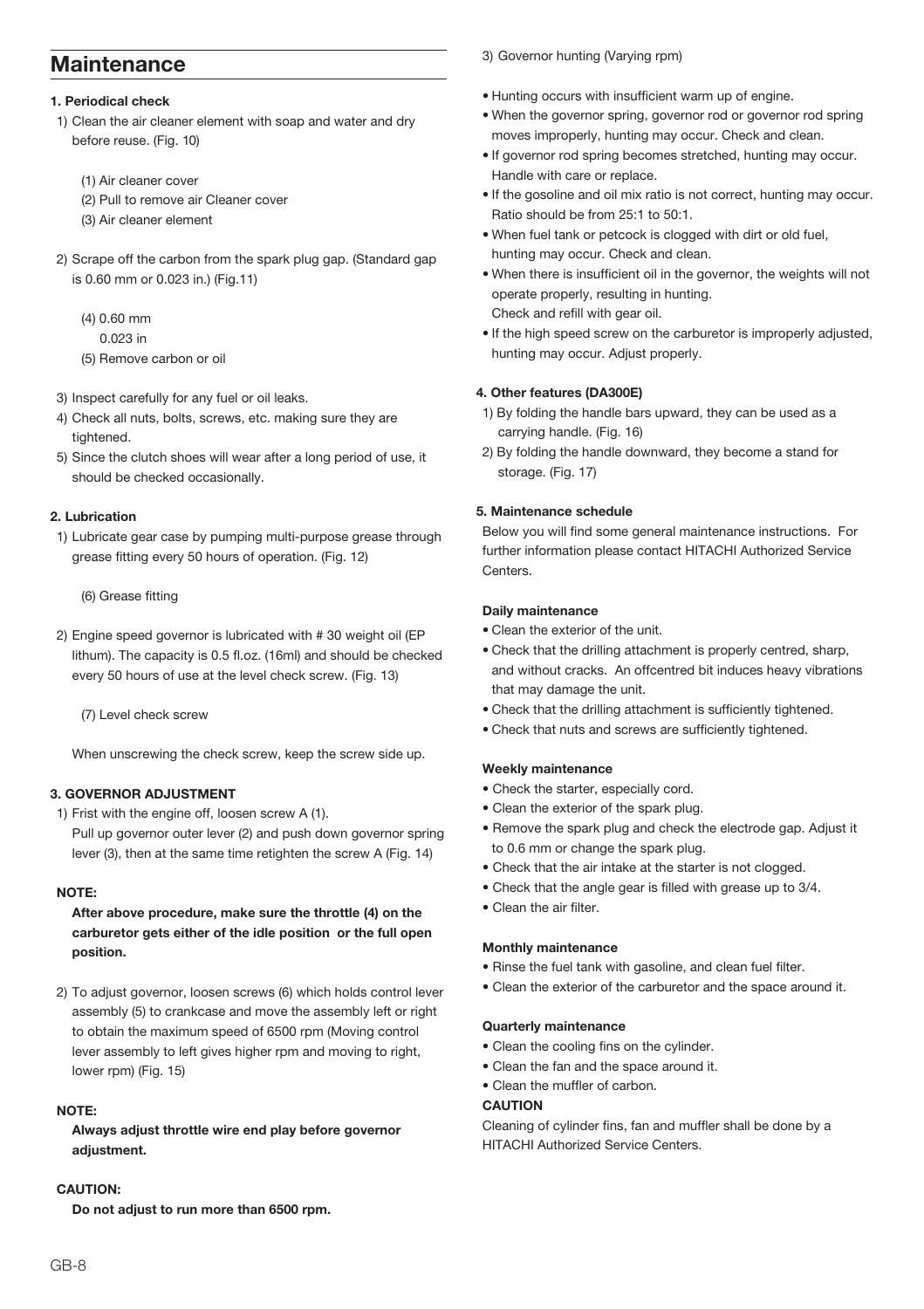## Maintenance

#### 1. Periodical check

1) Clean the air cleaner element with soap and water and dry before reuse. (Fig. 10)

   (1) Air cleaner cover
   (2) Pull to remove air Cleaner cover
   (3) Air cleaner element

2) Scrape off the carbon from the spark plug gap. (Standard gap is 0.60 mm or 0.023 in.) (Fig.11)

   (4) 0.60 mm
   0.023 in
   (5) Remove carbon or oil

3) Inspect carefully for any fuel or oil leaks.
4) Check all nuts, bolts, screws, etc. making sure they are tightened.
5) Since the clutch shoes will wear after a long period of use, it should be checked occasionally.

#### 2. Lubrication

1) Lubricate gear case by pumping multi-purpose grease through grease fitting every 50 hours of operation. (Fig. 12)

   (6) Grease fitting

2) Engine speed governor is lubricated with # 30 weight oil (EP lithum). The capacity is 0.5 fl.oz. (16ml) and should be checked every 50 hours of use at the level check screw. (Fig. 13)

   (7) Level check screw

When unscrewing the check screw, keep the screw side up.

#### 3. GOVERNOR ADJUSTMENT

1) Frist with the engine off, loosen screw A (1).
   Pull up governor outer lever (2) and push down governor spring lever (3), then at the same time retighten the screw A (Fig. 14)

**NOTE:**

**After above procedure, make sure the throttle (4) on the carburetor gets either of the idle position or the full open position.**

2) To adjust governor, loosen screws (6) which holds control lever assembly (5) to crankcase and move the assembly left or right to obtain the maximum speed of 6500 rpm (Moving control lever assembly to left gives higher rpm and moving to right, lower rpm) (Fig. 15)

**NOTE:**

**Always adjust throttle wire end play before governor adjustment.**

**CAUTION:**

**Do not adjust to run more than 6500 rpm.**

3) Governor hunting (Varying rpm)

- Hunting occurs with insufficient warm up of engine.
- When the governor spring, governor rod or governor rod spring moves improperly, hunting may occur. Check and clean.
- If governor rod spring becomes stretched, hunting may occur. Handle with care or replace.
- If the gosoline and oil mix ratio is not correct, hunting may occur. Ratio should be from 25:1 to 50:1.
- When fuel tank or petcock is clogged with dirt or old fuel, hunting may occur. Check and clean.
- When there is insufficient oil in the governor, the weights will not operate properly, resulting in hunting.
  Check and refill with gear oil.
- If the high speed screw on the carburetor is improperly adjusted, hunting may occur. Adjust properly.

#### 4. Other features (DA300E)

1) By folding the handle bars upward, they can be used as a carrying handle. (Fig. 16)
2) By folding the handle downward, they become a stand for storage. (Fig. 17)

#### 5. Maintenance schedule

Below you will find some general maintenance instructions. For further information please contact HITACHI Authorized Service Centers.

**Daily maintenance**

- Clean the exterior of the unit.
- Check that the drilling attachment is properly centred, sharp, and without cracks. An offcentred bit induces heavy vibrations that may damage the unit.
- Check that the drilling attachment is sufficiently tightened.
- Check that nuts and screws are sufficiently tightened.

**Weekly maintenance**

- Check the starter, especially cord.
- Clean the exterior of the spark plug.
- Remove the spark plug and check the electrode gap. Adjust it to 0.6 mm or change the spark plug.
- Check that the air intake at the starter is not clogged.
- Check that the angle gear is filled with grease up to 3/4.
- Clean the air filter.

**Monthly maintenance**

- Rinse the fuel tank with gasoline, and clean fuel filter.
- Clean the exterior of the carburetor and the space around it.

**Quarterly maintenance**

- Clean the cooling fins on the cylinder.
- Clean the fan and the space around it.
- Clean the muffler of carbon.

**CAUTION**

Cleaning of cylinder fins, fan and muffler shall be done by a HITACHI Authorized Service Centers.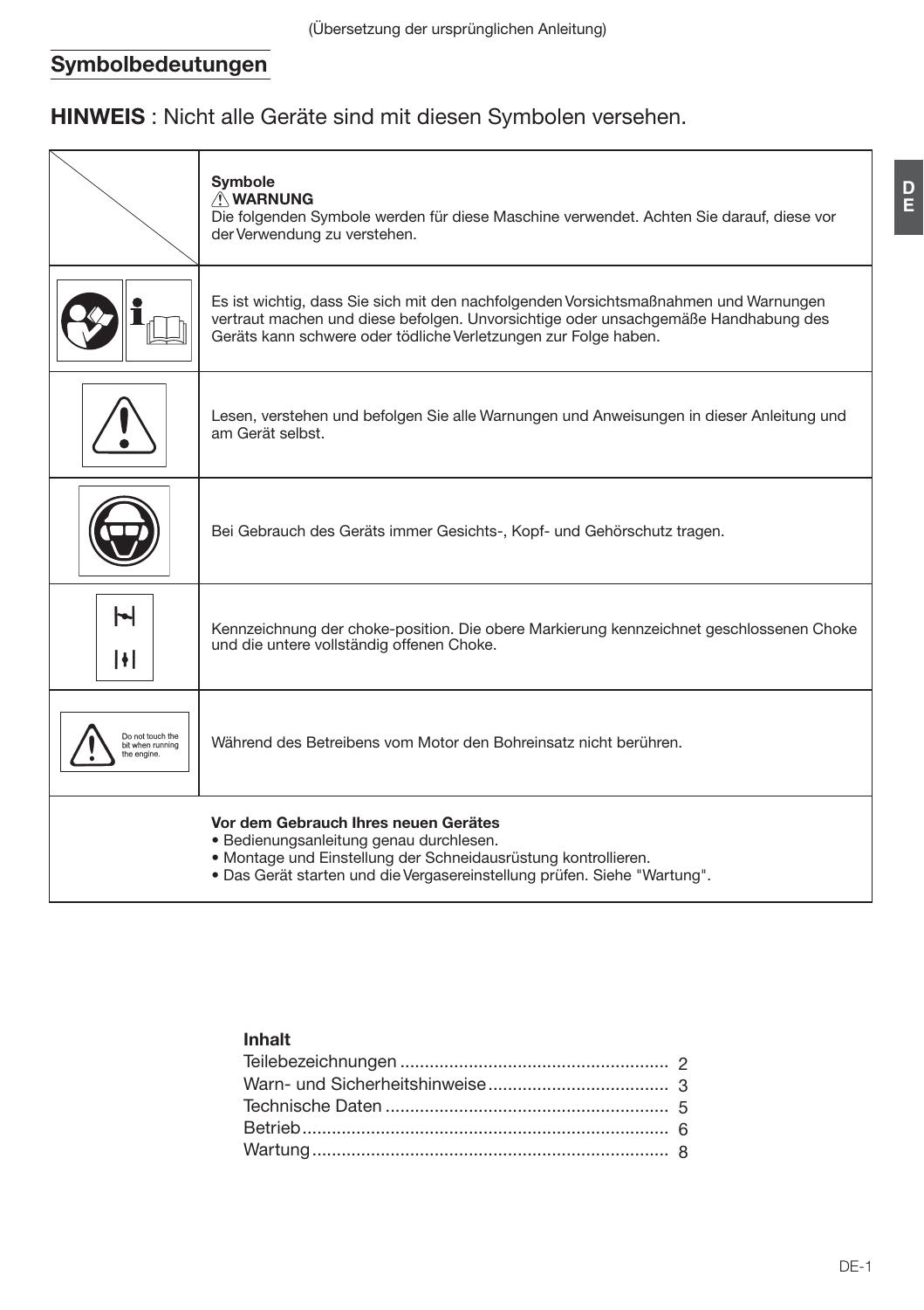(Übersetzung der ursprünglichen Anleitung)

## Symbolbedeutungen

**HINWEIS** : Nicht alle Geräte sind mit diesen Symbolen versehen.

| | **Symbole**<br>⚠ **WARNUNG**<br>Die folgenden Symbole werden für diese Maschine verwendet. Achten Sie darauf, diese vor der Verwendung zu verstehen. |
|---|---|
| | Es ist wichtig, dass Sie sich mit den nachfolgenden Vorsichtsmaßnahmen und Warnungen vertraut machen und diese befolgen. Unvorsichtige oder unsachgemäße Handhabung des Geräts kann schwere oder tödliche Verletzungen zur Folge haben. |
| | Lesen, verstehen und befolgen Sie alle Warnungen und Anweisungen in dieser Anleitung und am Gerät selbst. |
| | Bei Gebrauch des Geräts immer Gesichts-, Kopf- und Gehörschutz tragen. |
| | Kennzeichnung der choke-position. Die obere Markierung kennzeichnet geschlossenen Choke und die untere vollständig offenen Choke. |
| Do not touch the bit when running the engine. | Während des Betreibens vom Motor den Bohreinsatz nicht berühren. |
| | **Vor dem Gebrauch Ihres neuen Gerätes**<br>• Bedienungsanleitung genau durchlesen.<br>• Montage und Einstellung der Schneidausrüstung kontrollieren.<br>• Das Gerät starten und die Vergasereinstellung prüfen. Siehe "Wartung". |

**Inhalt**

Teilebezeichnungen ........ 2
Warn- und Sicherheitshinweise ........ 3
Technische Daten ........ 5
Betrieb ........ 6
Wartung ........ 8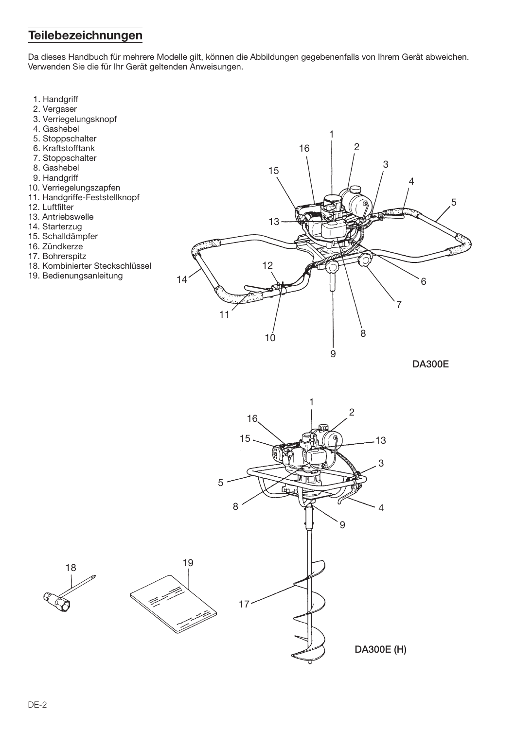## Teilebezeichnungen

Da dieses Handbuch für mehrere Modelle gilt, können die Abbildungen gegebenenfalls von Ihrem Gerät abweichen. Verwenden Sie die für Ihr Gerät geltenden Anweisungen.

1. Handgriff
2. Vergaser
3. Verriegelungsknopf
4. Gashebel
5. Stoppschalter
6. Kraftstofftank
7. Stoppschalter
8. Gashebel
9. Handgriff
10. Verriegelungszapfen
11. Handgriffe-Feststellknopf
12. Luftfilter
13. Antriebswelle
14. Starterzug
15. Schalldämpfer
16. Zündkerze
17. Bohrerspitz
18. Kombinierter Steckschlüssel
19. Bedienungsanleitung

DA300E

DA300E (H)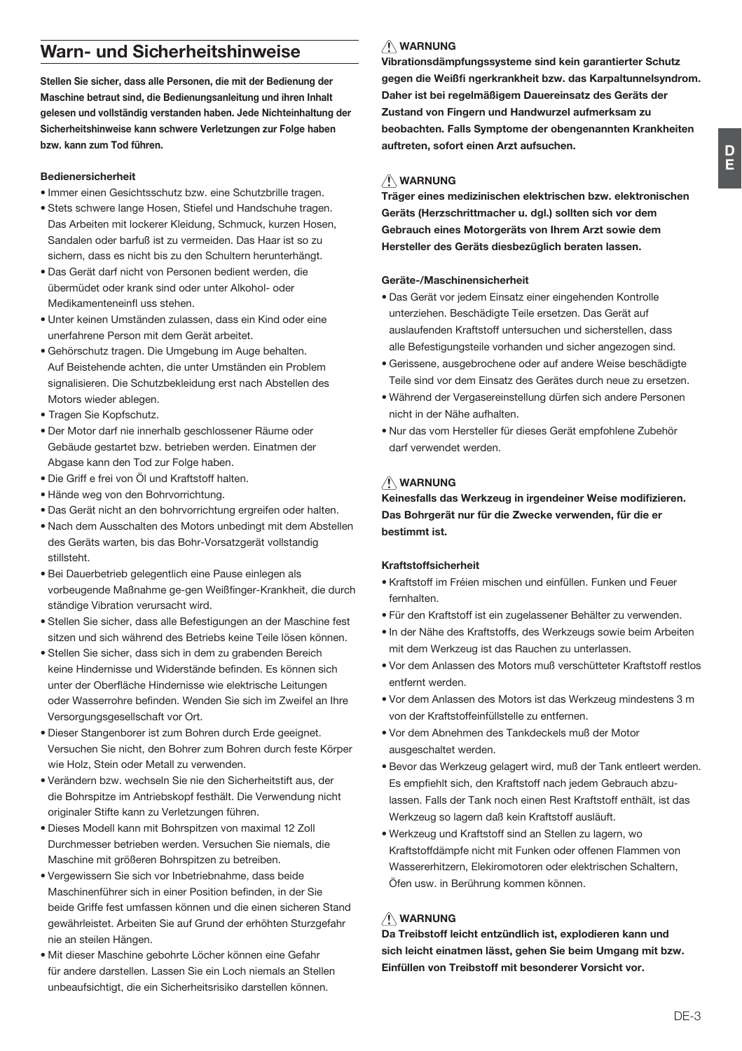## Warn- und Sicherheitshinweise

**Stellen Sie sicher, dass alle Personen, die mit der Bedienung der Maschine betraut sind, die Bedienungsanleitung und ihren Inhalt gelesen und vollständig verstanden haben. Jede Nichteinhaltung der Sicherheitshinweise kann schwere Verletzungen zur Folge haben bzw. kann zum Tod führen.**

**Bedienersicherheit**

- Immer einen Gesichtsschutz bzw. eine Schutzbrille tragen.
- Stets schwere lange Hosen, Stiefel und Handschuhe tragen. Das Arbeiten mit lockerer Kleidung, Schmuck, kurzen Hosen, Sandalen oder barfuß ist zu vermeiden. Das Haar ist so zu sichern, dass es nicht bis zu den Schultern herunterhängt.
- Das Gerät darf nicht von Personen bedient werden, die übermüdet oder krank sind oder unter Alkohol- oder Medikamenteneinfl uss stehen.
- Unter keinen Umständen zulassen, dass ein Kind oder eine unerfahrene Person mit dem Gerät arbeitet.
- Gehörschutz tragen. Die Umgebung im Auge behalten. Auf Beistehende achten, die unter Umständen ein Problem signalisieren. Die Schutzbekleidung erst nach Abstellen des Motors wieder ablegen.
- Tragen Sie Kopfschutz.
- Der Motor darf nie innerhalb geschlossener Räume oder Gebäude gestartet bzw. betrieben werden. Einatmen der Abgase kann den Tod zur Folge haben.
- Die Griff e frei von Öl und Kraftstoff halten.
- Hände weg von den Bohrvorrichtung.
- Das Gerät nicht an den bohrvorrichtung ergreifen oder halten.
- Nach dem Ausschalten des Motors unbedingt mit dem Abstellen des Geräts warten, bis das Bohr-Vorsatzgerät vollstandig stillsteht.
- Bei Dauerbetrieb gelegentlich eine Pause einlegen als vorbeugende Maßnahme ge-gen Weißfinger-Krankheit, die durch ständige Vibration verursacht wird.
- Stellen Sie sicher, dass alle Befestigungen an der Maschine fest sitzen und sich während des Betriebs keine Teile lösen können.
- Stellen Sie sicher, dass sich in dem zu grabenden Bereich keine Hindernisse und Widerstände befinden. Es können sich unter der Oberfläche Hindernisse wie elektrische Leitungen oder Wasserrohre befinden. Wenden Sie sich im Zweifel an Ihre Versorgungsgesellschaft vor Ort.
- Dieser Stangenborer ist zum Bohren durch Erde geeignet. Versuchen Sie nicht, den Bohrer zum Bohren durch feste Körper wie Holz, Stein oder Metall zu verwenden.
- Verändern bzw. wechseln Sie nie den Sicherheitstift aus, der die Bohrspitze im Antriebskopf festhält. Die Verwendung nicht originaler Stifte kann zu Verletzungen führen.
- Dieses Modell kann mit Bohrspitzen von maximal 12 Zoll Durchmesser betrieben werden. Versuchen Sie niemals, die Maschine mit größeren Bohrspitzen zu betreiben.
- Vergewissern Sie sich vor Inbetriebnahme, dass beide Maschinenführer sich in einer Position befinden, in der Sie beide Griffe fest umfassen können und die einen sicheren Stand gewährleistet. Arbeiten Sie auf Grund der erhöhten Sturzgefahr nie an steilen Hängen.
- Mit dieser Maschine gebohrte Löcher können eine Gefahr für andere darstellen. Lassen Sie ein Loch niemals an Stellen unbeaufsichtigt, die ein Sicherheitsrisiko darstellen können.

**⚠ WARNUNG**

**Vibrationsdämpfungssysteme sind kein garantierter Schutz gegen die Weißfi ngerkrankheit bzw. das Karpaltunnelsyndrom. Daher ist bei regelmäßigem Dauereinsatz des Geräts der Zustand von Fingern und Handwurzel aufmerksam zu beobachten. Falls Symptome der obengenannten Krankheiten auftreten, sofort einen Arzt aufsuchen.**

**⚠ WARNUNG**

**Träger eines medizinischen elektrischen bzw. elektronischen Geräts (Herzschrittmacher u. dgl.) sollten sich vor dem Gebrauch eines Motorgeräts von Ihrem Arzt sowie dem Hersteller des Geräts diesbezüglich beraten lassen.**

**Geräte-/Maschinensicherheit**

- Das Gerät vor jedem Einsatz einer eingehenden Kontrolle unterziehen. Beschädigte Teile ersetzen. Das Gerät auf auslaufenden Kraftstoff untersuchen und sicherstellen, dass alle Befestigungsteile vorhanden und sicher angezogen sind.
- Gerissene, ausgebrochene oder auf andere Weise beschädigte Teile sind vor dem Einsatz des Gerätes durch neue zu ersetzen.
- Während der Vergasereinstellung dürfen sich andere Personen nicht in der Nähe aufhalten.
- Nur das vom Hersteller für dieses Gerät empfohlene Zubehör darf verwendet werden.

**⚠ WARNUNG**

**Keinesfalls das Werkzeug in irgendeiner Weise modifizieren. Das Bohrgerät nur für die Zwecke verwenden, für die er bestimmt ist.**

**Kraftstoffsicherheit**

- Kraftstoff im Fréien mischen und einfüllen. Funken und Feuer fernhalten.
- Für den Kraftstoff ist ein zugelassener Behälter zu verwenden.
- In der Nähe des Kraftstoffs, des Werkzeugs sowie beim Arbeiten mit dem Werkzeug ist das Rauchen zu unterlassen.
- Vor dem Anlassen des Motors muß verschütteter Kraftstoff restlos entfernt werden.
- Vor dem Anlassen des Motors ist das Werkzeug mindestens 3 m von der Kraftstoffeinfüllstelle zu entfernen.
- Vor dem Abnehmen des Tankdeckels muß der Motor ausgeschaltet werden.
- Bevor das Werkzeug gelagert wird, muß der Tank entleert werden. Es empfiehlt sich, den Kraftstoff nach jedem Gebrauch abzu-lassen. Falls der Tank noch einen Rest Kraftstoff enthält, ist das Werkzeug so lagern daß kein Kraftstoff ausläuft.
- Werkzeug und Kraftstoff sind an Stellen zu lagern, wo Kraftstoffdämpfe nicht mit Funken oder offenen Flammen von Wassererhitzern, Elekiromotoren oder elektrischen Schaltern, Öfen usw. in Berührung kommen können.

**⚠ WARNUNG**

**Da Treibstoff leicht entzündlich ist, explodieren kann und sich leicht einatmen lässt, gehen Sie beim Umgang mit bzw. Einfüllen von Treibstoff mit besonderer Vorsicht vor.**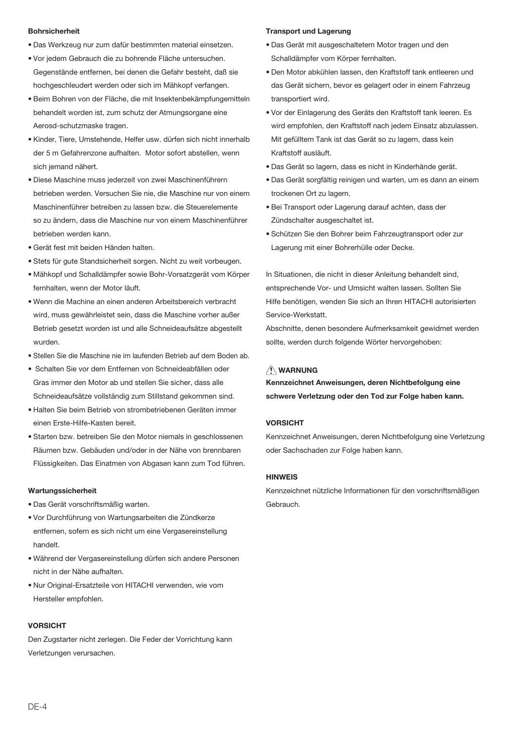**Bohrsicherheit**

- Das Werkzeug nur zum dafür bestimmten material einsetzen.
- Vor jedem Gebrauch die zu bohrende Fläche untersuchen. Gegenstände entfernen, bei denen die Gefahr besteht, daß sie hochgeschleudert werden oder sich im Mähkopf verfangen.
- Beim Bohren von der Fläche, die mit Insektenbekämpfungemitteln behandelt worden ist, zum schutz der Atmungsorgane eine Aerosd-schutzmaske tragen.
- Kinder, Tiere, Umstehende, Helfer usw. dürfen sich nicht innerhalb der 5 m Gefahrenzone aufhalten. Motor sofort abstellen, wenn sich jemand nähert.
- Diese Maschine muss jederzeit von zwei Maschinenführern betrieben werden. Versuchen Sie nie, die Maschine nur von einem Maschinenführer betreiben zu lassen bzw. die Steuerelemente so zu ändern, dass die Maschine nur von einem Maschinenführer betrieben werden kann.
- Gerät fest mit beiden Händen halten.
- Stets für gute Standsicherheit sorgen. Nicht zu weit vorbeugen.
- Mähkopf und Schalldämpfer sowie Bohr-Vorsatzgerät vom Körper fernhalten, wenn der Motor läuft.
- Wenn die Machine an einen anderen Arbeitsbereich verbracht wird, muss gewährleistet sein, dass die Maschine vorher außer Betrieb gesetzt worden ist und alle Schneideaufsätze abgestellt wurden.
- Stellen Sie die Maschine nie im laufenden Betrieb auf dem Boden ab.
- Schalten Sie vor dem Entfernen von Schneideabfällen oder Gras immer den Motor ab und stellen Sie sicher, dass alle Schneideaufsätze vollständig zum Stillstand gekommen sind.
- Halten Sie beim Betrieb von strombetriebenen Geräten immer einen Erste-Hilfe-Kasten bereit.
- Starten bzw. betreiben Sie den Motor niemals in geschlossenen Räumen bzw. Gebäuden und/oder in der Nähe von brennbaren Flüssigkeiten. Das Einatmen von Abgasen kann zum Tod führen.

**Wartungssicherheit**

- Das Gerät vorschriftsmäßig warten.
- Vor Durchführung von Wartungsarbeiten die Zündkerze entfernen, sofern es sich nicht um eine Vergasereinstellung handelt.
- Während der Vergasereinstellung dürfen sich andere Personen nicht in der Nähe aufhalten.
- Nur Original-Ersatzteile von HITACHI verwenden, wie vom Hersteller empfohlen.

**VORSICHT**

Den Zugstarter nicht zerlegen. Die Feder der Vorrichtung kann Verletzungen verursachen.

**Transport und Lagerung**

- Das Gerät mit ausgeschaltetem Motor tragen und den Schalldämpfer vom Körper fernhalten.
- Den Motor abkühlen lassen, den Kraftstoff tank entleeren und das Gerät sichern, bevor es gelagert oder in einem Fahrzeug transportiert wird.
- Vor der Einlagerung des Geräts den Kraftstoff tank leeren. Es wird empfohlen, den Kraftstoff nach jedem Einsatz abzulassen. Mit gefülltem Tank ist das Gerät so zu lagern, dass kein Kraftstoff ausläuft.
- Das Gerät so lagern, dass es nicht in Kinderhände gerät.
- Das Gerät sorgfältig reinigen und warten, um es dann an einem trockenen Ort zu lagern.
- Bei Transport oder Lagerung darauf achten, dass der Zündschalter ausgeschaltet ist.
- Schützen Sie den Bohrer beim Fahrzeugtransport oder zur Lagerung mit einer Bohrerhülle oder Decke.

In Situationen, die nicht in dieser Anleitung behandelt sind, entsprechende Vor- und Umsicht walten lassen. Sollten Sie Hilfe benötigen, wenden Sie sich an Ihren HITACHI autorisierten Service-Werkstatt.

Abschnitte, denen besondere Aufmerksamkeit gewidmet werden sollte, werden durch folgende Wörter hervorgehoben:

**⚠ WARNUNG**

**Kennzeichnet Anweisungen, deren Nichtbefolgung eine schwere Verletzung oder den Tod zur Folge haben kann.**

**VORSICHT**

Kennzeichnet Anweisungen, deren Nichtbefolgung eine Verletzung oder Sachschaden zur Folge haben kann.

**HINWEIS**

Kennzeichnet nützliche Informationen für den vorschriftsmäßigen Gebrauch.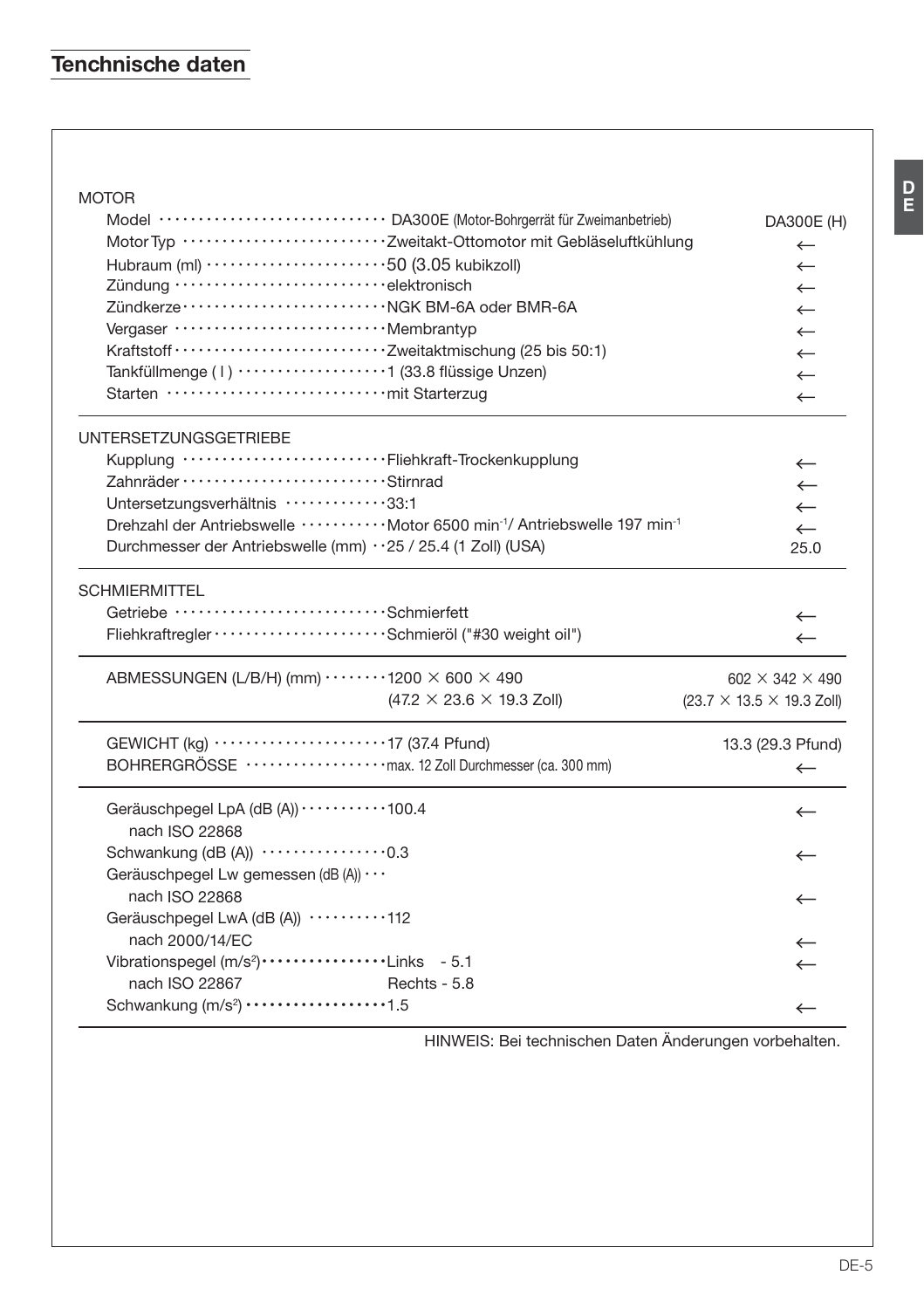## Tenchnische daten

| | | DA300E (H) |
|---|---|---|
| **MOTOR** | | |
| Model | DA300E (Motor-Bohrgerrät für Zweimanbetrieb) | DA300E (H) |
| Motor Typ | Zweitakt-Ottomotor mit Gebläseluftkühlung | ← |
| Hubraum (ml) | 50 (3.05 kubikzoll) | ← |
| Zündung | elektronisch | ← |
| Zündkerze | NGK BM-6A oder BMR-6A | ← |
| Vergaser | Membrantyp | ← |
| Kraftstoff | Zweitaktmischung (25 bis 50:1) | ← |
| Tankfüllmenge ( l ) | 1 (33.8 flüssige Unzen) | ← |
| Starten | mit Starterzug | ← |
| **UNTERSETZUNGSGETRIEBE** | | |
| Kupplung | Fliehkraft-Trockenkupplung | ← |
| Zahnräder | Stirnrad | ← |
| Untersetzungsverhältnis | 33:1 | ← |
| Drehzahl der Antriebswelle | Motor 6500 $min^{-1}$/ Antriebswelle 197 $min^{-1}$ | ← |
| Durchmesser der Antriebswelle (mm) | 25 / 25.4 (1 Zoll) (USA) | 25.0 |
| **SCHMIERMITTEL** | | |
| Getriebe | Schmierfett | ← |
| Fliehkraftregler | Schmieröl ("#30 weight oil") | ← |
| ABMESSUNGEN (L/B/H) (mm) | 1200 × 600 × 490 (47.2 × 23.6 × 19.3 Zoll) | 602 × 342 × 490 (23.7 × 13.5 × 19.3 Zoll) |
| GEWICHT (kg) | 17 (37.4 Pfund) | 13.3 (29.3 Pfund) |
| BOHRERGRÖSSE | max. 12 Zoll Durchmesser (ca. 300 mm) | ← |
| Geräuschpegel LpA (dB (A)) nach ISO 22868 | 100.4 | ← |
| Schwankung (dB (A)) | 0.3 | ← |
| Geräuschpegel Lw gemessen (dB (A)) nach ISO 22868 | | ← |
| Geräuschpegel LwA (dB (A)) nach 2000/14/EC | 112 | ← |
| Vibrationspegel ($m/s^2$) nach ISO 22867 | Links - 5.1 Rechts - 5.8 | ← |
| Schwankung ($m/s^2$) | 1.5 | ← |

HINWEIS: Bei technischen Daten Änderungen vorbehalten.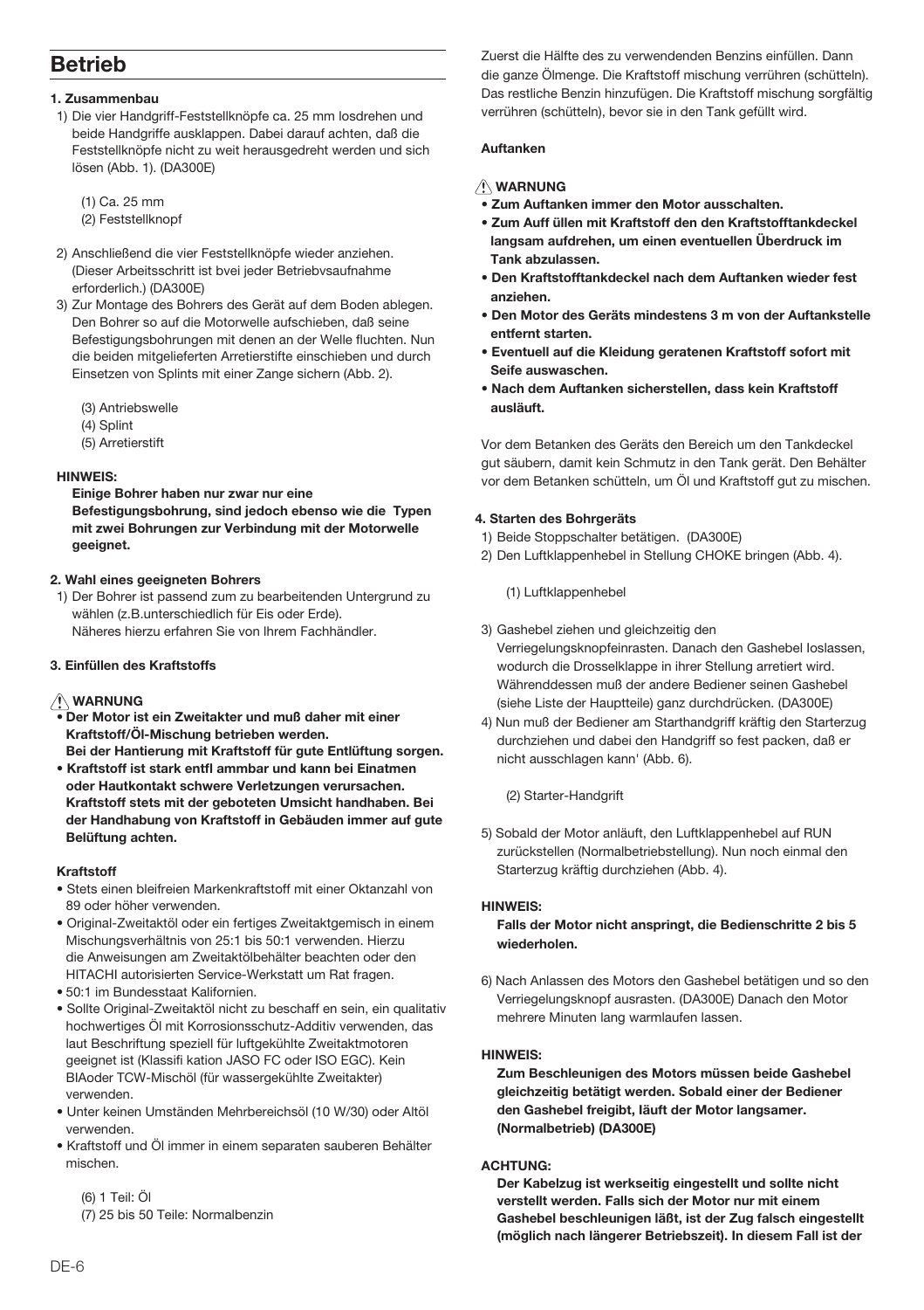# Betrieb

**1. Zusammenbau**

1) Die vier Handgriff-Feststellknöpfe ca. 25 mm losdrehen und beide Handgriffe ausklappen. Dabei darauf achten, daß die Feststellknöpfe nicht zu weit herausgedreht werden und sich lösen (Abb. 1). (DA300E)

   (1) Ca. 25 mm
   (2) Feststellknopf

2) Anschließend die vier Feststellknöpfe wieder anziehen. (Dieser Arbeitsschritt ist bvei jeder Betriebvsaufnahme erforderlich.) (DA300E)

3) Zur Montage des Bohrers des Gerät auf dem Boden ablegen. Den Bohrer so auf die Motorwelle aufschieben, daß seine Befestigungsbohrungen mit denen an der Welle fluchten. Nun die beiden mitgelieferten Arretierstifte einschieben und durch Einsetzen von Splints mit einer Zange sichern (Abb. 2).

   (3) Antriebswelle
   (4) Splint
   (5) Arretierstift

**HINWEIS:**

**Einige Bohrer haben nur zwar nur eine Befestigungsbohrung, sind jedoch ebenso wie die Typen mit zwei Bohrungen zur Verbindung mit der Motorwelle geeignet.**

**2. Wahl eines geeigneten Bohrers**

1) Der Bohrer ist passend zum zu bearbeitenden Untergrund zu wählen (z.B.unterschiedlich für Eis oder Erde). Näheres hierzu erfahren Sie von Ihrem Fachhändler.

**3. Einfüllen des Kraftstoffs**

⚠ **WARNUNG**

- **Der Motor ist ein Zweitakter und muß daher mit einer Kraftstoff/Öl-Mischung betrieben werden. Bei der Hantierung mit Kraftstoff für gute Entlüftung sorgen.**
- **Kraftstoff ist stark entfl ammbar und kann bei Einatmen oder Hautkontakt schwere Verletzungen verursachen. Kraftstoff stets mit der gebotenen Umsicht handhaben. Bei der Handhabung von Kraftstoff in Gebäuden immer auf gute Belüftung achten.**

**Kraftstoff**

- Stets einen bleifreien Markenkraftstoff mit einer Oktanzahl von 89 oder höher verwenden.
- Original-Zweitaktöl oder ein fertiges Zweitaktgemisch in einem Mischungsverhältnis von 25:1 bis 50:1 verwenden. Hierzu die Anweisungen am Zweitaktölbehälter beachten oder den HITACHI autorisierten Service-Werkstatt um Rat fragen.
- 50:1 im Bundesstaat Kalifornien.
- Sollte Original-Zweitaktöl nicht zu beschaff en sein, ein qualitativ hochwertiges Öl mit Korrosionsschutz-Additiv verwenden, das laut Beschriftung speziell für luftgekühlte Zweitaktmotoren geeignet ist (Klassifi kation JASO FC oder ISO EGC). Kein BIAoder TCW-Mischöl (für wassergekühlte Zweitakter) verwenden.
- Unter keinen Umständen Mehrbereichsöl (10 W/30) oder Altöl verwenden.
- Kraftstoff und Öl immer in einem separaten sauberen Behälter mischen.

   (6) 1 Teil: Öl
   (7) 25 bis 50 Teile: Normalbenzin

Zuerst die Hälfte des zu verwendenden Benzins einfüllen. Dann die ganze Ölmenge. Die Kraftstoff mischung verrühren (schütteln). Das restliche Benzin hinzufügen. Die Kraftstoff mischung sorgfältig verrühren (schütteln), bevor sie in den Tank gefüllt wird.

**Auftanken**

⚠ **WARNUNG**

- **Zum Auftanken immer den Motor ausschalten.**
- **Zum Auff üllen mit Kraftstoff den den Kraftstofftankdeckel langsam aufdrehen, um einen eventuellen Überdruck im Tank abzulassen.**
- **Den Kraftstofftankdeckel nach dem Auftanken wieder fest anziehen.**
- **Den Motor des Geräts mindestens 3 m von der Auftankstelle entfernt starten.**
- **Eventuell auf die Kleidung geratenen Kraftstoff sofort mit Seife auswaschen.**
- **Nach dem Auftanken sicherstellen, dass kein Kraftstoff ausläuft.**

Vor dem Betanken des Geräts den Bereich um den Tankdeckel gut säubern, damit kein Schmutz in den Tank gerät. Den Behälter vor dem Betanken schütteln, um Öl und Kraftstoff gut zu mischen.

**4. Starten des Bohrgeräts**

1) Beide Stoppschalter betätigen. (DA300E)

2) Den Luftklappenhebel in Stellung CHOKE bringen (Abb. 4).

   (1) Luftklappenhebel

3) Gashebel ziehen und gleichzeitig den Verriegelungsknopfeinrasten. Danach den Gashebel loslassen, wodurch die Drosselklappe in ihrer Stellung arretiert wird. Währenddessen muß der andere Bediener seinen Gashebel (siehe Liste der Hauptteile) ganz durchdrücken. (DA300E)

4) Nun muß der Bediener am Starthandgriff kräftig den Starterzug durchziehen und dabei den Handgriff so fest packen, daß er nicht ausschlagen kann' (Abb. 6).

   (2) Starter-Handgrift

5) Sobald der Motor anläuft, den Luftklappenhebel auf RUN zurückstellen (Normalbetriebstellung). Nun noch einmal den Starterzug kräftig durchziehen (Abb. 4).

**HINWEIS:**

**Falls der Motor nicht anspringt, die Bedienschritte 2 bis 5 wiederholen.**

6) Nach Anlassen des Motors den Gashebel betätigen und so den Verriegelungsknopf ausrasten. (DA300E) Danach den Motor mehrere Minuten lang warmlaufen lassen.

**HINWEIS:**

**Zum Beschleunigen des Motors müssen beide Gashebel gleichzeitig betätigt werden. Sobald einer der Bediener den Gashebel freigibt, läuft der Motor langsamer. (Normalbetrieb) (DA300E)**

**ACHTUNG:**

**Der Kabelzug ist werkseitig eingestellt und sollte nicht verstellt werden. Falls sich der Motor nur mit einem Gashebel beschleunigen läßt, ist der Zug falsch eingestellt (möglich nach längerer Betriebszeit). In diesem Fall ist der**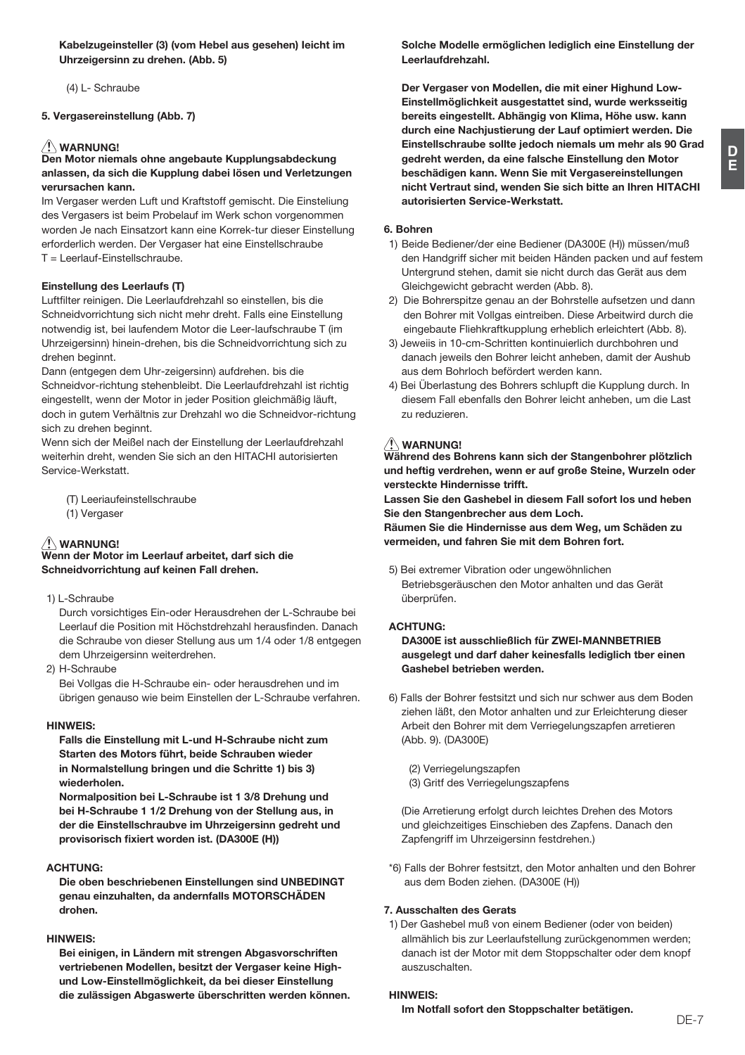**Kabelzugeinsteller (3) (vom Hebel aus gesehen) leicht im Uhrzeigersinn zu drehen. (Abb. 5)**

(4) L- Schraube

**5. Vergasereinstellung (Abb. 7)**

**⚠ WARNUNG!**
**Den Motor niemals ohne angebaute Kupplungsabdeckung anlassen, da sich die Kupplung dabei lösen und Verletzungen verursachen kann.**

Im Vergaser werden Luft und Kraftstoff gemischt. Die Einsteliung des Vergasers ist beim Probelauf im Werk schon vorgenommen worden Je nach Einsatzort kann eine Korrek-tur dieser Einstellung erforderlich werden. Der Vergaser hat eine Einstellschraube
T = Leerlauf-Einstellschraube.

**Einstellung des Leerlaufs (T)**

Luftfilter reinigen. Die Leerlaufdrehzahl so einstellen, bis die Schneidvorrichtung sich nicht mehr dreht. Falls eine Einstellung notwendig ist, bei laufendem Motor die Leer-laufschraube T (im Uhrzeigersinn) hinein-drehen, bis die Schneidvorrichtung sich zu drehen beginnt.
Dann (entgegen dem Uhr-zeigersinn) aufdrehen. bis die Schneidvor-richtung stehenbleibt. Die Leerlaufdrehzahl ist richtig eingestellt, wenn der Motor in jeder Position gleichmäßig läuft, doch in gutem Verhältnis zur Drehzahl wo die Schneidvor-richtung sich zu drehen beginnt.
Wenn sich der Meißel nach der Einstellung der Leerlaufdrehzahl weiterhin dreht, wenden Sie sich an den HITACHI autorisierten Service-Werkstatt.

(T) Leeriaufeinstellschraube
(1) Vergaser

**⚠ WARNUNG!**
**Wenn der Motor im Leerlauf arbeitet, darf sich die Schneidvorrichtung auf keinen Fall drehen.**

1) L-Schraube
   Durch vorsichtiges Ein-oder Herausdrehen der L-Schraube bei Leerlauf die Position mit Höchstdrehzahl herausfinden. Danach die Schraube von dieser Stellung aus um 1/4 oder 1/8 entgegen dem Uhrzeigersinn weiterdrehen.
2) H-Schraube
   Bei Vollgas die H-Schraube ein- oder herausdrehen und im übrigen genauso wie beim Einstellen der L-Schraube verfahren.

**HINWEIS:**
**Falls die Einstellung mit L-und H-Schraube nicht zum Starten des Motors führt, beide Schrauben wieder in Normalstellung bringen und die Schritte 1) bis 3) wiederholen.**
**Normalposition bei L-Schraube ist 1 3/8 Drehung und bei H-Schraube 1 1/2 Drehung von der Stellung aus, in der die Einstellschraubve im Uhrzeigersinn gedreht und provisorisch fixiert worden ist. (DA300E (H))**

**ACHTUNG:**
**Die oben beschriebenen Einstellungen sind UNBEDINGT genau einzuhalten, da andernfalls MOTORSCHÄDEN drohen.**

**HINWEIS:**
**Bei einigen, in Ländern mit strengen Abgasvorschriften vertriebenen Modellen, besitzt der Vergaser keine High- und Low-Einstellmöglichkeit, da bei dieser Einstellung die zulässigen Abgaswerte überschritten werden können.**
**Solche Modelle ermöglichen lediglich eine Einstellung der Leerlaufdrehzahl.**

**Der Vergaser von Modellen, die mit einer Highund Low-Einstellmöglichkeit ausgestattet sind, wurde werksseitig bereits eingestellt. Abhängig von Klima, Höhe usw. kann durch eine Nachjustierung der Lauf optimiert werden. Die Einstellschraube sollte jedoch niemals um mehr als 90 Grad gedreht werden, da eine falsche Einstellung den Motor beschädigen kann. Wenn Sie mit Vergasereinstellungen nicht Vertraut sind, wenden Sie sich bitte an Ihren HITACHI autorisierten Service-Werkstatt.**

**6. Bohren**

1) Beide Bediener/der eine Bediener (DA300E (H)) müssen/muß den Handgriff sicher mit beiden Händen packen und auf festem Untergrund stehen, damit sie nicht durch das Gerät aus dem Gleichgewicht gebracht werden (Abb. 8).
2) Die Bohrerspitze genau an der Bohrstelle aufsetzen und dann den Bohrer mit Vollgas eintreiben. Diese Arbeitwird durch die eingebaute Fliehkraftkupplung erheblich erleichtert (Abb. 8).
3) Jeweils in 10-cm-Schritten kontinuierlich durchbohren und danach jeweils den Bohrer leicht anheben, damit der Aushub aus dem Bohrloch befördert werden kann.
4) Bei Überlastung des Bohrers schlupft die Kupplung durch. In diesem Fall ebenfalls den Bohrer leicht anheben, um die Last zu reduzieren.

**⚠ WARNUNG!**
**Während des Bohrens kann sich der Stangenbohrer plötzlich und heftig verdrehen, wenn er auf große Steine, Wurzeln oder versteckte Hindernisse trifft.**
**Lassen Sie den Gashebel in diesem Fall sofort los und heben Sie den Stangenbrecher aus dem Loch.**
**Räumen Sie die Hindernisse aus dem Weg, um Schäden zu vermeiden, und fahren Sie mit dem Bohren fort.**

5) Bei extremer Vibration oder ungewöhnlichen Betriebsgeräuschen den Motor anhalten und das Gerät überprüfen.

**ACHTUNG:**
**DA300E ist ausschließlich für ZWEI-MANNBETRIEB ausgelegt und darf daher keinesfalls lediglich tber einen Gashebel betrieben werden.**

6) Falls der Bohrer festsitzt und sich nur schwer aus dem Boden ziehen läßt, den Motor anhalten und zur Erleichterung dieser Arbeit den Bohrer mit dem Verriegelungszapfen arretieren (Abb. 9). (DA300E)

   (2) Verriegelungszapfen
   (3) Gritf des Verriegelungszapfens

   (Die Arretierung erfolgt durch leichtes Drehen des Motors und gleichzeitiges Einschieben des Zapfens. Danach den Zapfengriff im Uhrzeigersinn festdrehen.)

*6) Falls der Bohrer festsitzt, den Motor anhalten und den Bohrer aus dem Boden ziehen. (DA300E (H))

**7. Ausschalten des Gerats**

1) Der Gashebel muß von einem Bediener (oder von beiden) allmählich bis zur Leerlaufstellung zurückgenommen werden; danach ist der Motor mit dem Stoppschalter oder dem knopf auszuschalten.

**HINWEIS:**
**Im Notfall sofort den Stoppschalter betätigen.**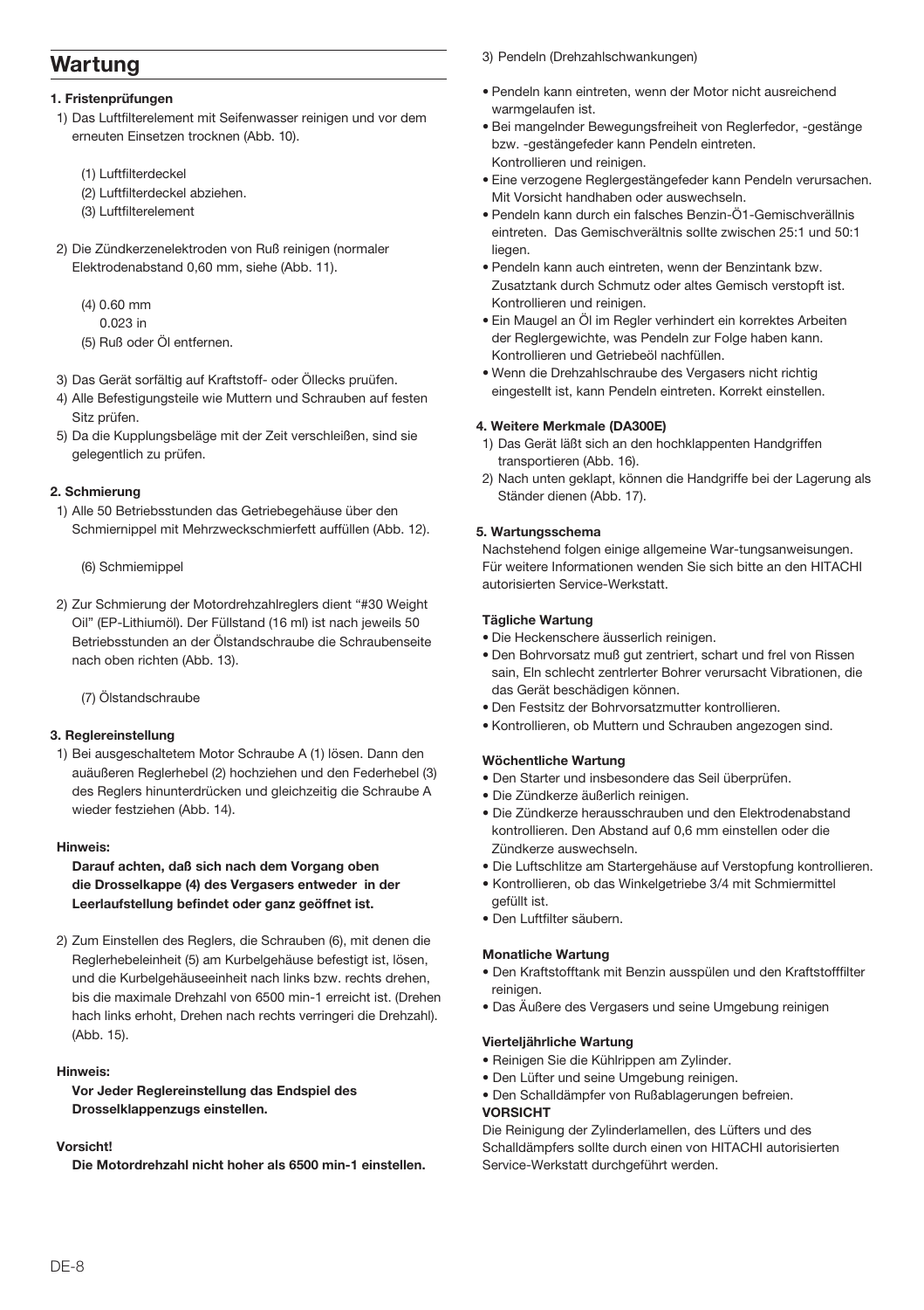# Wartung

**1. Fristenprüfungen**

1) Das Luftfilterelement mit Seifenwasser reinigen und vor dem erneuten Einsetzen trocknen (Abb. 10).

(1) Luftfilterdeckel
(2) Luftfilterdeckel abziehen.
(3) Luftfilterelement

2) Die Zündkerzenelektroden von Ruß reinigen (normaler Elektrodenabstand 0,60 mm, siehe (Abb. 11).

(4) 0.60 mm
0.023 in
(5) Ruß oder Öl entfernen.

3) Das Gerät sorfältig auf Kraftstoff- oder Öllecks pruüfen.
4) Alle Befestigungsteile wie Muttern und Schrauben auf festen Sitz prüfen.
5) Da die Kupplungsbeläge mit der Zeit verschleißen, sind sie gelegentlich zu prüfen.

**2. Schmierung**

1) Alle 50 Betriebsstunden das Getriebegehäuse über den Schmiernippel mit Mehrzweckschmierfett auffüllen (Abb. 12).

(6) Schmiemippel

2) Zur Schmierung der Motordrehzahlreglers dient "#30 Weight Oil" (EP-Lithiumöl). Der Füllstand (16 ml) ist nach jeweils 50 Betriebsstunden an der Ölstandschraube die Schraubenseite nach oben richten (Abb. 13).

(7) Ölstandschraube

**3. Reglereinstellung**

1) Bei ausgeschaltetem Motor Schraube A (1) lösen. Dann den auäußeren Reglerhebel (2) hochziehen und den Federhebel (3) des Reglers hinunterdrücken und gleichzeitig die Schraube A wieder festziehen (Abb. 14).

**Hinweis:**

**Darauf achten, daß sich nach dem Vorgang oben die Drosselkappe (4) des Vergasers entweder in der Leerlaufstellung befindet oder ganz geöffnet ist.**

2) Zum Einstellen des Reglers, die Schrauben (6), mit denen die Reglerhebeleinheit (5) am Kurbelgehäuse befestigt ist, lösen, und die Kurbelgehäuseeinheit nach links bzw. rechts drehen, bis die maximale Drehzahl von 6500 min-1 erreicht ist. (Drehen hach links erhoht, Drehen nach rechts verringeri die Drehzahl). (Abb. 15).

**Hinweis:**

**Vor Jeder Reglereinstellung das Endspiel des Drosselklappenzugs einstellen.**

**Vorsicht!**

**Die Motordrehzahl nicht hoher als 6500 min-1 einstellen.**

3) Pendeln (Drehzahlschwankungen)

- Pendeln kann eintreten, wenn der Motor nicht ausreichend warmgelaufen ist.
- Bei mangelnder Bewegungsfreiheit von Reglerfedor, -gestänge bzw. -gestängefeder kann Pendeln eintreten. Kontrollieren und reinigen.
- Eine verzogene Reglergestängefeder kann Pendeln verursachen. Mit Vorsicht handhaben oder auswechseln.
- Pendeln kann durch ein falsches Benzin-Ö1-Gemischverällnis eintreten. Das Gemischverältnis sollte zwischen 25:1 und 50:1 liegen.
- Pendeln kann auch eintreten, wenn der Benzintank bzw. Zusatztank durch Schmutz oder altes Gemisch verstopft ist. Kontrollieren und reinigen.
- Ein Maugel an Öl im Regler verhindert ein korrektes Arbeiten der Reglergewichte, was Pendeln zur Folge haben kann. Kontrollieren und Getriebeöl nachfüllen.
- Wenn die Drehzahlschraube des Vergasers nicht richtig eingestellt ist, kann Pendeln eintreten. Korrekt einstellen.

**4. Weitere Merkmale (DA300E)**

1) Das Gerät läßt sich an den hochklappenten Handgriffen transportieren (Abb. 16).
2) Nach unten geklapt, können die Handgriffe bei der Lagerung als Ständer dienen (Abb. 17).

**5. Wartungsschema**

Nachstehend folgen einige allgemeine War-tungsanweisungen. Für weitere Informationen wenden Sie sich bitte an den HITACHI autorisierten Service-Werkstatt.

**Tägliche Wartung**

- Die Heckenschere äusserlich reinigen.
- Den Bohrvorsatz muß gut zentriert, schart und frel von Rissen sain, Eln schlecht zentrlerter Bohrer verursacht Vibrationen, die das Gerät beschädigen können.
- Den Festsitz der Bohrvorsatzmutter kontrollieren.
- Kontrollieren, ob Muttern und Schrauben angezogen sind.

**Wöchentliche Wartung**

- Den Starter und insbesondere das Seil überprüfen.
- Die Zündkerze äußerlich reinigen.
- Die Zündkerze herausschrauben und den Elektrodenabstand kontrollieren. Den Abstand auf 0,6 mm einstellen oder die Zündkerze auswechseln.
- Die Luftschlitze am Startergehäuse auf Verstopfung kontrollieren.
- Kontrollieren, ob das Winkelgetriebe 3/4 mit Schmiermittel gefüllt ist.
- Den Luftfilter säubern.

**Monatliche Wartung**

- Den Kraftstofftank mit Benzin ausspülen und den Kraftstofffilter reinigen.
- Das Äußere des Vergasers und seine Umgebung reinigen

**Vierteljährliche Wartung**

- Reinigen Sie die Kühlrippen am Zylinder.
- Den Lüfter und seine Umgebung reinigen.
- Den Schalldämpfer von Rußablagerungen befreien.

**VORSICHT**

Die Reinigung der Zylinderlamellen, des Lüfters und des Schalldämpfers sollte durch einen von HITACHI autorisierten Service-Werkstatt durchgeführt werden.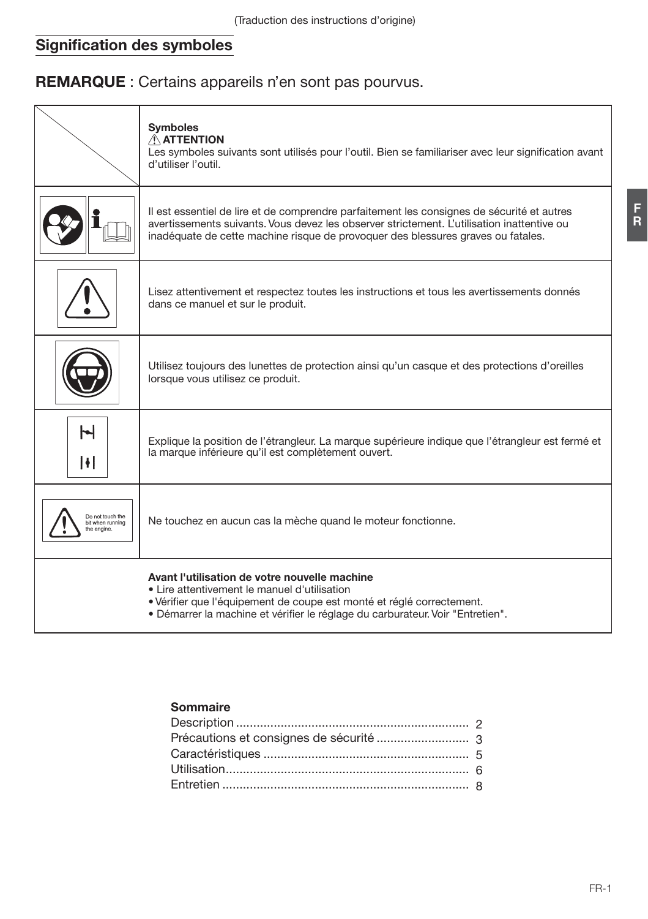(Traduction des instructions d'origine)

## Signification des symboles

## **REMARQUE** : Certains appareils n'en sont pas pourvus.

| | **Symboles**<br>⚠ **ATTENTION**<br>Les symboles suivants sont utilisés pour l'outil. Bien se familiariser avec leur signification avant d'utiliser l'outil. |
|---|---|
| | Il est essentiel de lire et de comprendre parfaitement les consignes de sécurité et autres avertissements suivants. Vous devez les observer strictement. L'utilisation inattentive ou inadéquate de cette machine risque de provoquer des blessures graves ou fatales. |
| | Lisez attentivement et respectez toutes les instructions et tous les avertissements donnés dans ce manuel et sur le produit. |
| | Utilisez toujours des lunettes de protection ainsi qu'un casque et des protections d'oreilles lorsque vous utilisez ce produit. |
| | Explique la position de l'étrangleur. La marque supérieure indique que l'étrangleur est fermé et la marque inférieure qu'il est complètement ouvert. |
| Do not touch the bit when running the engine. | Ne touchez en aucun cas la mèche quand le moteur fonctionne. |
| | **Avant l'utilisation de votre nouvelle machine**<br>• Lire attentivement le manuel d'utilisation<br>• Vérifier que l'équipement de coupe est monté et réglé correctement.<br>• Démarrer la machine et vérifier le réglage du carburateur. Voir "Entretien". |

**Sommaire**

Description .................................................................... 2
Précautions et consignes de sécurité ........................... 3
Caractéristiques ............................................................ 5
Utilisation....................................................................... 6
Entretien ........................................................................ 8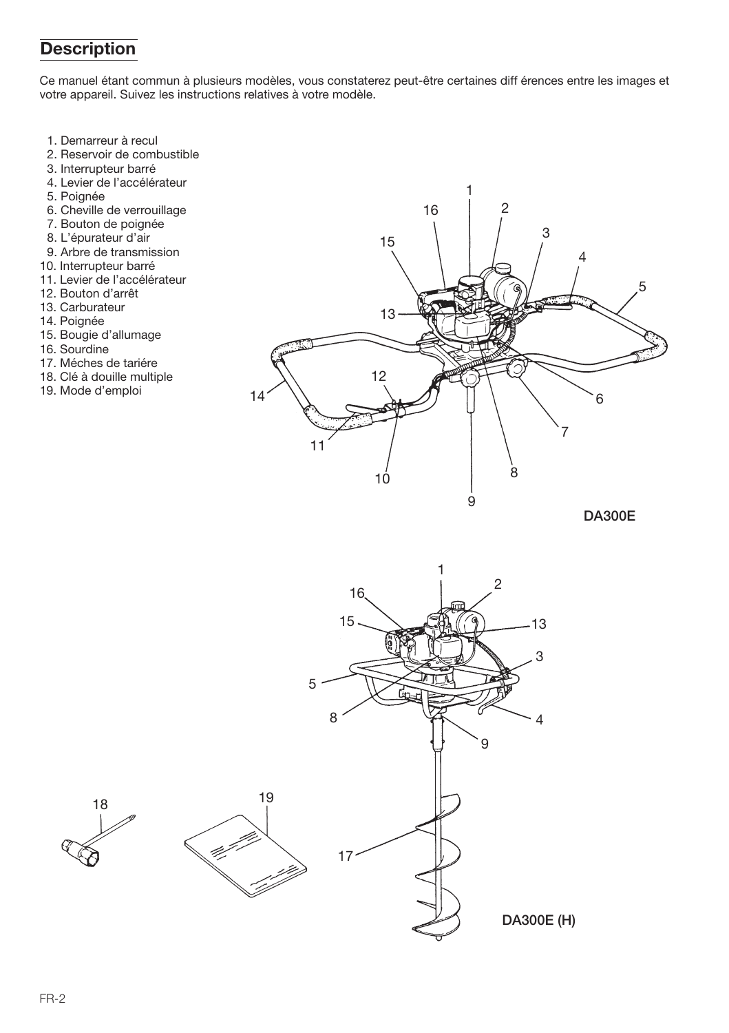## Description

Ce manuel étant commun à plusieurs modèles, vous constaterez peut-être certaines diff érences entre les images et votre appareil. Suivez les instructions relatives à votre modèle.

1. Demarreur à recul
2. Reservoir de combustible
3. Interrupteur barré
4. Levier de l'accélérateur
5. Poignée
6. Cheville de verrouillage
7. Bouton de poignée
8. L'épurateur d'air
9. Arbre de transmission
10. Interrupteur barré
11. Levier de l'accélérateur
12. Bouton d'arrêt
13. Carburateur
14. Poignée
15. Bougie d'allumage
16. Sourdine
17. Méches de tariére
18. Clé à douille multiple
19. Mode d'emploi

DA300E

DA300E (H)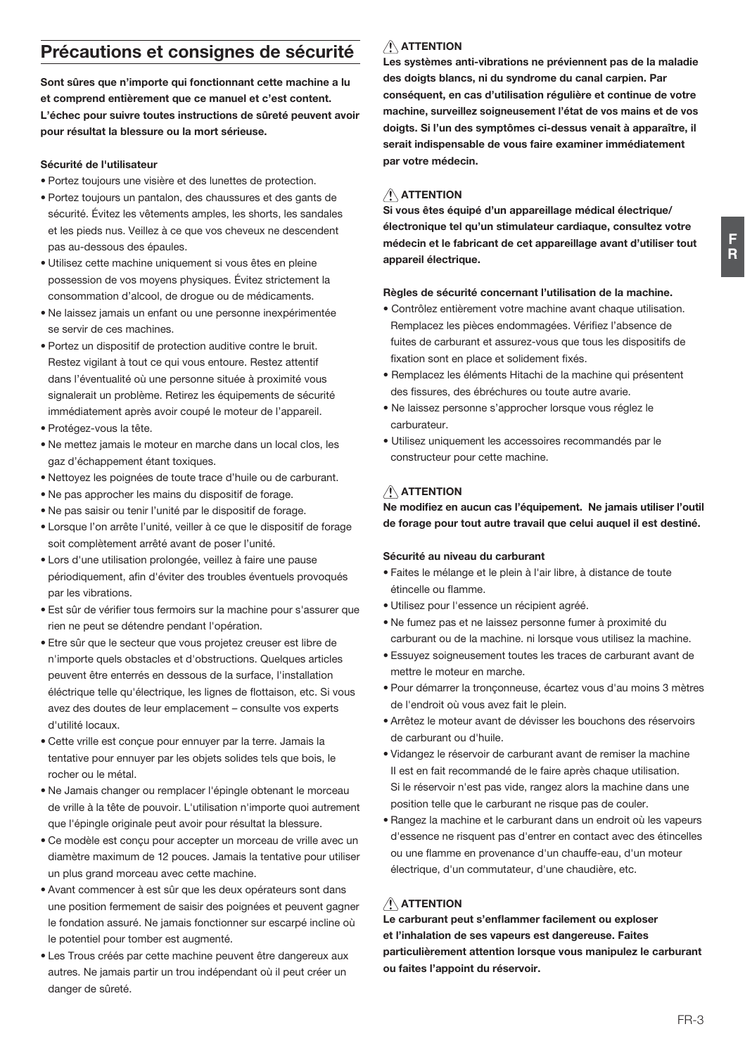## Précautions et consignes de sécurité

**Sont sûres que n'importe qui fonctionnant cette machine a lu et comprend entièrement que ce manuel et c'est content. L'échec pour suivre toutes instructions de sûreté peuvent avoir pour résultat la blessure ou la mort sérieuse.**

**Sécurité de l'utilisateur**

- Portez toujours une visière et des lunettes de protection.
- Portez toujours un pantalon, des chaussures et des gants de sécurité. Évitez les vêtements amples, les shorts, les sandales et les pieds nus. Veillez à ce que vos cheveux ne descendent pas au-dessous des épaules.
- Utilisez cette machine uniquement si vous êtes en pleine possession de vos moyens physiques. Évitez strictement la consommation d'alcool, de drogue ou de médicaments.
- Ne laissez jamais un enfant ou une personne inexpérimentée se servir de ces machines.
- Portez un dispositif de protection auditive contre le bruit. Restez vigilant à tout ce qui vous entoure. Restez attentif dans l'éventualité où une personne située à proximité vous signalerait un problème. Retirez les équipements de sécurité immédiatement après avoir coupé le moteur de l'appareil.
- Protégez-vous la tête.
- Ne mettez jamais le moteur en marche dans un local clos, les gaz d'échappement étant toxiques.
- Nettoyez les poignées de toute trace d'huile ou de carburant.
- Ne pas approcher les mains du dispositif de forage.
- Ne pas saisir ou tenir l'unité par le dispositif de forage.
- Lorsque l'on arrête l'unité, veiller à ce que le dispositif de forage soit complètement arrêté avant de poser l'unité.
- Lors d'une utilisation prolongée, veillez à faire une pause périodiquement, afin d'éviter des troubles éventuels provoqués par les vibrations.
- Est sûr de vérifier tous fermoirs sur la machine pour s'assurer que rien ne peut se détendre pendant l'opération.
- Etre sûr que le secteur que vous projetez creuser est libre de n'importe quels obstacles et d'obstructions. Quelques articles peuvent être enterrés en dessous de la surface, l'installation éléctrique telle qu'électrique, les lignes de flottaison, etc. Si vous avez des doutes de leur emplacement – consulte vos experts d'utilité locaux.
- Cette vrille est conçue pour ennuyer par la terre. Jamais la tentative pour ennuyer par les objets solides tels que bois, le rocher ou le métal.
- Ne Jamais changer ou remplacer l'épingle obtenant le morceau de vrille à la tête de pouvoir. L'utilisation n'importe quoi autrement que l'épingle originale peut avoir pour résultat la blessure.
- Ce modèle est conçu pour accepter un morceau de vrille avec un diamètre maximum de 12 pouces. Jamais la tentative pour utiliser un plus grand morceau avec cette machine.
- Avant commencer à est sûr que les deux opérateurs sont dans une position fermement de saisir des poignées et peuvent gagner le fondation assuré. Ne jamais fonctionner sur escarpé incline où le potentiel pour tomber est augmenté.
- Les Trous créés par cette machine peuvent être dangereux aux autres. Ne jamais partir un trou indépendant où il peut créer un danger de sûreté.

**⚠ ATTENTION**

**Les systèmes anti-vibrations ne préviennent pas de la maladie des doigts blancs, ni du syndrome du canal carpien. Par conséquent, en cas d'utilisation régulière et continue de votre machine, surveillez soigneusement l'état de vos mains et de vos doigts. Si l'un des symptômes ci-dessus venait à apparaître, il serait indispensable de vous faire examiner immédiatement par votre médecin.**

**⚠ ATTENTION**

**Si vous êtes équipé d'un appareillage médical électrique/ électronique tel qu'un stimulateur cardiaque, consultez votre médecin et le fabricant de cet appareillage avant d'utiliser tout appareil électrique.**

**Règles de sécurité concernant l'utilisation de la machine.**

- Contrôlez entièrement votre machine avant chaque utilisation. Remplacez les pièces endommagées. Vérifiez l'absence de fuites de carburant et assurez-vous que tous les dispositifs de fixation sont en place et solidement fixés.
- Remplacez les éléments Hitachi de la machine qui présentent des fissures, des ébréchures ou toute autre avarie.
- Ne laissez personne s'approcher lorsque vous réglez le carburateur.
- Utilisez uniquement les accessoires recommandés par le constructeur pour cette machine.

**⚠ ATTENTION**

**Ne modifiez en aucun cas l'équipement. Ne jamais utiliser l'outil de forage pour tout autre travail que celui auquel il est destiné.**

**Sécurité au niveau du carburant**

- Faites le mélange et le plein à l'air libre, à distance de toute étincelle ou flamme.
- Utilisez pour l'essence un récipient agréé.
- Ne fumez pas et ne laissez personne fumer à proximité du carburant ou de la machine. ni lorsque vous utilisez la machine.
- Essuyez soigneusement toutes les traces de carburant avant de mettre le moteur en marche.
- Pour démarrer la tronçonneuse, écartez vous d'au moins 3 mètres de l'endroit où vous avez fait le plein.
- Arrêtez le moteur avant de dévisser les bouchons des réservoirs de carburant ou d'huile.
- Vidangez le réservoir de carburant avant de remiser la machine Il est en fait recommandé de le faire après chaque utilisation. Si le réservoir n'est pas vide, rangez alors la machine dans une position telle que le carburant ne risque pas de couler.
- Rangez la machine et le carburant dans un endroit où les vapeurs d'essence ne risquent pas d'entrer en contact avec des étincelles ou une flamme en provenance d'un chauffe-eau, d'un moteur électrique, d'un commutateur, d'une chaudière, etc.

**⚠ ATTENTION**

**Le carburant peut s'enflammer facilement ou exploser et l'inhalation de ses vapeurs est dangereuse. Faites particulièrement attention lorsque vous manipulez le carburant ou faites l'appoint du réservoir.**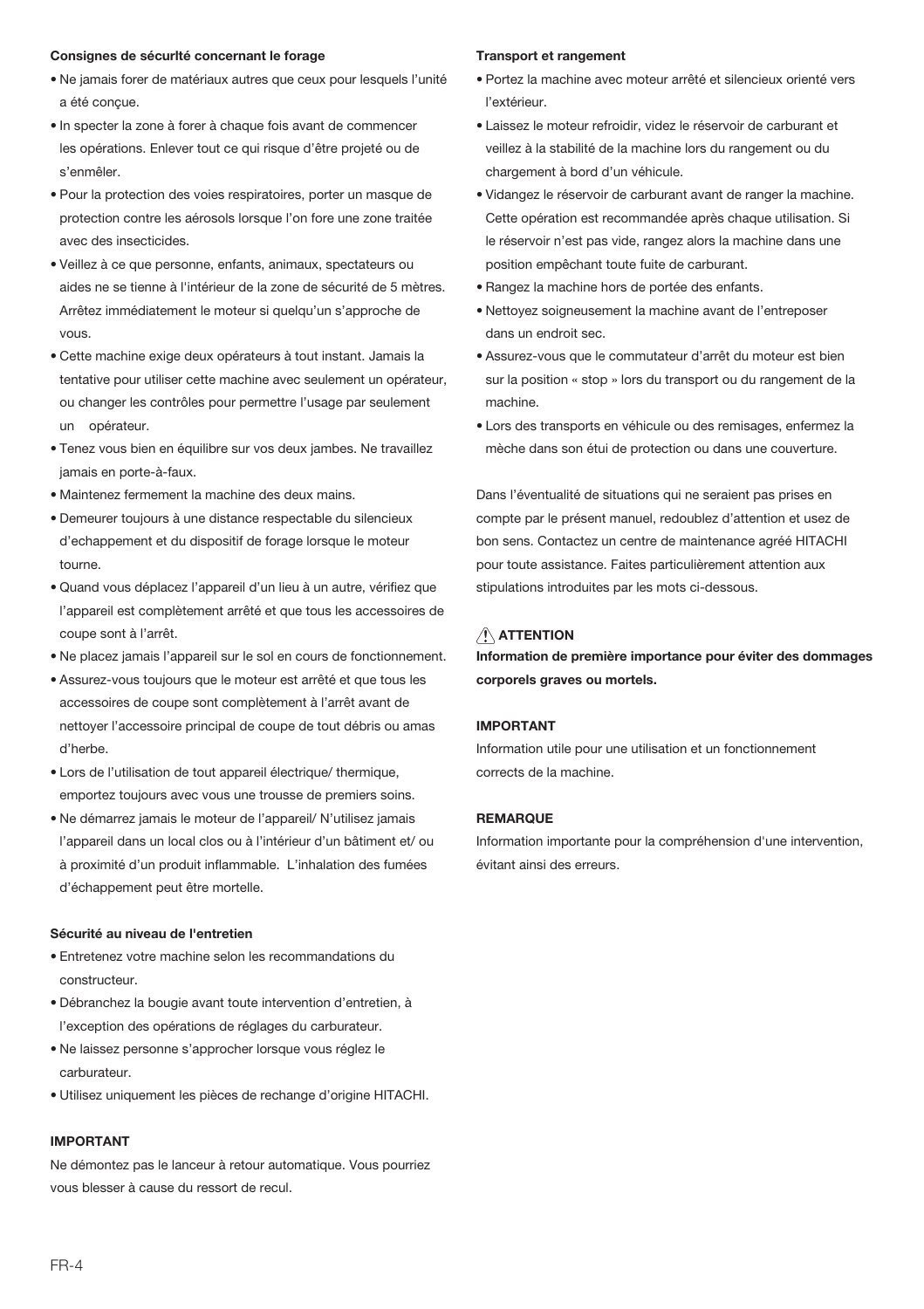**Consignes de sécurlté concernant le forage**

- Ne jamais forer de matériaux autres que ceux pour lesquels l'unité a été conçue.
- In specter la zone à forer à chaque fois avant de commencer les opérations. Enlever tout ce qui risque d'être projeté ou de s'enmêler.
- Pour la protection des voies respiratoires, porter un masque de protection contre les aérosols lorsque l'on fore une zone traitée avec des insecticides.
- Veillez à ce que personne, enfants, animaux, spectateurs ou aides ne se tienne à l'intérieur de la zone de sécurité de 5 mètres. Arrêtez immédiatement le moteur si quelqu'un s'approche de vous.
- Cette machine exige deux opérateurs à tout instant. Jamais la tentative pour utiliser cette machine avec seulement un opérateur, ou changer les contrôles pour permettre l'usage par seulement un opérateur.
- Tenez vous bien en équilibre sur vos deux jambes. Ne travaillez jamais en porte-à-faux.
- Maintenez fermement la machine des deux mains.
- Demeurer toujours à une distance respectable du silencieux d'echappement et du dispositif de forage lorsque le moteur tourne.
- Quand vous déplacez l'appareil d'un lieu à un autre, vérifiez que l'appareil est complètement arrêté et que tous les accessoires de coupe sont à l'arrêt.
- Ne placez jamais l'appareil sur le sol en cours de fonctionnement.
- Assurez-vous toujours que le moteur est arrêté et que tous les accessoires de coupe sont complètement à l'arrêt avant de nettoyer l'accessoire principal de coupe de tout débris ou amas d'herbe.
- Lors de l'utilisation de tout appareil électrique/ thermique, emportez toujours avec vous une trousse de premiers soins.
- Ne démarrez jamais le moteur de l'appareil/ N'utilisez jamais l'appareil dans un local clos ou à l'intérieur d'un bâtiment et/ ou à proximité d'un produit inflammable. L'inhalation des fumées d'échappement peut être mortelle.

**Sécurité au niveau de l'entretien**

- Entretenez votre machine selon les recommandations du constructeur.
- Débranchez la bougie avant toute intervention d'entretien, à l'exception des opérations de réglages du carburateur.
- Ne laissez personne s'approcher lorsque vous réglez le carburateur.
- Utilisez uniquement les pièces de rechange d'origine HITACHI.

**IMPORTANT**

Ne démontez pas le lanceur à retour automatique. Vous pourriez vous blesser à cause du ressort de recul.

**Transport et rangement**

- Portez la machine avec moteur arrêté et silencieux orienté vers l'extérieur.
- Laissez le moteur refroidir, videz le réservoir de carburant et veillez à la stabilité de la machine lors du rangement ou du chargement à bord d'un véhicule.
- Vidangez le réservoir de carburant avant de ranger la machine. Cette opération est recommandée après chaque utilisation. Si le réservoir n'est pas vide, rangez alors la machine dans une position empêchant toute fuite de carburant.
- Rangez la machine hors de portée des enfants.
- Nettoyez soigneusement la machine avant de l'entreposer dans un endroit sec.
- Assurez-vous que le commutateur d'arrêt du moteur est bien sur la position « stop » lors du transport ou du rangement de la machine.
- Lors des transports en véhicule ou des remisages, enfermez la mèche dans son étui de protection ou dans une couverture.

Dans l'éventualité de situations qui ne seraient pas prises en compte par le présent manuel, redoublez d'attention et usez de bon sens. Contactez un centre de maintenance agréé HITACHI pour toute assistance. Faites particulièrement attention aux stipulations introduites par les mots ci-dessous.

**⚠ ATTENTION**

**Information de première importance pour éviter des dommages corporels graves ou mortels.**

**IMPORTANT**

Information utile pour une utilisation et un fonctionnement corrects de la machine.

**REMARQUE**

Information importante pour la compréhension d'une intervention, évitant ainsi des erreurs.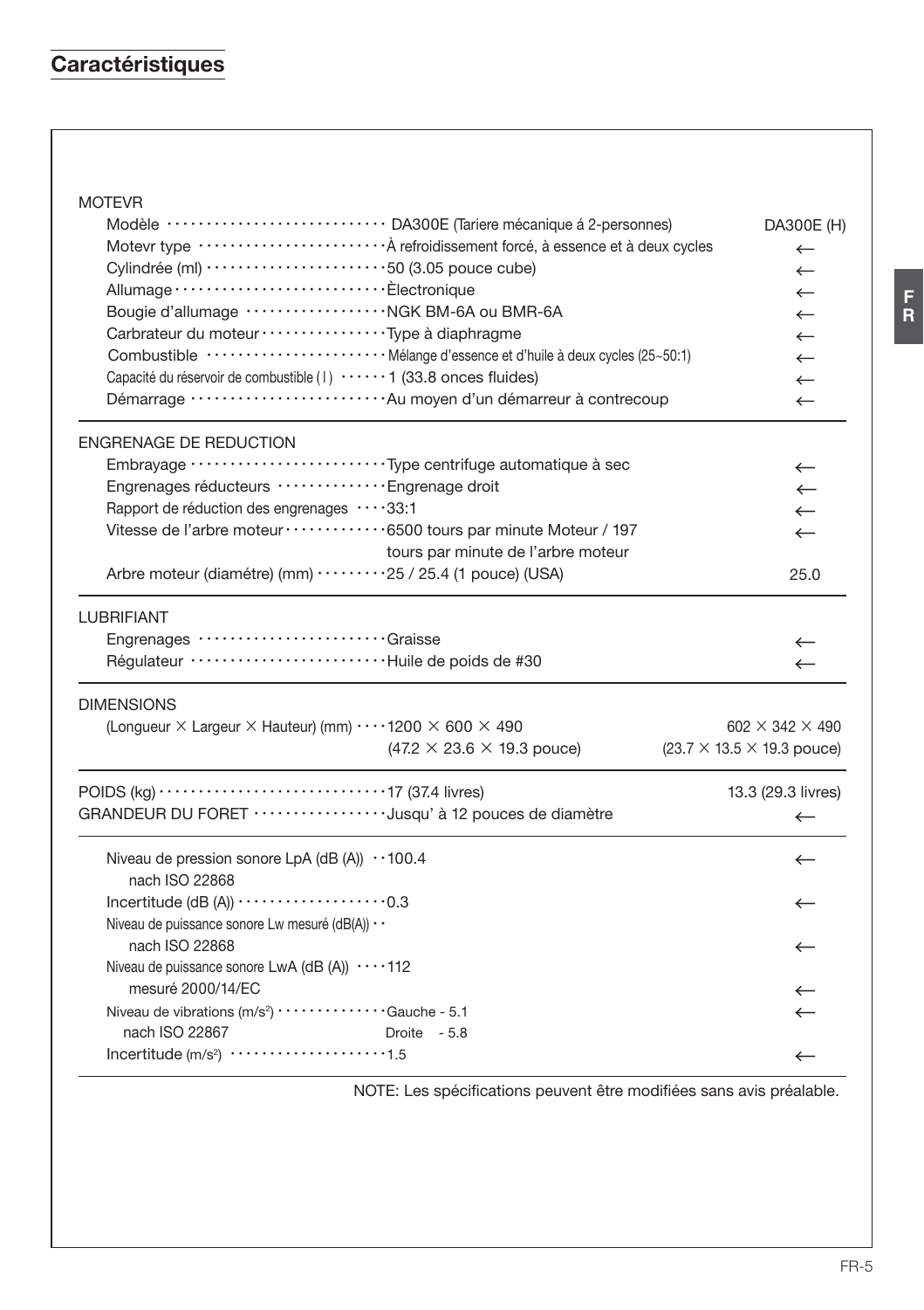## Caractéristiques

| | DA300E | DA300E (H) |
|---|---|---|
| **MOTEVR** | | |
| Modèle | DA300E (Tariere mécanique á 2-personnes) | DA300E (H) |
| Motevr type | À refroidissement forcé, à essence et à deux cycles | ← |
| Cylindrée (ml) | 50 (3.05 pouce cube) | ← |
| Allumage | Èlectronique | ← |
| Bougie d'allumage | NGK BM-6A ou BMR-6A | ← |
| Carbrateur du moteur | Type à diaphragme | ← |
| Combustible | Mélange d'essence et d'huile à deux cycles (25~50:1) | ← |
| Capacité du réservoir de combustible ( l ) | 1 (33.8 onces fluides) | ← |
| Démarrage | Au moyen d'un démarreur à contrecoup | ← |
| **ENGRENAGE DE REDUCTION** | | |
| Embrayage | Type centrifuge automatique à sec | ← |
| Engrenages réducteurs | Engrenage droit | ← |
| Rapport de réduction des engrenages | 33:1 | ← |
| Vitesse de l'arbre moteur | 6500 tours par minute Moteur / 197 tours par minute de l'arbre moteur | ← |
| Arbre moteur (diamétre) (mm) | 25 / 25.4 (1 pouce) (USA) | 25.0 |
| **LUBRIFIANT** | | |
| Engrenages | Graisse | ← |
| Régulateur | Huile de poids de #30 | ← |
| **DIMENSIONS** | | |
| (Longueur × Largeur × Hauteur) (mm) | 1200 × 600 × 490 (47.2 × 23.6 × 19.3 pouce) | 602 × 342 × 490 (23.7 × 13.5 × 19.3 pouce) |
| **POIDS (kg)** | 17 (37.4 livres) | 13.3 (29.3 livres) |
| **GRANDEUR DU FORET** | Jusqu' à 12 pouces de diamètre | ← |
| Niveau de pression sonore LpA (dB (A)) nach ISO 22868 | 100.4 | ← |
| Incertitude (dB (A)) | 0.3 | ← |
| Niveau de puissance sonore Lw mesuré (dB(A)) nach ISO 22868 | | ← |
| Niveau de puissance sonore LwA (dB (A)) mesuré 2000/14/EC | 112 | ← |
| Niveau de vibrations ($m/s^2$) nach ISO 22867 | Gauche - 5.1 Droite - 5.8 | ← |
| Incertitude ($m/s^2$) | 1.5 | ← |

NOTE: Les spécifications peuvent être modifiées sans avis préalable.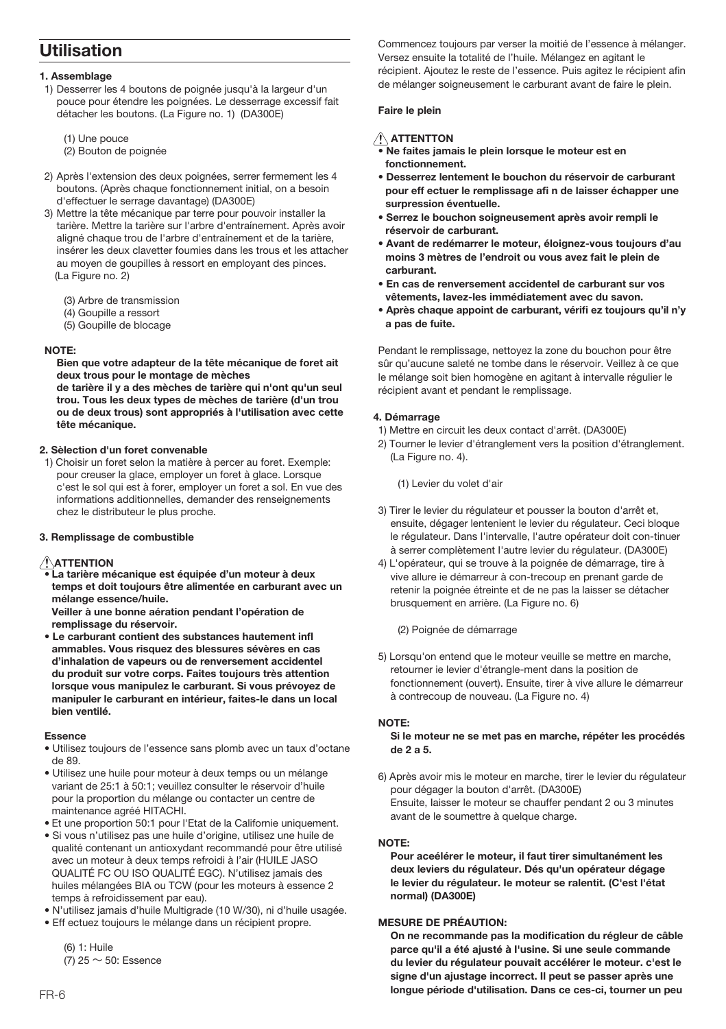# Utilisation

**1. Assemblage**

1) Desserrer les 4 boutons de poignée jusqu'à la largeur d'un pouce pour étendre les poignées. Le desserrage excessif fait détacher les boutons. (La Figure no. 1) (DA300E)

   (1) Une pouce
   (2) Bouton de poignée

2) Après l'extension des deux poignées, serrer fermement les 4 boutons. (Après chaque fonctionnement initial, on a besoin d'effectuer le serrage davantage) (DA300E)
3) Mettre la tête mécanique par terre pour pouvoir installer la tarière. Mettre la tarière sur l'arbre d'entraînement. Après avoir aligné chaque trou de l'arbre d'entraînement et de la tarière, insérer les deux clavetter foumies dans les trous et les attacher au moyen de goupilles à ressort en employant des pinces. (La Figure no. 2)

   (3) Arbre de transmission
   (4) Goupille a ressort
   (5) Goupille de blocage

**NOTE:**

**Bien que votre adapteur de la tête mécanique de foret ait deux trous pour le montage de mèches de tarière il y a des mèches de tarière qui n'ont qu'un seul trou. Tous les deux types de mèches de tarière (d'un trou ou de deux trous) sont appropriés à l'utilisation avec cette tête mécanique.**

**2. Sèlection d'un foret convenable**

1) Choisir un foret selon la matière à percer au foret. Exemple: pour creuser la glace, employer un foret à glace. Lorsque c'est le sol qui est à forer, employer un foret a sol. En vue des informations additionnelles, demander des renseignements chez le distributeur le plus proche.

**3. Remplissage de combustible**

**⚠ATTENTION**

- **La tarière mécanique est équipée d'un moteur à deux temps et doit toujours être alimentée en carburant avec un mélange essence/huile.**
  **Veiller à une bonne aération pendant l'opération de remplissage du réservoir.**
- **Le carburant contient des substances hautement infl ammables. Vous risquez des blessures sévères en cas d'inhalation de vapeurs ou de renversement accidentel du produit sur votre corps. Faites toujours très attention lorsque vous manipulez le carburant. Si vous prévoyez de manipuler le carburant en intérieur, faites-le dans un local bien ventilé.**

**Essence**

- Utilisez toujours de l'essence sans plomb avec un taux d'octane de 89.
- Utilisez une huile pour moteur à deux temps ou un mélange variant de 25:1 à 50:1; veuillez consulter le réservoir d'huile pour la proportion du mélange ou contacter un centre de maintenance agréé HITACHI.
- Et une proportion 50:1 pour l'Etat de la Californie uniquement.
- Si vous n'utilisez pas une huile d'origine, utilisez une huile de qualité contenant un antioxydant recommandé pour être utilisé avec un moteur à deux temps refroidi à l'air (HUILE JASO QUALITÉ FC OU ISO QUALITÉ EGC). N'utilisez jamais des huiles mélangées BIA ou TCW (pour les moteurs à essence 2 temps à refroidissement par eau).
- N'utilisez jamais d'huile Multigrade (10 W/30), ni d'huile usagée.
- Eff ectuez toujours le mélange dans un récipient propre.

   (6) 1: Huile
   (7) 25 ～ 50: Essence

Commencez toujours par verser la moitié de l'essence à mélanger. Versez ensuite la totalité de l'huile. Mélangez en agitant le récipient. Ajoutez le reste de l'essence. Puis agitez le récipient afin de mélanger soigneusement le carburant avant de faire le plein.

**Faire le plein**

**⚠ ATTENTTON**

- **Ne faites jamais le plein lorsque le moteur est en fonctionnement.**
- **Desserrez lentement le bouchon du réservoir de carburant pour eff ectuer le remplissage afi n de laisser échapper une surpression éventuelle.**
- **Serrez le bouchon soigneusement après avoir rempli le réservoir de carburant.**
- **Avant de redémarrer le moteur, éloignez-vous toujours d'au moins 3 mètres de l'endroit ou vous avez fait le plein de carburant.**
- **En cas de renversement accidentel de carburant sur vos vêtements, lavez-les immédiatement avec du savon.**
- **Après chaque appoint de carburant, vérifi ez toujours qu'il n'y a pas de fuite.**

Pendant le remplissage, nettoyez la zone du bouchon pour être sûr qu'aucune saleté ne tombe dans le réservoir. Veillez à ce que le mélange soit bien homogène en agitant à intervalle régulier le récipient avant et pendant le remplissage.

**4. Démarrage**

1) Mettre en circuit les deux contact d'arrêt. (DA300E)
2) Tourner le levier d'étranglement vers la position d'étranglement. (La Figure no. 4).

   (1) Levier du volet d'air

3) Tirer le levier du régulateur et pousser la bouton d'arrêt et, ensuite, dégager lentenient le levier du régulateur. Ceci bloque le régulateur. Dans l'intervalle, l'autre opérateur doit con-tinuer à serrer complètement l'autre levier du régulateur. (DA300E)
4) L'opérateur, qui se trouve à la poignée de démarrage, tire à vive allure ie démarreur à con-trecoup en prenant garde de retenir la poignée étreinte et de ne pas la laisser se détacher brusquement en arrière. (La Figure no. 6)

   (2) Poignée de démarrage

5) Lorsqu'on entend que le moteur veuille se mettre en marche, retourner ie levier d'étrangle-ment dans la position de fonctionnement (ouvert). Ensuite, tirer à vive allure le démarreur à contrecoup de nouveau. (La Figure no. 4)

**NOTE:**

**Si le moteur ne se met pas en marche, répéter les procédés de 2 a 5.**

6) Après avoir mis le moteur en marche, tirer le levier du régulateur pour dégager la bouton d'arrêt. (DA300E)
   Ensuite, laisser le moteur se chauffer pendant 2 ou 3 minutes avant de le soumettre à quelque charge.

**NOTE:**

**Pour aceélérer le moteur, il faut tirer simultanément les deux leviers du régulateur. Dés qu'un opérateur dégage le levier du régulateur. le moteur se ralentit. (C'est l'état normal) (DA300E)**

**MESURE DE PRÉAUTION:**

**On ne recommande pas la modification du régleur de câble parce qu'il a été ajusté à l'usine. Si une seule commande du levier du régulateur pouvait accélérer le moteur. c'est le signe d'un ajustage incorrect. Il peut se passer après une longue période d'utilisation. Dans ce ces-ci, tourner un peu**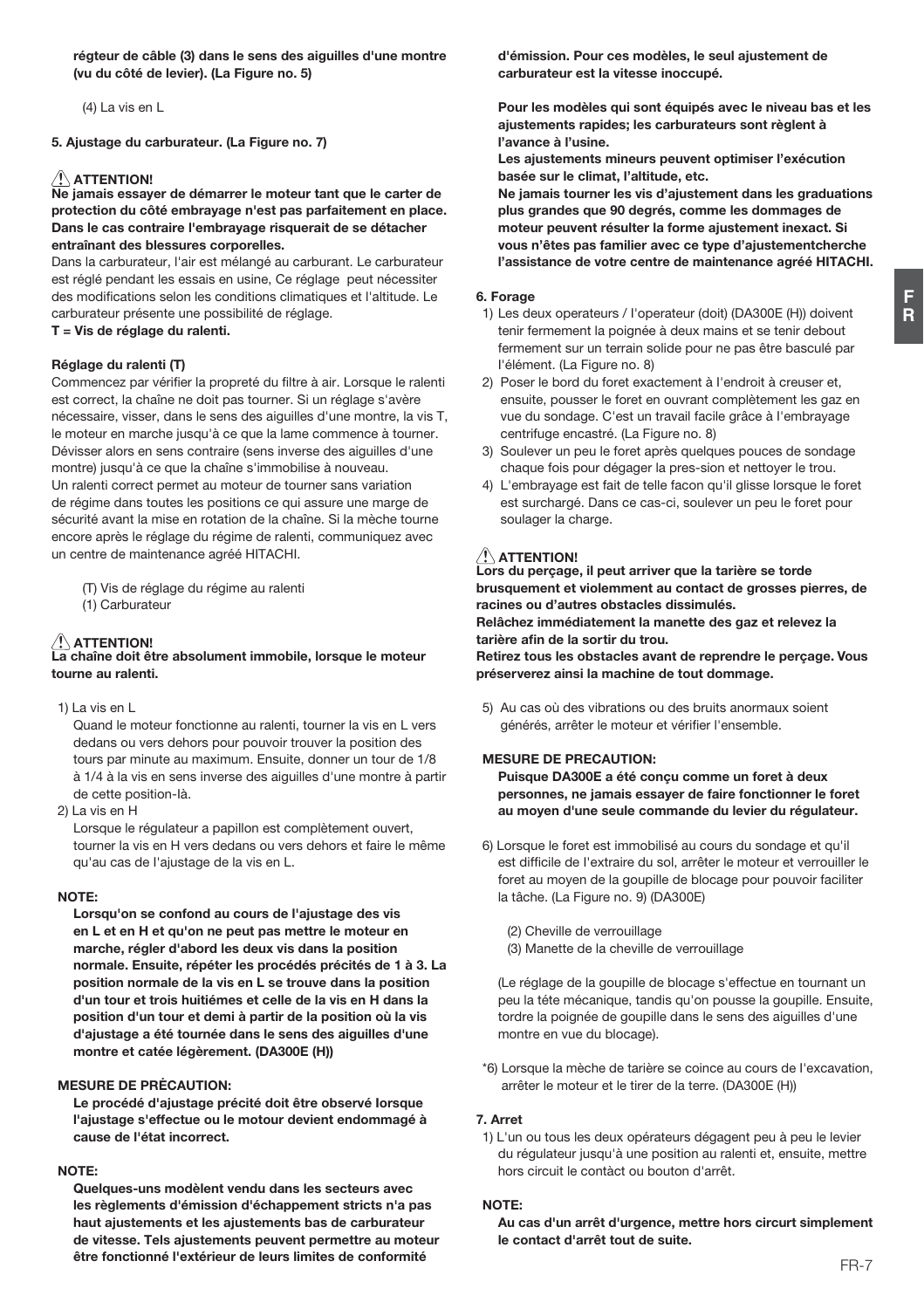**régteur de câble (3) dans le sens des aiguilles d'une montre (vu du côté de levier). (La Figure no. 5)**

(4) La vis en L

**5. Ajustage du carburateur. (La Figure no. 7)**

**⚠ ATTENTION!**
**Ne jamais essayer de démarrer le moteur tant que le carter de protection du côté embrayage n'est pas parfaitement en place. Dans le cas contraire l'embrayage risquerait de se détacher entraînant des blessures corporelles.**

Dans la carburateur, l'air est mélangé au carburant. Le carburateur est réglé pendant les essais en usine, Ce réglage peut nécessiter des modifications selon les conditions climatiques et l'altitude. Le carburateur présente une possibilité de réglage.

**T = Vis de réglage du ralenti.**

**Réglage du ralenti (T)**

Commencez par vérifier la propreté du filtre à air. Lorsque le ralenti est correct, la chaîne ne doit pas tourner. Si un réglage s'avère nécessaire, visser, dans le sens des aiguilles d'une montre, la vis T, le moteur en marche jusqu'à ce que la lame commence à tourner. Dévisser alors en sens contraire (sens inverse des aiguilles d'une montre) jusqu'à ce que la chaîne s'immobilise à nouveau.
Un ralenti correct permet au moteur de tourner sans variation de régime dans toutes les positions ce qui assure une marge de sécurité avant la mise en rotation de la chaîne. Si la mèche tourne encore après le réglage du régime de ralenti, communiquez avec un centre de maintenance agréé HITACHI.

(T) Vis de réglage du régime au ralenti
(1) Carburateur

**⚠ ATTENTION!**
**La chaîne doit être absolument immobile, lorsque le moteur tourne au ralenti.**

1) La vis en L
   Quand le moteur fonctionne au ralenti, tourner la vis en L vers dedans ou vers dehors pour pouvoir trouver la position des tours par minute au maximum. Ensuite, donner un tour de 1/8 à 1/4 à la vis en sens inverse des aiguilles d'une montre à partir de cette position-là.
2) La vis en H
   Lorsque le régulateur a papillon est complètement ouvert, tourner la vis en H vers dedans ou vers dehors et faire le même qu'au cas de l'ajustage de la vis en L.

**NOTE:**
**Lorsqu'on se confond au cours de l'ajustage des vis en L et en H et qu'on ne peut pas mettre le moteur en marche, régler d'abord les deux vis dans la position normale. Ensuite, répéter les procédés précités de 1 à 3. La position normale de la vis en L se trouve dans la position d'un tour et trois huitiémes et celle de la vis en H dans la position d'un tour et demi à partir de la position où la vis d'ajustage a été tournée dans le sens des aiguilles d'une montre et catée légèrement. (DA300E (H))**

**MESURE DE PRÉCAUTION:**
**Le procédé d'ajustage précité doit être observé lorsque l'ajustage s'effectue ou le motour devient endommagé à cause de l'état incorrect.**

**NOTE:**
**Quelques-uns modèlent vendu dans les secteurs avec les règlements d'émission d'échappement stricts n'a pas haut ajustements et les ajustements bas de carburateur de vitesse. Tels ajustements peuvent permettre au moteur être fonctionné l'extérieur de leurs limites de conformité d'émission. Pour ces modèles, le seul ajustement de carburateur est la vitesse inoccupé.**

**Pour les modèles qui sont équipés avec le niveau bas et les ajustements rapides; les carburateurs sont règlent à l'avance à l'usine.**
**Les ajustements mineurs peuvent optimiser l'exécution basée sur le climat, l'altitude, etc.**
**Ne jamais tourner les vis d'ajustement dans les graduations plus grandes que 90 degrés, comme les dommages de moteur peuvent résulter la forme ajustement inexact. Si vous n'êtes pas familier avec ce type d'ajustementcherche l'assistance de votre centre de maintenance agréé HITACHI.**

**6. Forage**

1) Les deux operateurs / l'operateur (doit) (DA300E (H)) doivent tenir fermement la poignée à deux mains et se tenir debout fermement sur un terrain solide pour ne pas être basculé par l'élément. (La Figure no. 8)
2) Poser le bord du foret exactement à l'endroit à creuser et, ensuite, pousser le foret en ouvrant complètement les gaz en vue du sondage. C'est un travail facile grâce à l'embrayage centrifuge encastré. (La Figure no. 8)
3) Soulever un peu le foret après quelques pouces de sondage chaque fois pour dégager la pres-sion et nettoyer le trou.
4) L'embrayage est fait de telle facon qu'il glisse lorsque le foret est surchargé. Dans ce cas-ci, soulever un peu le foret pour soulager la charge.

**⚠ ATTENTION!**
**Lors du perçage, il peut arriver que la tarière se torde brusquement et violemment au contact de grosses pierres, de racines ou d'autres obstacles dissimulés.**
**Relâchez immédiatement la manette des gaz et relevez la tarière afin de la sortir du trou.**
**Retirez tous les obstacles avant de reprendre le perçage. Vous préserverez ainsi la machine de tout dommage.**

5) Au cas où des vibrations ou des bruits anormaux soient générés, arrêter le moteur et vérifier l'ensemble.

**MESURE DE PRECAUTION:**
**Puisque DA300E a été conçu comme un foret à deux personnes, ne jamais essayer de faire fonctionner le foret au moyen d'une seule commande du levier du régulateur.**

6) Lorsque le foret est immobilisé au cours du sondage et qu'il est difficile de l'extraire du sol, arrêter le moteur et verrouiller le foret au moyen de la goupille de blocage pour pouvoir faciliter la tâche. (La Figure no. 9) (DA300E)

   (2) Cheville de verrouillage
   (3) Manette de la cheville de verrouillage

   (Le réglage de la goupille de blocage s'effectue en tournant un peu la téte mécanique, tandis qu'on pousse la goupille. Ensuite, tordre la poignée de goupille dans le sens des aiguilles d'une montre en vue du blocage).

*6) Lorsque la mèche de tarière se coince au cours de l'excavation, arrêter le moteur et le tirer de la terre. (DA300E (H))

**7. Arret**

1) L'un ou tous les deux opérateurs dégagent peu à peu le levier du régulateur jusqu'à une position au ralenti et, ensuite, mettre hors circuit le contàct ou bouton d'arrêt.

**NOTE:**
**Au cas d'un arrêt d'urgence, mettre hors circurt simplement le contact d'arrêt tout de suite.**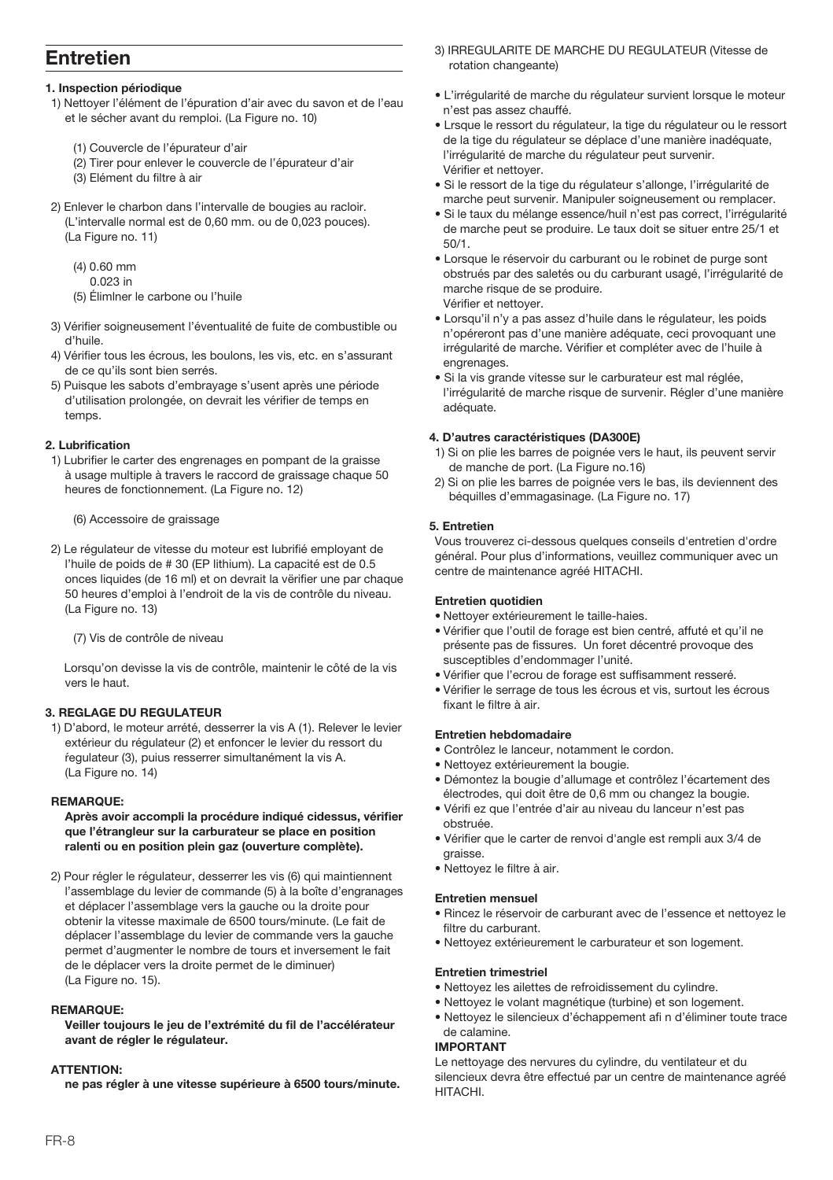# Entretien

**1. Inspection périodique**

1) Nettoyer l'élément de l'épuration d'air avec du savon et de l'eau et le sécher avant du remploi. (La Figure no. 10)

   (1) Couvercle de l'épurateur d'air
   (2) Tirer pour enlever le couvercle de l'épurateur d'air
   (3) Elément du filtre à air

2) Enlever le charbon dans l'intervalle de bougies au racloir. (L'intervalle normal est de 0,60 mm. ou de 0,023 pouces). (La Figure no. 11)

   (4) 0.60 mm
   0.023 in
   (5) Élimlner le carbone ou l'huile

3) Vérifier soigneusement l'éventualité de fuite de combustible ou d'huile.
4) Vérifier tous les écrous, les boulons, les vis, etc. en s'assurant de ce qu'ils sont bien serrés.
5) Puisque les sabots d'embrayage s'usent après une période d'utilisation prolongée, on devrait les vérifier de temps en temps.

**2. Lubrification**

1) Lubrifier le carter des engrenages en pompant de la graisse à usage multiple à travers le raccord de graissage chaque 50 heures de fonctionnement. (La Figure no. 12)

   (6) Accessoire de graissage

2) Le régulateur de vitesse du moteur est Iubrifié employant de l'huile de poids de # 30 (EP lithium). La capacité est de 0.5 onces liquides (de 16 ml) et on devrait la vërifier une par chaque 50 heures d'emploi à l'endroit de la vis de contrôle du niveau. (La Figure no. 13)

   (7) Vis de contrôle de niveau

   Lorsqu'on devisse la vis de contrôle, maintenir le côté de la vis vers le haut.

**3. REGLAGE DU REGULATEUR**

1) D'abord, le moteur arrété, desserrer la vis A (1). Relever le levier extérieur du régulateur (2) et enfoncer le levier du ressort du ŕegulateur (3), puius resserrer simultanément la vis A. (La Figure no. 14)

**REMARQUE:**

**Après avoir accompli la procédure indiqué cidessus, vérifier que l'étrangleur sur la carburateur se place en position ralenti ou en position plein gaz (ouverture complète).**

2) Pour régler le régulateur, desserrer les vis (6) qui maintiennent l'assemblage du levier de commande (5) à la boîte d'engranages et déplacer l'assemblage vers la gauche ou la droite pour obtenir la vitesse maximale de 6500 tours/minute. (Le fait de déplacer l'assemblage du levier de commande vers la gauche permet d'augmenter le nombre de tours et inversement le fait de le déplacer vers la droite permet de le diminuer) (La Figure no. 15).

**REMARQUE:**

**Veiller toujours le jeu de l'extrémité du fil de l'accélérateur avant de régler le régulateur.**

**ATTENTION:**

**ne pas régler à une vitesse supérieure à 6500 tours/minute.**

3) IRREGULARITE DE MARCHE DU REGULATEUR (Vitesse de rotation changeante)

- L'irrégularité de marche du régulateur survient lorsque le moteur n'est pas assez chauffé.
- Lrsque le ressort du régulateur, la tige du régulateur ou le ressort de la tige du régulateur se déplace d'une manière inadéquate, l'irrégularité de marche du régulateur peut survenir. Vérifier et nettoyer.
- Si le ressort de la tige du régulateur s'allonge, l'irrégularité de marche peut survenir. Manipuler soigneusement ou remplacer.
- Si le taux du mélange essence/huil n'est pas correct, l'irrégularité de marche peut se produire. Le taux doit se situer entre 25/1 et 50/1.
- Lorsque le réservoir du carburant ou le robinet de purge sont obstrués par des saletés ou du carburant usagé, l'irrégularité de marche risque de se produire. Vérifier et nettoyer.
- Lorsqu'il n'y a pas assez d'huile dans le régulateur, les poids n'opéreront pas d'une manière adéquate, ceci provoquant une irrégularité de marche. Vérifier et compléter avec de l'huile à engrenages.
- Si la vis grande vitesse sur le carburateur est mal réglée, l'irrégularité de marche risque de survenir. Régler d'une manière adéquate.

**4. D'autres caractéristiques (DA300E)**

1) Si on plie les barres de poignée vers le haut, ils peuvent servir de manche de port. (La Figure no.16)
2) Si on plie les barres de poignée vers le bas, ils deviennent des béquilles d'emmagasinage. (La Figure no. 17)

**5. Entretien**

Vous trouverez ci-dessous quelques conseils d'entretien d'ordre général. Pour plus d'informations, veuillez communiquer avec un centre de maintenance agréé HITACHI.

**Entretien quotidien**

- Nettoyer extérieurement le taille-haies.
- Vérifier que l'outil de forage est bien centré, affuté et qu'il ne présente pas de fissures. Un foret décentré provoque des susceptibles d'endommager l'unité.
- Vérifier que l'ecrou de forage est suffisamment resseré.
- Vérifier le serrage de tous les écrous et vis, surtout les écrous fixant le filtre à air.

**Entretien hebdomadaire**

- Contrôlez le lanceur, notamment le cordon.
- Nettoyez extérieurement la bougie.
- Démontez la bougie d'allumage et contrôlez l'écartement des électrodes, qui doit être de 0,6 mm ou changez la bougie.
- Vérifi ez que l'entrée d'air au niveau du lanceur n'est pas obstruée.
- Vérifier que le carter de renvoi d'angle est rempli aux 3/4 de graisse.
- Nettoyez le filtre à air.

**Entretien mensuel**

- Rincez le réservoir de carburant avec de l'essence et nettoyez le filtre du carburant.
- Nettoyez extérieurement le carburateur et son logement.

**Entretien trimestriel**

- Nettoyez les ailettes de refroidissement du cylindre.
- Nettoyez le volant magnétique (turbine) et son logement.
- Nettoyez le silencieux d'échappement afi n d'éliminer toute trace de calamine.

**IMPORTANT**

Le nettoyage des nervures du cylindre, du ventilateur et du silencieux devra être effectué par un centre de maintenance agréé HITACHI.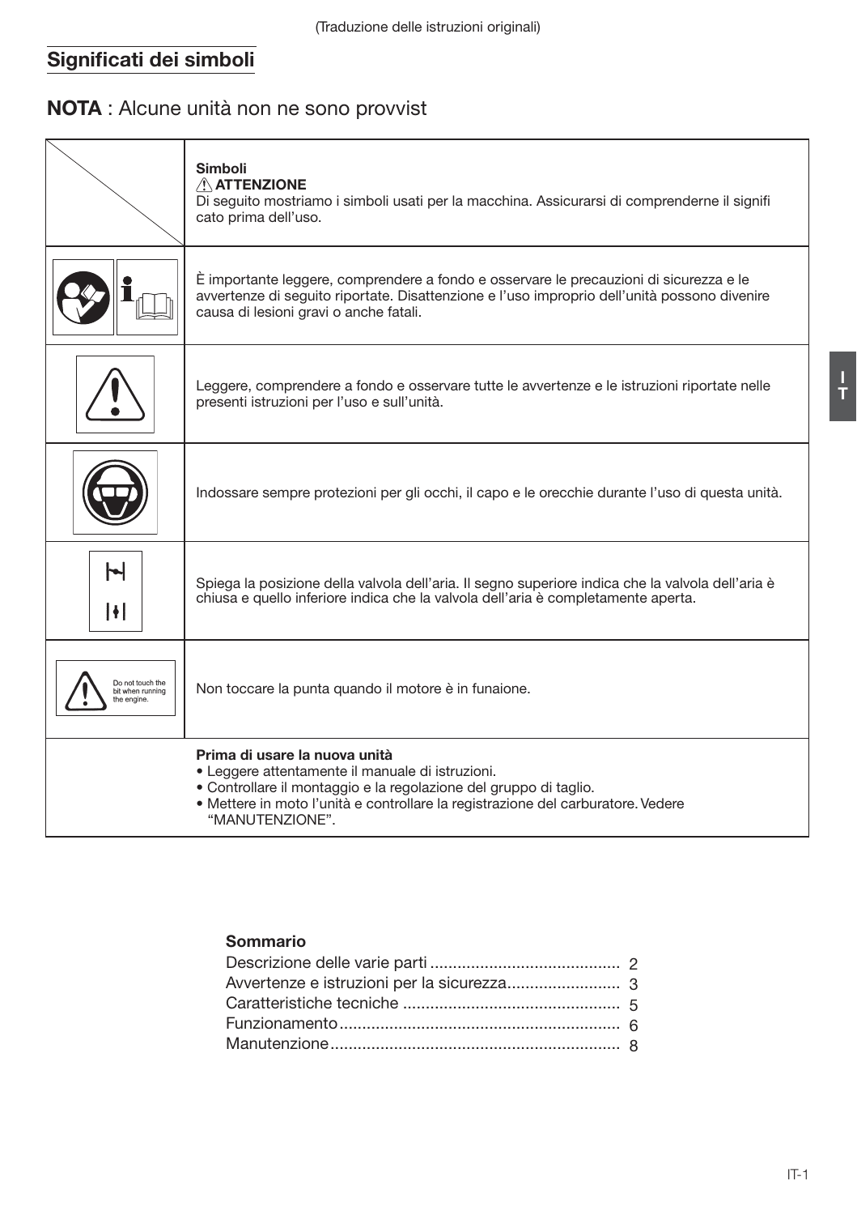(Traduzione delle istruzioni originali)

## Significati dei simboli

**NOTA** : Alcune unità non ne sono provvist

| | **Simboli**<br>⚠ **ATTENZIONE**<br>Di seguito mostriamo i simboli usati per la macchina. Assicurarsi di comprenderne il signifi cato prima dell'uso. |
|---|---|
| | È importante leggere, comprendere a fondo e osservare le precauzioni di sicurezza e le avvertenze di seguito riportate. Disattenzione e l'uso improprio dell'unità possono divenire causa di lesioni gravi o anche fatali. |
| | Leggere, comprendere a fondo e osservare tutte le avvertenze e le istruzioni riportate nelle presenti istruzioni per l'uso e sull'unità. |
| | Indossare sempre protezioni per gli occhi, il capo e le orecchie durante l'uso di questa unità. |
| | Spiega la posizione della valvola dell'aria. Il segno superiore indica che la valvola dell'aria è chiusa e quello inferiore indica che la valvola dell'aria è completamente aperta. |
| Do not touch the bit when running the engine. | Non toccare la punta quando il motore è in funaione. |
| | **Prima di usare la nuova unità**<br>• Leggere attentamente il manuale di istruzioni.<br>• Controllare il montaggio e la regolazione del gruppo di taglio.<br>• Mettere in moto l'unità e controllare la registrazione del carburatore. Vedere "MANUTENZIONE". |

**Sommario**

Descrizione delle varie parti .......................................... 2
Avvertenze e istruzioni per la sicurezza......................... 3
Caratteristiche tecniche ................................................ 5
Funzionamento.............................................................. 6
Manutenzione................................................................ 8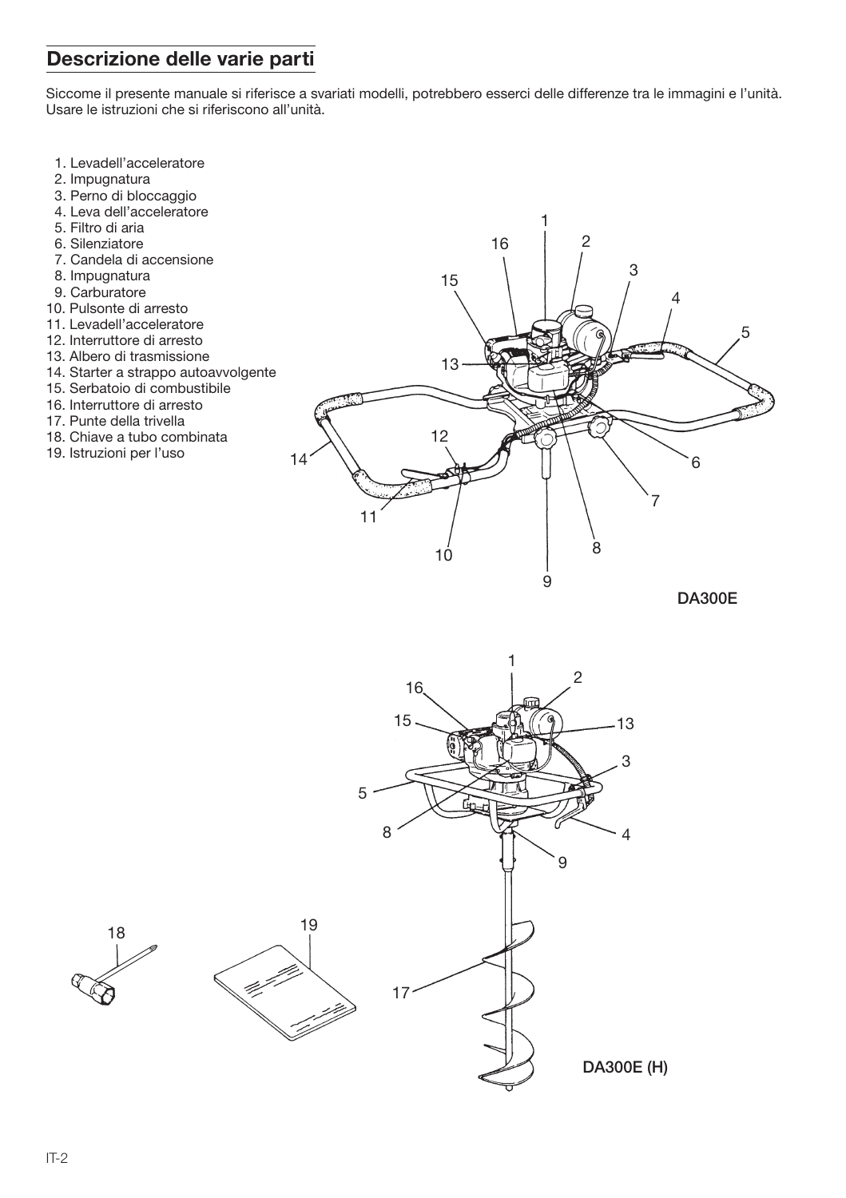## Descrizione delle varie parti

Siccome il presente manuale si riferisce a svariati modelli, potrebbero esserci delle differenze tra le immagini e l'unità. Usare le istruzioni che si riferiscono all'unità.

1. Levadell'acceleratore
2. Impugnatura
3. Perno di bloccaggio
4. Leva dell'acceleratore
5. Filtro di aria
6. Silenziatore
7. Candela di accensione
8. Impugnatura
9. Carburatore
10. Pulsonte di arresto
11. Levadell'acceleratore
12. Interruttore di arresto
13. Albero di trasmissione
14. Starter a strappo autoavvolgente
15. Serbatoio di combustibile
16. Interruttore di arresto
17. Punte della trivella
18. Chiave a tubo combinata
19. Istruzioni per l'uso

DA300E

DA300E (H)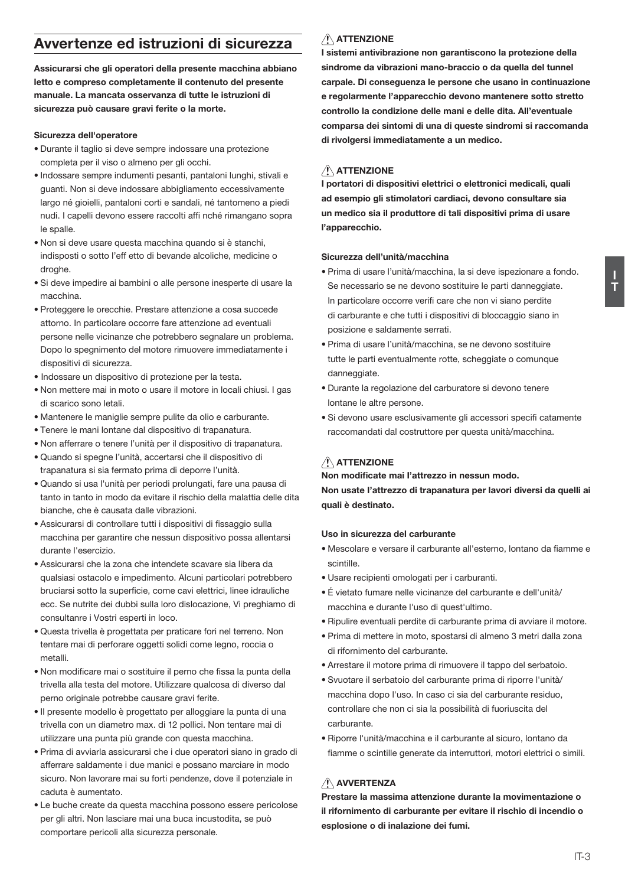# Avvertenze ed istruzioni di sicurezza

**Assicurarsi che gli operatori della presente macchina abbiano letto e compreso completamente il contenuto del presente manuale. La mancata osservanza di tutte le istruzioni di sicurezza può causare gravi ferite o la morte.**

**Sicurezza dell'operatore**

- Durante il taglio si deve sempre indossare una protezione completa per il viso o almeno per gli occhi.
- Indossare sempre indumenti pesanti, pantaloni lunghi, stivali e guanti. Non si deve indossare abbigliamento eccessivamente largo né gioielli, pantaloni corti e sandali, né tantomeno a piedi nudi. I capelli devono essere raccolti affi nché rimangano sopra le spalle.
- Non si deve usare questa macchina quando si è stanchi, indisposti o sotto l'eff etto di bevande alcoliche, medicine o droghe.
- Si deve impedire ai bambini o alle persone inesperte di usare la macchina.
- Proteggere le orecchie. Prestare attenzione a cosa succede attorno. In particolare occorre fare attenzione ad eventuali persone nelle vicinanze che potrebbero segnalare un problema. Dopo lo spegnimento del motore rimuovere immediatamente i dispositivi di sicurezza.
- Indossare un dispositivo di protezione per la testa.
- Non mettere mai in moto o usare il motore in locali chiusi. I gas di scarico sono letali.
- Mantenere le maniglie sempre pulite da olio e carburante.
- Tenere le mani lontane dal dispositivo di trapanatura.
- Non afferrare o tenere l'unità per il dispositivo di trapanatura.
- Quando si spegne l'unità, accertarsi che il dispositivo di trapanatura si sia fermato prima di deporre l'unità.
- Quando si usa l'unità per periodi prolungati, fare una pausa di tanto in tanto in modo da evitare il rischio della malattia delle dita bianche, che è causata dalle vibrazioni.
- Assicurarsi di controllare tutti i dispositivi di fissaggio sulla macchina per garantire che nessun dispositivo possa allentarsi durante l'esercizio.
- Assicurarsi che la zona che intendete scavare sia libera da qualsiasi ostacolo e impedimento. Alcuni particolari potrebbero bruciarsi sotto la superficie, come cavi elettrici, linee idrauliche ecc. Se nutrite dei dubbi sulla loro dislocazione, Vi preghiamo di consultanre i Vostri esperti in loco.
- Questa trivella è progettata per praticare fori nel terreno. Non tentare mai di perforare oggetti solidi come legno, roccia o metalli.
- Non modificare mai o sostituire il perno che fissa la punta della trivella alla testa del motore. Utilizzare qualcosa di diverso dal perno originale potrebbe causare gravi ferite.
- Il presente modello è progettato per alloggiare la punta di una trivella con un diametro max. di 12 pollici. Non tentare mai di utilizzare una punta più grande con questa macchina.
- Prima di avviarla assicurarsi che i due operatori siano in grado di afferrare saldamente i due manici e possano marciare in modo sicuro. Non lavorare mai su forti pendenze, dove il potenziale in caduta è aumentato.
- Le buche create da questa macchina possono essere pericolose per gli altri. Non lasciare mai una buca incustodita, se può comportare pericoli alla sicurezza personale.

**⚠ ATTENZIONE**

**I sistemi antivibrazione non garantiscono la protezione della sindrome da vibrazioni mano-braccio o da quella del tunnel carpale. Di conseguenza le persone che usano in continuazione e regolarmente l'apparecchio devono mantenere sotto stretto controllo la condizione delle mani e delle dita. All'eventuale comparsa dei sintomi di una di queste sindromi si raccomanda di rivolgersi immediatamente a un medico.**

**⚠ ATTENZIONE**

**I portatori di dispositivi elettrici o elettronici medicali, quali ad esempio gli stimolatori cardiaci, devono consultare sia un medico sia il produttore di tali dispositivi prima di usare l'apparecchio.**

**Sicurezza dell'unità/macchina**

- Prima di usare l'unità/macchina, la si deve ispezionare a fondo. Se necessario se ne devono sostituire le parti danneggiate. In particolare occorre verifi care che non vi siano perdite di carburante e che tutti i dispositivi di bloccaggio siano in posizione e saldamente serrati.
- Prima di usare l'unità/macchina, se ne devono sostituire tutte le parti eventualmente rotte, scheggiate o comunque danneggiate.
- Durante la regolazione del carburatore si devono tenere lontane le altre persone.
- Si devono usare esclusivamente gli accessori specifi catamente raccomandati dal costruttore per questa unità/macchina.

**⚠ ATTENZIONE**

**Non modificate mai l'attrezzo in nessun modo.**
**Non usate l'attrezzo di trapanatura per lavori diversi da quelli ai quali è destinato.**

**Uso in sicurezza del carburante**

- Mescolare e versare il carburante all'esterno, lontano da fiamme e scintille.
- Usare recipienti omologati per i carburanti.
- É vietato fumare nelle vicinanze del carburante e dell'unità/macchina e durante l'uso di quest'ultimo.
- Ripulire eventuali perdite di carburante prima di avviare il motore.
- Prima di mettere in moto, spostarsi di almeno 3 metri dalla zona di rifornimento del carburante.
- Arrestare il motore prima di rimuovere il tappo del serbatoio.
- Svuotare il serbatoio del carburante prima di riporre l'unità/macchina dopo l'uso. In caso ci sia del carburante residuo, controllare che non ci sia la possibilità di fuoriuscita del carburante.
- Riporre l'unità/macchina e il carburante al sicuro, lontano da fiamme o scintille generate da interruttori, motori elettrici o simili.

**⚠ AVVERTENZA**

**Prestare la massima attenzione durante la movimentazione o il rifornimento di carburante per evitare il rischio di incendio o esplosione o di inalazione dei fumi.**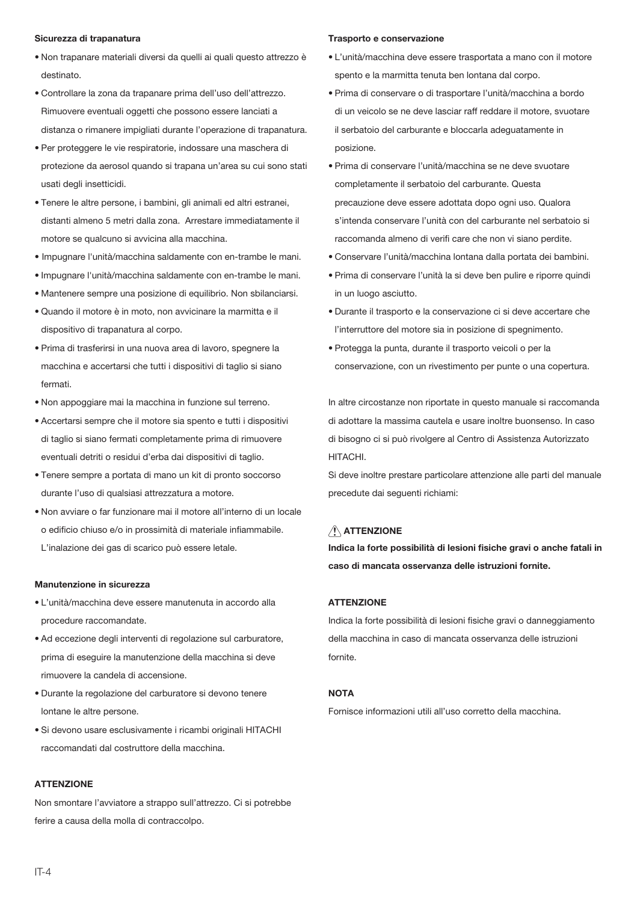**Sicurezza di trapanatura**

- Non trapanare materiali diversi da quelli ai quali questo attrezzo è destinato.
- Controllare la zona da trapanare prima dell'uso dell'attrezzo. Rimuovere eventuali oggetti che possono essere lanciati a distanza o rimanere impigliati durante l'operazione di trapanatura.
- Per proteggere le vie respiratorie, indossare una maschera di protezione da aerosol quando si trapana un'area su cui sono stati usati degli insetticidi.
- Tenere le altre persone, i bambini, gli animali ed altri estranei, distanti almeno 5 metri dalla zona. Arrestare immediatamente il motore se qualcuno si avvicina alla macchina.
- Impugnare l'unità/macchina saldamente con en-trambe le mani.
- Impugnare l'unità/macchina saldamente con en-trambe le mani.
- Mantenere sempre una posizione di equilibrio. Non sbilanciarsi.
- Quando il motore è in moto, non avvicinare la marmitta e il dispositivo di trapanatura al corpo.
- Prima di trasferirsi in una nuova area di lavoro, spegnere la macchina e accertarsi che tutti i dispositivi di taglio si siano fermati.
- Non appoggiare mai la macchina in funzione sul terreno.
- Accertarsi sempre che il motore sia spento e tutti i dispositivi di taglio si siano fermati completamente prima di rimuovere eventuali detriti o residui d'erba dai dispositivi di taglio.
- Tenere sempre a portata di mano un kit di pronto soccorso durante l'uso di qualsiasi attrezzatura a motore.
- Non avviare o far funzionare mai il motore all'interno di un locale o edificio chiuso e/o in prossimità di materiale infiammabile. L'inalazione dei gas di scarico può essere letale.

**Manutenzione in sicurezza**

- L'unità/macchina deve essere manutenuta in accordo alla procedure raccomandate.
- Ad eccezione degli interventi di regolazione sul carburatore, prima di eseguire la manutenzione della macchina si deve rimuovere la candela di accensione.
- Durante la regolazione del carburatore si devono tenere lontane le altre persone.
- Si devono usare esclusivamente i ricambi originali HITACHI raccomandati dal costruttore della macchina.

**ATTENZIONE**

Non smontare l'avviatore a strappo sull'attrezzo. Ci si potrebbe ferire a causa della molla di contraccolpo.

**Trasporto e conservazione**

- L'unità/macchina deve essere trasportata a mano con il motore spento e la marmitta tenuta ben lontana dal corpo.
- Prima di conservare o di trasportare l'unità/macchina a bordo di un veicolo se ne deve lasciar raff reddare il motore, svuotare il serbatoio del carburante e bloccarla adeguatamente in posizione.
- Prima di conservare l'unità/macchina se ne deve svuotare completamente il serbatoio del carburante. Questa precauzione deve essere adottata dopo ogni uso. Qualora s'intenda conservare l'unità con del carburante nel serbatoio si raccomanda almeno di verifi care che non vi siano perdite.
- Conservare l'unità/macchina lontana dalla portata dei bambini.
- Prima di conservare l'unità la si deve ben pulire e riporre quindi in un luogo asciutto.
- Durante il trasporto e la conservazione ci si deve accertare che l'interruttore del motore sia in posizione di spegnimento.
- Protegga la punta, durante il trasporto veicoli o per la conservazione, con un rivestimento per punte o una copertura.

In altre circostanze non riportate in questo manuale si raccomanda di adottare la massima cautela e usare inoltre buonsenso. In caso di bisogno ci si può rivolgere al Centro di Assistenza Autorizzato HITACHI.

Si deve inoltre prestare particolare attenzione alle parti del manuale precedute dai seguenti richiami:

**⚠ ATTENZIONE**

**Indica la forte possibilità di lesioni fisiche gravi o anche fatali in caso di mancata osservanza delle istruzioni fornite.**

**ATTENZIONE**

Indica la forte possibilità di lesioni fisiche gravi o danneggiamento della macchina in caso di mancata osservanza delle istruzioni fornite.

**NOTA**

Fornisce informazioni utili all'uso corretto della macchina.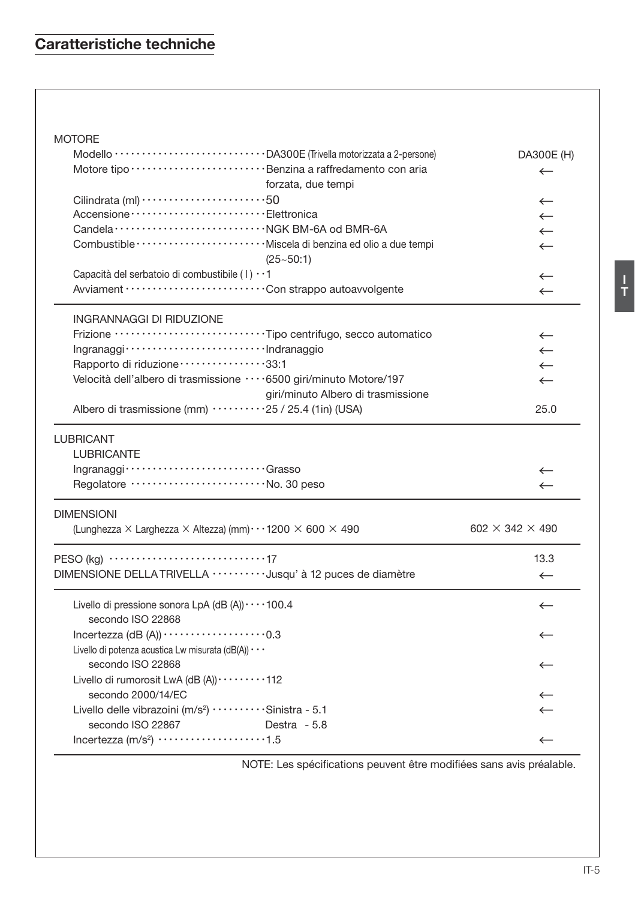## Caratteristiche techniche

| | | |
|---|---|---|
| **MOTORE** | | |
| Modello | DA300E (Trivella motorizzata a 2-persone) | DA300E (H) |
| Motore tipo | Benzina a raffredamento con aria forzata, due tempi | ← |
| Cilindrata (ml) | 50 | ← |
| Accensione | Elettronica | ← |
| Candela | NGK BM-6A od BMR-6A | ← |
| Combustible | Miscela di benzina ed olio a due tempi (25~50:1) | ← |
| Capacità del serbatoio di combustibile ( l ) | 1 | ← |
| Avviament | Con strappo autoavvolgente | ← |
| **INGRANNAGGI DI RIDUZIONE** | | |
| Frizione | Tipo centrifugo, secco automatico | ← |
| Ingranaggi | Indranaggio | ← |
| Rapporto di riduzione | 33:1 | ← |
| Velocità dell'albero di trasmissione | 6500 giri/minuto Motore/197 giri/minuto Albero di trasmissione | ← |
| Albero di trasmissione (mm) | 25 / 25.4 (1in) (USA) | 25.0 |
| **LUBRICANT** | | |
| LUBRICANTE | | |
| Ingranaggi | Grasso | ← |
| Regolatore | No. 30 peso | ← |
| **DIMENSIONI** | | |
| (Lunghezza × Larghezza × Altezza) (mm) | 1200 × 600 × 490 | 602 × 342 × 490 |
| PESO (kg) | 17 | 13.3 |
| DIMENSIONE DELLA TRIVELLA | Jusqu' à 12 puces de diamètre | ← |
| Livello di pressione sonora LpA (dB (A)) secondo ISO 22868 | 100.4 | ← |
| Incertezza (dB (A)) | 0.3 | ← |
| Livello di potenza acustica Lw misurata (dB(A)) secondo ISO 22868 | | ← |
| Livello di rumorosit LwA (dB (A)) secondo 2000/14/EC | 112 | ← |
| Livello delle vibrazoini (m/s²) secondo ISO 22867 | Sinistra - 5.1<br>Destra - 5.8 | ← |
| Incertezza (m/s²) | 1.5 | ← |

NOTE: Les spécifications peuvent être modifiées sans avis préalable.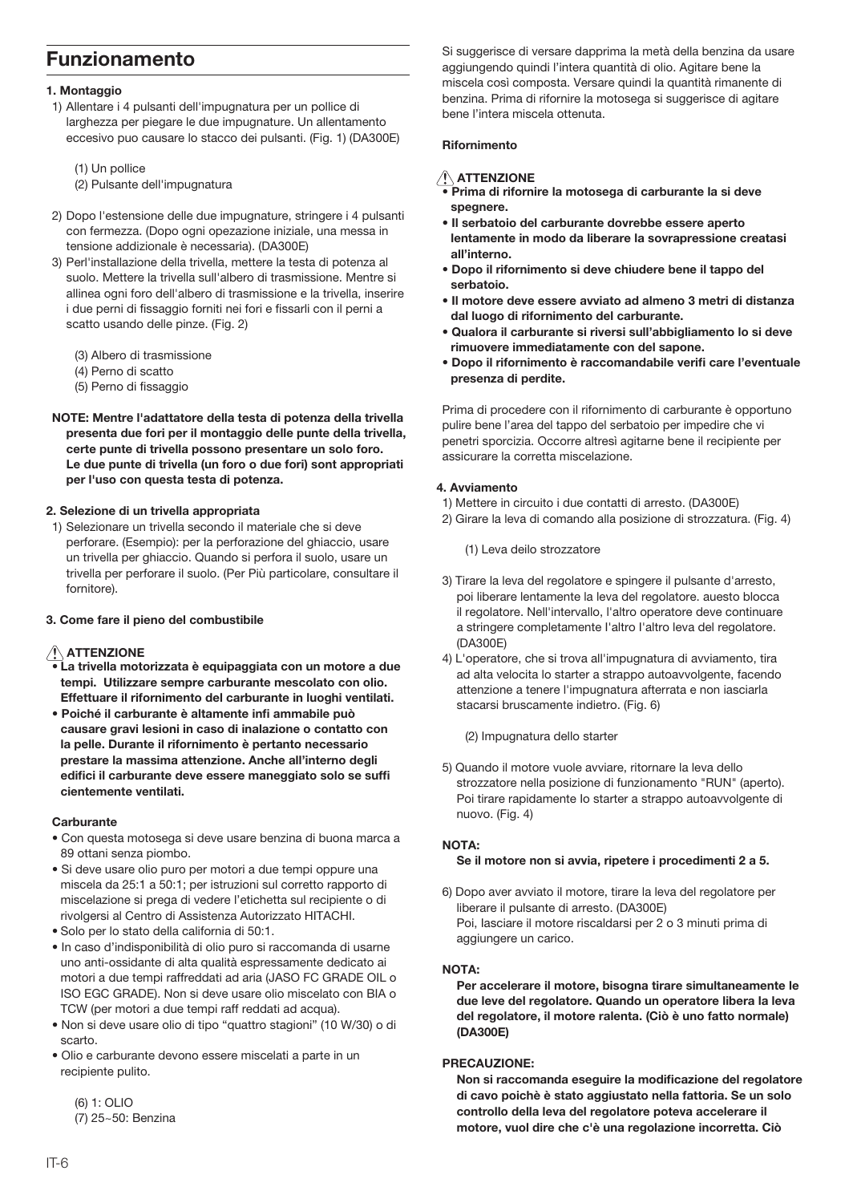# Funzionamento

**1. Montaggio**

1) Allentare i 4 pulsanti dell'impugnatura per un pollice di larghezza per piegare le due impugnature. Un allentamento eccesivo puo causare lo stacco dei pulsanti. (Fig. 1) (DA300E)

   (1) Un pollice
   (2) Pulsante dell'impugnatura

2) Dopo l'estensione delle due impugnature, stringere i 4 pulsanti con fermezza. (Dopo ogni opezazione iniziale, una messa in tensione addizionale è necessaria). (DA300E)

3) Perl'installazione della trivella, mettere la testa di potenza al suolo. Mettere la trivella sull'albero di trasmissione. Mentre si allinea ogni foro dell'albero di trasmissione e la trivella, inserire i due perni di fissaggio forniti nei fori e fissarli con il perni a scatto usando delle pinze. (Fig. 2)

   (3) Albero di trasmissione
   (4) Perno di scatto
   (5) Perno di fissaggio

**NOTE: Mentre l'adattatore della testa di potenza della trivella presenta due fori per il montaggio delle punte della trivella, certe punte di trivella possono presentare un solo foro. Le due punte di trivella (un foro o due fori) sont appropriati per l'uso con questa testa di potenza.**

**2. Selezione di un trivella appropriata**

1) Selezionare un trivella secondo il materiale che si deve perforare. (Esempio): per la perforazione del ghiaccio, usare un trivella per ghiaccio. Quando si perfora il suolo, usare un trivella per perforare il suolo. (Per Più particolare, consultare il fornitore).

**3. Come fare il pieno del combustibile**

**⚠ ATTENZIONE**

- **La trivella motorizzata è equipaggiata con un motore a due tempi. Utilizzare sempre carburante mescolato con olio. Effettuare il rifornimento del carburante in luoghi ventilati.**
- **Poiché il carburante è altamente infi ammabile può causare gravi lesioni in caso di inalazione o contatto con la pelle. Durante il rifornimento è pertanto necessario prestare la massima attenzione. Anche all'interno degli edifici il carburante deve essere maneggiato solo se suffi cientemente ventilati.**

**Carburante**

- Con questa motosega si deve usare benzina di buona marca a 89 ottani senza piombo.
- Si deve usare olio puro per motori a due tempi oppure una miscela da 25:1 a 50:1; per istruzioni sul corretto rapporto di miscelazione si prega di vedere l'etichetta sul recipiente o di rivolgersi al Centro di Assistenza Autorizzato HITACHI.
- Solo per lo stato della california di 50:1.
- In caso d'indisponibilità di olio puro si raccomanda di usarne uno anti-ossidante di alta qualità espressamente dedicato ai motori a due tempi raffreddati ad aria (JASO FC GRADE OIL o ISO EGC GRADE). Non si deve usare olio miscelato con BIA o TCW (per motori a due tempi raff reddati ad acqua).
- Non si deve usare olio di tipo "quattro stagioni" (10 W/30) o di scarto.
- Olio e carburante devono essere miscelati a parte in un recipiente pulito.

   (6) 1: OLIO
   (7) 25~50: Benzina

Si suggerisce di versare dapprima la metà della benzina da usare aggiungendo quindi l'intera quantità di olio. Agitare bene la miscela così composta. Versare quindi la quantità rimanente di benzina. Prima di rifornire la motosega si suggerisce di agitare bene l'intera miscela ottenuta.

**Rifornimento**

**⚠ ATTENZIONE**

- **Prima di rifornire la motosega di carburante la si deve spegnere.**
- **Il serbatoio del carburante dovrebbe essere aperto lentamente in modo da liberare la sovrapressione creatasi all'interno.**
- **Dopo il rifornimento si deve chiudere bene il tappo del serbatoio.**
- **Il motore deve essere avviato ad almeno 3 metri di distanza dal luogo di rifornimento del carburante.**
- **Qualora il carburante si riversi sull'abbigliamento lo si deve rimuovere immediatamente con del sapone.**
- **Dopo il rifornimento è raccomandabile verifi care l'eventuale presenza di perdite.**

Prima di procedere con il rifornimento di carburante è opportuno pulire bene l'area del tappo del serbatoio per impedire che vi penetri sporcizia. Occorre altresì agitarne bene il recipiente per assicurare la corretta miscelazione.

**4. Avviamento**

1) Mettere in circuito i due contatti di arresto. (DA300E)

2) Girare la leva di comando alla posizione di strozzatura. (Fig. 4)

   (1) Leva deilo strozzatore

3) Tirare la leva del regolatore e spingere il pulsante d'arresto, poi liberare lentamente la leva del regolatore. auesto blocca il regolatore. Nell'intervallo, l'altro operatore deve continuare a stringere completamente l'altro l'altro leva del regolatore. (DA300E)

4) L'operatore, che si trova all'impugnatura di avviamento, tira ad alta velocita lo starter a strappo autoavvolgente, facendo attenzione a tenere l'impugnatura afterrata e non iasciarla stacarsi bruscamente indietro. (Fig. 6)

   (2) Impugnatura dello starter

5) Quando il motore vuole avviare, ritornare la leva dello strozzatore nella posizione di funzionamento "RUN" (aperto). Poi tirare rapidamente lo starter a strappo autoavvolgente di nuovo. (Fig. 4)

**NOTA:**

**Se il motore non si avvia, ripetere i procedimenti 2 a 5.**

6) Dopo aver avviato il motore, tirare la leva del regolatore per liberare il pulsante di arresto. (DA300E)
   Poi, lasciare il motore riscaldarsi per 2 o 3 minuti prima di aggiungere un carico.

**NOTA:**

**Per accelerare il motore, bisogna tirare simultaneamente le due leve del regolatore. Quando un operatore libera la leva del regolatore, il motore ralenta. (Ciò è uno fatto normale) (DA300E)**

**PRECAUZIONE:**

**Non si raccomanda eseguire la modificazione del regolatore di cavo poichè è stato aggiustato nella fattoria. Se un solo controllo della leva del regolatore poteva accelerare il motore, vuol dire che c'è una regolazione incorretta. Ciò**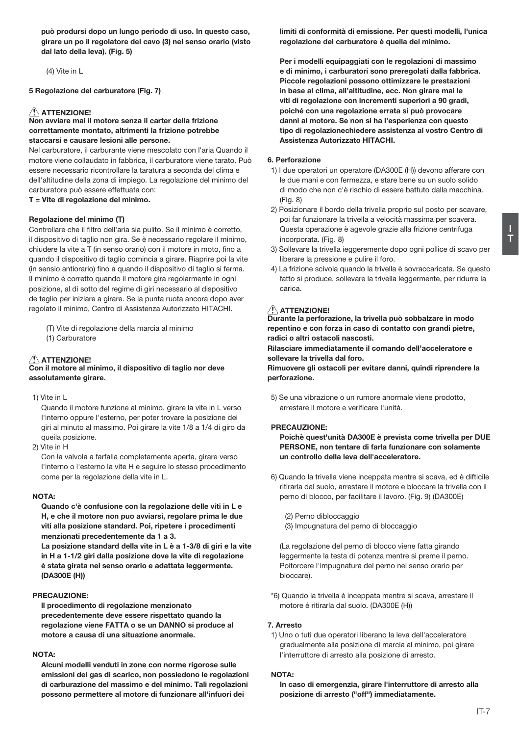**può prodursi dopo un lungo periodo di uso. In questo caso, girare un po il regolatore del cavo (3) nel senso orario (visto dal lato della leva). (Fig. 5)**

(4) Vite in L

**5 Regolazione del carburatore (Fig. 7)**

⚠ **ATTENZIONE!**
**Non avviare mai il motore senza il carter della frizione correttamente montato, altrimenti la frizione potrebbe staccarsi e causare lesioni alle persone.**

Nel carburatore, il carburante viene mescolato con l'aria Quando il motore viene collaudato in fabbrica, il carburatore viene tarato. Può essere necessario ricontrollare la taratura a seconda del clima e dell'altitudine della zona di impiego. La regolazione del minimo del carburatore può essere effettuata con:
**T = Vite di regolazione del minimo.**

**Regolazione del minimo (T)**

Controllare che il filtro dell'aria sia pulito. Se il minimo è corretto, il dispositivo di taglio non gira. Se è necessario regolare il minimo, chiudere la vite a T (in senso orario) con il motore in moto, fino a quando il dispositivo di taglio comincia a girare. Riaprire poi la vite (in sensio antiorario) fino a quando il dispositivo di taglio si ferma. Il minimo è corretto quando il motore gira regolarmente in ogni posizione, al di sotto del regime di giri necessario al dispositivo de taglio per iniziare a girare. Se la punta ruota ancora dopo aver regolato il minimo, Centro di Assistenza Autorizzato HITACHI.

(T) Vite di regolazione della marcia al minimo
(1) Carburatore

⚠ **ATTENZIONE!**
**Con il motore al minimo, il dispositivo di taglio nor deve assolutamente girare.**

1) Vite in L
   Quando il motore funzione al minimo, girare la vite in L verso l'interno oppure l'esterno, per poter trovare la posizione dei giri al minuto al massimo. Poi girare la vite 1/8 a 1/4 di giro da queila posizione.
2) Vite in H
   Con la valvola a farfalla completamente aperta, girare verso l'interno o l'esterno la vite H e seguire lo stesso procedimento come per la regolazione della vite in L.

**NOTA:**
**Quando c'è confusione con la regolazione delle viti in L e H, e che il motore non puo avviarsi, regolare prima le due viti alla posizione standard. Poi, ripetere i procedimenti menzionati precedentemente da 1 a 3.**
**La posizione standard della vite in L è a 1-3/8 di giri e la vite in H a 1-1/2 giri dalla posizione dove la vite di regolazione è stata girata nel senso orario e adattata leggermente. (DA300E (H))**

**PRECAUZIONE:**
**Il procedimento di regolazione menzionato precedentemente deve essere rispettato quando la regolazione viene FATTA o se un DANNO si produce al motore a causa di una situazione anormale.**

**NOTA:**
**Alcuni modelli venduti in zone con norme rigorose sulle emissioni dei gas di scarico, non possiedono le regolazioni di carburazione del massimo e del minimo. Tali regolazioni possono permettere al motore di funzionare all'infuori dei limiti di conformità di emissione. Per questi modelli, l'unica regolazione del carburatore è quella del minimo.**

**Per i modelli equipaggiati con le regolazioni di massimo e di minimo, i carburatori sono preregolati dalla fabbrica. Piccole regolazioni possono ottimizzare le prestazioni in base al clima, all'altitudine, ecc. Non girare mai le viti di regolazione con incrementi superiori a 90 gradi, poiché con una regolazione errata si può provocare danni al motore. Se non si ha l'esperienza con questo tipo di regolazionechiedere assistenza al vostro Centro di Assistenza Autorizzato HITACHI.**

**6. Perforazione**

1) I due operatori un operatore (DA300E (H)) devono afferare con le due mani e con fermezza, e stare bene su un suolo solido di modo che non c'è rischio di essere battuto dalla macchina. (Fig. 8)
2) Posizionare il bordo della trivella proprio sul posto per scavare, poi far funzionare la trivella a velocità massima per scavera. Questa operazione è agevole grazie alla frizione centrifuga incorporata. (Fig. 8)
3) Sollevare la trivella ieggeremente dopo ogni pollice di scavo per liberare la pressione e pulire il foro.
4) La frizione scivola quando la trivella è sovraccaricata. Se questo fatto si produce, sollevare la trivella leggermente, per ridurre la carica.

⚠ **ATTENZIONE!**
**Durante la perforazione, la trivella può sobbalzare in modo repentino e con forza in caso di contatto con grandi pietre, radici o altri ostacoli nascosti.**
**Rilasciare immediatamente il comando dell'acceleratore e sollevare la trivella dal foro.**
**Rimuovere gli ostacoli per evitare danni, quindi riprendere la perforazione.**

5) Se una vibrazione o un rumore anormale viene prodotto, arrestare il motore e verificare l'unità.

**PRECAUZIONE:**
**Poichè quest'unità DA300E è prevista come trivella per DUE PERSONE, non tentare di farla funzionare con solamente un controllo della leva dell'acceleratore.**

6) Quando la trivella viene inceppata mentre si scava, ed è difficile ritirarla dal suolo, arrestare il motore e bloccare la trivella con il perno di blocco, per facilitare il lavoro. (Fig. 9) (DA300E)

   (2) Perno dibloccaggio
   (3) Impugnatura del perno di bloccaggio

   (La regolazione del perno di blocco viene fatta girando leggermente la testa di potenza mentre si preme il perno. Poitorcere l'impugnatura del perno nel senso orario per bloccare).

*6) Quando la trivella è inceppata mentre si scava, arrestare il motore é ritirarla dal suolo. (DA300E (H))

**7. Arresto**

1) Uno o tuti due operatori liberano la leva dell'acceleratore gradualmente alla posizione di marcia al minimo, poi girare l'interruttore di arresto alla posizione di arresto.

**NOTA:**
**In caso di emergenza, girare l'interruttore di arresto alla posizione di arresto ("off") immediatamente.**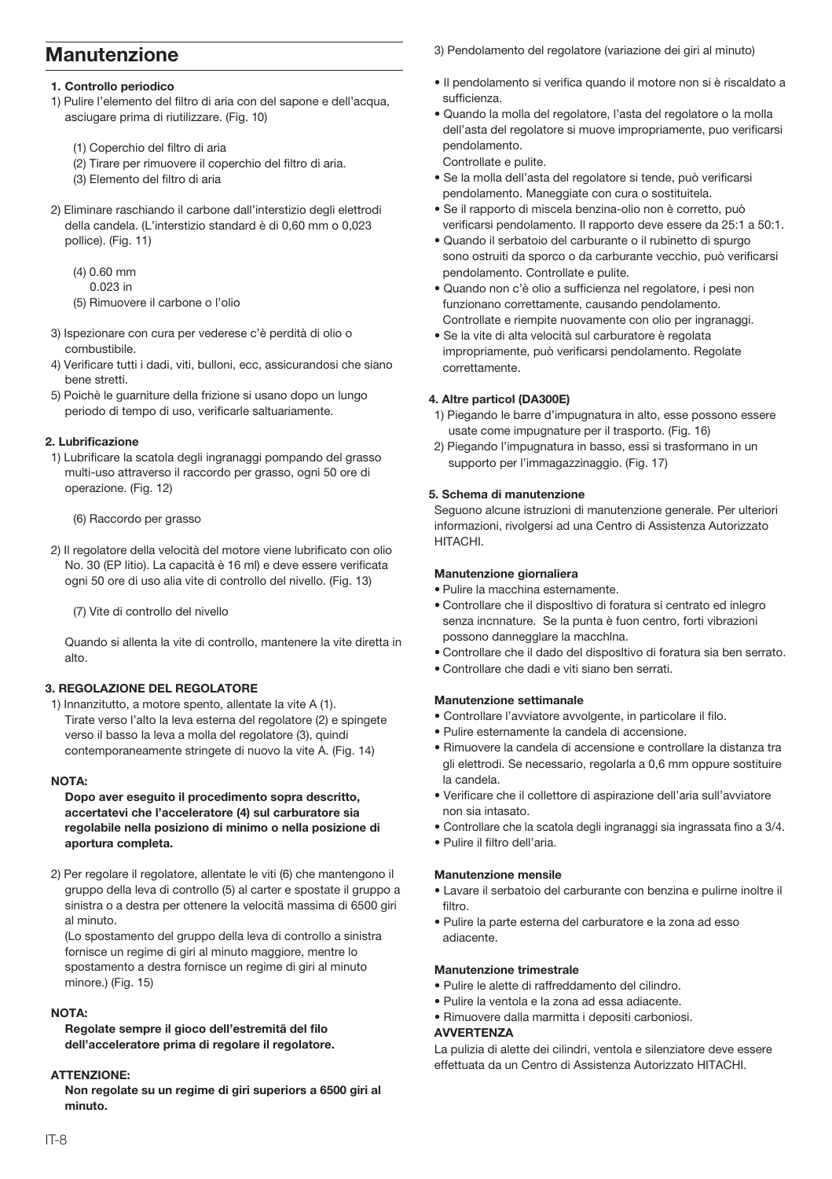# Manutenzione

**1. Controllo periodico**

1) Pulire l'elemento del filtro di aria con del sapone e dell'acqua, asciugare prima di riutilizzare. (Fig. 10)

(1) Coperchio del filtro di aria
(2) Tirare per rimuovere il coperchio del filtro di aria.
(3) Elemento del filtro di aria

2) Eliminare raschiando il carbone dall'interstizio degli elettrodi della candela. (L'interstizio standard è di 0,60 mm o 0,023 pollice). (Fig. 11)

(4) 0.60 mm
0.023 in
(5) Rimuovere il carbone o l'olio

3) Ispezionare con cura per vederese c'è perdità di olio o combustibile.
4) Verificare tutti i dadi, viti, bulloni, ecc, assicurandosi che siano bene stretti.
5) Poichè le guarniture della frizione si usano dopo un lungo periodo di tempo di uso, verificarle saltuariamente.

**2. Lubrificazione**

1) Lubrificare la scatola degli ingranaggi pompando del grasso multi-uso attraverso il raccordo per grasso, ogni 50 ore di operazione. (Fig. 12)

(6) Raccordo per grasso

2) Il regolatore della velocità del motore viene lubrificato con olio No. 30 (EP litio). La capacità è 16 ml) e deve essere verificata ogni 50 ore di uso alia vite di controllo del nivello. (Fig. 13)

(7) Vite di controllo del nivello

Quando si allenta la vite di controllo, mantenere la vite diretta in alto.

**3. REGOLAZIONE DEL REGOLATORE**

1) Innanzitutto, a motore spento, allentate la vite A (1).
Tirate verso l'alto la leva esterna del regolatore (2) e spingete verso il basso la leva a molla del regolatore (3), quindi contemporaneamente stringete di nuovo la vite A. (Fig. 14)

**NOTA:**

**Dopo aver eseguito il procedimento sopra descritto, accertatevi che l'acceleratore (4) sul carburatore sia regolabile nella posizion di minimo o nella posizione di apertura completa.**

2) Per regolare il regolatore, allentate le viti (6) che mantengono il gruppo della leva di controllo (5) al carter e spostate il gruppo a sinistra o a destra per ottenere la velocità massima di 6500 giri al minuto.
(Lo spostamento del gruppo della leva di controllo a sinistra fornisce un regime di giri al minuto maggiore, mentre lo spostamento a destra fornisce un regime di giri al minuto minore.) (Fig. 15)

**NOTA:**

**Regolate sempre il gioco dell'estremitã del filo dell'acceleratore prima di regolare il regolatore.**

**ATTENZIONE:**

**Non regolate su un regime di giri superiors a 6500 giri al minuto.**

3) Pendolamento del regolatore (variazione dei giri al minuto)

- Il pendolamento si verifica quando il motore non si è riscaldato a sufficienza.
- Quando la molla del regolatore, l'asta del regolatore o la molla dell'asta del regolatore si muove impropriamente, puo verificarsi pendolamento.
  Controllate e pulite.
- Se la molla dell'asta del regolatore si tende, può verificarsi pendolamento. Maneggiate con cura o sostituitela.
- Se il rapporto di miscela benzina-olio non è corretto, può verificarsi pendolamento. Il rapporto deve essere da 25:1 a 50:1.
- Quando il serbatoio del carburante o il rubinetto di spurgo sono ostruiti da sporco o da carburante vecchio, può verificarsi pendolamento. Controllate e pulite.
- Quando non c'è olio a sufficienza nel regolatore, i pesi non funzionano correttamente, causando pendolamento.
  Controllate e riempite nuovamente con olio per ingranaggi.
- Se la vite di alta velocità sul carburatore è regolata impropriamente, può verificarsi pendolamento. Regolate correttamente.

**4. Altre particol (DA300E)**

1) Piegando le barre d'impugnatura in alto, esse possono essere usate come impugnature per il trasporto. (Fig. 16)
2) Piegando l'impugnatura in basso, essi si trasformano in un supporto per l'immagazzinaggio. (Fig. 17)

**5. Schema di manutenzione**

Seguono alcune istruzioni di manutenzione generale. Per ulteriori informazioni, rivolgersi ad una Centro di Assistenza Autorizzato HITACHI.

**Manutenzione giornaliera**

- Pulire la macchina esternamente.
- Controllare che il dispositivo di foratura si centrato ed inlegro senza incnnature. Se la punta è fuon centro, forti vibrazioni possono danneggiare la macchlna.
- Controllare che il dado del dispositivo di foratura sia ben serrato.
- Controllare che dadi e viti siano ben serrati.

**Manutenzione settimanale**

- Controllare l'avviatore avvolgente, in particolare il filo.
- Pulire esternamente la candela di accensione.
- Rimuovere la candela di accensione e controllare la distanza tra gli elettrodi. Se necessario, regolarla a 0,6 mm oppure sostituire la candela.
- Verificare che il collettore di aspirazione dell'aria sull'avviatore non sia intasato.
- Controllare che la scatola degli ingranaggi sia ingrassata fino a 3/4.
- Pulire il filtro dell'aria.

**Manutenzione mensile**

- Lavare il serbatoio del carburante con benzina e pulirne inoltre il filtro.
- Pulire la parte esterna del carburatore e la zona ad esso adiacente.

**Manutenzione trimestrale**

- Pulire le alette di raffreddamento del cilindro.
- Pulire la ventola e la zona ad essa adiacente.
- Rimuovere dalla marmitta i depositi carboniosi.

**AVVERTENZA**

La pulizia di alette dei cilindri, ventola e silenziatore deve essere effettuata da un Centro di Assistenza Autorizzato HITACHI.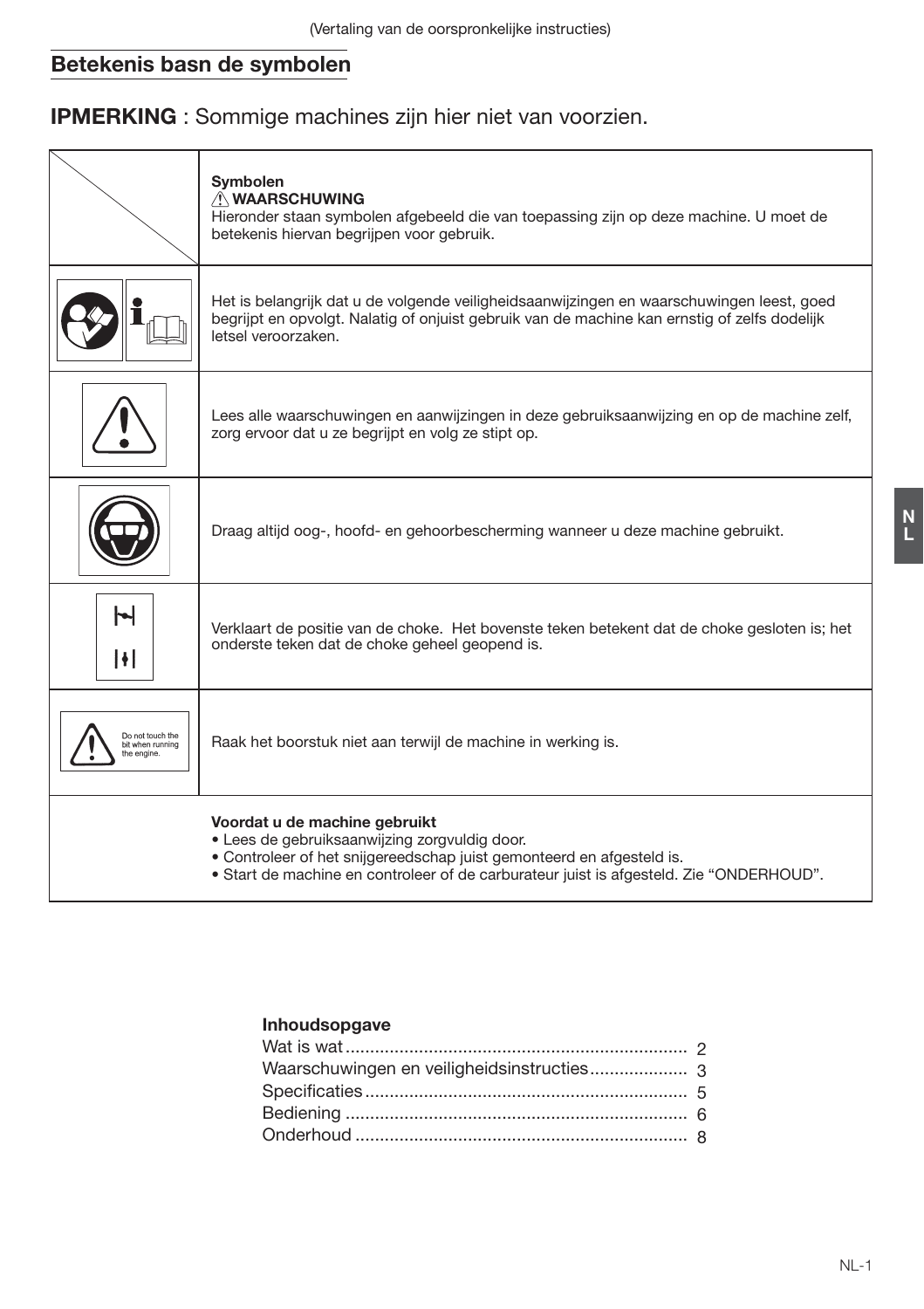(Vertaling van de oorspronkelijke instructies)

## Betekenis basn de symbolen

**IPMERKING** : Sommige machines zijn hier niet van voorzien.

| | **Symbolen**<br>⚠ **WAARSCHUWING**<br>Hieronder staan symbolen afgebeeld die van toepassing zijn op deze machine. U moet de betekenis hiervan begrijpen voor gebruik. |
|---|---|
| | Het is belangrijk dat u de volgende veiligheidsaanwijzingen en waarschuwingen leest, goed begrijpt en opvolgt. Nalatig of onjuist gebruik van de machine kan ernstig of zelfs dodelijk letsel veroorzaken. |
| | Lees alle waarschuwingen en aanwijzingen in deze gebruiksaanwijzing en op de machine zelf, zorg ervoor dat u ze begrijpt en volg ze stipt op. |
| | Draag altijd oog-, hoofd- en gehoorbescherming wanneer u deze machine gebruikt. |
| | Verklaart de positie van de choke. Het bovenste teken betekent dat de choke gesloten is; het onderste teken dat de choke geheel geopend is. |
| Do not touch the bit when running the engine. | Raak het boorstuk niet aan terwijl de machine in werking is. |
| | **Voordat u de machine gebruikt**<br>• Lees de gebruiksaanwijzing zorgvuldig door.<br>• Controleer of het snijgereedschap juist gemonteerd en afgesteld is.<br>• Start de machine en controleer of de carburateur juist is afgesteld. Zie "ONDERHOUD". |

**Inhoudsopgave**

Wat is wat ..... 2
Waarschuwingen en veiligheidsinstructies ..... 3
Specificaties ..... 5
Bediening ..... 6
Onderhoud ..... 8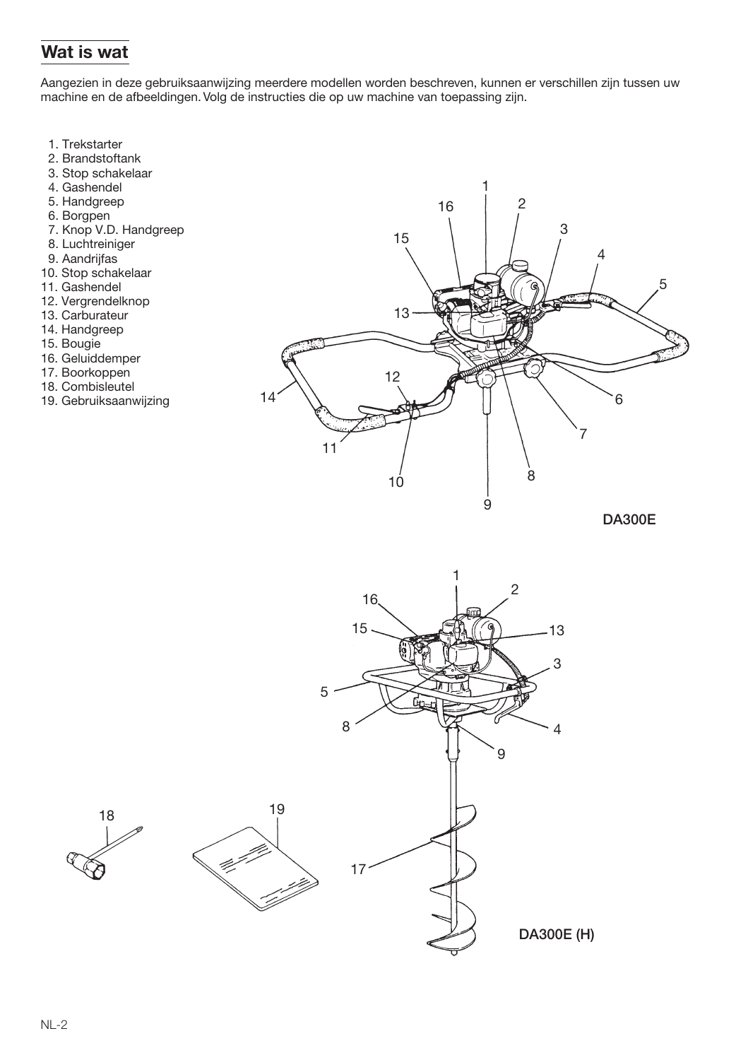## Wat is wat

Aangezien in deze gebruiksaanwijzing meerdere modellen worden beschreven, kunnen er verschillen zijn tussen uw machine en de afbeeldingen. Volg de instructies die op uw machine van toepassing zijn.

1. Trekstarter
2. Brandstoftank
3. Stop schakelaar
4. Gashendel
5. Handgreep
6. Borgpen
7. Knop V.D. Handgreep
8. Luchtreiniger
9. Aandrijfas
10. Stop schakelaar
11. Gashendel
12. Vergrendelknop
13. Carburateur
14. Handgreep
15. Bougie
16. Geluiddemper
17. Boorkoppen
18. Combisleutel
19. Gebruiksaanwijzing

DA300E

DA300E (H)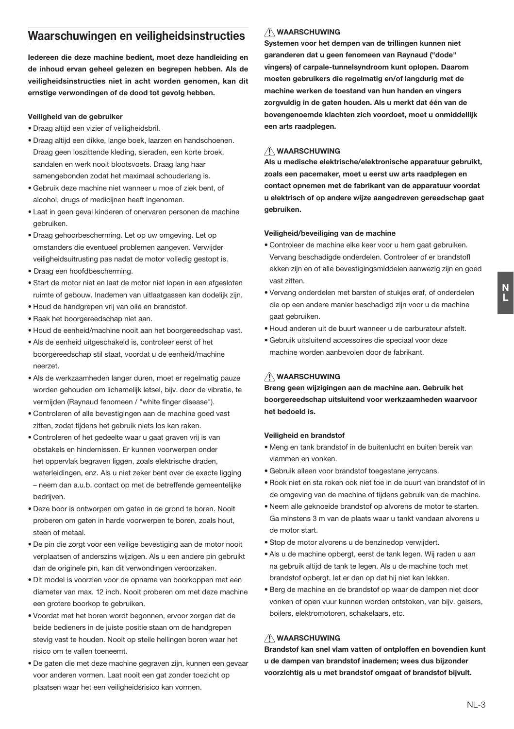## Waarschuwingen en veiligheidsinstructies

**Iedereen die deze machine bedient, moet deze handleiding en de inhoud ervan geheel gelezen en begrepen hebben. Als de veiligheidsinstructies niet in acht worden genomen, kan dit ernstige verwondingen of de dood tot gevolg hebben.**

**Veiligheid van de gebruiker**

- Draag altijd een vizier of veiligheidsbril.
- Draag altijd een dikke, lange boek, laarzen en handschoenen. Draag geen loszittende kleding, sieraden, een korte broek, sandalen en werk nooit blootsvoets. Draag lang haar samengebonden zodat het maximaal schouderlang is.
- Gebruik deze machine niet wanneer u moe of ziek bent, of alcohol, drugs of medicijnen heeft ingenomen.
- Laat in geen geval kinderen of onervaren personen de machine gebruiken.
- Draag gehoorbescherming. Let op uw omgeving. Let op omstanders die eventueel problemen aangeven. Verwijder veiligheidsuitrusting pas nadat de motor volledig gestopt is.
- Draag een hoofdbescherming.
- Start de motor niet en laat de motor niet lopen in een afgesloten ruimte of gebouw. Inademen van uitlaatgassen kan dodelijk zijn.
- Houd de handgrepen vrij van olie en brandstof.
- Raak het boorgereedschap niet aan.
- Houd de eenheid/machine nooit aan het boorgereedschap vast.
- Als de eenheid uitgeschakeld is, controleer eerst of het boorgereedschap stil staat, voordat u de eenheid/machine neerzet.
- Als de werkzaamheden langer duren, moet er regelmatig pauze worden gehouden om lichamelijk letsel, bijv. door de vibratie, te vermijden (Raynaud fenomeen / "white finger disease").
- Controleren of alle bevestigingen aan de machine goed vast zitten, zodat tijdens het gebruik niets los kan raken.
- Controleren of het gedeelte waar u gaat graven vrij is van obstakels en hindernissen. Er kunnen voorwerpen onder het oppervlak begraven liggen, zoals elektrische draden, waterleidingen, enz. Als u niet zeker bent over de exacte ligging – neem dan a.u.b. contact op met de betreffende gemeentelijke bedrijven.
- Deze boor is ontworpen om gaten in de grond te boren. Nooit proberen om gaten in harde voorwerpen te boren, zoals hout, steen of metaal.
- De pin die zorgt voor een veilige bevestiging aan de motor nooit verplaatsen of anderszins wijzigen. Als u een andere pin gebruikt dan de originele pin, kan dit verwondingen veroorzaken.
- Dit model is voorzien voor de opname van boorkoppen met een diameter van max. 12 inch. Nooit proberen om met deze machine een grotere boorkop te gebruiken.
- Voordat met het boren wordt begonnen, ervoor zorgen dat de beide bedieners in de juiste positie staan om de handgrepen stevig vast te houden. Nooit op steile hellingen boren waar het risico om te vallen toeneemt.
- De gaten die met deze machine gegraven zijn, kunnen een gevaar voor anderen vormen. Laat nooit een gat zonder toezicht op plaatsen waar het een veiligheidsrisico kan vormen.

⚠ **WAARSCHUWING**

**Systemen voor het dempen van de trillingen kunnen niet garanderen dat u geen fenomeen van Raynaud ("dode" vingers) of carpale-tunnelsyndroom kunt oplopen. Daarom moeten gebruikers die regelmatig en/of langdurig met de machine werken de toestand van hun handen en vingers zorgvuldig in de gaten houden. Als u merkt dat één van de bovengenoemde klachten zich voordoet, moet u onmiddellijk een arts raadplegen.**

⚠ **WAARSCHUWING**

**Als u medische elektrische/elektronische apparatuur gebruikt, zoals een pacemaker, moet u eerst uw arts raadplegen en contact opnemen met de fabrikant van de apparatuur voordat u elektrisch of op andere wijze aangedreven gereedschap gaat gebruiken.**

**Veiligheid/beveiliging van de machine**

- Controleer de machine elke keer voor u hem gaat gebruiken. Vervang beschadigde onderdelen. Controleer of er brandstofl ekken zijn en of alle bevestigingsmiddelen aanwezig zijn en goed vast zitten.
- Vervang onderdelen met barsten of stukjes eraf, of onderdelen die op een andere manier beschadigd zijn voor u de machine gaat gebruiken.
- Houd anderen uit de buurt wanneer u de carburateur afstelt.
- Gebruik uitsluitend accessoires die speciaal voor deze machine worden aanbevolen door de fabrikant.

⚠ **WAARSCHUWING**

**Breng geen wijzigingen aan de machine aan. Gebruik het boorgereedschap uitsluitend voor werkzaamheden waarvoor het bedoeld is.**

**Veiligheid en brandstof**

- Meng en tank brandstof in de buitenlucht en buiten bereik van vlammen en vonken.
- Gebruik alleen voor brandstof toegestane jerrycans.
- Rook niet en sta roken ook niet toe in de buurt van brandstof of in de omgeving van de machine of tijdens gebruik van de machine.
- Neem alle geknoeide brandstof op alvorens de motor te starten. Ga minstens 3 m van de plaats waar u tankt vandaan alvorens u de motor start.
- Stop de motor alvorens u de benzinedop verwijdert.
- Als u de machine opbergt, eerst de tank legen. Wij raden u aan na gebruik altijd de tank te legen. Als u de machine toch met brandstof opbergt, let er dan op dat hij niet kan lekken.
- Berg de machine en de brandstof op waar de dampen niet door vonken of open vuur kunnen worden ontstoken, van bijv. geisers, boilers, elektromotoren, schakelaars, etc.

⚠ **WAARSCHUWING**

**Brandstof kan snel vlam vatten of ontploffen en bovendien kunt u de dampen van brandstof inademen; wees dus bijzonder voorzichtig als u met brandstof omgaat of brandstof bijvult.**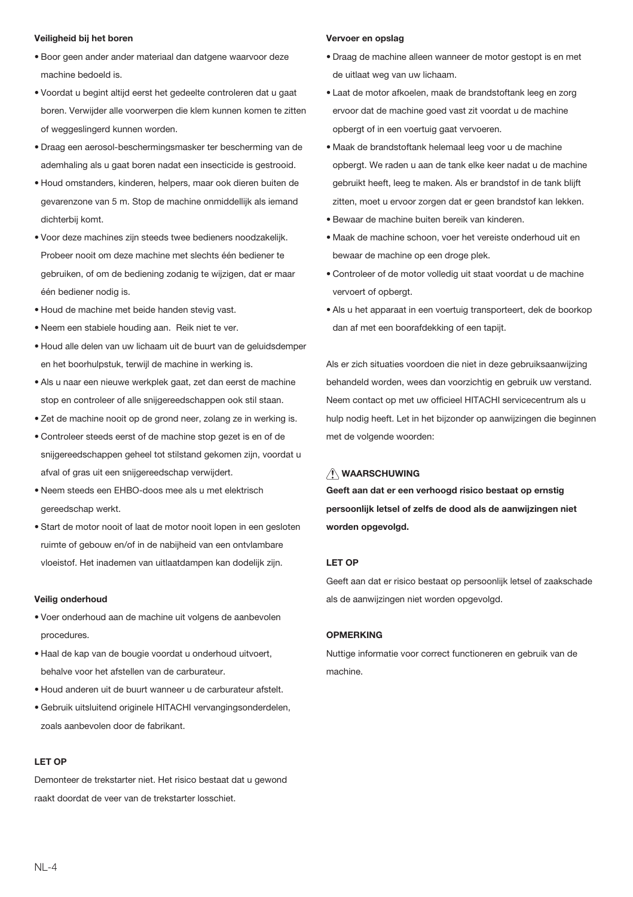### Veiligheid bij het boren

- Boor geen ander ander materiaal dan datgene waarvoor deze machine bedoeld is.
- Voordat u begint altijd eerst het gedeelte controleren dat u gaat boren. Verwijder alle voorwerpen die klem kunnen komen te zitten of weggeslingerd kunnen worden.
- Draag een aerosol-beschermingsmasker ter bescherming van de ademhaling als u gaat boren nadat een insecticide is gestrooid.
- Houd omstanders, kinderen, helpers, maar ook dieren buiten de gevarenzone van 5 m. Stop de machine onmiddellijk als iemand dichterbij komt.
- Voor deze machines zijn steeds twee bedieners noodzakelijk. Probeer nooit om deze machine met slechts één bediener te gebruiken, of om de bediening zodanig te wijzigen, dat er maar één bediener nodig is.
- Houd de machine met beide handen stevig vast.
- Neem een stabiele houding aan. Reik niet te ver.
- Houd alle delen van uw lichaam uit de buurt van de geluidsdemper en het boorhulpstuk, terwijl de machine in werking is.
- Als u naar een nieuwe werkplek gaat, zet dan eerst de machine stop en controleer of alle snijgereedschappen ook stil staan.
- Zet de machine nooit op de grond neer, zolang ze in werking is.
- Controleer steeds eerst of de machine stop gezet is en of de snijgereedschappen geheel tot stilstand gekomen zijn, voordat u afval of gras uit een snijgereedschap verwijdert.
- Neem steeds een EHBO-doos mee als u met elektrisch gereedschap werkt.
- Start de motor nooit of laat de motor nooit lopen in een gesloten ruimte of gebouw en/of in de nabijheid van een ontvlambare vloeistof. Het inademen van uitlaatdampen kan dodelijk zijn.

### Veilig onderhoud

- Voer onderhoud aan de machine uit volgens de aanbevolen procedures.
- Haal de kap van de bougie voordat u onderhoud uitvoert, behalve voor het afstellen van de carburateur.
- Houd anderen uit de buurt wanneer u de carburateur afstelt.
- Gebruik uitsluitend originele HITACHI vervangingsonderdelen, zoals aanbevolen door de fabrikant.

**LET OP**

Demonteer de trekstarter niet. Het risico bestaat dat u gewond raakt doordat de veer van de trekstarter losschiet.

### Vervoer en opslag

- Draag de machine alleen wanneer de motor gestopt is en met de uitlaat weg van uw lichaam.
- Laat de motor afkoelen, maak de brandstoftank leeg en zorg ervoor dat de machine goed vast zit voordat u de machine opbergt of in een voertuig gaat vervoeren.
- Maak de brandstoftank helemaal leeg voor u de machine opbergt. We raden u aan de tank elke keer nadat u de machine gebruikt heeft, leeg te maken. Als er brandstof in de tank blijft zitten, moet u ervoor zorgen dat er geen brandstof kan lekken.
- Bewaar de machine buiten bereik van kinderen.
- Maak de machine schoon, voer het vereiste onderhoud uit en bewaar de machine op een droge plek.
- Controleer of de motor volledig uit staat voordat u de machine vervoert of opbergt.
- Als u het apparaat in een voertuig transporteert, dek de boorkop dan af met een boorafdekking of een tapijt.

Als er zich situaties voordoen die niet in deze gebruiksaanwijzing behandeld worden, wees dan voorzichtig en gebruik uw verstand. Neem contact op met uw officieel HITACHI servicecentrum als u hulp nodig heeft. Let in het bijzonder op aanwijzingen die beginnen met de volgende woorden:

**⚠ WAARSCHUWING**

**Geeft aan dat er een verhoogd risico bestaat op ernstig persoonlijk letsel of zelfs de dood als de aanwijzingen niet worden opgevolgd.**

**LET OP**

Geeft aan dat er risico bestaat op persoonlijk letsel of zaakschade als de aanwijzingen niet worden opgevolgd.

**OPMERKING**

Nuttige informatie voor correct functioneren en gebruik van de machine.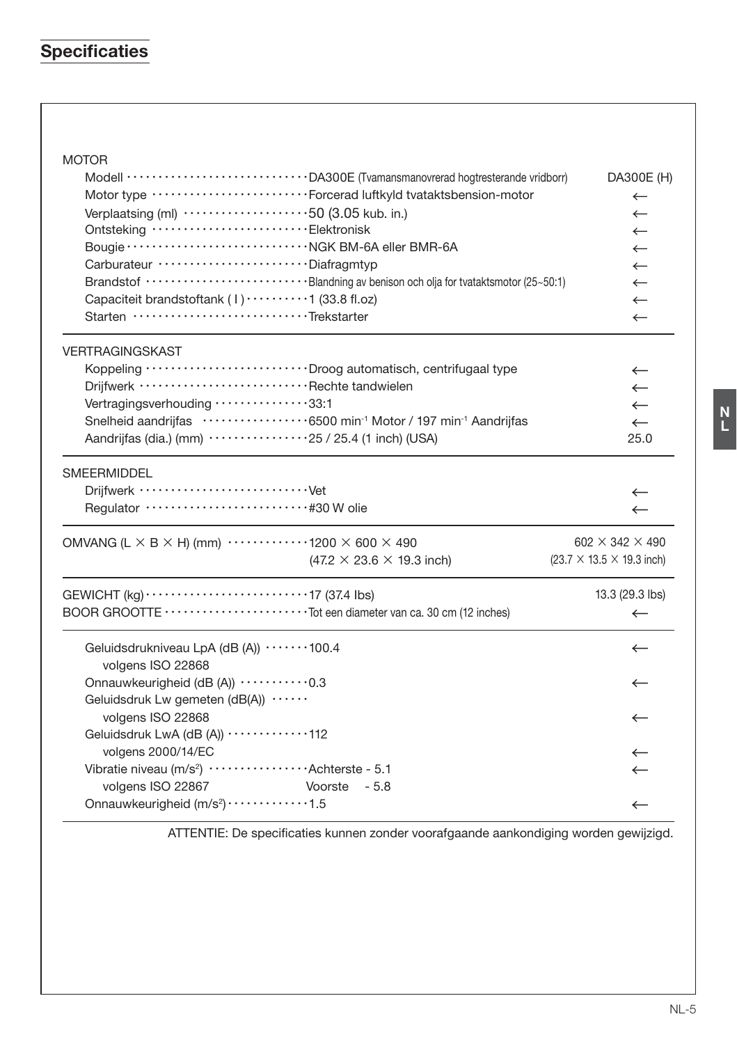## Specificaties

| | | |
|---|---|---|
| **MOTOR** | | |
| Modell | DA300E (Tvamansmanovrerad hogtresterande vridborr) | DA300E (H) |
| Motor type | Forcerad luftkyld tvataktsbension-motor | ← |
| Verplaatsing (ml) | 50 (3.05 kub. in.) | ← |
| Ontsteking | Elektronisk | ← |
| Bougie | NGK BM-6A eller BMR-6A | ← |
| Carburateur | Diafragmtyp | ← |
| Brandstof | Blandning av benison och olja for tvataktsmotor (25~50:1) | ← |
| Capaciteit brandstoftank ( l ) | 1 (33.8 fl.oz) | ← |
| Starten | Trekstarter | ← |
| **VERTRAGINGSKAST** | | |
| Koppeling | Droog automatisch, centrifugaal type | ← |
| Drijfwerk | Rechte tandwielen | ← |
| Vertragingsverhouding | 33:1 | ← |
| Snelheid aandrijfas | 6500 $min^{-1}$ Motor / 197 $min^{-1}$ Aandrijfas | ← |
| Aandrijfas (dia.) (mm) | 25 / 25.4 (1 inch) (USA) | 25.0 |
| **SMEERMIDDEL** | | |
| Drijfwerk | Vet | ← |
| Regulator | #30 W olie | ← |
| **OMVANG (L × B × H) (mm)** | 1200 × 600 × 490 (47.2 × 23.6 × 19.3 inch) | 602 × 342 × 490 (23.7 × 13.5 × 19.3 inch) |
| **GEWICHT (kg)** | 17 (37.4 lbs) | 13.3 (29.3 lbs) |
| **BOOR GROOTTE** | Tot een diameter van ca. 30 cm (12 inches) | ← |
| Geluidsdrukniveau LpA (dB (A)) volgens ISO 22868 | 100.4 | ← |
| Onnauwkeurigheid (dB (A)) | 0.3 | ← |
| Geluidsdruk Lw gemeten (dB(A)) volgens ISO 22868 | | ← |
| Geluidsdruk LwA (dB (A)) volgens 2000/14/EC | 112 | ← |
| Vibratie niveau ($m/s^2$) volgens ISO 22867 | Achterste - 5.1<br>Voorste - 5.8 | ← |
| Onnauwkeurigheid ($m/s^2$) | 1.5 | ← |

ATTENTIE: De specificaties kunnen zonder voorafgaande aankondiging worden gewijzigd.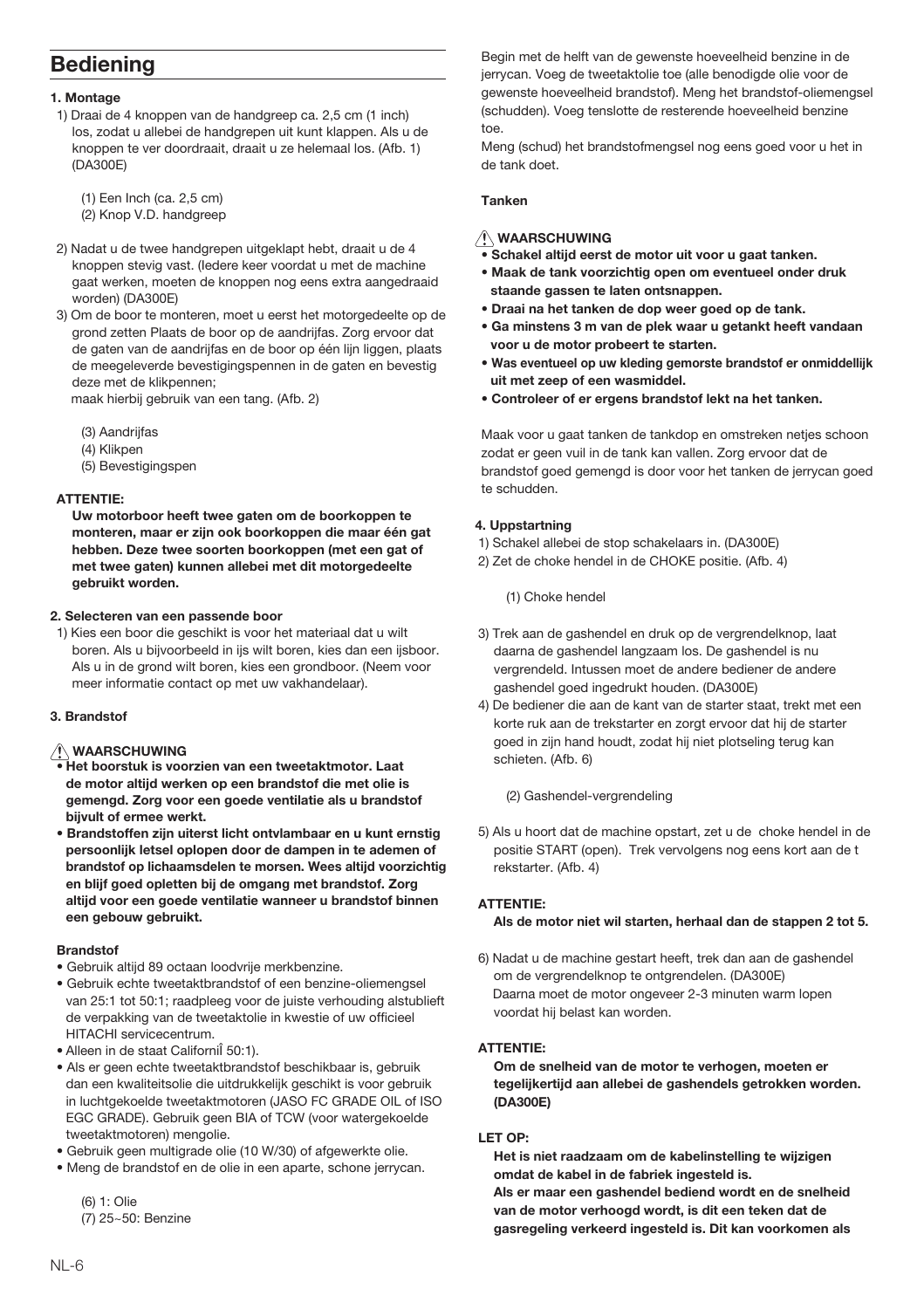## Bediening

**1. Montage**

1) Draai de 4 knoppen van de handgreep ca. 2,5 cm (1 inch) los, zodat u allebei de handgrepen uit kunt klappen. Als u de knoppen te ver doordraait, draait u ze helemaal los. (Afb. 1) (DA300E)

   (1) Een Inch (ca. 2,5 cm)
   (2) Knop V.D. handgreep

2) Nadat u de twee handgrepen uitgeklapt hebt, draait u de 4 knoppen stevig vast. (Iedere keer voordat u met de machine gaat werken, moeten de knoppen nog eens extra aangedraaid worden) (DA300E)

3) Om de boor te monteren, moet u eerst het motorgedeelte op de grond zetten Plaats de boor op de aandrijfas. Zorg ervoor dat de gaten van de aandrijfas en de boor op één lijn liggen, plaats de meegeleverde bevestigingspennen in de gaten en bevestig deze met de klikpennen;
   maak hierbij gebruik van een tang. (Afb. 2)

   (3) Aandrijfas
   (4) Klikpen
   (5) Bevestigingspen

**ATTENTIE:**

**Uw motorboor heeft twee gaten om de boorkoppen te monteren, maar er zijn ook boorkoppen die maar één gat hebben. Deze twee soorten boorkoppen (met een gat of met twee gaten) kunnen allebei met dit motorgedeelte gebruikt worden.**

**2. Selecteren van een passende boor**

1) Kies een boor die geschikt is voor het materiaal dat u wilt boren. Als u bijvoorbeeld in ijs wilt boren, kies dan een ijsboor. Als u in de grond wilt boren, kies een grondboor. (Neem voor meer informatie contact op met uw vakhandelaar).

**3. Brandstof**

**⚠ WAARSCHUWING**

- **Het boorstuk is voorzien van een tweetaktmotor. Laat de motor altijd werken op een brandstof die met olie is gemengd. Zorg voor een goede ventilatie als u brandstof bijvult of ermee werkt.**
- **Brandstoffen zijn uiterst licht ontvlambaar en u kunt ernstig persoonlijk letsel oplopen door de dampen in te ademen of brandstof op lichaamsdelen te morsen. Wees altijd voorzichtig en blijf goed opletten bij de omgang met brandstof. Zorg altijd voor een goede ventilatie wanneer u brandstof binnen een gebouw gebruikt.**

**Brandstof**

- Gebruik altijd 89 octaan loodvrije merkbenzine.
- Gebruik echte tweetaktbrandstof of een benzine-oliemengsel van 25:1 tot 50:1; raadpleeg voor de juiste verhouding alstublieft de verpakking van de tweetaktolie in kwestie of uw officieel HITACHI servicecentrum.
- Alleen in de staat CalifornÎ 50:1).
- Als er geen echte tweetaktbrandstof beschikbaar is, gebruik dan een kwaliteitsolie die uitdrukkelijk geschikt is voor gebruik in luchtgekoelde tweetaktmotoren (JASO FC GRADE OIL of ISO EGC GRADE). Gebruik geen BIA of TCW (voor watergekoelde tweetaktmotoren) mengolie.
- Gebruik geen multigrade olie (10 W/30) of afgewerkte olie.
- Meng de brandstof en de olie in een aparte, schone jerrycan.

   (6) 1: Olie
   (7) 25~50: Benzine

Begin met de helft van de gewenste hoeveelheid benzine in de jerrycan. Voeg de tweetaktolie toe (alle benodigde olie voor de gewenste hoeveelheid brandstof). Meng het brandstof-oliemengsel (schudden). Voeg tenslotte de resterende hoeveelheid benzine toe.

Meng (schud) het brandstofmengsel nog eens goed voor u het in de tank doet.

**Tanken**

**⚠ WAARSCHUWING**

- **Schakel altijd eerst de motor uit voor u gaat tanken.**
- **Maak de tank voorzichtig open om eventueel onder druk staande gassen te laten ontsnappen.**
- **Draai na het tanken de dop weer goed op de tank.**
- **Ga minstens 3 m van de plek waar u getankt heeft vandaan voor u de motor probeert te starten.**
- **Was eventueel op uw kleding gemorste brandstof er onmiddellijk uit met zeep of een wasmiddel.**
- **Controleer of er ergens brandstof lekt na het tanken.**

Maak voor u gaat tanken de tankdop en omstreken netjes schoon zodat er geen vuil in de tank kan vallen. Zorg ervoor dat de brandstof goed gemengd is door voor het tanken de jerrycan goed te schudden.

**4. Uppstartning**

1) Schakel allebei de stop schakelaars in. (DA300E)
2) Zet de choke hendel in de CHOKE positie. (Afb. 4)

   (1) Choke hendel

3) Trek aan de gashendel en druk op de vergrendelknop, laat daarna de gashendel langzaam los. De gashendel is nu vergrendeld. Intussen moet de andere bediener de andere gashendel goed ingedrukt houden. (DA300E)
4) De bediener die aan de kant van de starter staat, trekt met een korte ruk aan de trekstarter en zorgt ervoor dat hij de starter goed in zijn hand houdt, zodat hij niet plotseling terug kan schieten. (Afb. 6)

   (2) Gashendel-vergrendeling

5) Als u hoort dat de machine opstart, zet u de choke hendel in de positie START (open). Trek vervolgens nog eens kort aan de t rekstarter. (Afb. 4)

**ATTENTIE:**

**Als de motor niet wil starten, herhaal dan de stappen 2 tot 5.**

6) Nadat u de machine gestart heeft, trek dan aan de gashendel om de vergrendelknop te ontgrendelen. (DA300E)
   Daarna moet de motor ongeveer 2-3 minuten warm lopen voordat hij belast kan worden.

**ATTENTIE:**

**Om de snelheid van de motor te verhogen, moeten er tegelijkertijd aan allebei de gashendels getrokken worden. (DA300E)**

**LET OP:**

**Het is niet raadzaam om de kabelinstelling te wijzigen omdat de kabel in de fabriek ingesteld is.**
**Als er maar een gashendel bediend wordt en de snelheid van de motor verhoogd wordt, is dit een teken dat de gasregeling verkeerd ingesteld is. Dit kan voorkomen als**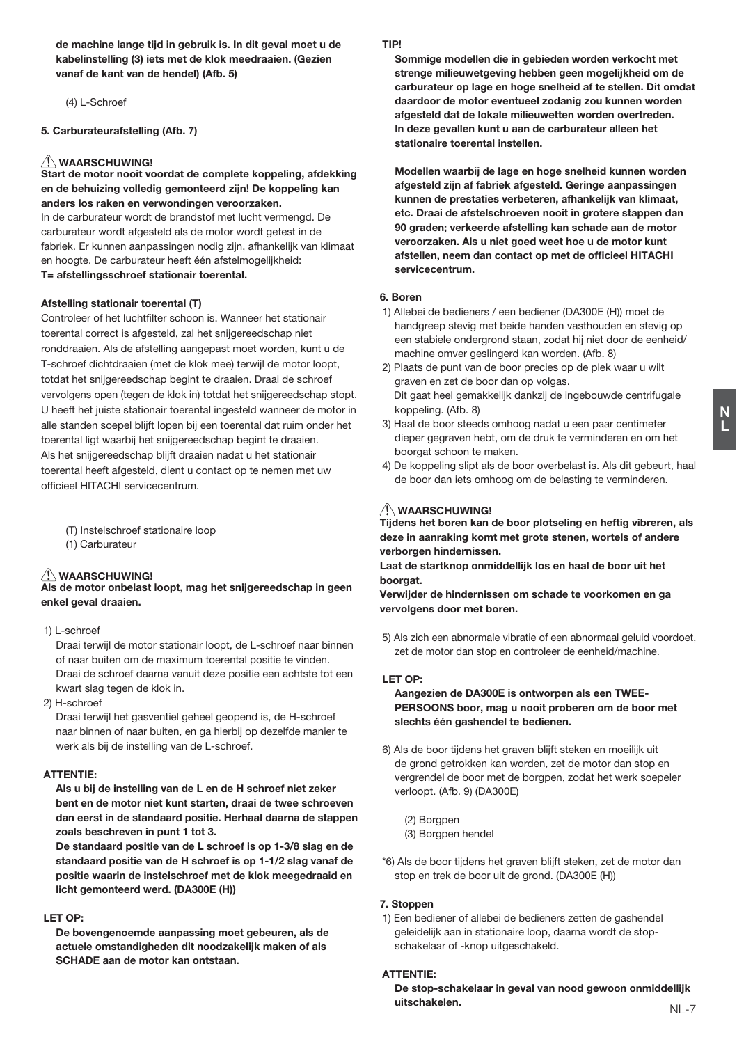**de machine lange tijd in gebruik is. In dit geval moet u de kabelinstelling (3) iets met de klok meedraaien. (Gezien vanaf de kant van de hendel) (Afb. 5)**

(4) L-Schroef

**5. Carburateurafstelling (Afb. 7)**

**⚠ WAARSCHUWING!**
**Start de motor nooit voordat de complete koppeling, afdekking en de behuizing volledig gemonteerd zijn! De koppeling kan anders los raken en verwondingen veroorzaken.**
In de carburateur wordt de brandstof met lucht vermengd. De carburateur wordt afgesteld als de motor wordt getest in de fabriek. Er kunnen aanpassingen nodig zijn, afhankelijk van klimaat en hoogte. De carburateur heeft één afstelmogelijkheid:
**T= afstellingsschroef stationair toerental.**

**Afstelling stationair toerental (T)**
Controleer of het luchtfilter schoon is. Wanneer het stationair toerental correct is afgesteld, zal het snijgereedschap niet ronddraaien. Als de afstelling aangepast moet worden, kunt u de T-schroef dichtdraaien (met de klok mee) terwijl de motor loopt, totdat het snijgereedschap begint te draaien. Draai de schroef vervolgens open (tegen de klok in) totdat het snijgereedschap stopt. U heeft het juiste stationair toerental ingesteld wanneer de motor in alle standen soepel blijft lopen bij een toerental dat ruim onder het toerental ligt waarbij het snijgereedschap begint te draaien.
Als het snijgereedschap blijft draaien nadat u het stationair toerental heeft afgesteld, dient u contact op te nemen met uw officieel HITACHI servicecentrum.

(T) Instelschroef stationaire loop
(1) Carburateur

**⚠ WAARSCHUWING!**
**Als de motor onbelast loopt, mag het snijgereedschap in geen enkel geval draaien.**

1) L-schroef
Draai terwijl de motor stationair loopt, de L-schroef naar binnen of naar buiten om de maximum toerental positie te vinden. Draai de schroef daarna vanuit deze positie een achtste tot een kwart slag tegen de klok in.
2) H-schroef
Draai terwijl het gasventiel geheel geopend is, de H-schroef naar binnen of naar buiten, en ga hierbij op dezelfde manier te werk als bij de instelling van de L-schroef.

**ATTENTIE:**
**Als u bij de instelling van de L en de H schroef niet zeker bent en de motor niet kunt starten, draai de twee schroeven dan eerst in de standaard positie. Herhaal daarna de stappen zoals beschreven in punt 1 tot 3.**
**De standaard positie van de L schroef is op 1-3/8 slag en de standaard positie van de H schroef is op 1-1/2 slag vanaf de positie waarin de instelschroef met de klok meegedraaid en licht gemonteerd werd. (DA300E (H))**

**LET OP:**
**De bovengenoemde aanpassing moet gebeuren, als de actuele omstandigheden dit noodzakelijk maken of als SCHADE aan de motor kan ontstaan.**

**TIP!**
**Sommige modellen die in gebieden worden verkocht met strenge milieuwetgeving hebben geen mogelijkheid om de carburateur op lage en hoge snelheid af te stellen. Dit omdat daardoor de motor eventueel zodanig zou kunnen worden afgesteld dat de lokale milieuwetten worden overtreden. In deze gevallen kunt u aan de carburateur alleen het stationaire toerental instellen.**

**Modellen waarbij de lage en hoge snelheid kunnen worden afgesteld zijn af fabriek afgesteld. Geringe aanpassingen kunnen de prestaties verbeteren, afhankelijk van klimaat, etc. Draai de afstelschroeven nooit in grotere stappen dan 90 graden; verkeerde afstelling kan schade aan de motor veroorzaken. Als u niet goed weet hoe u de motor kunt afstellen, neem dan contact op met de officieel HITACHI servicecentrum.**

**6. Boren**
1) Allebei de bedieners / een bediener (DA300E (H)) moet de handgreep stevig met beide handen vasthouden en stevig op een stabiele ondergrond staan, zodat hij niet door de eenheid/machine omver geslingerd kan worden. (Afb. 8)
2) Plaats de punt van de boor precies op de plek waar u wilt graven en zet de boor dan op volgas.
Dit gaat heel gemakkelijk dankzij de ingebouwde centrifugale koppeling. (Afb. 8)
3) Haal de boor steeds omhoog nadat u een paar centimeter dieper gegraven hebt, om de druk te verminderen en om het boorgat schoon te maken.
4) De koppeling slipt als de boor overbelast is. Als dit gebeurt, haal de boor dan iets omhoog om de belasting te verminderen.

**⚠ WAARSCHUWING!**
**Tijdens het boren kan de boor plotseling en heftig vibreren, als deze in aanraking komt met grote stenen, wortels of andere verborgen hindernissen.**
**Laat de startknop onmiddellijk los en haal de boor uit het boorgat.**
**Verwijder de hindernissen om schade te voorkomen en ga vervolgens door met boren.**

5) Als zich een abnormale vibratie of een abnormaal geluid voordoet, zet de motor dan stop en controleer de eenheid/machine.

**LET OP:**
**Aangezien de DA300E is ontworpen als een TWEE-PERSOONS boor, mag u nooit proberen om de boor met slechts één gashendel te bedienen.**

6) Als de boor tijdens het graven blijft steken en moeilijk uit de grond getrokken kan worden, zet de motor dan stop en vergrendel de boor met de borgpen, zodat het werk soepeler verloopt. (Afb. 9) (DA300E)

(2) Borgpen
(3) Borgpen hendel

*6) Als de boor tijdens het graven blijft steken, zet de motor dan stop en trek de boor uit de grond. (DA300E (H))

**7. Stoppen**
1) Een bediener of allebei de bedieners zetten de gashendel geleidelijk aan in stationaire loop, daarna wordt de stop-schakelaar of -knop uitgeschakeld.

**ATTENTIE:**
**De stop-schakelaar in geval van nood gewoon onmiddellijk uitschakelen.**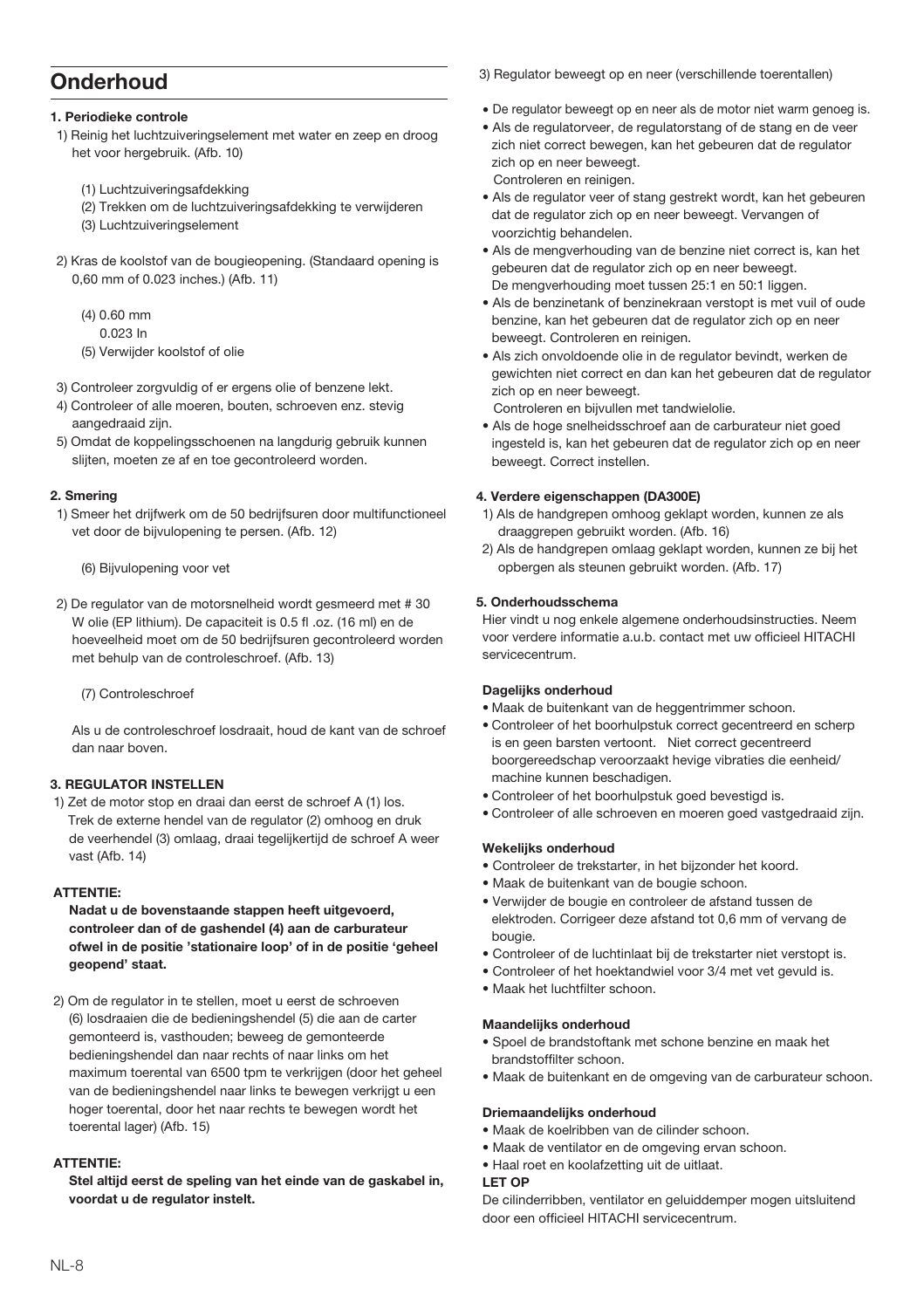# Onderhoud

**1. Periodieke controle**

1) Reinig het luchtzuiveringselement met water en zeep en droog het voor hergebruik. (Afb. 10)

   (1) Luchtzuiveringsafdekking
   (2) Trekken om de luchtzuiveringsafdekking te verwijderen
   (3) Luchtzuiveringselement

2) Kras de koolstof van de bougieopening. (Standaard opening is 0,60 mm of 0.023 inches.) (Afb. 11)

   (4) 0.60 mm
   0.023 In
   (5) Verwijder koolstof of olie

3) Controleer zorgvuldig of er ergens olie of benzene lekt.
4) Controleer of alle moeren, bouten, schroeven enz. stevig aangedraaid zijn.
5) Omdat de koppelingsschoenen na langdurig gebruik kunnen slijten, moeten ze af en toe gecontroleerd worden.

**2. Smering**

1) Smeer het drijfwerk om de 50 bedrijfsuren door multifunctioneel vet door de bijvulopening te persen. (Afb. 12)

   (6) Bijvulopening voor vet

2) De regulator van de motorsnelheid wordt gesmeerd met # 30 W olie (EP lithium). De capaciteit is 0.5 fl .oz. (16 ml) en de hoeveelheid moet om de 50 bedrijfsuren gecontroleerd worden met behulp van de controleschroef. (Afb. 13)

   (7) Controleschroef

   Als u de controleschroef losdraait, houd de kant van de schroef dan naar boven.

**3. REGULATOR INSTELLEN**

1) Zet de motor stop en draai dan eerst de schroef A (1) los. Trek de externe hendel van de regulator (2) omhoog en druk de veerhendel (3) omlaag, draai tegelijkertijd de schroef A weer vast (Afb. 14)

**ATTENTIE:**

**Nadat u de bovenstaande stappen heeft uitgevoerd, controleer dan of de gashendel (4) aan de carburateur ofwel in de positie 'stationaire loop' of in de positie 'geheel geopend' staat.**

2) Om de regulator in te stellen, moet u eerst de schroeven (6) losdraaien die de bedieningshendel (5) die aan de carter gemonteerd is, vasthouden; beweeg de gemonteerde bedieningshendel dan naar rechts of naar links om het maximum toerental van 6500 tpm te verkrijgen (door het geheel van de bedieningshendel naar links te bewegen verkrijgt u een hoger toerental, door het naar rechts te bewegen wordt het toerental lager) (Afb. 15)

**ATTENTIE:**

**Stel altijd eerst de speling van het einde van de gaskabel in, voordat u de regulator instelt.**

3) Regulator beweegt op en neer (verschillende toerentallen)

- De regulator beweegt op en neer als de motor niet warm genoeg is.
- Als de regulatorveer, de regulatorstang of de stang en de veer zich niet correct bewegen, kan het gebeuren dat de regulator zich op en neer beweegt.
  Controleren en reinigen.
- Als de regulator veer of stang gestrekt wordt, kan het gebeuren dat de regulator zich op en neer beweegt. Vervangen of voorzichtig behandelen.
- Als de mengverhouding van de benzine niet correct is, kan het gebeuren dat de regulator zich op en neer beweegt.
  De mengverhouding moet tussen 25:1 en 50:1 liggen.
- Als de benzinetank of benzinekraan verstopt is met vuil of oude benzine, kan het gebeuren dat de regulator zich op en neer beweegt. Controleren en reinigen.
- Als zich onvoldoende olie in de regulator bevindt, werken de gewichten niet correct en dan kan het gebeuren dat de regulator zich op en neer beweegt.
  Controleren en bijvullen met tandwielolie.
- Als de hoge snelheidsschroef aan de carburateur niet goed ingesteld is, kan het gebeuren dat de regulator zich op en neer beweegt. Correct instellen.

**4. Verdere eigenschappen (DA300E)**

1) Als de handgrepen omhoog geklapt worden, kunnen ze als draaggrepen gebruikt worden. (Afb. 16)
2) Als de handgrepen omlaag geklapt worden, kunnen ze bij het opbergen als steunen gebruikt worden. (Afb. 17)

**5. Onderhoudsschema**

Hier vindt u nog enkele algemene onderhoudsinstructies. Neem voor verdere informatie a.u.b. contact met uw officieel HITACHI servicecentrum.

**Dagelijks onderhoud**

- Maak de buitenkant van de heggentrimmer schoon.
- Controleer of het boorhulpstuk correct gecentreerd en scherp is en geen barsten vertoont. Niet correct gecentreerd boorgereedschap veroorzaakt hevige vibraties die eenheid/ machine kunnen beschadigen.
- Controleer of het boorhulpstuk goed bevestigd is.
- Controleer of alle schroeven en moeren goed vastgedraaid zijn.

**Wekelijks onderhoud**

- Controleer de trekstarter, in het bijzonder het koord.
- Maak de buitenkant van de bougie schoon.
- Verwijder de bougie en controleer de afstand tussen de elektroden. Corrigeer deze afstand tot 0,6 mm of vervang de bougie.
- Controleer of de luchtinlaat bij de trekstarter niet verstopt is.
- Controleer of het hoektandwiel voor 3/4 met vet gevuld is.
- Maak het luchtfilter schoon.

**Maandelijks onderhoud**

- Spoel de brandstoftank met schone benzine en maak het brandstoffilter schoon.
- Maak de buitenkant en de omgeving van de carburateur schoon.

**Driemaandelijks onderhoud**

- Maak de koelribben van de cilinder schoon.
- Maak de ventilator en de omgeving ervan schoon.
- Haal roet en koolafzetting uit de uitlaat.

**LET OP**

De cilinderribben, ventilator en geluiddemper mogen uitsluitend door een officieel HITACHI servicecentrum.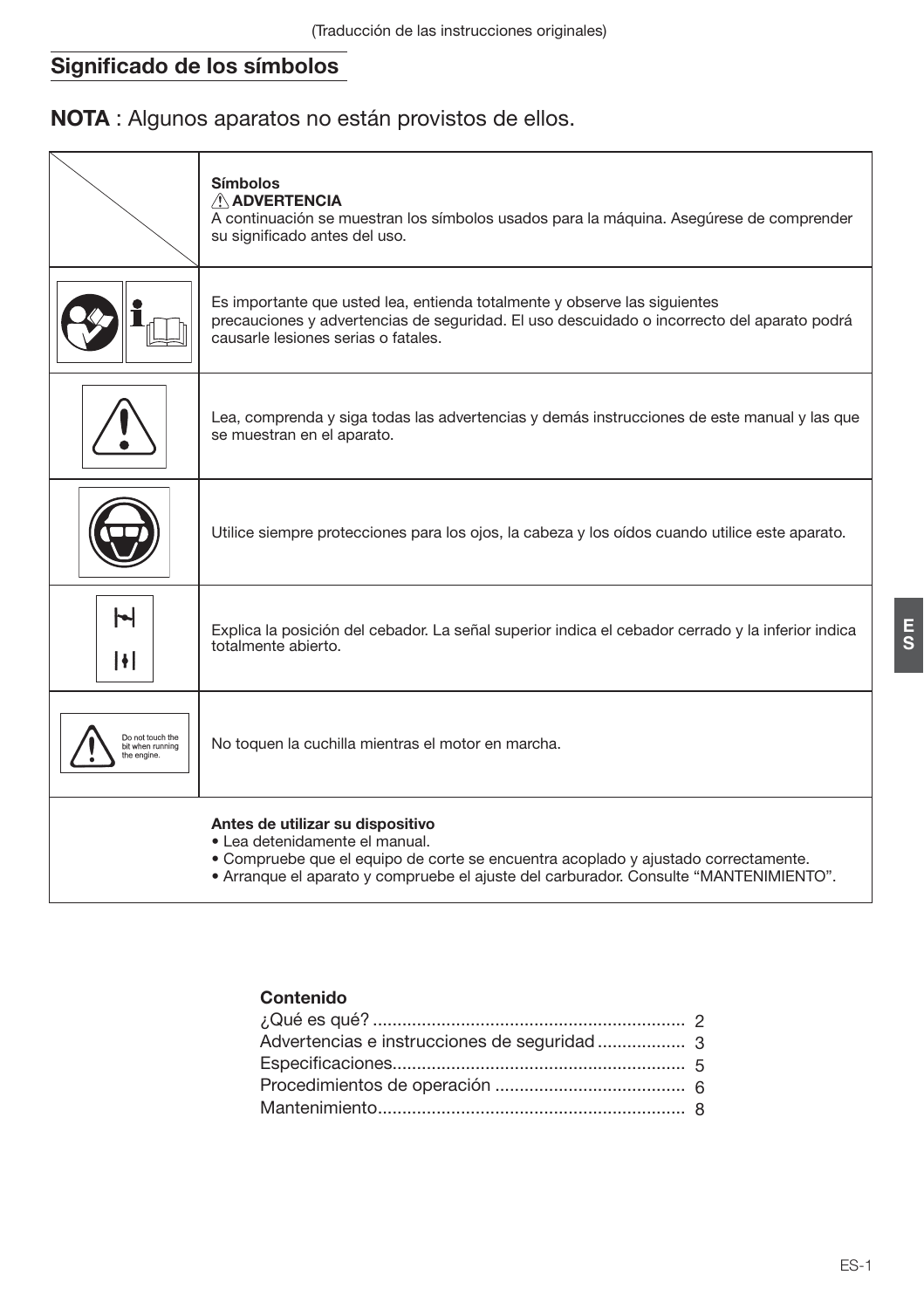(Traducción de las instrucciones originales)

## Significado de los símbolos

**NOTA** : Algunos aparatos no están provistos de ellos.

| | **Símbolos** <br> ⚠ **ADVERTENCIA** <br> A continuación se muestran los símbolos usados para la máquina. Asegúrese de comprender su significado antes del uso. |
|---|---|
| | Es importante que usted lea, entienda totalmente y observe las siguientes precauciones y advertencias de seguridad. El uso descuidado o incorrecto del aparato podrá causarle lesiones serias o fatales. |
| | Lea, comprenda y siga todas las advertencias y demás instrucciones de este manual y las que se muestran en el aparato. |
| | Utilice siempre protecciones para los ojos, la cabeza y los oídos cuando utilice este aparato. |
| | Explica la posición del cebador. La señal superior indica el cebador cerrado y la inferior indica totalmente abierto. |
| Do not touch the bit when running the engine. | No toquen la cuchilla mientras el motor en marcha. |

**Antes de utilizar su dispositivo**
- Lea detenidamente el manual.
- Compruebe que el equipo de corte se encuentra acoplado y ajustado correctamente.
- Arranque el aparato y compruebe el ajuste del carburador. Consulte "MANTENIMIENTO".

**Contenido**

| | |
|---|---|
| ¿Qué es qué? | 2 |
| Advertencias e instrucciones de seguridad | 3 |
| Especificaciones | 5 |
| Procedimientos de operación | 6 |
| Mantenimiento | 8 |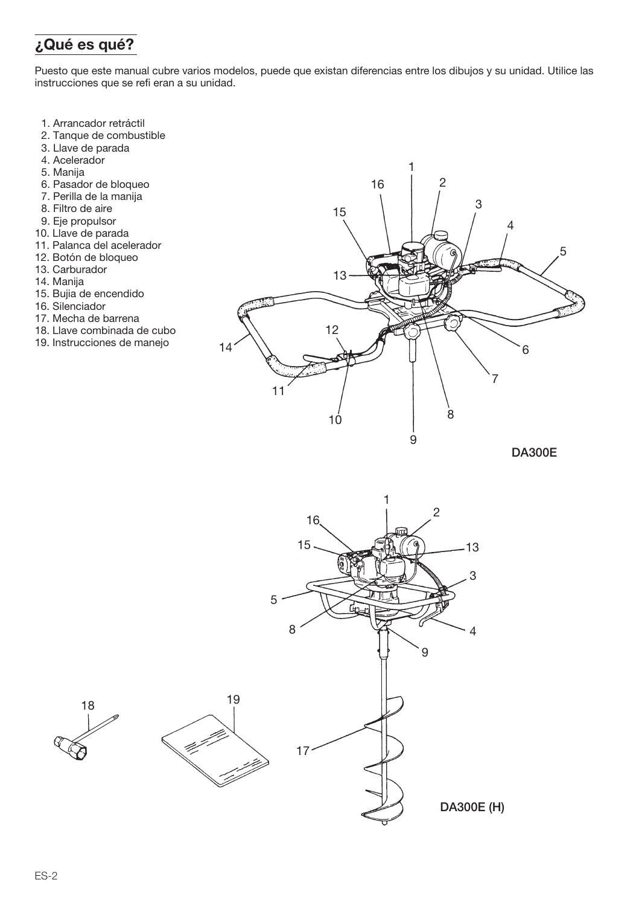## ¿Qué es qué?

Puesto que este manual cubre varios modelos, puede que existan diferencias entre los dibujos y su unidad. Utilice las instrucciones que se refi eran a su unidad.

1. Arrancador retráctil
2. Tanque de combustible
3. Llave de parada
4. Acelerador
5. Manija
6. Pasador de bloqueo
7. Perilla de la manija
8. Filtro de aire
9. Eje propulsor
10. Llave de parada
11. Palanca del acelerador
12. Botón de bloqueo
13. Carburador
14. Manija
15. Bujia de encendido
16. Silenciador
17. Mecha de barrena
18. Llave combinada de cubo
19. Instrucciones de manejo

DA300E

DA300E (H)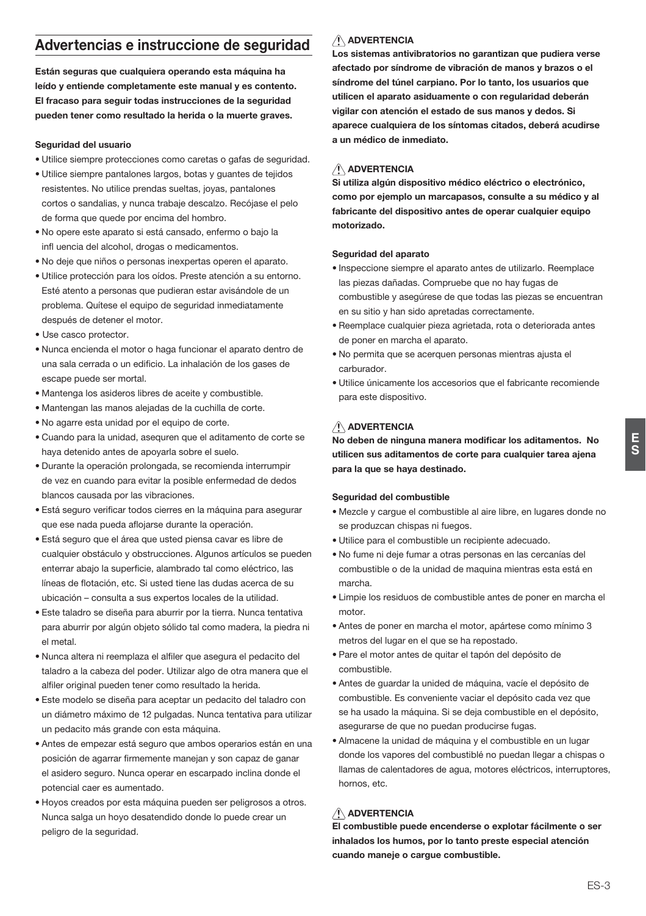## Advertencias e instruccione de seguridad

**Están seguras que cualquiera operando esta máquina ha leído y entiende completamente este manual y es contento. El fracaso para seguir todas instrucciones de la seguridad pueden tener como resultado la herida o la muerte graves.**

**Seguridad del usuario**

- Utilice siempre protecciones como caretas o gafas de seguridad.
- Utilice siempre pantalones largos, botas y guantes de tejidos resistentes. No utilice prendas sueltas, joyas, pantalones cortos o sandalias, y nunca trabaje descalzo. Recójase el pelo de forma que quede por encima del hombro.
- No opere este aparato si está cansado, enfermo o bajo la infl uencia del alcohol, drogas o medicamentos.
- No deje que niños o personas inexpertas operen el aparato.
- Utilice protección para los oídos. Preste atención a su entorno. Esté atento a personas que pudieran estar avisándole de un problema. Quítese el equipo de seguridad inmediatamente después de detener el motor.
- Use casco protector.
- Nunca encienda el motor o haga funcionar el aparato dentro de una sala cerrada o un edificio. La inhalación de los gases de escape puede ser mortal.
- Mantenga los asideros libres de aceite y combustible.
- Mantengan las manos alejadas de la cuchilla de corte.
- No agarre esta unidad por el equipo de corte.
- Cuando para la unidad, asequren que el aditamento de corte se haya detenido antes de apoyarla sobre el suelo.
- Durante la operación prolongada, se recomienda interrumpir de vez en cuando para evitar la posible enfermedad de dedos blancos causada por las vibraciones.
- Está seguro verificar todos cierres en la máquina para asegurar que ese nada pueda aflojarse durante la operación.
- Está seguro que el área que usted piensa cavar es libre de cualquier obstáculo y obstrucciones. Algunos artículos se pueden enterrar abajo la superficie, alambrado tal como eléctrico, las líneas de flotación, etc. Si usted tiene las dudas acerca de su ubicación – consulta a sus expertos locales de la utilidad.
- Este taladro se diseña para aburrir por la tierra. Nunca tentativa para aburrir por algún objeto sólido tal como madera, la piedra ni el metal.
- Nunca altera ni reemplaza el alfiler que asegura el pedacito del taladro a la cabeza del poder. Utilizar algo de otra manera que el alfiler original pueden tener como resultado la herida.
- Este modelo se diseña para aceptar un pedacito del taladro con un diámetro máximo de 12 pulgadas. Nunca tentativa para utilizar un pedacito más grande con esta máquina.
- Antes de empezar está seguro que ambos operarios están en una posición de agarrar firmemente manejan y son capaz de ganar el asidero seguro. Nunca operar en escarpado inclina donde el potencial caer es aumentado.
- Hoyos creados por esta máquina pueden ser peligrosos a otros. Nunca salga un hoyo desatendido donde lo puede crear un peligro de la seguridad.

**⚠ ADVERTENCIA**

**Los sistemas antivibratorios no garantizan que pudiera verse afectado por síndrome de vibración de manos y brazos o el síndrome del túnel carpiano. Por lo tanto, los usuarios que utilicen el aparato asiduamente o con regularidad deberán vigilar con atención el estado de sus manos y dedos. Si aparece cualquiera de los síntomas citados, deberá acudirse a un médico de inmediato.**

**⚠ ADVERTENCIA**

**Si utiliza algún dispositivo médico eléctrico o electrónico, como por ejemplo un marcapasos, consulte a su médico y al fabricante del dispositivo antes de operar cualquier equipo motorizado.**

**Seguridad del aparato**

- Inspeccione siempre el aparato antes de utilizarlo. Reemplace las piezas dañadas. Compruebe que no hay fugas de combustible y asegúrese de que todas las piezas se encuentran en su sitio y han sido apretadas correctamente.
- Reemplace cualquier pieza agrietada, rota o deteriorada antes de poner en marcha el aparato.
- No permita que se acerquen personas mientras ajusta el carburador.
- Utilice únicamente los accesorios que el fabricante recomiende para este dispositivo.

**⚠ ADVERTENCIA**

**No deben de ninguna manera modificar los aditamentos. No utilicen sus aditamentos de corte para cualquier tarea ajena para la que se haya destinado.**

**Seguridad del combustible**

- Mezcle y cargue el combustible al aire libre, en lugares donde no se produzcan chispas ni fuegos.
- Utilice para el combustible un recipiente adecuado.
- No fume ni deje fumar a otras personas en las cercanías del combustible o de la unidad de maquina mientras esta está en marcha.
- Limpie los residuos de combustible antes de poner en marcha el motor.
- Antes de poner en marcha el motor, apártese como mínimo 3 metros del lugar en el que se ha repostado.
- Pare el motor antes de quitar el tapón del depósito de combustible.
- Antes de guardar la unidad de máquina, vacíe el depósito de combustible. Es conveniente vaciar el depósito cada vez que se ha usado la máquina. Si se deja combustible en el depósito, asegurarse de que no puedan producirse fugas.
- Almacene la unidad de máquina y el combustible en un lugar donde los vapores del combustiblé no puedan llegar a chispas o llamas de calentadores de agua, motores eléctricos, interruptores, hornos, etc.

**⚠ ADVERTENCIA**

**El combustible puede encenderse o explotar fácilmente o ser inhalados los humos, por lo tanto preste especial atención cuando maneje o cargue combustible.**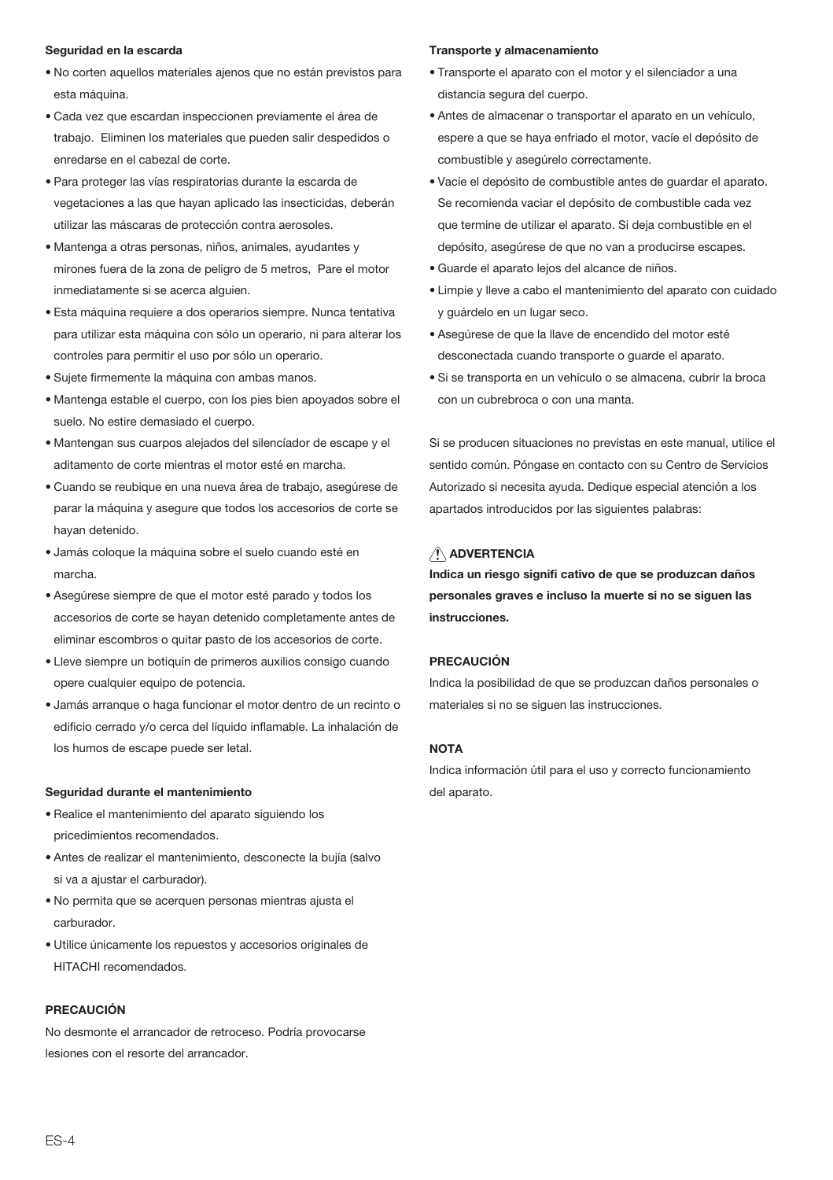**Seguridad en la escarda**

- No corten aquellos materiales ajenos que no están previstos para esta máquina.
- Cada vez que escardan inspeccionen previamente el área de trabajo.  Eliminen los materiales que pueden salir despedidos o enredarse en el cabezal de corte.
- Para proteger las vías respiratorias durante la escarda de vegetaciones a las que hayan aplicado las insecticidas, deberán utilizar las máscaras de protección contra aerosoles.
- Mantenga a otras personas, niños, animales, ayudantes y mirones fuera de la zona de peligro de 5 metros,  Pare el motor inmediatamente si se acerca alguien.
- Esta máquina requiere a dos operarios siempre. Nunca tentativa para utilizar esta máquina con sólo un operario, ni para alterar los controles para permitir el uso por sólo un operario.
- Sujete firmemente la máquina con ambas manos.
- Mantenga estable el cuerpo, con los pies bien apoyados sobre el suelo. No estire demasiado el cuerpo.
- Mantengan sus cuarpos alejados del silencíador de escape y el aditamento de corte mientras el motor esté en marcha.
- Cuando se reubique en una nueva área de trabajo, asegúrese de parar la máquina y asegure que todos los accesorios de corte se hayan detenido.
- Jamás coloque la máquina sobre el suelo cuando esté en marcha.
- Asegúrese siempre de que el motor esté parado y todos los accesorios de corte se hayan detenido completamente antes de eliminar escombros o quitar pasto de los accesorios de corte.
- Lleve siempre un botiquín de primeros auxilios consigo cuando opere cualquier equipo de potencia.
- Jamás arranque o haga funcionar el motor dentro de un recinto o edificio cerrado y/o cerca del líquido inflamable. La inhalación de los humos de escape puede ser letal.

**Seguridad durante el mantenimiento**

- Realice el mantenimiento del aparato siguiendo los pricedimientos recomendados.
- Antes de realizar el mantenimiento, desconecte la bujía (salvo si va a ajustar el carburador).
- No permita que se acerquen personas mientras ajusta el carburador.
- Utilice únicamente los repuestos y accesorios originales de HITACHI recomendados.

**PRECAUCIÓN**

No desmonte el arrancador de retroceso. Podría provocarse lesiones con el resorte del arrancador.

**Transporte y almacenamiento**

- Transporte el aparato con el motor y el silenciador a una distancia segura del cuerpo.
- Antes de almacenar o transportar el aparato en un vehículo, espere a que se haya enfriado el motor, vacíe el depósito de combustible y asegúrelo correctamente.
- Vacíe el depósito de combustible antes de guardar el aparato. Se recomienda vaciar el depósito de combustible cada vez que termine de utilizar el aparato. Si deja combustible en el depósito, asegúrese de que no van a producirse escapes.
- Guarde el aparato lejos del alcance de niños.
- Limpie y lleve a cabo el mantenimiento del aparato con cuidado y guárdelo en un lugar seco.
- Asegúrese de que la llave de encendido del motor esté desconectada cuando transporte o guarde el aparato.
- Si se transporta en un vehículo o se almacena, cubrir la broca con un cubrebroca o con una manta.

Si se producen situaciones no previstas en este manual, utilice el sentido común. Póngase en contacto con su Centro de Servicios Autorizado si necesita ayuda. Dedique especial atención a los apartados introducidos por las siguientes palabras:

**⚠ ADVERTENCIA**

**Indica un riesgo signifi cativo de que se produzcan daños personales graves e incluso la muerte si no se siguen las instrucciones.**

**PRECAUCIÓN**

Indica la posibilidad de que se produzcan daños personales o materiales si no se siguen las instrucciones.

**NOTA**

Indica información útil para el uso y correcto funcionamiento del aparato.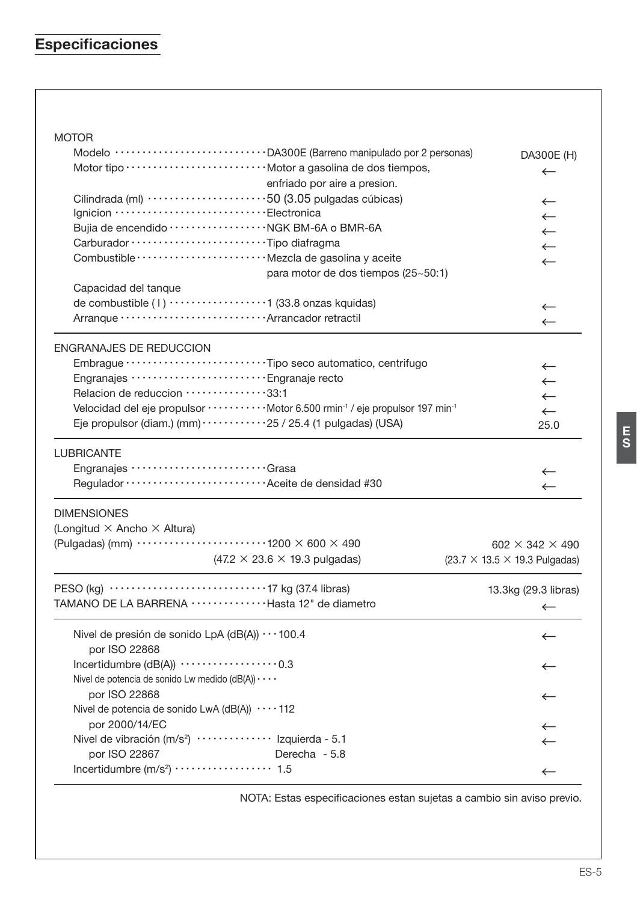## Especificaciones

| | DA300E | DA300E (H) |
|---|---|---|
| **MOTOR** | | |
| Modelo | DA300E (Barreno manipulado por 2 personas) | DA300E (H) |
| Motor tipo | Motor a gasolina de dos tiempos, enfriado por aire a presion. | ← |
| Cilindrada (ml) | 50 (3.05 pulgadas cúbicas) | ← |
| Ignicion | Electronica | ← |
| Bujia de encendido | NGK BM-6A o BMR-6A | ← |
| Carburador | Tipo diafragma | ← |
| Combustible | Mezcla de gasolina y aceite para motor de dos tiempos (25~50:1) | ← |
| Capacidad del tanque de combustible ( l ) | 1 (33.8 onzas kquidas) | ← |
| Arranque | Arrancador retractil | ← |
| **ENGRANAJES DE REDUCCION** | | |
| Embrague | Tipo seco automatico, centrifugo | ← |
| Engranajes | Engranaje recto | ← |
| Relacion de reduccion | 33:1 | ← |
| Velocidad del eje propulsor | Motor 6.500 rmin$^{-1}$ / eje propulsor 197 min$^{-1}$ | ← |
| Eje propulsor (diam.) (mm) | 25 / 25.4 (1 pulgadas) (USA) | 25.0 |
| **LUBRICANTE** | | |
| Engranajes | Grasa | ← |
| Regulador | Aceite de densidad #30 | ← |
| **DIMENSIONES** (Longitud × Ancho × Altura) (Pulgadas) (mm) | 1200 × 600 × 490 (47.2 × 23.6 × 19.3 pulgadas) | 602 × 342 × 490 (23.7 × 13.5 × 19.3 Pulgadas) |
| PESO (kg) | 17 kg (37.4 libras) | 13.3kg (29.3 libras) |
| TAMANO DE LA BARRENA | Hasta 12" de diametro | ← |
| Nivel de presión de sonido LpA (dB(A)) por ISO 22868 | 100.4 | ← |
| Incertidumbre (dB(A)) | 0.3 | ← |
| Nivel de potencia de sonido Lw medido (dB(A)) por ISO 22868 | | ← |
| Nivel de potencia de sonido LwA (dB(A)) por 2000/14/EC | 112 | ← |
| Nivel de vibración (m/s$^2$) por ISO 22867 | Izquierda - 5.1<br>Derecha - 5.8 | ← |
| Incertidumbre (m/s$^2$) | 1.5 | ← |

NOTA: Estas especificaciones estan sujetas a cambio sin aviso previo.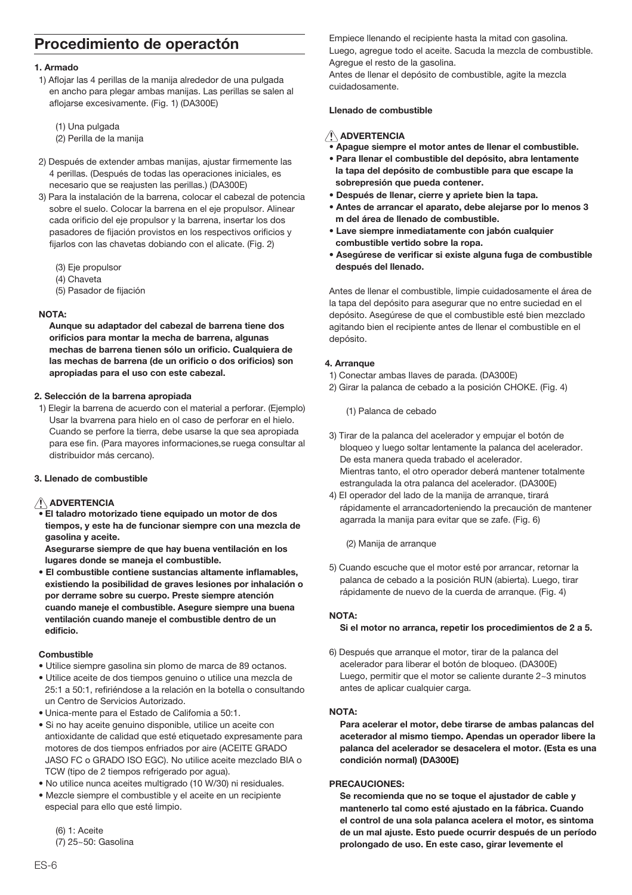## Procedimiento de operactón

**1. Armado**

1) Aflojar las 4 perillas de la manija alrededor de una pulgada en ancho para plegar ambas manijas. Las perillas se salen al aflojarse excesivamente. (Fig. 1) (DA300E)

   (1) Una pulgada
   (2) Perilla de la manija

2) Después de extender ambas manijas, ajustar firmemente las 4 perillas. (Después de todas las operaciones iniciales, es necesario que se reajusten las perillas.) (DA300E)

3) Para la instalación de la barrena, colocar el cabezal de potencia sobre el suelo. Colocar la barrena en el eje propulsor. Alinear cada orificio del eje propulsor y la barrena, insertar los dos pasadores de fijación provistos en los respectivos orificios y fijarlos con las chavetas dobiando con el alicate. (Fig. 2)

   (3) Eje propulsor
   (4) Chaveta
   (5) Pasador de fijación

**NOTA:**

**Aunque su adaptador del cabezal de barrena tiene dos orificios para montar la mecha de barrena, algunas mechas de barrena tienen sólo un orificio. Cualquiera de las mechas de barrena (de un orificio o dos orificios) son apropiadas para el uso con este cabezal.**

**2. Selección de la barrena apropiada**

1) Elegir la barrena de acuerdo con el material a perforar. (Ejemplo) Usar la bvarrena para hielo en ol caso de perforar en el hielo. Cuando se perfore la tierra, debe usarse la que sea apropiada para ese fin. (Para mayores informaciones,se ruega consultar al distribuidor más cercano).

**3. Llenado de combustible**

⚠ **ADVERTENCIA**

- **El taladro motorizado tiene equipado un motor de dos tiempos, y este ha de funcionar siempre con una mezcla de gasolina y aceite.**
  **Asegurarse siempre de que hay buena ventilación en los lugares donde se maneja el combustible.**
- **El combustible contiene sustancias altamente inflamables, existiendo la posibilidad de graves lesiones por inhalación o por derrame sobre su cuerpo. Preste siempre atención cuando maneje el combustible. Asegure siempre una buena ventilación cuando maneje el combustible dentro de un edificio.**

**Combustible**

- Utilice siempre gasolina sin plomo de marca de 89 octanos.
- Utilice aceite de dos tiempos genuino o utilice una mezcla de 25:1 a 50:1, refiriéndose a la relación en la botella o consultando un Centro de Servicios Autorizado.
- Unica-mente para el Estado de Califomia a 50:1.
- Si no hay aceite genuino disponible, utilice un aceite con antioxidante de calidad que esté etiquetado expresamente para motores de dos tiempos enfriados por aire (ACEITE GRADO JASO FC o GRADO ISO EGC). No utilice aceite mezclado BIA o TCW (tipo de 2 tiempos refrigerado por agua).
- No utilice nunca aceites multigrado (10 W/30) ni residuales.
- Mezcle siempre el combustible y el aceite en un recipiente especial para ello que esté limpio.

   (6) 1: Aceite
   (7) 25~50: Gasolina

Empiece llenando el recipiente hasta la mitad con gasolina. Luego, agregue todo el aceite. Sacuda la mezcla de combustible. Agregue el resto de la gasolina.
Antes de llenar el depósito de combustible, agite la mezcla cuidadosamente.

**Llenado de combustible**

⚠ **ADVERTENCIA**

- **Apague siempre el motor antes de llenar el combustible.**
- **Para llenar el combustible del depósito, abra lentamente la tapa del depósito de combustible para que escape la sobrepresión que pueda contener.**
- **Después de llenar, cierre y apriete bien la tapa.**
- **Antes de arrancar el aparato, debe alejarse por lo menos 3 m del área de llenado de combustible.**
- **Lave siempre inmediatamente con jabón cualquier combustible vertido sobre la ropa.**
- **Asegúrese de verificar si existe alguna fuga de combustible después del llenado.**

Antes de llenar el combustible, limpie cuidadosamente el área de la tapa del depósito para asegurar que no entre suciedad en el depósito. Asegúrese de que el combustible esté bien mezclado agitando bien el recipiente antes de llenar el combustible en el depósito.

**4. Arranque**

1) Conectar ambas llaves de parada. (DA300E)
2) Girar la palanca de cebado a la posición CHOKE. (Fig. 4)

   (1) Palanca de cebado

3) Tirar de la palanca del acelerador y empujar el botón de bloqueo y luego soltar lentamente la palanca del acelerador. De esta manera queda trabado el acelerador.
   Mientras tanto, el otro operador deberá mantener totalmente estrangulada la otra palanca del acelerador. (DA300E)
4) El operador del lado de la manija de arranque, tirará rápidamente el arrancadorteniendo la precaución de mantener agarrada la manija para evitar que se zafe. (Fig. 6)

   (2) Manija de arranque

5) Cuando escuche que el motor esté por arrancar, retornar la palanca de cebado a la posición RUN (abierta). Luego, tirar rápidamente de nuevo de la cuerda de arranque. (Fig. 4)

**NOTA:**

**Si el motor no arranca, repetir los procedimientos de 2 a 5.**

6) Después que arranque el motor, tirar de la palanca del acelerador para liberar el botón de bloqueo. (DA300E)
   Luego, permitir que el motor se caliente durante 2~3 minutos antes de aplicar cualquier carga.

**NOTA:**

**Para acelerar el motor, debe tirarse de ambas palancas del aceterador al mismo tiempo. Apendas un operador libere la palanca del acelerador se desacelera el motor. (Esta es una condición normal) (DA300E)**

**PRECAUCIONES:**

**Se recomienda que no se toque el ajustador de cable y mantenerlo tal como esté ajustado en la fábrica. Cuando el control de una sola palanca acelera el motor, es sintoma de un mal ajuste. Esto puede ocurrir después de un período prolongado de uso. En este caso, girar levemente el**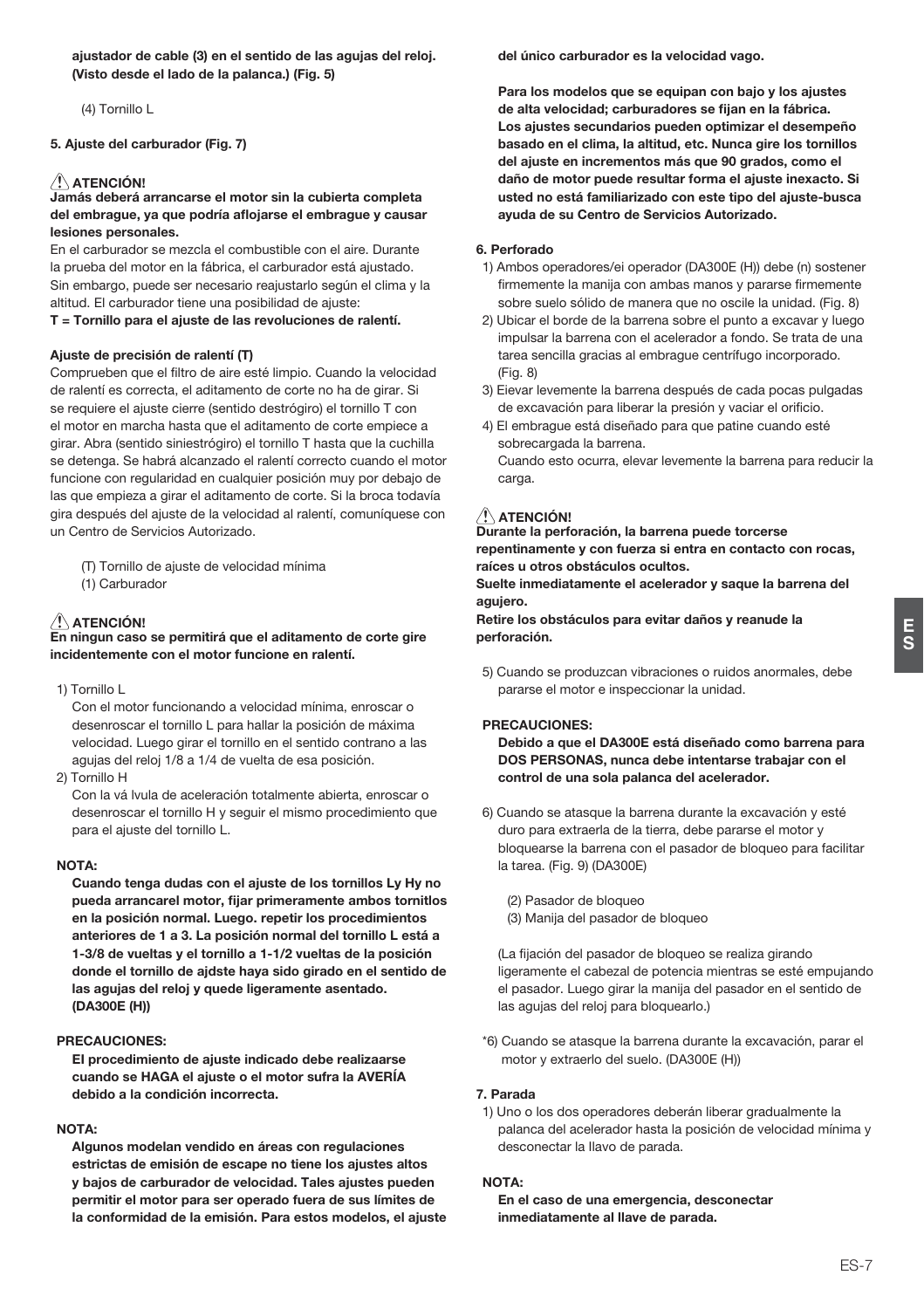**ajustador de cable (3) en el sentido de las agujas del reloj. (Visto desde el lado de la palanca.) (Fig. 5)**

(4) Tornillo L

**5. Ajuste del carburador (Fig. 7)**

⚠ **ATENCIÓN!**
**Jamás deberá arrancarse el motor sin la cubierta completa del embrague, ya que podría aflojarse el embrague y causar lesiones personales.**

En el carburador se mezcla el combustible con el aire. Durante la prueba del motor en la fábrica, el carburador está ajustado. Sin embargo, puede ser necesario reajustarlo según el clima y la altitud. El carburador tiene una posibilidad de ajuste:
**T = Tornillo para el ajuste de las revoluciones de ralentí.**

**Ajuste de precisión de ralentí (T)**

Comprueben que el filtro de aire esté limpio. Cuando la velocidad de ralentí es correcta, el aditamento de corte no ha de girar. Si se requiere el ajuste cierre (sentido destrógiro) el tornillo T con el motor en marcha hasta que el aditamento de corte empiece a girar. Abra (sentido siniestrógiro) el tornillo T hasta que la cuchilla se detenga. Se habrá alcanzado el ralentí correcto cuando el motor funcione con regularidad en cualquier posición muy por debajo de las que empieza a girar el aditamento de corte. Si la broca todavía gira después del ajuste de la velocidad al ralentí, comuníquese con un Centro de Servicios Autorizado.

(T) Tornillo de ajuste de velocidad mínima
(1) Carburador

⚠ **ATENCIÓN!**
**En ningun caso se permitirá que el aditamento de corte gire incidentemente con el motor funcione en ralentí.**

1) Tornillo L
Con el motor funcionando a velocidad mínima, enroscar o desenroscar el tornillo L para hallar la posición de máxima velocidad. Luego girar el tornillo en el sentido contrano a las agujas del reloj 1/8 a 1/4 de vuelta de esa posición.
2) Tornillo H
Con la vá lvula de aceleración totalmente abierta, enroscar o desenroscar el tornillo H y seguir el mismo procedimiento que para el ajuste del tornillo L.

**NOTA:**
**Cuando tenga dudas con el ajuste de los tornillos Ly Hy no pueda arrancarel motor, fijar primeramente ambos tornitlos en la posición normal. Luego. repetir los procedimientos anteriores de 1 a 3. La posición normal del tornillo L está a 1-3/8 de vueltas y el tornillo a 1-1/2 vueltas de la posición donde el tornillo de ajdste haya sido girado en el sentido de las agujas del reloj y quede ligeramente asentado. (DA300E (H))**

**PRECAUCIONES:**
**El procedimiento de ajuste indicado debe realizaarse cuando se HAGA el ajuste o el motor sufra la AVERÍA debido a la condición incorrecta.**

**NOTA:**
**Algunos modelan vendido en áreas con regulaciones estrictas de emisión de escape no tiene los ajustes altos y bajos de carburador de velocidad. Tales ajustes pueden permitir el motor para ser operado fuera de sus límites de la conformidad de la emisión. Para estos modelos, el ajuste del único carburador es la velocidad vago.**

**Para los modelos que se equipan con bajo y los ajustes de alta velocidad; carburadores se fijan en la fábrica. Los ajustes secundarios pueden optimizar el desempeño basado en el clima, la altitud, etc. Nunca gire los tornillos del ajuste en incrementos más que 90 grados, como el daño de motor puede resultar forma el ajuste inexacto. Si usted no está familiarizado con este tipo del ajuste-busca ayuda de su Centro de Servicios Autorizado.**

**6. Perforado**

1) Ambos operadores/ei operador (DA300E (H)) debe (n) sostener firmemente la manija con ambas manos y pararse firmemente sobre suelo sólido de manera que no oscile la unidad. (Fig. 8)
2) Ubicar el borde de la barrena sobre el punto a excavar y luego impulsar la barrena con el acelerador a fondo. Se trata de una tarea sencilla gracias al embrague centrífugo incorporado. (Fig. 8)
3) Eievar levemente la barrena después de cada pocas pulgadas de excavación para liberar la presión y vaciar el orificio.
4) El embrague está diseñado para que patine cuando esté sobrecargada la barrena.
Cuando esto ocurra, elevar levemente la barrena para reducir la carga.

⚠ **ATENCIÓN!**
**Durante la perforación, la barrena puede torcerse repentinamente y con fuerza si entra en contacto con rocas, raíces u otros obstáculos ocultos.**
**Suelte inmediatamente el acelerador y saque la barrena del agujero.**
**Retire los obstáculos para evitar daños y reanude la perforación.**

5) Cuando se produzcan vibraciones o ruidos anormales, debe pararse el motor e inspeccionar la unidad.

**PRECAUCIONES:**
**Debido a que el DA300E está diseñado como barrena para DOS PERSONAS, nunca debe intentarse trabajar con el control de una sola palanca del acelerador.**

6) Cuando se atasque la barrena durante la excavación y esté duro para extraerla de la tierra, debe pararse el motor y bloquearse la barrena con el pasador de bloqueo para facilitar la tarea. (Fig. 9) (DA300E)

(2) Pasador de bloqueo
(3) Manija del pasador de bloqueo

(La fijación del pasador de bloqueo se realiza girando ligeramente el cabezal de potencia mientras se esté empujando el pasador. Luego girar la manija del pasador en el sentido de las agujas del reloj para bloquearlo.)

*6) Cuando se atasque la barrena durante la excavación, parar el motor y extraerlo del suelo. (DA300E (H))

**7. Parada**

1) Uno o los dos operadores deberán liberar gradualmente la palanca del acelerador hasta la posición de velocidad mínima y desconectar la llavo de parada.

**NOTA:**
**En el caso de una emergencia, desconectar inmediatamente al llave de parada.**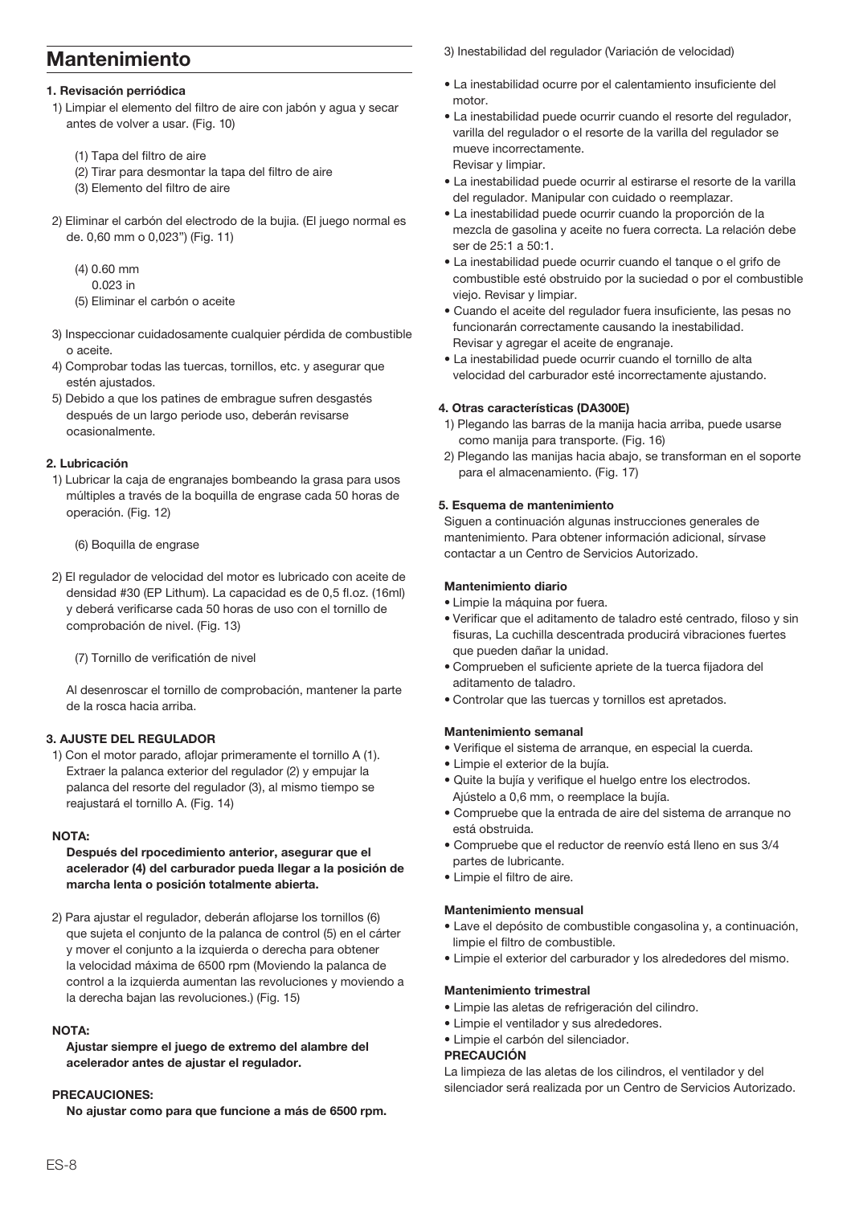# Mantenimiento

**1. Revisación perriódica**

1) Limpiar el elemento del filtro de aire con jabón y agua y secar antes de volver a usar. (Fig. 10)

   (1) Tapa del filtro de aire
   (2) Tirar para desmontar la tapa del filtro de aire
   (3) Elemento del filtro de aire

2) Eliminar el carbón del electrodo de la bujia. (El juego normal es de. 0,60 mm o 0,023") (Fig. 11)

   (4) 0.60 mm
   0.023 in
   (5) Eliminar el carbón o aceite

3) Inspeccionar cuidadosamente cualquier pérdida de combustible o aceite.
4) Comprobar todas las tuercas, tornillos, etc. y asegurar que estén ajustados.
5) Debido a que los patines de embrague sufren desgastés después de un largo periode uso, deberán revisarse ocasionalmente.

**2. Lubricación**

1) Lubricar la caja de engranajes bombeando la grasa para usos múltiples a través de la boquilla de engrase cada 50 horas de operación. (Fig. 12)

   (6) Boquilla de engrase

2) El regulador de velocidad del motor es lubricado con aceite de densidad #30 (EP Lithum). La capacidad es de 0,5 fl.oz. (16ml) y deberá verificarse cada 50 horas de uso con el tornillo de comprobación de nivel. (Fig. 13)

   (7) Tornillo de verificatión de nivel

   Al desenroscar el tornillo de comprobación, mantener la parte de la rosca hacia arriba.

**3. AJUSTE DEL REGULADOR**

1) Con el motor parado, aflojar primeramente el tornillo A (1). Extraer la palanca exterior del regulador (2) y empujar la palanca del resorte del regulador (3), al mismo tiempo se reajustará el tornillo A. (Fig. 14)

**NOTA:**

**Después del rpocedimiento anterior, asegurar que el acelerador (4) del carburador pueda llegar a la posición de marcha lenta o posición totalmente abierta.**

2) Para ajustar el regulador, deberán aflojarse los tornillos (6) que sujeta el conjunto de la palanca de control (5) en el cárter y mover el conjunto a la izquierda o derecha para obtener la velocidad máxima de 6500 rpm (Moviendo la palanca de control a la izquierda aumentan las revoluciones y moviendo a la derecha bajan las revoluciones.) (Fig. 15)

**NOTA:**

**Ajustar siempre el juego de extremo del alambre del acelerador antes de ajustar el regulador.**

**PRECAUCIONES:**

**No ajustar como para que funcione a más de 6500 rpm.**

3) Inestabilidad del regulador (Variación de velocidad)

- La inestabilidad ocurre por el calentamiento insuficiente del motor.
- La inestabilidad puede ocurrir cuando el resorte del regulador, varilla del regulador o el resorte de la varilla del regulador se mueve incorrectamente.
  Revisar y limpiar.
- La inestabilidad puede ocurrir al estirarse el resorte de la varilla del regulador. Manipular con cuidado o reemplazar.
- La inestabilidad puede ocurrir cuando la proporción de la mezcla de gasolina y aceite no fuera correcta. La relación debe ser de 25:1 a 50:1.
- La inestabilidad puede ocurrir cuando el tanque o el grifo de combustible esté obstruido por la suciedad o por el combustible viejo. Revisar y limpiar.
- Cuando el aceite del regulador fuera insuficiente, las pesas no funcionarán correctamente causando la inestabilidad.
  Revisar y agregar el aceite de engranaje.
- La inestabilidad puede ocurrir cuando el tornillo de alta velocidad del carburador esté incorrectamente ajustando.

**4. Otras características (DA300E)**

1) Plegando las barras de la manija hacia arriba, puede usarse como manija para transporte. (Fig. 16)
2) Plegando las manijas hacia abajo, se transforman en el soporte para el almacenamiento. (Fig. 17)

**5. Esquema de mantenimiento**

Siguen a continuación algunas instrucciones generales de mantenimiento. Para obtener información adicional, sírvase contactar a un Centro de Servicios Autorizado.

**Mantenimiento diario**

- Limpie la máquina por fuera.
- Verificar que el aditamento de taladro esté centrado, filoso y sin fisuras, La cuchilla descentrada producirá vibraciones fuertes que pueden dañar la unidad.
- Comprueben el suficiente apriete de la tuerca fijadora del aditamento de taladro.
- Controlar que las tuercas y tornillos est apretados.

**Mantenimiento semanal**

- Verifique el sistema de arranque, en especial la cuerda.
- Limpie el exterior de la bujía.
- Quite la bujía y verifique el huelgo entre los electrodos. Ajústelo a 0,6 mm, o reemplace la bujía.
- Compruebe que la entrada de aire del sistema de arranque no está obstruida.
- Compruebe que el reductor de reenvío está lleno en sus 3/4 partes de lubricante.
- Limpie el filtro de aire.

**Mantenimiento mensual**

- Lave el depósito de combustible congasolina y, a continuación, limpie el filtro de combustible.
- Limpie el exterior del carburador y los alrededores del mismo.

**Mantenimiento trimestral**

- Limpie las aletas de refrigeración del cilindro.
- Limpie el ventilador y sus alrededores.
- Limpie el carbón del silenciador.

**PRECAUCIÓN**

La limpieza de las aletas de los cilindros, el ventilador y del silenciador será realizada por un Centro de Servicios Autorizado.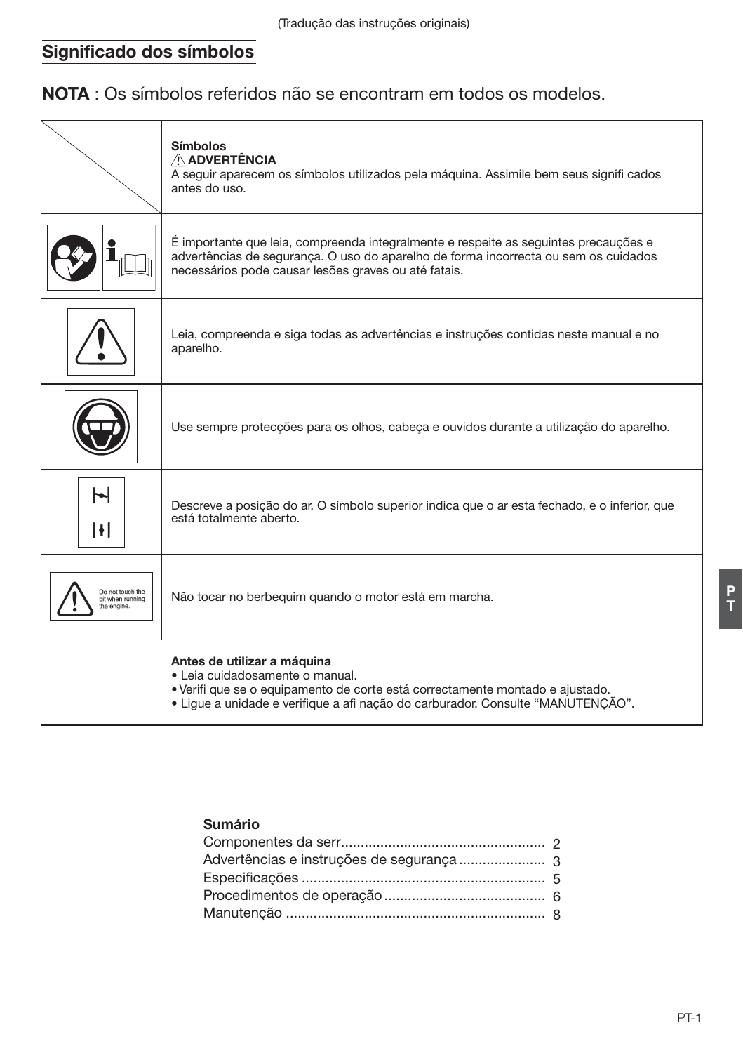(Tradução das instruções originais)

## Significado dos símbolos

**NOTA** : Os símbolos referidos não se encontram em todos os modelos.

| | **Símbolos**<br>⚠ **ADVERTÊNCIA**<br>A seguir aparecem os símbolos utilizados pela máquina. Assimile bem seus signifi cados antes do uso. |
|---|---|
| | É importante que leia, compreenda integralmente e respeite as seguintes precauções e advertências de segurança. O uso do aparelho de forma incorrecta ou sem os cuidados necessários pode causar lesões graves ou até fatais. |
| | Leia, compreenda e siga todas as advertências e instruções contidas neste manual e no aparelho. |
| | Use sempre protecções para os olhos, cabeça e ouvidos durante a utilização do aparelho. |
| | Descreve a posição do ar. O símbolo superior indica que o ar esta fechado, e o inferior, que está totalmente aberto. |
| Do not touch the bit when running the engine. | Não tocar no berbequim quando o motor está em marcha. |

**Antes de utilizar a máquina**
- Leia cuidadosamente o manual.
- Verifi que se o equipamento de corte está correctamente montado e ajustado.
- Ligue a unidade e verifique a afi nação do carburador. Consulte "MANUTENÇÃO".

**Sumário**

Componentes da serr.................................................... 2
Advertências e instruções de segurança ...................... 3
Especificações ............................................................. 5
Procedimentos de operação......................................... 6
Manutenção ................................................................. 8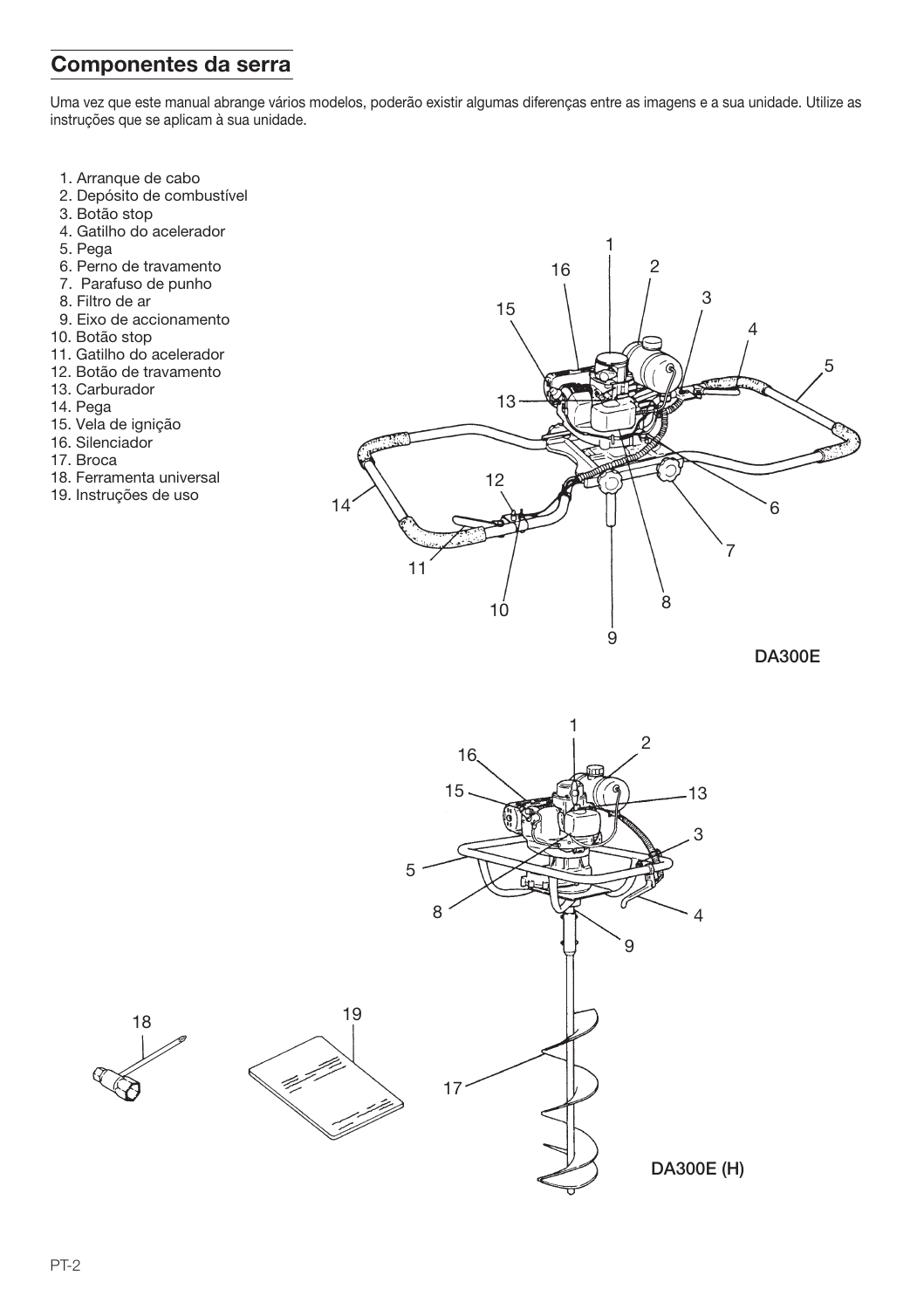## Componentes da serra

Uma vez que este manual abrange vários modelos, poderão existir algumas diferenças entre as imagens e a sua unidade. Utilize as instruções que se aplicam à sua unidade.

1. Arranque de cabo
2. Depósito de combustível
3. Botão stop
4. Gatilho do acelerador
5. Pega
6. Perno de travamento
7. Parafuso de punho
8. Filtro de ar
9. Eixo de accionamento
10. Botão stop
11. Gatilho do acelerador
12. Botão de travamento
13. Carburador
14. Pega
15. Vela de ignição
16. Silenciador
17. Broca
18. Ferramenta universal
19. Instruções de uso

DA300E

DA300E (H)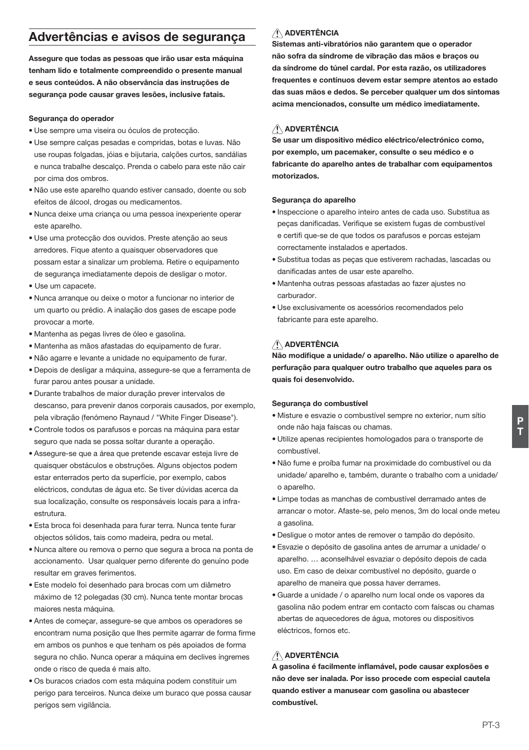## Advertências e avisos de segurança

**Assegure que todas as pessoas que irão usar esta máquina tenham lido e totalmente compreendido o presente manual e seus conteúdos. A não observância das instruções de segurança pode causar graves lesões, inclusive fatais.**

**Segurança do operador**

- Use sempre uma viseira ou óculos de protecção.
- Use sempre calças pesadas e compridas, botas e luvas. Não use roupas folgadas, jóias e bijutaria, calções curtos, sandálias e nunca trabalhe descalço. Prenda o cabelo para este não cair por cima dos ombros.
- Não use este aparelho quando estiver cansado, doente ou sob efeitos de álcool, drogas ou medicamentos.
- Nunca deixe uma criança ou uma pessoa inexperiente operar este aparelho.
- Use uma protecção dos ouvidos. Preste atenção ao seus arredores. Fique atento a quaisquer observadores que possam estar a sinalizar um problema. Retire o equipamento de segurança imediatamente depois de desligar o motor.
- Use um capacete.
- Nunca arranque ou deixe o motor a funcionar no interior de um quarto ou prédio. A inalação dos gases de escape pode provocar a morte.
- Mantenha as pegas livres de óleo e gasolina.
- Mantenha as mãos afastadas do equipamento de furar.
- Não agarre e levante a unidade no equipamento de furar.
- Depois de desligar a máquina, assegure-se que a ferramenta de furar parou antes pousar a unidade.
- Durante trabalhos de maior duração prever intervalos de descanso, para prevenir danos corporais causados, por exemplo, pela vibração (fenómeno Raynaud / "White Finger Disease").
- Controle todos os parafusos e porcas na máquina para estar seguro que nada se possa soltar durante a operação.
- Assegure-se que a área que pretende escavar esteja livre de quaisquer obstáculos e obstruções. Alguns objectos podem estar enterrados perto da superfície, por exemplo, cabos eléctricos, condutas de água etc. Se tiver dúvidas acerca da sua localização, consulte os responsáveis locais para a infra-estrutura.
- Esta broca foi desenhada para furar terra. Nunca tente furar objectos sólidos, tais como madeira, pedra ou metal.
- Nunca altere ou remova o perno que segura a broca na ponta de accionamento. Usar qualquer perno diferente do genuíno pode resultar em graves ferimentos.
- Este modelo foi desenhado para brocas com um diâmetro máximo de 12 polegadas (30 cm). Nunca tente montar brocas maiores nesta máquina.
- Antes de começar, assegure-se que ambos os operadores se encontram numa posição que lhes permite agarrar de forma firme em ambos os punhos e que tenham os pés apoiados de forma segura no chão. Nunca operar a máquina em declives íngremes onde o risco de queda é mais alto.
- Os buracos criados com esta máquina podem constituir um perigo para terceiros. Nunca deixe um buraco que possa causar perigos sem vigilância.

**⚠ ADVERTÊNCIA**

**Sistemas anti-vibratórios não garantem que o operador não sofra da síndrome de vibração das mãos e braços ou da síndrome do túnel cardal. Por esta razão, os utilizadores frequentes e contínuos devem estar sempre atentos ao estado das suas mãos e dedos. Se perceber qualquer um dos sintomas acima mencionados, consulte um médico imediatamente.**

**⚠ ADVERTÊNCIA**

**Se usar um dispositivo médico eléctrico/electrónico como, por exemplo, um pacemaker, consulte o seu médico e o fabricante do aparelho antes de trabalhar com equipamentos motorizados.**

**Segurança do aparelho**

- Inspeccione o aparelho inteiro antes de cada uso. Substitua as peças danificadas. Verifique se existem fugas de combustível e certifi que-se de que todos os parafusos e porcas estejam correctamente instalados e apertados.
- Substitua todas as peças que estiverem rachadas, lascadas ou danificadas antes de usar este aparelho.
- Mantenha outras pessoas afastadas ao fazer ajustes no carburador.
- Use exclusivamente os acessórios recomendados pelo fabricante para este aparelho.

**⚠ ADVERTÊNCIA**

**Não modifique a unidade/ o aparelho. Não utilize o aparelho de perfuração para qualquer outro trabalho que aqueles para os quais foi desenvolvido.**

**Segurança do combustível**

- Misture e esvazie o combustível sempre no exterior, num sítio onde não haja faíscas ou chamas.
- Utilize apenas recipientes homologados para o transporte de combustível.
- Não fume e proíba fumar na proximidade do combustível ou da unidade/ aparelho e, também, durante o trabalho com a unidade/ o aparelho.
- Limpe todas as manchas de combustível derramado antes de arrancar o motor. Afaste-se, pelo menos, 3m do local onde meteu a gasolina.
- Desligue o motor antes de remover o tampão do depósito.
- Esvazie o depósito de gasolina antes de arrumar a unidade/ o aparelho. … aconselhável esvaziar o depósito depois de cada uso. Em caso de deixar combustível no depósito, guarde o aparelho de maneira que possa haver derrames.
- Guarde a unidade / o aparelho num local onde os vapores da gasolina não podem entrar em contacto com faíscas ou chamas abertas de aquecedores de água, motores ou dispositivos eléctricos, fornos etc.

**⚠ ADVERTÊNCIA**

**A gasolina é facilmente inflamável, pode causar explosões e não deve ser inalada. Por isso procede com especial cautela quando estiver a manusear com gasolina ou abastecer combustível.**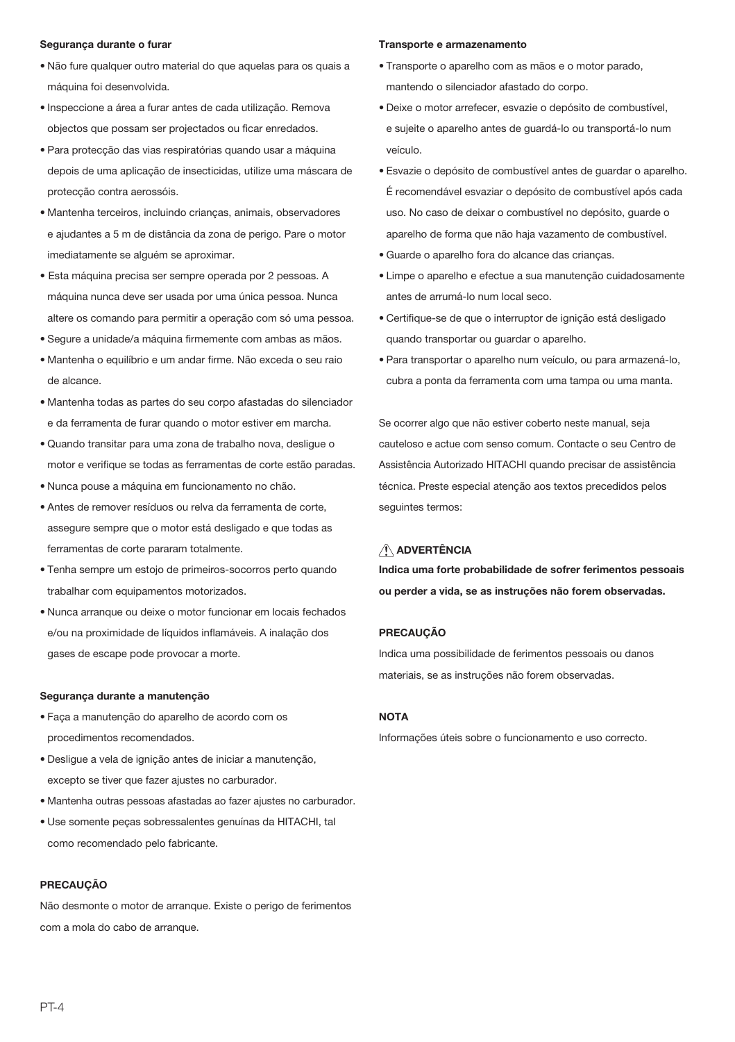**Segurança durante o furar**

- Não fure qualquer outro material do que aquelas para os quais a máquina foi desenvolvida.
- Inspeccione a área a furar antes de cada utilização. Remova objectos que possam ser projectados ou ficar enredados.
- Para protecção das vias respiratórias quando usar a máquina depois de uma aplicação de insecticidas, utilize uma máscara de protecção contra aerossóis.
- Mantenha terceiros, incluindo crianças, animais, observadores e ajudantes a 5 m de distância da zona de perigo. Pare o motor imediatamente se alguém se aproximar.
- Esta máquina precisa ser sempre operada por 2 pessoas. A máquina nunca deve ser usada por uma única pessoa. Nunca altere os comando para permitir a operação com só uma pessoa.
- Segure a unidade/a máquina firmemente com ambas as mãos.
- Mantenha o equilíbrio e um andar firme. Não exceda o seu raio de alcance.
- Mantenha todas as partes do seu corpo afastadas do silenciador e da ferramenta de furar quando o motor estiver em marcha.
- Quando transitar para uma zona de trabalho nova, desligue o motor e verifique se todas as ferramentas de corte estão paradas.
- Nunca pouse a máquina em funcionamento no chão.
- Antes de remover resíduos ou relva da ferramenta de corte, assegure sempre que o motor está desligado e que todas as ferramentas de corte pararam totalmente.
- Tenha sempre um estojo de primeiros-socorros perto quando trabalhar com equipamentos motorizados.
- Nunca arranque ou deixe o motor funcionar em locais fechados e/ou na proximidade de líquidos inflamáveis. A inalação dos gases de escape pode provocar a morte.

**Segurança durante a manutenção**

- Faça a manutenção do aparelho de acordo com os procedimentos recomendados.
- Desligue a vela de ignição antes de iniciar a manutenção, excepto se tiver que fazer ajustes no carburador.
- Mantenha outras pessoas afastadas ao fazer ajustes no carburador.
- Use somente peças sobressalentes genuínas da HITACHI, tal como recomendado pelo fabricante.

**PRECAUÇÃO**

Não desmonte o motor de arranque. Existe o perigo de ferimentos com a mola do cabo de arranque.

**Transporte e armazenamento**

- Transporte o aparelho com as mãos e o motor parado, mantendo o silenciador afastado do corpo.
- Deixe o motor arrefecer, esvazie o depósito de combustível, e sujeite o aparelho antes de guardá-lo ou transportá-lo num veículo.
- Esvazie o depósito de combustível antes de guardar o aparelho. É recomendável esvaziar o depósito de combustível após cada uso. No caso de deixar o combustível no depósito, guarde o aparelho de forma que não haja vazamento de combustível.
- Guarde o aparelho fora do alcance das crianças.
- Limpe o aparelho e efectue a sua manutenção cuidadosamente antes de arrumá-lo num local seco.
- Certifique-se de que o interruptor de ignição está desligado quando transportar ou guardar o aparelho.
- Para transportar o aparelho num veículo, ou para armazená-lo, cubra a ponta da ferramenta com uma tampa ou uma manta.

Se ocorrer algo que não estiver coberto neste manual, seja cauteloso e actue com senso comum. Contacte o seu Centro de Assistência Autorizado HITACHI quando precisar de assistência técnica. Preste especial atenção aos textos precedidos pelos seguintes termos:

**⚠ ADVERTÊNCIA**

**Indica uma forte probabilidade de sofrer ferimentos pessoais ou perder a vida, se as instruções não forem observadas.**

**PRECAUÇÃO**

Indica uma possibilidade de ferimentos pessoais ou danos materiais, se as instruções não forem observadas.

**NOTA**

Informações úteis sobre o funcionamento e uso correcto.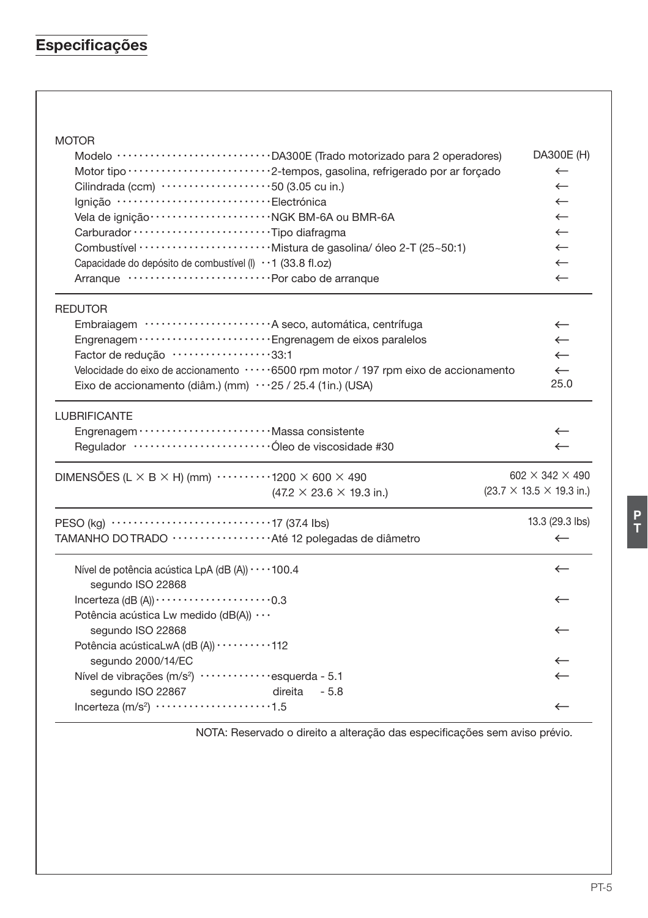## Especificações

| | DA300E | DA300E (H) |
|---|---|---|
| **MOTOR** | | |
| Modelo | DA300E (Trado motorizado para 2 operadores) | DA300E (H) |
| Motor tipo | 2-tempos, gasolina, refrigerado por ar forçado | ← |
| Cilindrada (ccm) | 50 (3.05 cu in.) | ← |
| Ignição | Electrónica | ← |
| Vela de ignição | NGK BM-6A ou BMR-6A | ← |
| Carburador | Tipo diafragma | ← |
| Combustível | Mistura de gasolina/ óleo 2-T (25~50:1) | ← |
| Capacidade do depósito de combustível (l) | 1 (33.8 fl.oz) | ← |
| Arranque | Por cabo de arranque | ← |
| **REDUTOR** | | |
| Embraiagem | A seco, automática, centrífuga | ← |
| Engrenagem | Engrenagem de eixos paralelos | ← |
| Factor de redução | 33:1 | ← |
| Velocidade do eixo de accionamento | 6500 rpm motor / 197 rpm eixo de accionamento | ← |
| Eixo de accionamento (diâm.) (mm) | 25 / 25.4 (1in.) (USA) | 25.0 |
| **LUBRIFICANTE** | | |
| Engrenagem | Massa consistente | ← |
| Regulador | Óleo de viscosidade #30 | ← |
| **DIMENSÕES (L × B × H) (mm)** | 1200 × 600 × 490 (47.2 × 23.6 × 19.3 in.) | 602 × 342 × 490 (23.7 × 13.5 × 19.3 in.) |
| **PESO (kg)** | 17 (37.4 lbs) | 13.3 (29.3 lbs) |
| **TAMANHO DO TRADO** | Até 12 polegadas de diâmetro | ← |
| Nível de potência acústica LpA (dB (A)) segundo ISO 22868 | 100.4 | ← |
| Incerteza (dB (A)) | 0.3 | ← |
| Potência acústica Lw medido (dB(A)) segundo ISO 22868 | | ← |
| Potência acústicaLwA (dB (A)) segundo 2000/14/EC | 112 | ← |
| Nível de vibrações ($m/s^2$) segundo ISO 22867 | esquerda - 5.1<br>direita - 5.8 | ← |
| Incerteza ($m/s^2$) | 1.5 | ← |

NOTA: Reservado o direito a alteração das especificações sem aviso prévio.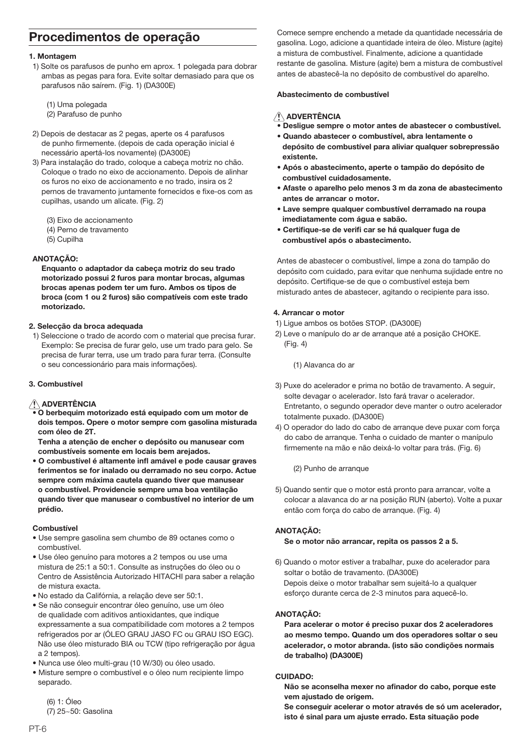# Procedimentos de operação

**1. Montagem**

1) Solte os parafusos de punho em aprox. 1 polegada para dobrar ambas as pegas para fora. Evite soltar demasiado para que os parafusos não saírem. (Fig. 1) (DA300E)

   (1) Uma polegada
   (2) Parafuso de punho

2) Depois de destacar as 2 pegas, aperte os 4 parafusos de punho firmemente. (depois de cada operação inicial é necessário apertá-los novamente) (DA300E)
3) Para instalação do trado, coloque a cabeça motriz no chão. Coloque o trado no eixo de accionamento. Depois de alinhar os furos no eixo de accionamento e no trado, insira os 2 pernos de travamento juntamente fornecidos e fixe-os com as cupilhas, usando um alicate. (Fig. 2)

   (3) Eixo de accionamento
   (4) Perno de travamento
   (5) Cupilha

**ANOTAÇÃO:**

**Enquanto o adaptador da cabeça motriz do seu trado motorizado possui 2 furos para montar brocas, algumas brocas apenas podem ter um furo. Ambos os tipos de broca (com 1 ou 2 furos) são compatíveis com este trado motorizado.**

**2. Selecção da broca adequada**

1) Seleccione o trado de acordo com o material que precisa furar. Exemplo: Se precisa de furar gelo, use um trado para gelo. Se precisa de furar terra, use um trado para furar terra. (Consulte o seu concessionário para mais informações).

**3. Combustível**

**⚠ ADVERTÊNCIA**

- **O berbequim motorizado está equipado com um motor de dois tempos. Opere o motor sempre com gasolina misturada com óleo de 2T.**
  **Tenha a atenção de encher o depósito ou manusear com combustíveis somente em locais bem arejados.**
- **O combustível é altamente infl amável e pode causar graves ferimentos se for inalado ou derramado no seu corpo. Actue sempre com máxima cautela quando tiver que manusear o combustível. Providencie sempre uma boa ventilação quando tiver que manusear o combustível no interior de um prédio.**

**Combustível**

- Use sempre gasolina sem chumbo de 89 octanes como o combustível.
- Use óleo genuíno para motores a 2 tempos ou use uma mistura de 25:1 a 50:1. Consulte as instruções do óleo ou o Centro de Assistência Autorizado HITACHI para saber a relação de mistura exacta.
- No estado da Califórnia, a relação deve ser 50:1.
- Se não conseguir encontrar óleo genuíno, use um óleo de qualidade com aditivos antioxidantes, que indique expressamente a sua compatibilidade com motores a 2 tempos refrigerados por ar (ÓLEO GRAU JASO FC ou GRAU ISO EGC). Não use óleo misturado BIA ou TCW (tipo refrigeração por água a 2 tempos).
- Nunca use óleo multi-grau (10 W/30) ou óleo usado.
- Misture sempre o combustível e o óleo num recipiente limpo separado.

   (6) 1: Óleo
   (7) 25~50: Gasolina

Comece sempre enchendo a metade da quantidade necessária de gasolina. Logo, adicione a quantidade inteira de óleo. Misture (agite) a mistura de combustível. Finalmente, adicione a quantidade restante de gasolina. Misture (agite) bem a mistura de combustível antes de abastecê-la no depósito de combustível do aparelho.

**Abastecimento de combustível**

**⚠ ADVERTÊNCIA**

- **Desligue sempre o motor antes de abastecer o combustível.**
- **Quando abastecer o combustível, abra lentamente o depósito de combustível para aliviar qualquer sobrepressão existente.**
- **Após o abastecimento, aperte o tampão do depósito de combustível cuidadosamente.**
- **Afaste o aparelho pelo menos 3 m da zona de abastecimento antes de arrancar o motor.**
- **Lave sempre qualquer combustível derramado na roupa imediatamente com água e sabão.**
- **Certifique-se de verifi car se há qualquer fuga de combustível após o abastecimento.**

Antes de abastecer o combustível, limpe a zona do tampão do depósito com cuidado, para evitar que nenhuma sujidade entre no depósito. Certifique-se de que o combustível esteja bem misturado antes de abastecer, agitando o recipiente para isso.

**4. Arrancar o motor**

1) Ligue ambos os botões STOP. (DA300E)
2) Leve o manípulo do ar de arranque até a posição CHOKE. (Fig. 4)

   (1) Alavanca do ar

3) Puxe do acelerador e prima no botão de travamento. A seguir, solte devagar o acelerador. Isto fará travar o acelerador. Entretanto, o segundo operador deve manter o outro acelerador totalmente puxado. (DA300E)
4) O operador do lado do cabo de arranque deve puxar com força do cabo de arranque. Tenha o cuidado de manter o manípulo firmemente na mão e não deixá-lo voltar para trás. (Fig. 6)

   (2) Punho de arranque

5) Quando sentir que o motor está pronto para arrancar, volte a colocar a alavanca do ar na posição RUN (aberto). Volte a puxar então com força do cabo de arranque. (Fig. 4)

**ANOTAÇÃO:**

**Se o motor não arrancar, repita os passos 2 a 5.**

6) Quando o motor estiver a trabalhar, puxe do acelerador para soltar o botão de travamento. (DA300E)
   Depois deixe o motor trabalhar sem sujeitá-lo a qualquer esforço durante cerca de 2-3 minutos para aquecê-lo.

**ANOTAÇÃO:**

**Para acelerar o motor é preciso puxar dos 2 aceleradores ao mesmo tempo. Quando um dos operadores soltar o seu acelerador, o motor abranda. (isto são condições normais de trabalho) (DA300E)**

**CUIDADO:**

**Não se aconselha mexer no afinador do cabo, porque este vem ajustado de origem.**
**Se conseguir acelerar o motor através de só um acelerador, isto é sinal para um ajuste errado. Esta situação pode**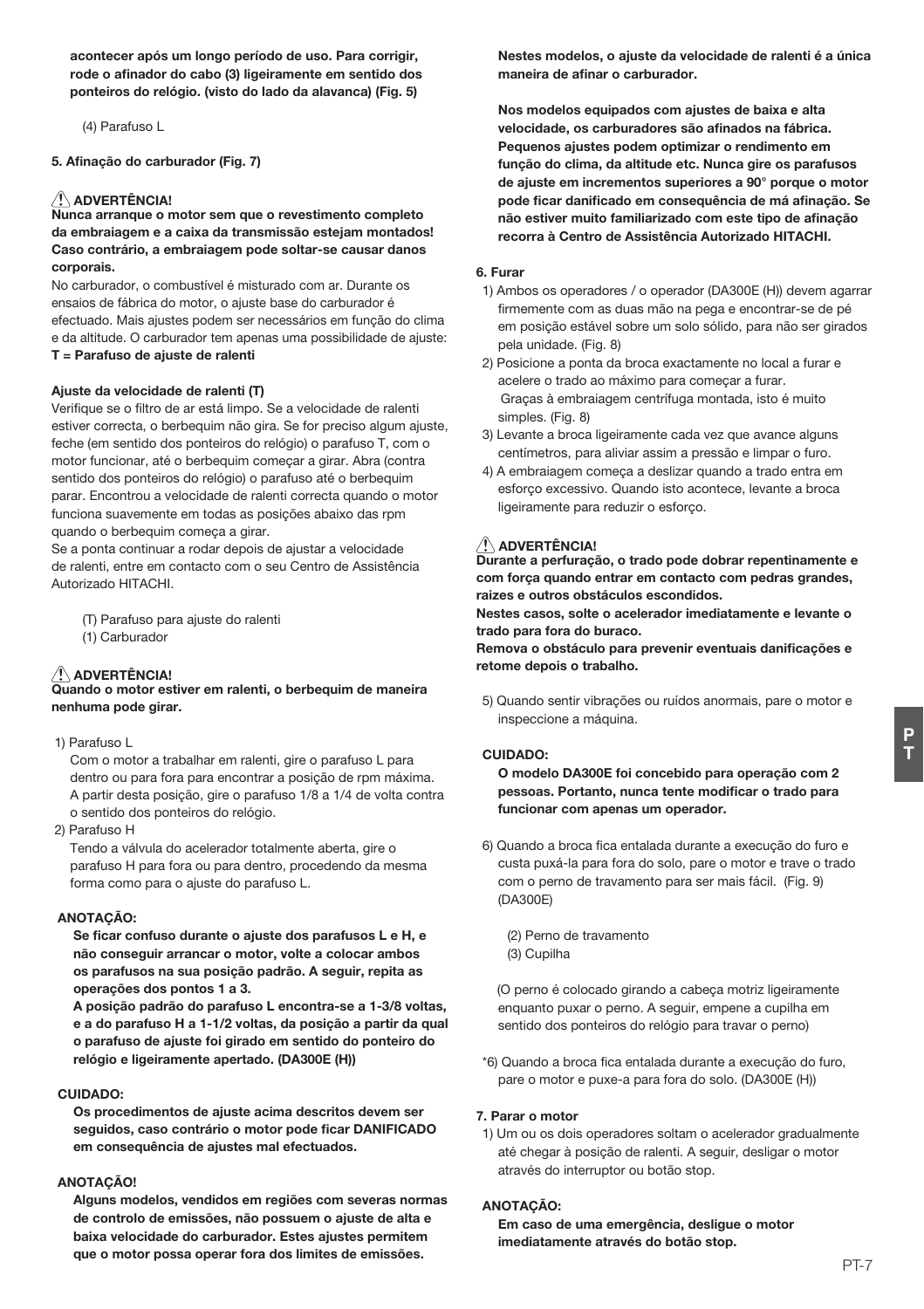**acontecer após um longo período de uso. Para corrigir, rode o afinador do cabo (3) ligeiramente em sentido dos ponteiros do relógio. (visto do lado da alavanca) (Fig. 5)**

(4) Parafuso L

**5. Afinação do carburador (Fig. 7)**

**⚠ ADVERTÊNCIA!**
**Nunca arranque o motor sem que o revestimento completo da embraiagem e a caixa da transmissão estejam montados! Caso contrário, a embraiagem pode soltar-se causar danos corporais.**

No carburador, o combustível é misturado com ar. Durante os ensaios de fábrica do motor, o ajuste base do carburador é efectuado. Mais ajustes podem ser necessários em função do clima e da altitude. O carburador tem apenas uma possibilidade de ajuste:
**T = Parafuso de ajuste de ralenti**

**Ajuste da velocidade de ralenti (T)**
Verifique se o filtro de ar está limpo. Se a velocidade de ralenti estiver correcta, o berbequim não gira. Se for preciso algum ajuste, feche (em sentido dos ponteiros do relógio) o parafuso T, com o motor funcionar, até o berbequim começar a girar. Abra (contra sentido dos ponteiros do relógio) o parafuso até o berbequim parar. Encontrou a velocidade de ralenti correcta quando o motor funciona suavemente em todas as posições abaixo das rpm quando o berbequim começa a girar.
Se a ponta continuar a rodar depois de ajustar a velocidade de ralenti, entre em contacto com o seu Centro de Assistência Autorizado HITACHI.

(T) Parafuso para ajuste do ralenti
(1) Carburador

**⚠ ADVERTÊNCIA!**
**Quando o motor estiver em ralenti, o berbequim de maneira nenhuma pode girar.**

1) Parafuso L
Com o motor a trabalhar em ralenti, gire o parafuso L para dentro ou para fora para encontrar a posição de rpm máxima. A partir desta posição, gire o parafuso 1/8 a 1/4 de volta contra o sentido dos ponteiros do relógio.

2) Parafuso H
Tendo a válvula do acelerador totalmente aberta, gire o parafuso H para fora ou para dentro, procedendo da mesma forma como para o ajuste do parafuso L.

**ANOTAÇÃO:**
**Se ficar confuso durante o ajuste dos parafusos L e H, e não conseguir arrancar o motor, volte a colocar ambos os parafusos na sua posição padrão. A seguir, repita as operações dos pontos 1 a 3.**
**A posição padrão do parafuso L encontra-se a 1-3/8 voltas, e a do parafuso H a 1-1/2 voltas, da posição a partir da qual o parafuso de ajuste foi girado em sentido do ponteiro do relógio e ligeiramente apertado. (DA300E (H))**

**CUIDADO:**
**Os procedimentos de ajuste acima descritos devem ser seguidos, caso contrário o motor pode ficar DANIFICADO em consequência de ajustes mal efectuados.**

**ANOTAÇÃO!**
**Alguns modelos, vendidos em regiões com severas normas de controlo de emissões, não possuem o ajuste de alta e baixa velocidade do carburador. Estes ajustes permitem que o motor possa operar fora dos limites de emissões.**
**Nestes modelos, o ajuste da velocidade de ralenti é a única maneira de afinar o carburador.**

**Nos modelos equipados com ajustes de baixa e alta velocidade, os carburadores são afinados na fábrica. Pequenos ajustes podem optimizar o rendimento em função do clima, da altitude etc. Nunca gire os parafusos de ajuste em incrementos superiores a 90° porque o motor pode ficar danificado em consequência de má afinação. Se não estiver muito familiarizado com este tipo de afinação recorra à Centro de Assistência Autorizado HITACHI.**

**6. Furar**

1) Ambos os operadores / o operador (DA300E (H)) devem agarrar firmemente com as duas mão na pega e encontrar-se de pé em posição estável sobre um solo sólido, para não ser girados pela unidade. (Fig. 8)
2) Posicione a ponta da broca exactamente no local a furar e acelere o trado ao máximo para começar a furar. Graças à embraiagem centrífuga montada, isto é muito simples. (Fig. 8)
3) Levante a broca ligeiramente cada vez que avance alguns centímetros, para aliviar assim a pressão e limpar o furo.
4) A embraiagem começa a deslizar quando a trado entra em esforço excessivo. Quando isto acontece, levante a broca ligeiramente para reduzir o esforço.

**⚠ ADVERTÊNCIA!**
**Durante a perfuração, o trado pode dobrar repentinamente e com força quando entrar em contacto com pedras grandes, raizes e outros obstáculos escondidos.**
**Nestes casos, solte o acelerador imediatamente e levante o trado para fora do buraco.**
**Remova o obstáculo para prevenir eventuais danificações e retome depois o trabalho.**

5) Quando sentir vibrações ou ruídos anormais, pare o motor e inspeccione a máquina.

**CUIDADO:**
**O modelo DA300E foi concebido para operação com 2 pessoas. Portanto, nunca tente modificar o trado para funcionar com apenas um operador.**

6) Quando a broca fica entalada durante a execução do furo e custa puxá-la para fora do solo, pare o motor e trave o trado com o perno de travamento para ser mais fácil. (Fig. 9) (DA300E)

(2) Perno de travamento
(3) Cupilha

(O perno é colocado girando a cabeça motriz ligeiramente enquanto puxar o perno. A seguir, empene a cupilha em sentido dos ponteiros do relógio para travar o perno)

*6) Quando a broca fica entalada durante a execução do furo, pare o motor e puxe-a para fora do solo. (DA300E (H))

**7. Parar o motor**

1) Um ou os dois operadores soltam o acelerador gradualmente até chegar à posição de ralenti. A seguir, desligar o motor através do interruptor ou botão stop.

**ANOTAÇÃO:**
**Em caso de uma emergência, desligue o motor imediatamente através do botão stop.**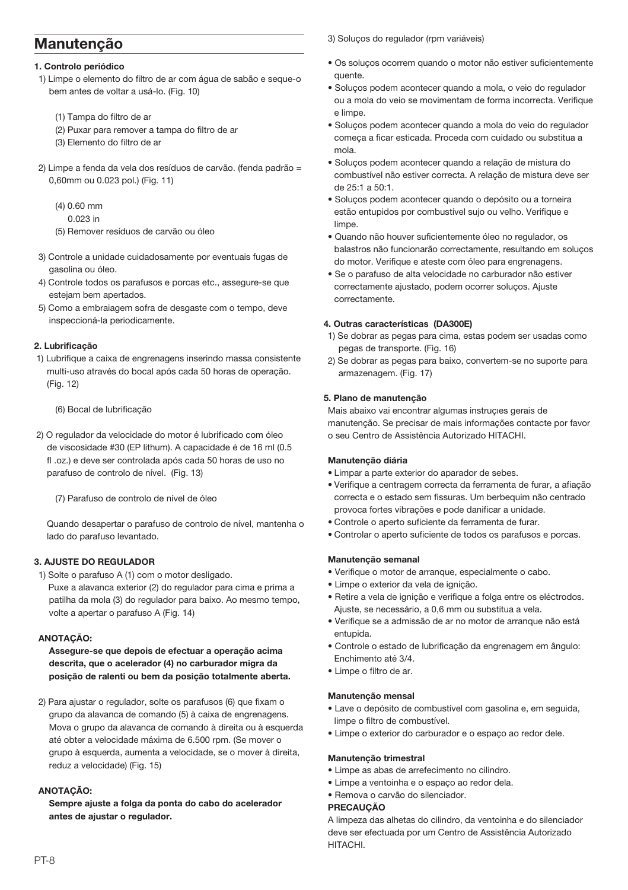# Manutenção

**1. Controlo periódico**

1) Limpe o elemento do filtro de ar com água de sabão e seque-o bem antes de voltar a usá-lo. (Fig. 10)

   (1) Tampa do filtro de ar
   (2) Puxar para remover a tampa do filtro de ar
   (3) Elemento do filtro de ar

2) Limpe a fenda da vela dos resíduos de carvão. (fenda padrão = 0,60mm ou 0.023 pol.) (Fig. 11)

   (4) 0.60 mm
   0.023 in
   (5) Remover resíduos de carvão ou óleo

3) Controle a unidade cuidadosamente por eventuais fugas de gasolina ou óleo.
4) Controle todos os parafusos e porcas etc., assegure-se que estejam bem apertados.
5) Como a embraiagem sofra de desgaste com o tempo, deve inspecioná-la periodicamente.

**2. Lubrificação**

1) Lubrifique a caixa de engrenagens inserindo massa consistente multi-uso através do bocal após cada 50 horas de operação. (Fig. 12)

   (6) Bocal de lubrificação

2) O regulador da velocidade do motor é lubrificado com óleo de viscosidade #30 (EP lithum). A capacidade é de 16 ml (0.5 fl .oz.) e deve ser controlada após cada 50 horas de uso no parafuso de controlo de nível. (Fig. 13)

   (7) Parafuso de controlo de nível de óleo

   Quando desapertar o parafuso de controlo de nível, mantenha o lado do parafuso levantado.

**3. AJUSTE DO REGULADOR**

1) Solte o parafuso A (1) com o motor desligado.
   Puxe a alavanca exterior (2) do regulador para cima e prima a patilha da mola (3) do regulador para baixo. Ao mesmo tempo, volte a apertar o parafuso A (Fig. 14)

**ANOTAÇÃO:**

**Assegure-se que depois de efectuar a operação acima descrita, que o acelerador (4) no carburador migra da posição de ralenti ou bem da posição totalmente aberta.**

2) Para ajustar o regulador, solte os parafusos (6) que fixam o grupo da alavanca de comando (5) à caixa de engrenagens. Mova o grupo da alavanca de comando à direita ou à esquerda até obter a velocidade máxima de 6.500 rpm. (Se mover o grupo à esquerda, aumenta a velocidade, se o mover à direita, reduz a velocidade) (Fig. 15)

**ANOTAÇÃO:**

**Sempre ajuste a folga da ponta do cabo do acelerador antes de ajustar o regulador.**

3) Soluços do regulador (rpm variáveis)

- Os soluços ocorrem quando o motor não estiver suficientemente quente.
- Soluços podem acontecer quando a mola, o veio do regulador ou a mola do veio se movimentam de forma incorrecta. Verifique e limpe.
- Soluços podem acontecer quando a mola do veio do regulador começa a ficar esticada. Proceda com cuidado ou substitua a mola.
- Soluços podem acontecer quando a relação de mistura do combustível não estiver correcta. A relação de mistura deve ser de 25:1 a 50:1.
- Soluços podem acontecer quando o depósito ou a torneira estão entupidos por combustível sujo ou velho. Verifique e limpe.
- Quando não houver suficientemente óleo no regulador, os balastros não funcionarão correctamente, resultando em soluços do motor. Verifique e ateste com óleo para engrenagens.
- Se o parafuso de alta velocidade no carburador não estiver correctamente ajustado, podem ocorrer soluços. Ajuste correctamente.

**4. Outras características (DA300E)**

1) Se dobrar as pegas para cima, estas podem ser usadas como pegas de transporte. (Fig. 16)
2) Se dobrar as pegas para baixo, convertem-se no suporte para armazenagem. (Fig. 17)

**5. Plano de manutenção**

Mais abaixo vai encontrar algumas instruçıes gerais de manutenção. Se precisar de mais informações contacte por favor o seu Centro de Assistência Autorizado HITACHI.

**Manutenção diária**

- Limpar a parte exterior do aparador de sebes.
- Verifique a centragem correcta da ferramenta de furar, a afiação correcta e o estado sem fissuras. Um berbequim não centrado provoca fortes vibrações e pode danificar a unidade.
- Controle o aperto suficiente da ferramenta de furar.
- Controlar o aperto suficiente de todos os parafusos e porcas.

**Manutenção semanal**

- Verifique o motor de arranque, especialmente o cabo.
- Limpe o exterior da vela de ignição.
- Retire a vela de ignição e verifique a folga entre os eléctrodos. Ajuste, se necessário, a 0,6 mm ou substitua a vela.
- Verifique se a admissão de ar no motor de arranque não está entupida.
- Controle o estado de lubrificação da engrenagem em ângulo: Enchimento até 3/4.
- Limpe o filtro de ar.

**Manutenção mensal**

- Lave o depósito de combustível com gasolina e, em seguida, limpe o filtro de combustível.
- Limpe o exterior do carburador e o espaço ao redor dele.

**Manutenção trimestral**

- Limpe as abas de arrefecimento no cilindro.
- Limpe a ventoinha e o espaço ao redor dela.
- Remova o carvão do silenciador.

**PRECAUÇÃO**

A limpeza das alhetas do cilindro, da ventoinha e do silenciador deve ser efectuada por um Centro de Assistência Autorizado HITACHI.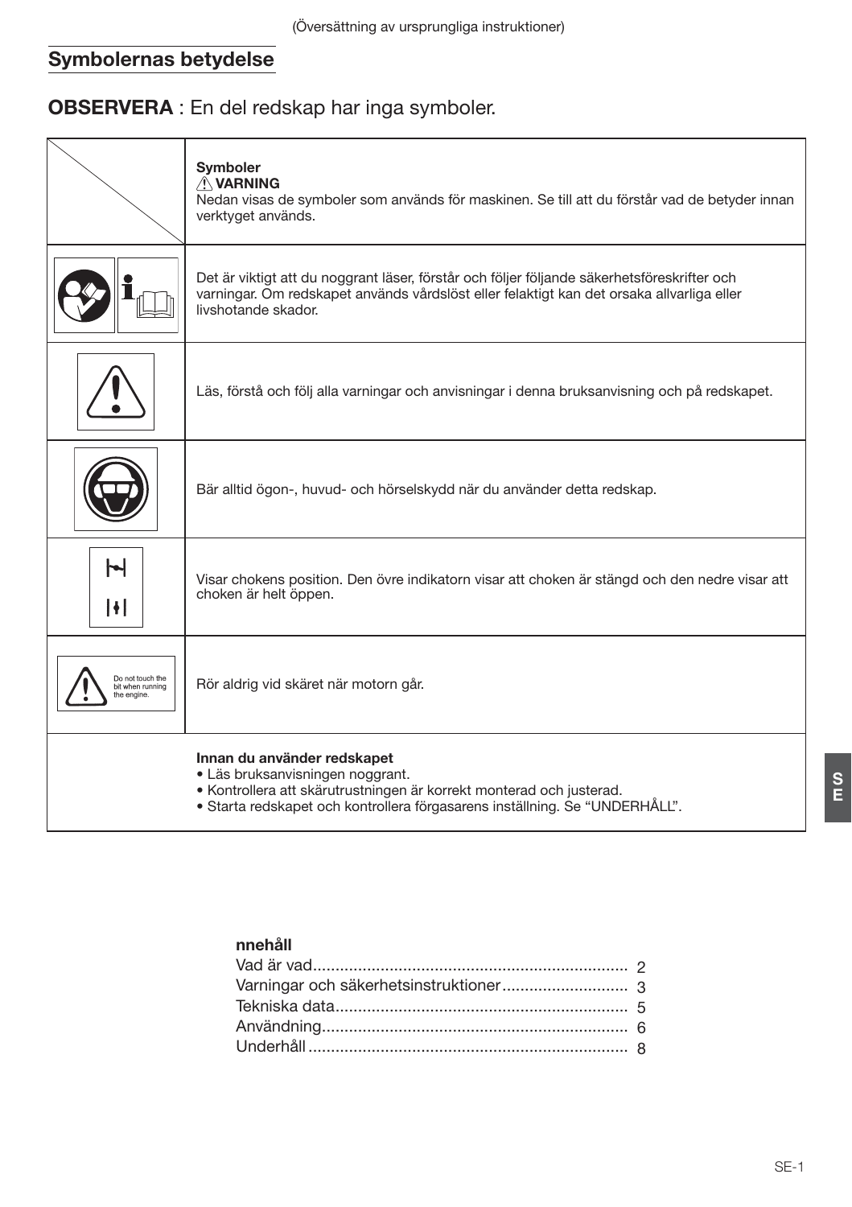(Översättning av ursprungliga instruktioner)

## Symbolernas betydelse

**OBSERVERA** : En del redskap har inga symboler.

| | **Symboler**<br>⚠ **VARNING**<br>Nedan visas de symboler som används för maskinen. Se till att du förstår vad de betyder innan verktyget används. |
|---|---|
| | Det är viktigt att du noggrant läser, förstår och följer följande säkerhetsföreskrifter och varningar. Om redskapet används vårdslöst eller felaktigt kan det orsaka allvarliga eller livshotande skador. |
| | Läs, förstå och följ alla varningar och anvisningar i denna bruksanvisning och på redskapet. |
| | Bär alltid ögon-, huvud- och hörselskydd när du använder detta redskap. |
| | Visar chokens position. Den övre indikatorn visar att choken är stängd och den nedre visar att choken är helt öppen. |
| Do not touch the bit when running the engine. | Rör aldrig vid skäret när motorn går. |
| | **Innan du använder redskapet**<br>• Läs bruksanvisningen noggrant.<br>• Kontrollera att skärutrustningen är korrekt monterad och justerad.<br>• Starta redskapet och kontrollera förgasarens inställning. Se "UNDERHÅLL". |

**nnehåll**

Vad är vad ..... 2
Varningar och säkerhetsinstruktioner ..... 3
Tekniska data ..... 5
Användning ..... 6
Underhåll ..... 8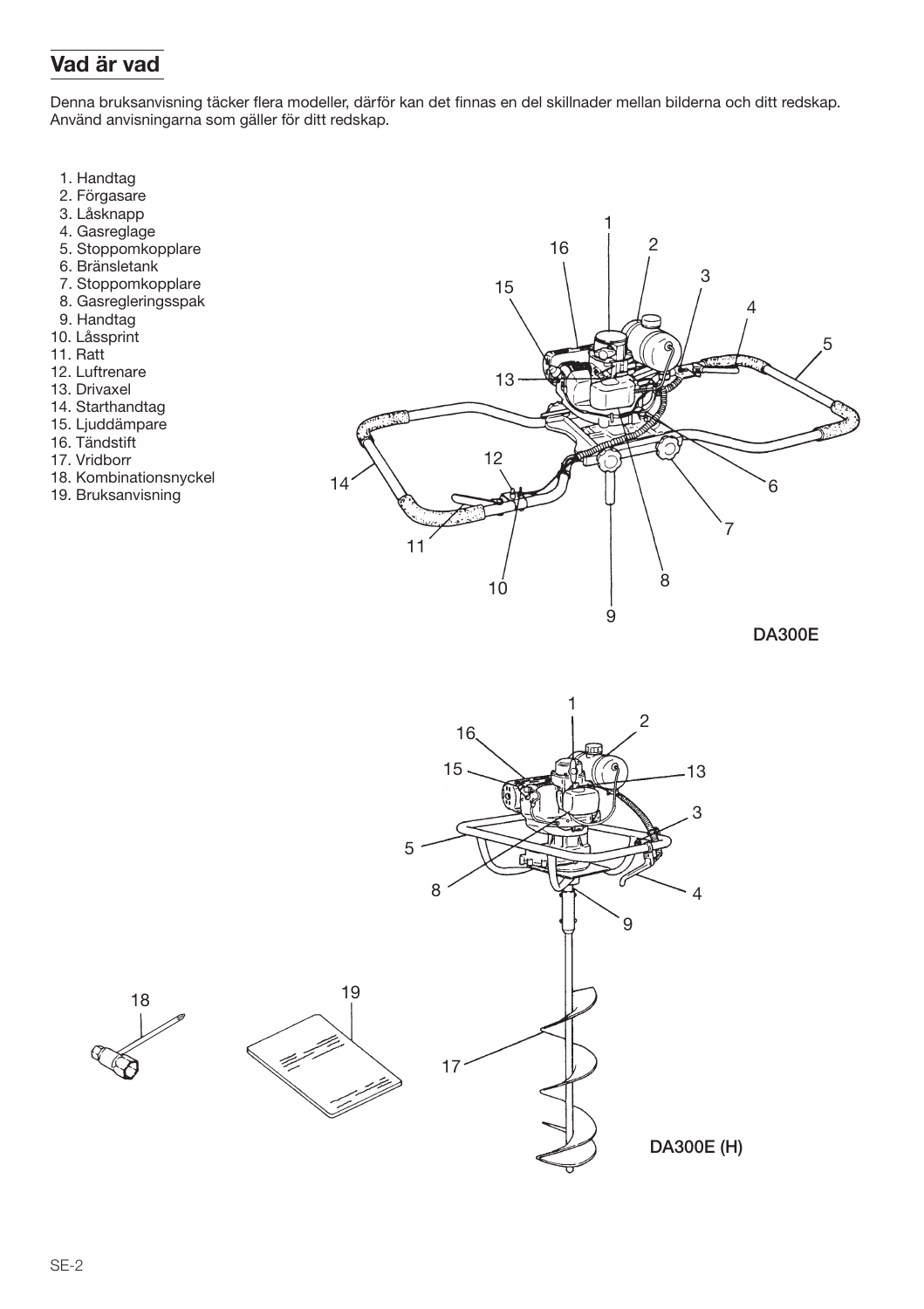## Vad är vad

Denna bruksanvisning täcker flera modeller, därför kan det finnas en del skillnader mellan bilderna och ditt redskap. Använd anvisningarna som gäller för ditt redskap.

1. Handtag
2. Förgasare
3. Låsknapp
4. Gasreglage
5. Stoppomkopplare
6. Bränsletank
7. Stoppomkopplare
8. Gasregleringsspak
9. Handtag
10. Låssprint
11. Ratt
12. Luftrenare
13. Drivaxel
14. Starthandtag
15. Ljuddämpare
16. Tändstift
17. Vridborr
18. Kombinationsnyckel
19. Bruksanvisning

DA300E

DA300E (H)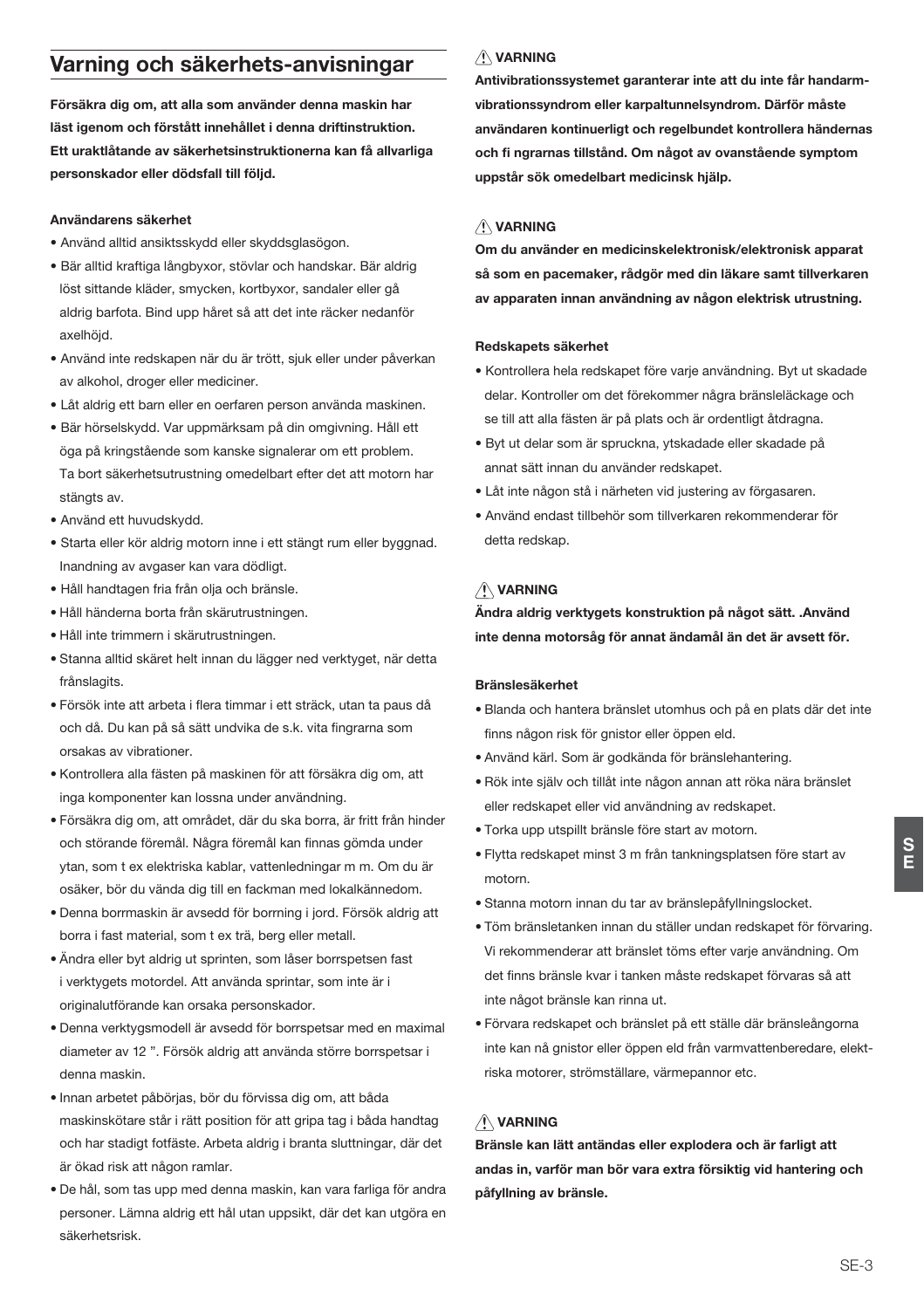## Varning och säkerhets-anvisningar

**Försäkra dig om, att alla som använder denna maskin har läst igenom och förstått innehållet i denna driftinstruktion. Ett uraktlåtande av säkerhetsinstruktionerna kan få allvarliga personskador eller dödsfall till följd.**

**Användarens säkerhet**

- Använd alltid ansiktsskydd eller skyddsglasögon.
- Bär alltid kraftiga långbyxor, stövlar och handskar. Bär aldrig löst sittande kläder, smycken, kortbyxor, sandaler eller gå aldrig barfota. Bind upp håret så att det inte räcker nedanför axelhöjd.
- Använd inte redskapen när du är trött, sjuk eller under påverkan av alkohol, droger eller mediciner.
- Låt aldrig ett barn eller en oerfaren person använda maskinen.
- Bär hörselskydd. Var uppmärksam på din omgivning. Håll ett öga på kringstående som kanske signalerar om ett problem. Ta bort säkerhetsutrustning omedelbart efter det att motorn har stängts av.
- Använd ett huvudskydd.
- Starta eller kör aldrig motorn inne i ett stängt rum eller byggnad. Inandning av avgaser kan vara dödligt.
- Håll handtagen fria från olja och bränsle.
- Håll händerna borta från skärutrustningen.
- Håll inte trimmern i skärutrustningen.
- Stanna alltid skäret helt innan du lägger ned verktyget, när detta frånslagits.
- Försök inte att arbeta i flera timmar i ett sträck, utan ta paus då och då. Du kan på så sätt undvika de s.k. vita fingrarna som orsakas av vibrationer.
- Kontrollera alla fästen på maskinen för att försäkra dig om, att inga komponenter kan lossna under användning.
- Försäkra dig om, att området, där du ska borra, är fritt från hinder och störande föremål. Några föremål kan finnas gömda under ytan, som t ex elektriska kablar, vattenledningar m m. Om du är osäker, bör du vända dig till en fackman med lokalkännedom.
- Denna borrmaskin är avsedd för borrning i jord. Försök aldrig att borra i fast material, som t ex trä, berg eller metall.
- Ändra eller byt aldrig ut sprinten, som låser borrspetsen fast i verktygets motordel. Att använda sprintar, som inte är i originalutförande kan orsaka personskador.
- Denna verktygsmodell är avsedd för borrspetsar med en maximal diameter av 12 ". Försök aldrig att använda större borrspetsar i denna maskin.
- Innan arbetet påbörjas, bör du förvissa dig om, att båda maskinskötare står i rätt position för att gripa tag i båda handtag och har stadigt fotfäste. Arbeta aldrig i branta sluttningar, där det är ökad risk att någon ramlar.
- De hål, som tas upp med denna maskin, kan vara farliga för andra personer. Lämna aldrig ett hål utan uppsikt, där det kan utgöra en säkerhetsrisk.

**⚠ VARNING**

**Antivibrationssystemet garanterar inte att du inte får handarm-vibrationssyndrom eller karpaltunnelsyndrom. Därför måste användaren kontinuerligt och regelbundet kontrollera händernas och fi ngrarnas tillstånd. Om något av ovanstående symptom uppstår sök omedelbart medicinsk hjälp.**

**⚠ VARNING**

**Om du använder en medicinskelektronisk/elektronisk apparat så som en pacemaker, rådgör med din läkare samt tillverkaren av apparaten innan användning av någon elektrisk utrustning.**

**Redskapets säkerhet**

- Kontrollera hela redskapet före varje användning. Byt ut skadade delar. Kontroller om det förekommer några bränsleläckage och se till att alla fästen är på plats och är ordentligt åtdragna.
- Byt ut delar som är spruckna, ytskadade eller skadade på annat sätt innan du använder redskapet.
- Låt inte någon stå i närheten vid justering av förgasaren.
- Använd endast tillbehör som tillverkaren rekommenderar för detta redskap.

**⚠ VARNING**

**Ändra aldrig verktygets konstruktion på något sätt. .Använd inte denna motorsåg för annat ändamål än det är avsett för.**

**Bränslesäkerhet**

- Blanda och hantera bränslet utomhus och på en plats där det inte finns någon risk för gnistor eller öppen eld.
- Använd kärl. Som är godkända för bränslehantering.
- Rök inte själv och tillåt inte någon annan att röka nära bränslet eller redskapet eller vid användning av redskapet.
- Torka upp utspillt bränsle före start av motorn.
- Flytta redskapet minst 3 m från tankningsplatsen före start av motorn.
- Stanna motorn innan du tar av bränslepåfyllningslocket.
- Töm bränsletanken innan du ställer undan redskapet för förvaring. Vi rekommenderar att bränslet töms efter varje användning. Om det finns bränsle kvar i tanken måste redskapet förvaras så att inte något bränsle kan rinna ut.
- Förvara redskapet och bränslet på ett ställe där bränsleångorna inte kan nå gnistor eller öppen eld från varmvattenberedare, elektriska motorer, strömställare, värmepannor etc.

**⚠ VARNING**

**Bränsle kan lätt antändas eller explodera och är farligt att andas in, varför man bör vara extra försiktig vid hantering och påfyllning av bränsle.**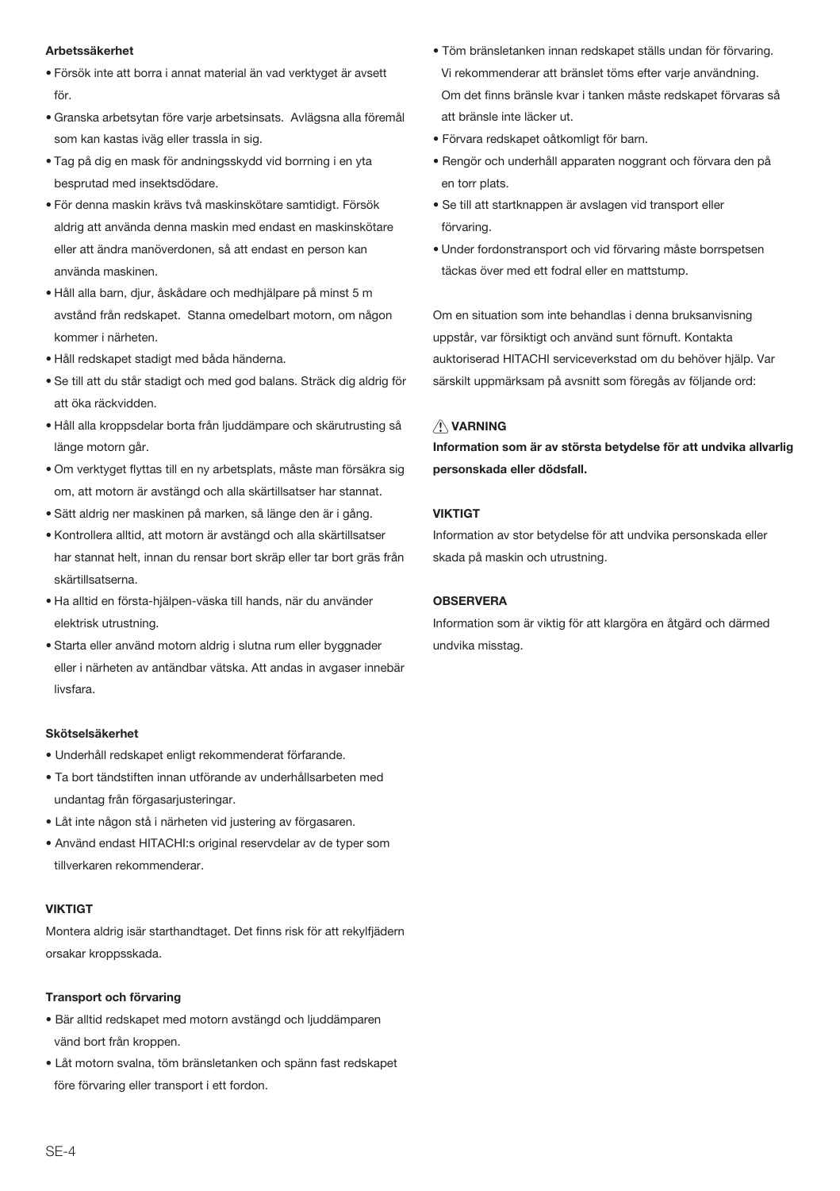**Arbetssäkerhet**

- Försök inte att borra i annat material än vad verktyget är avsett för.
- Granska arbetsytan före varje arbetsinsats. Avlägsna alla föremål som kan kastas iväg eller trassla in sig.
- Tag på dig en mask för andningsskydd vid borrning i en yta besprutad med insektsdödare.
- För denna maskin krävs två maskinskötare samtidigt. Försök aldrig att använda denna maskin med endast en maskinskötare eller att ändra manöverdonen, så att endast en person kan använda maskinen.
- Håll alla barn, djur, åskådare och medhjälpare på minst 5 m avstånd från redskapet. Stanna omedelbart motorn, om någon kommer i närheten.
- Håll redskapet stadigt med båda händerna.
- Se till att du står stadigt och med god balans. Sträck dig aldrig för att öka räckvidden.
- Håll alla kroppsdelar borta från ljuddämpare och skärutrusting så länge motorn går.
- Om verktyget flyttas till en ny arbetsplats, måste man försäkra sig om, att motorn är avstängd och alla skärtillsatser har stannat.
- Sätt aldrig ner maskinen på marken, så länge den är i gång.
- Kontrollera alltid, att motorn är avstängd och alla skärtillsatser har stannat helt, innan du rensar bort skräp eller tar bort gräs från skärtillsatserna.
- Ha alltid en första-hjälpen-väska till hands, när du använder elektrisk utrustning.
- Starta eller använd motorn aldrig i slutna rum eller byggnader eller i närheten av antändbar vätska. Att andas in avgaser innebär livsfara.

**Skötselsäkerhet**

- Underhåll redskapet enligt rekommenderat förfarande.
- Ta bort tändstiften innan utförande av underhållsarbeten med undantag från förgasarjusteringar.
- Låt inte någon stå i närheten vid justering av förgasaren.
- Använd endast HITACHI:s original reservdelar av de typer som tillverkaren rekommenderar.

**VIKTIGT**

Montera aldrig isär starthandtaget. Det finns risk för att rekylfjädern orsakar kroppsskada.

**Transport och förvaring**

- Bär alltid redskapet med motorn avstängd och ljuddämparen vänd bort från kroppen.
- Låt motorn svalna, töm bränsletanken och spänn fast redskapet före förvaring eller transport i ett fordon.
- Töm bränsletanken innan redskapet ställs undan för förvaring. Vi rekommenderar att bränslet töms efter varje användning. Om det finns bränsle kvar i tanken måste redskapet förvaras så att bränsle inte läcker ut.
- Förvara redskapet oåtkomligt för barn.
- Rengör och underhåll apparaten noggrant och förvara den på en torr plats.
- Se till att startknappen är avslagen vid transport eller förvaring.
- Under fordonstransport och vid förvaring måste borrspetsen täckas över med ett fodral eller en mattstump.

Om en situation som inte behandlas i denna bruksanvisning uppstår, var försiktigt och använd sunt förnuft. Kontakta auktoriserad HITACHI serviceverkstad om du behöver hjälp. Var särskilt uppmärksam på avsnitt som föregås av följande ord:

**⚠ VARNING**

**Information som är av största betydelse för att undvika allvarlig personskada eller dödsfall.**

**VIKTIGT**

Information av stor betydelse för att undvika personskada eller skada på maskin och utrustning.

**OBSERVERA**

Information som är viktig för att klargöra en åtgärd och därmed undvika misstag.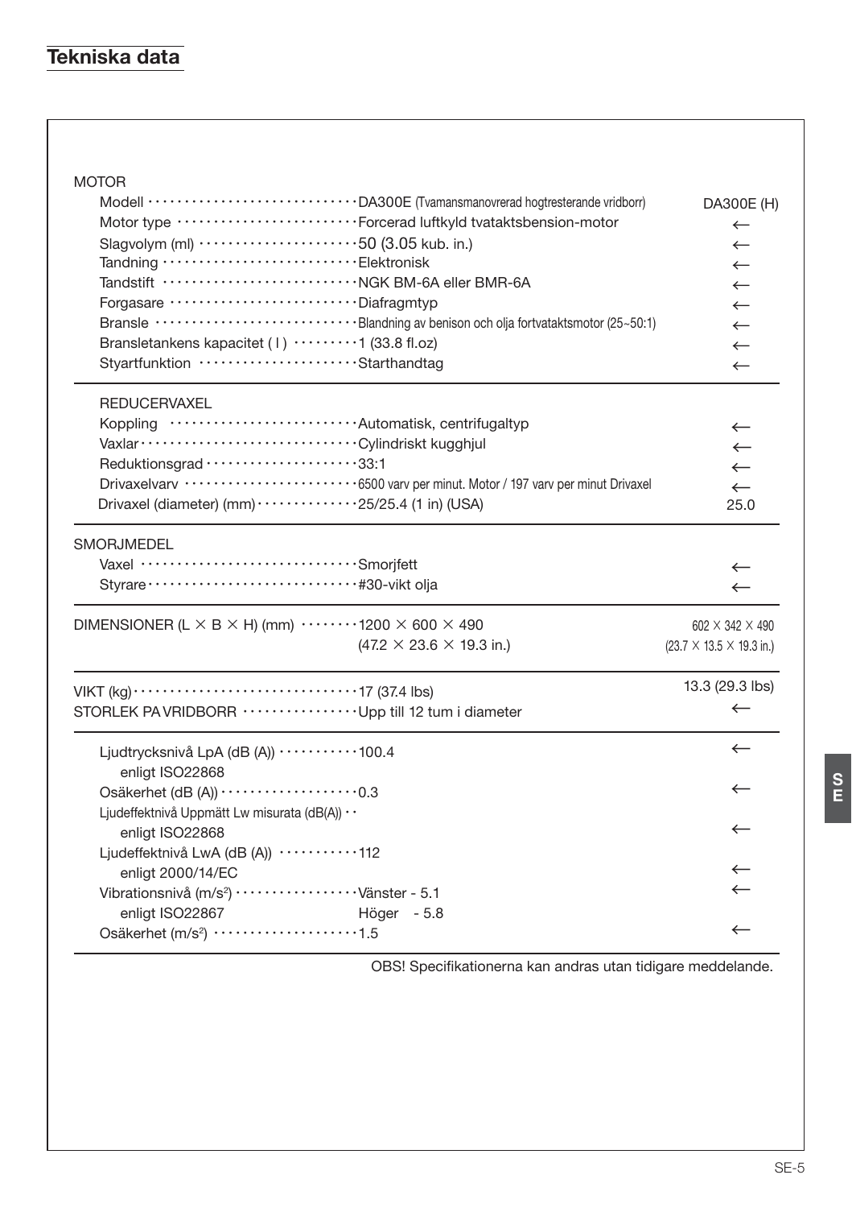## Tekniska data

| | | |
|---|---|---|
| **MOTOR** | | |
| Modell | DA300E (Tvamansmanovrerad hogtresterande vridborr) | DA300E (H) |
| Motor type | Forcerad luftkyld tvataktsbension-motor | ← |
| Slagvolym (ml) | 50 (3.05 kub. in.) | ← |
| Tandning | Elektronisk | ← |
| Tandstift | NGK BM-6A eller BMR-6A | ← |
| Forgasare | Diafragmtyp | ← |
| Bransle | Blandning av benison och olja fortvataktsmotor (25~50:1) | ← |
| Bransletankens kapacitet ( l ) | 1 (33.8 fl.oz) | ← |
| Styartfunktion | Starthandtag | ← |
| **REDUCERVAXEL** | | |
| Koppling | Automatisk, centrifugaltyp | ← |
| Vaxlar | Cylindriskt kugghjul | ← |
| Reduktionsgrad | 33:1 | ← |
| Drivaxelvarv | 6500 varv per minut. Motor / 197 varv per minut Drivaxel | ← |
| Drivaxel (diameter) (mm) | 25/25.4 (1 in) (USA) | 25.0 |
| **SMORJMEDEL** | | |
| Vaxel | Smorjfett | ← |
| Styrare | #30-vikt olja | ← |
| DIMENSIONER (L × B × H) (mm) | 1200 × 600 × 490 (47.2 × 23.6 × 19.3 in.) | 602 × 342 × 490 (23.7 × 13.5 × 19.3 in.) |
| VIKT (kg) | 17 (37.4 lbs) | 13.3 (29.3 lbs) |
| STORLEK PA VRIDBORR | Upp till 12 tum i diameter | ← |
| Ljudtrycksnivå LpA (dB (A)) enligt ISO22868 | 100.4 | ← |
| Osäkerhet (dB (A)) | 0.3 | ← |
| Ljudeffektnivå Uppmätt Lw misurata (dB(A)) enligt ISO22868 | | ← |
| Ljudeffektnivå LwA (dB (A)) enligt 2000/14/EC | 112 | ← |
| Vibrationsnivå (m/s²) enligt ISO22867 | Vänster - 5.1<br>Höger - 5.8 | ← |
| Osäkerhet (m/s²) | 1.5 | ← |

OBS! Specifikationerna kan andras utan tidigare meddelande.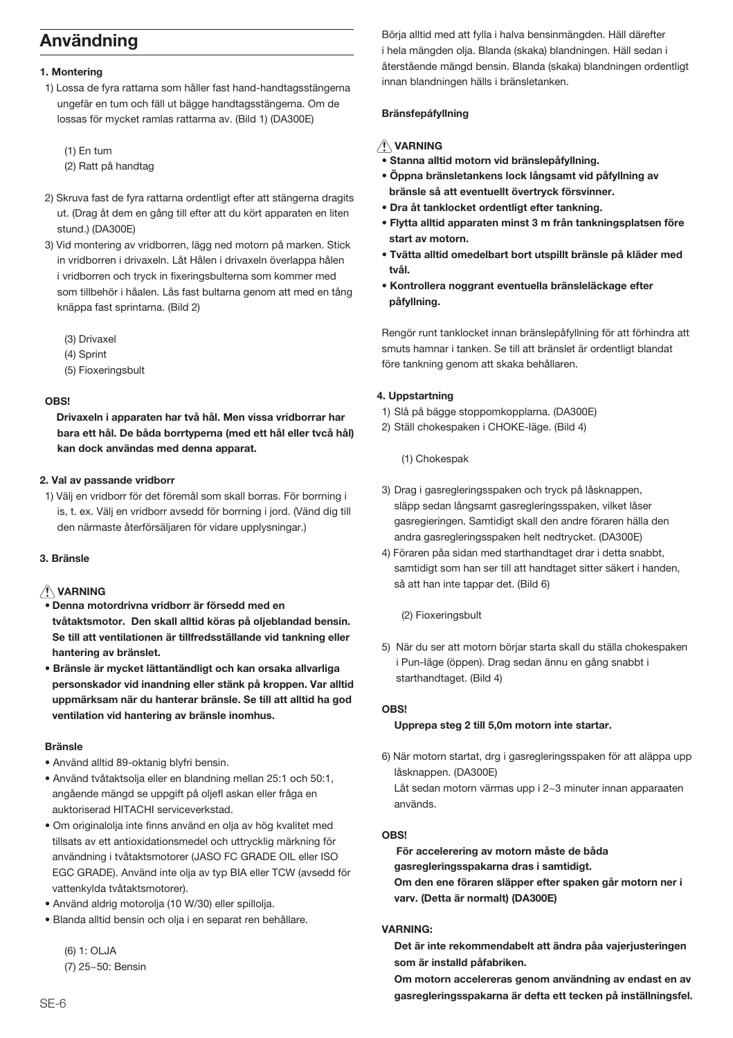# Användning

**1. Montering**

1) Lossa de fyra rattarna som håller fast hand-handtagsstängerna ungefär en tum och fäll ut bägge handtagsstängerna. Om de lossas för mycket ramlas rattarma av. (Bild 1) (DA300E)

(1) En tum
(2) Ratt på handtag

2) Skruva fast de fyra rattarna ordentligt efter att stängerna dragits ut. (Drag åt dem en gång till efter att du kört apparaten en liten stund.) (DA300E)

3) Vid montering av vridborren, lägg ned motorn på marken. Stick in vridborren i drivaxeln. Låt Hålen i drivaxeln överlappa hålen i vridborren och tryck in fixeringsbulterna som kommer med som tillbehör i håalen. Lås fast bultarna genom att med en tång knäppa fast sprintarna. (Bild 2)

(3) Drivaxel
(4) Sprint
(5) Fioxeringsbult

**OBS!**

**Drivaxeln i apparaten har två hål. Men vissa vridborrar har bara ett hål. De båda borrtyperna (med ett hål eller tvcå hål) kan dock användas med denna apparat.**

**2. Val av passande vridborr**

1) Välj en vridborr för det föremål som skall borras. För borrning i is, t. ex. Välj en vridborr avsedd för borrning i jord. (Vänd dig till den närmaste återförsäljaren för vidare upplysningar.)

**3. Bränsle**

⚠ **VARNING**

- **Denna motordrivna vridborr är försedd med en tvåtaktsmotor. Den skall alltid köras på oljeblandad bensin. Se till att ventilationen är tillfredsställande vid tankning eller hantering av bränslet.**
- **Bränsle är mycket lättantändligt och kan orsaka allvarliga personskador vid inandning eller stänk på kroppen. Var alltid uppmärksam när du hanterar bränsle. Se till att alltid ha god ventilation vid hantering av bränsle inomhus.**

**Bränsle**

- Använd alltid 89-oktanig blyfri bensin.
- Använd tvåtaktsolja eller en blandning mellan 25:1 och 50:1, angående mängd se uppgift på oljefl askan eller fråga en auktoriserad HITACHI serviceverkstad.
- Om originalolja inte finns använd en olja av hög kvalitet med tillsats av ett antioxidationsmedel och uttrycklig märkning för användning i tvåtaktsmotorer (JASO FC GRADE OIL eller ISO EGC GRADE). Använd inte olja av typ BIA eller TCW (avsedd för vattenkylda tvåtaktsmotorer).
- Använd aldrig motorolja (10 W/30) eller spillolja.
- Blanda alltid bensin och olja i en separat ren behållare.

(6) 1: OLJA
(7) 25~50: Bensin

Börja alltid med att fylla i halva bensinmängden. Häll därefter i hela mängden olja. Blanda (skaka) blandningen. Häll sedan i återstående mängd bensin. Blanda (skaka) blandningen ordentligt innan blandningen hälls i bränsletanken.

**Bränsfepåfyllning**

⚠ **VARNING**

- **Stanna alltid motorn vid bränslepåfyllning.**
- **Öppna bränsletankens lock långsamt vid påfyllning av bränsle så att eventuellt övertryck försvinner.**
- **Dra åt tanklocket ordentligt efter tankning.**
- **Flytta alltid apparaten minst 3 m från tankningsplatsen före start av motorn.**
- **Tvätta alltid omedelbart bort utspillt bränsle på kläder med tvål.**
- **Kontrollera noggrant eventuella bränsleläckage efter påfyllning.**

Rengör runt tanklocket innan bränslepåfyllning för att förhindra att smuts hamnar i tanken. Se till att bränslet är ordentligt blandat före tankning genom att skaka behållaren.

**4. Uppstartning**

1) Slå på bägge stoppomkopplarna. (DA300E)
2) Ställ chokespaken i CHOKE-läge. (Bild 4)

(1) Chokespak

3) Drag i gasregleringsspaken och tryck på låsknappen, släpp sedan långsamt gasregleringsspaken, vilket låser gasregieringen. Samtidigt skall den andre föraren hälla den andra gasregleringsspaken helt nedtrycket. (DA300E)
4) Föraren på sidan med starthandtaget drar i detta snabbt, samtidigt som han ser till att handtaget sitter säkert i handen, så att han inte tappar det. (Bild 6)

(2) Fioxeringsbult

5) När du ser att motorn börjar starta skall du ställa chokespaken i Pun-läge (öppen). Drag sedan ännu en gång snabbt i starthandtaget. (Bild 4)

**OBS!**

**Upprepa steg 2 till 5,0m motorn inte startar.**

6) När motorn startat, drg i gasregleringsspaken för att aläppa upp låsknappen. (DA300E)
Låt sedan motorn värmas upp i 2~3 minuter innan apparaaten används.

**OBS!**

**För accelerering av motorn måste de båda gasregleringsspakarna dras i samtidigt.**
**Om den ene föraren släpper efter spaken går motorn ner i varv. (Detta är normalt) (DA300E)**

**VARNING:**

**Det är inte rekommendabelt att ändra på vajerjusteringen som är installd påfabriken.**
**Om motorn accelereras genom användning av endast en av gasregleringsspakarna är defta ett tecken på inställningsfel.**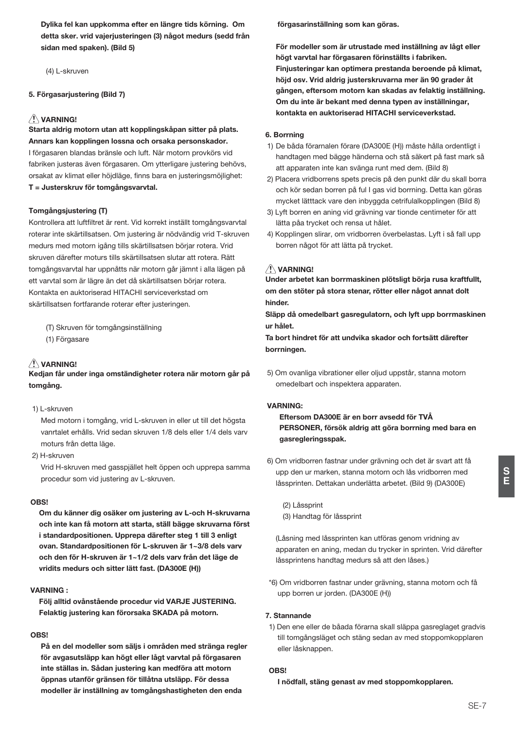**Dylika fel kan uppkomma efter en längre tids körning. Om detta sker. vrid vajerjusteringen (3) något medurs (sedd från sidan med spaken). (Bild 5)**

(4) L-skruven

**5. Förgasarjustering (Bild 7)**

⚠ **VARNING!**

**Starta aldrig motorn utan att kopplingskåpan sitter på plats. Annars kan kopplingen lossna och orsaka personskador.**

I förgasaren blandas bränsle och luft. När motorn provkörs vid fabriken justeras även förgasaren. Om ytterligare justering behövs, orsakat av klimat eller höjdläge, finns bara en justeringsmöjlighet:

**T = Justerskruv för tomgångsvarvtal.**

**Tomgångsjustering (T)**

Kontrollera att luftfiltret är rent. Vid korrekt inställt tomgångsvarvtal roterar inte skärtillsatsen. Om justering är nödvändig vrid T-skruven medurs med motorn igång tills skärtillsatsen börjar rotera. Vrid skruven därefter moturs tills skärtillsatsen slutar att rotera. Rätt tomgångsvarvtal har uppnåtts när motorn går jämnt i alla lägen på ett varvtal som är lägre än det då skärtillsatsen börjar rotera. Kontakta en auktoriserad HITACHI serviceverkstad om skärtillsatsen fortfarande roterar efter justeringen.

(T) Skruven för tomgångsinställning
(1) Förgasare

⚠ **VARNING!**

**Kedjan får under inga omständigheter rotera när motorn går på tomgång.**

1) L-skruven

Med motorn i tomgång, vrid L-skruven in eller ut till det högsta vanrtalet erhålls. Vrid sedan skruven 1/8 dels eller 1/4 dels varv moturs från detta läge.

2) H-skruven

Vrid H-skruven med gasspjället helt öppen och upprepa samma procedur som vid justering av L-skruven.

**OBS!**

**Om du känner dig osäker om justering av L-och H-skruvarna och inte kan få motorn att starta, ställ bägge skruvarna först i standardpositionen. Upprepa därefter steg 1 till 3 enligt ovan. Standardpositionen för L-skruven är 1~3/8 dels varv och den för H-skruven är 1~1/2 dels varv från det läge de vridits medurs och sitter lätt fast. (DA300E (H))**

**VARNING :**

**Följ alltid ovanstående procedur vid VARJE JUSTERING. Felaktig justering kan förorsaka SKADA på motorn.**

**OBS!**

**På en del modeller som säljs i områden med stränga regler för avgasutsläpp kan högt eller lågt varvtal på förgasaren inte ställas in. Sådan justering kan medföra att motorn öppnas utanför gränsen för tillåtna utsläpp. För dessa modeller är inställning av tomgångshastigheten den enda förgasarinställning som kan göras.**

**För modeller som är utrustade med inställning av lågt eller högt varvtal har förgasaren förinställts i fabriken. Finjusteringar kan optimera prestanda beroende på klimat, höjd osv. Vrid aldrig justerskruvarna mer än 90 grader åt gången, eftersom motorn kan skadas av felaktig inställning. Om du inte är bekant med denna typen av inställningar, kontakta en auktoriserad HITACHI serviceverkstad.**

**6. Borrning**

1) De båda förarnalen förare (DA300E (H)) måste hålla ordentligt i handtagen med bägge händerna och stå säkert på fast mark så att apparaten inte kan svänga runt med dem. (Bild 8)
2) Placera vridborrens spets precis på den punkt där du skall borra och kör sedan borren på ful I gas vid borrning. Detta kan göras mycket lätttack vare den inbyggda cetrifulalkopplingen (Bild 8)
3) Lyft borren en aning vid grävning var tionde centimeter för att lätta på trycket och rensa ut hålet.
4) Kopplingen slirar, om vridborren överbelastas. Lyft i så fall upp borren något för att lätta på trycket.

⚠ **VARNING!**

**Under arbetet kan borrmaskinen plötsligt börja rusa kraftfullt, om den stöter på stora stenar, rötter eller något annat dolt hinder.**

**Släpp då omedelbart gasregulatorn, och lyft upp borrmaskinen ur hålet.**

**Ta bort hindret för att undvika skador och fortsätt därefter borrningen.**

5) Om ovanliga vibrationer eller oljud uppstår, stanna motorn omedelbart och inspektera apparaten.

**VARNING:**

**Eftersom DA300E är en borr avsedd för TVÅ PERSONER, försök aldrig att göra borrning med bara en gasregleringsspak.**

6) Om vridborren fastnar under grävning och det är svart att få upp den ur marken, stanna motorn och lås vridborren med låssprinten. Dettakan underlätta arbetet. (Bild 9) (DA300E)

(2) Låssprint
(3) Handtag för låssprint

(Låsning med låssprinten kan utföras genom vridning av apparaten en aning, medan du trycker in sprinten. Vrid därefter låssprintens handtag medurs så att den låses.)

*6) Om vridborren fastnar under grävning, stanna motorn och få upp borren ur jorden. (DA300E (H))

**7. Stannande**

1) Den ene eller de båada förarna skall släppa gasreglaget gradvis till tomgångsläget och stäng sedan av med stoppomkopplaren eller låsknappen.

**OBS!**

**I nödfall, stäng genast av med stoppomkopplaren.**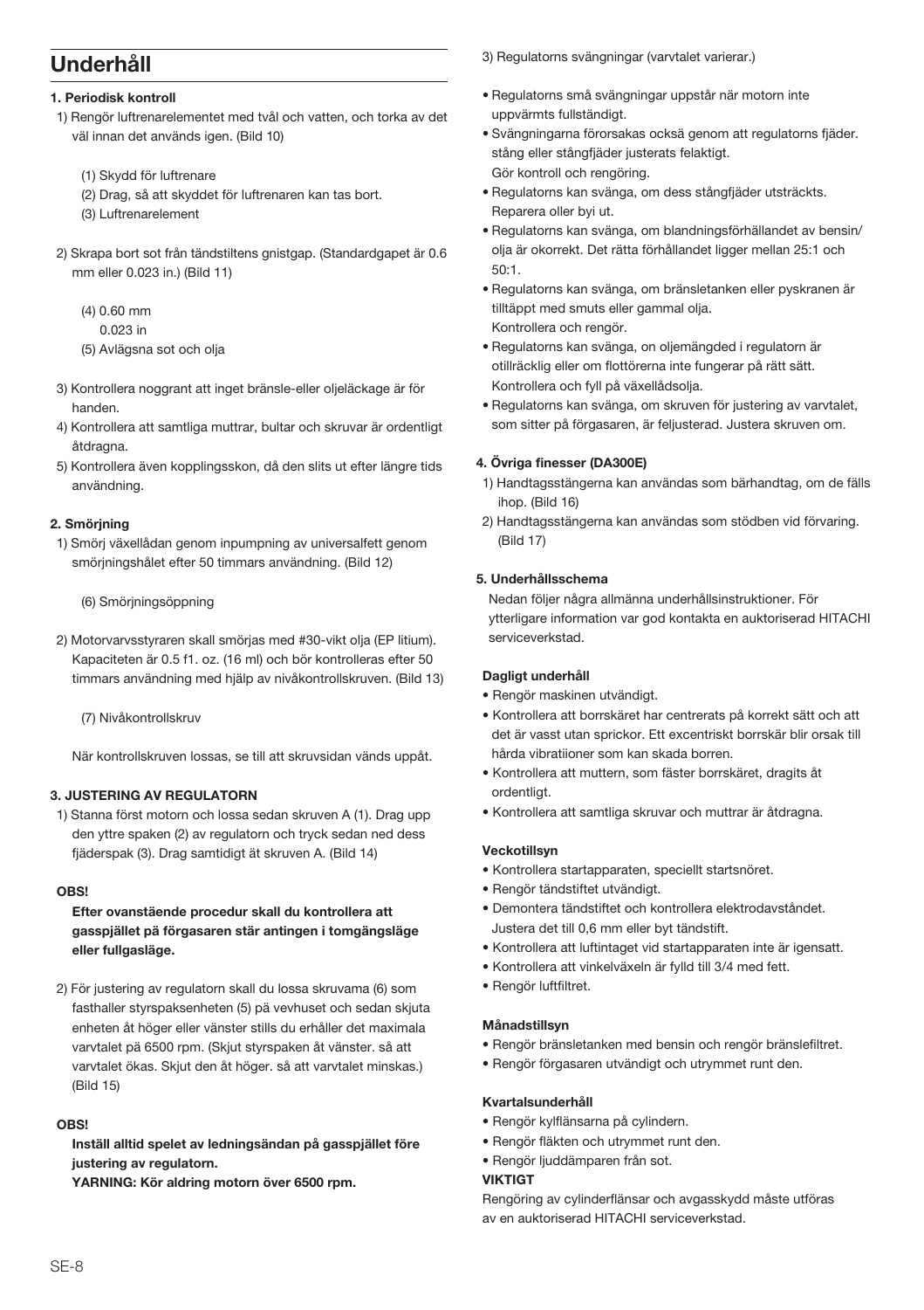# Underhåll

**1. Periodisk kontroll**

1) Rengör luftrenarelementet med tvål och vatten, och torka av det väl innan det används igen. (Bild 10)

   (1) Skydd för luftrenare
   (2) Drag, så att skyddet för luftrenaren kan tas bort.
   (3) Luftrenarelement

2) Skrapa bort sot från tändstiltens gnistgap. (Standardgapet är 0.6 mm eller 0.023 in.) (Bild 11)

   (4) 0.60 mm
   0.023 in
   (5) Avlägsna sot och olja

3) Kontrollera noggrant att inget bränsle-eller oljeläckage är för handen.
4) Kontrollera att samtliga muttrar, bultar och skruvar är ordentligt åtdragna.
5) Kontrollera även kopplingsskon, då den slits ut efter längre tids användning.

**2. Smörjning**

1) Smörj växellådan genom inpumpning av universalfett genom smörjningshålet efter 50 timmars användning. (Bild 12)

   (6) Smörjningsöppning

2) Motorvarvsstyraren skall smörjas med #30-vikt olja (EP litium). Kapaciteten är 0.5 f1. oz. (16 ml) och bör kontrolleras efter 50 timmars användning med hjälp av nivåkontrollskruven. (Bild 13)

   (7) Nivåkontrollskruv

   När kontrollskruven lossas, se till att skruvsidan vänds uppåt.

**3. JUSTERING AV REGULATORN**

1) Stanna först motorn och lossa sedan skruven A (1). Drag upp den yttre spaken (2) av regulatorn och tryck sedan ned dess fjäderspak (3). Drag samtidigt ät skruven A. (Bild 14)

**OBS!**

**Efter ovanstäende procedur skall du kontrollera att gasspjället på förgasaren stär antingen i tomgångsläge eller fullgasläge.**

2) För justering av regulatorn skall du lossa skruvama (6) som fasthaller styrspaksenheten (5) på vevhuset och sedan skjuta enheten åt höger eller vänster stills du erhåller det maximala varvtalet på 6500 rpm. (Skjut styrspaken åt vänster. så att varvtalet ökas. Skjut den åt höger. så att varvtalet minskas.) (Bild 15)

**OBS!**

**Inställ alltid spelet av ledningsändan på gasspjället före justering av regulatorn.**
**YARNING: Kör aldring motorn över 6500 rpm.**

3) Regulatorns svängningar (varvtalet varierar.)

- Regulatorns små svängningar uppstår när motorn inte uppvärmts fullständigt.
- Svängningarna förorsakas också genom att regulatorns fjäder. stång eller stångfjäder justerats felaktigt. Gör kontroll och rengöring.
- Regulatorns kan svänga, om dess stångfjäder utsträckts. Reparera oller byi ut.
- Regulatorns kan svänga, om blandningsförhållandet av bensin/ olja är okorrekt. Det rätta förhållandet ligger mellan 25:1 och 50:1.
- Regulatorns kan svänga, om bränsletanken eller pyskranen är tilltäppt med smuts eller gammal olja. Kontrollera och rengör.
- Regulatorns kan svänga, on oljemängded i regulatorn är otillräcklig eller om flottörerna inte fungerar på rätt sätt. Kontrollera och fyll på växellådsolja.
- Regulatorns kan svänga, om skruven för justering av varvtalet, som sitter på förgasaren, är feljusterad. Justera skruven om.

**4. Övriga finesser (DA300E)**

1) Handtagsstängerna kan användas som bärhandtag, om de fälls ihop. (Bild 16)
2) Handtagsstängerna kan användas som stödben vid förvaring. (Bild 17)

**5. Underhållsschema**

Nedan följer några allmänna underhållsinstruktioner. För ytterligare information var god kontakta en auktoriserad HITACHI serviceverkstad.

**Dagligt underhåll**

- Rengör maskinen utvändigt.
- Kontrollera att borrskäret har centrerats på korrekt sätt och att det är vasst utan sprickor. Ett excentriskt borrskär blir orsak till hårda vibratiioner som kan skada borren.
- Kontrollera att muttern, som fäster borrskäret, dragits åt ordentligt.
- Kontrollera att samtliga skruvar och muttrar är åtdragna.

**Veckotillsyn**

- Kontrollera startapparaten, speciellt startsnöret.
- Rengör tändstiftet utvändigt.
- Demontera tändstiftet och kontrollera elektrodavståndet. Justera det till 0,6 mm eller byt tändstift.
- Kontrollera att luftintaget vid startapparaten inte är igensatt.
- Kontrollera att vinkelväxeln är fylld till 3/4 med fett.
- Rengör luftfiltret.

**Månadstillsyn**

- Rengör bränsletanken med bensin och rengör bränslefiltret.
- Rengör förgasaren utvändigt och utrymmet runt den.

**Kvartalsunderhåll**

- Rengör kylflänsarna på cylindern.
- Rengör fläkten och utrymmet runt den.
- Rengör ljuddämparen från sot.

**VIKTIGT**

Rengöring av cylinderflänsar och avgasskydd måste utföras av en auktoriserad HITACHI serviceverkstad.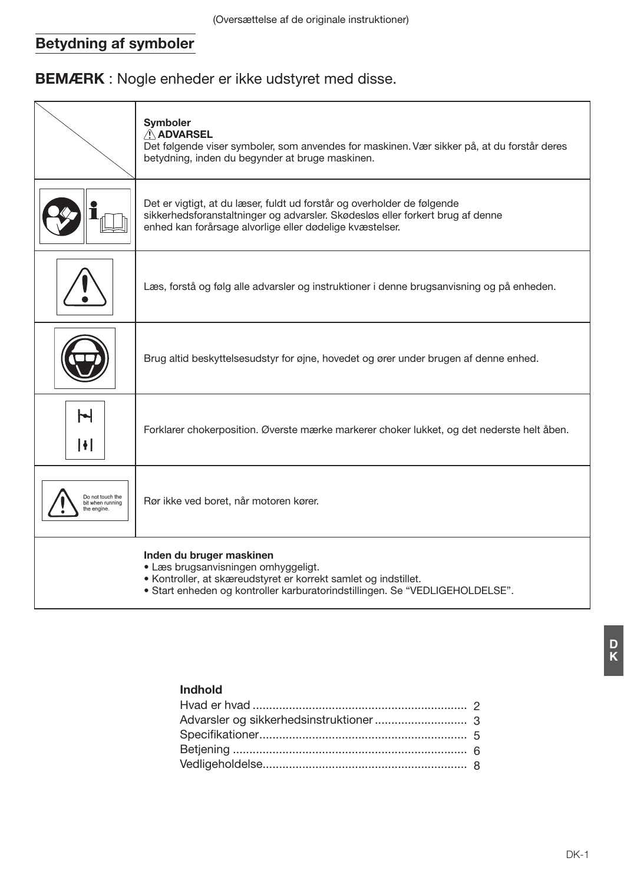(Oversættelse af de originale instruktioner)

## Betydning af symboler

**BEMÆRK** : Nogle enheder er ikke udstyret med disse.

| | **Symboler**<br>⚠ **ADVARSEL**<br>Det følgende viser symboler, som anvendes for maskinen. Vær sikker på, at du forstår deres betydning, inden du begynder at bruge maskinen. |
|---|---|
| | Det er vigtigt, at du læser, fuldt ud forstår og overholder de følgende sikkerhedsforanstaltninger og advarsler. Skødesløs eller forkert brug af denne enhed kan forårsage alvorlige eller dødelige kvæstelser. |
| | Læs, forstå og følg alle advarsler og instruktioner i denne brugsanvisning og på enheden. |
| | Brug altid beskyttelsesudstyr for øjne, hovedet og ører under brugen af denne enhed. |
| | Forklarer chokerposition. Øverste mærke markerer choker lukket, og det nederste helt åben. |
| Do not touch the bit when running the engine. | Rør ikke ved boret, når motoren kører. |
| | **Inden du bruger maskinen**<br>• Læs brugsanvisningen omhyggeligt.<br>• Kontroller, at skæreudstyret er korrekt samlet og indstillet.<br>• Start enheden og kontroller karburatorindstillingen. Se “VEDLIGEHOLDELSE”. |

**Indhold**

Hvad er hvad ..... 2
Advarsler og sikkerhedsinstruktioner ..... 3
Specifikationer ..... 5
Betjening ..... 6
Vedligeholdelse ..... 8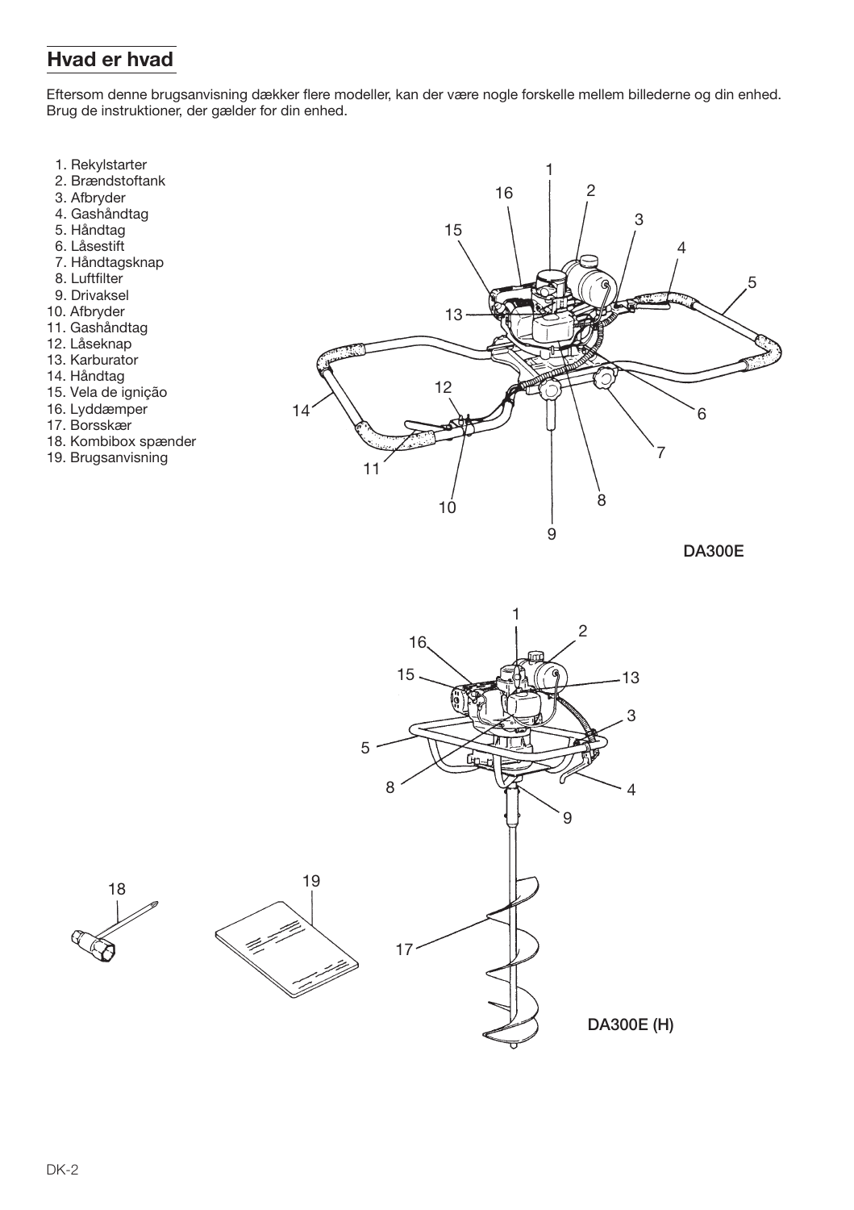## Hvad er hvad

Eftersom denne brugsanvisning dækker flere modeller, kan der være nogle forskelle mellem billederne og din enhed. Brug de instruktioner, der gælder for din enhed.

1. Rekylstarter
2. Brændstoftank
3. Afbryder
4. Gashåndtag
5. Håndtag
6. Låsestift
7. Håndtagsknap
8. Luftfilter
9. Drivaksel
10. Afbryder
11. Gashåndtag
12. Låseknap
13. Karburator
14. Håndtag
15. Vela de ignição
16. Lyddæmper
17. Borsskær
18. Kombibox spænder
19. Brugsanvisning

DA300E

DA300E (H)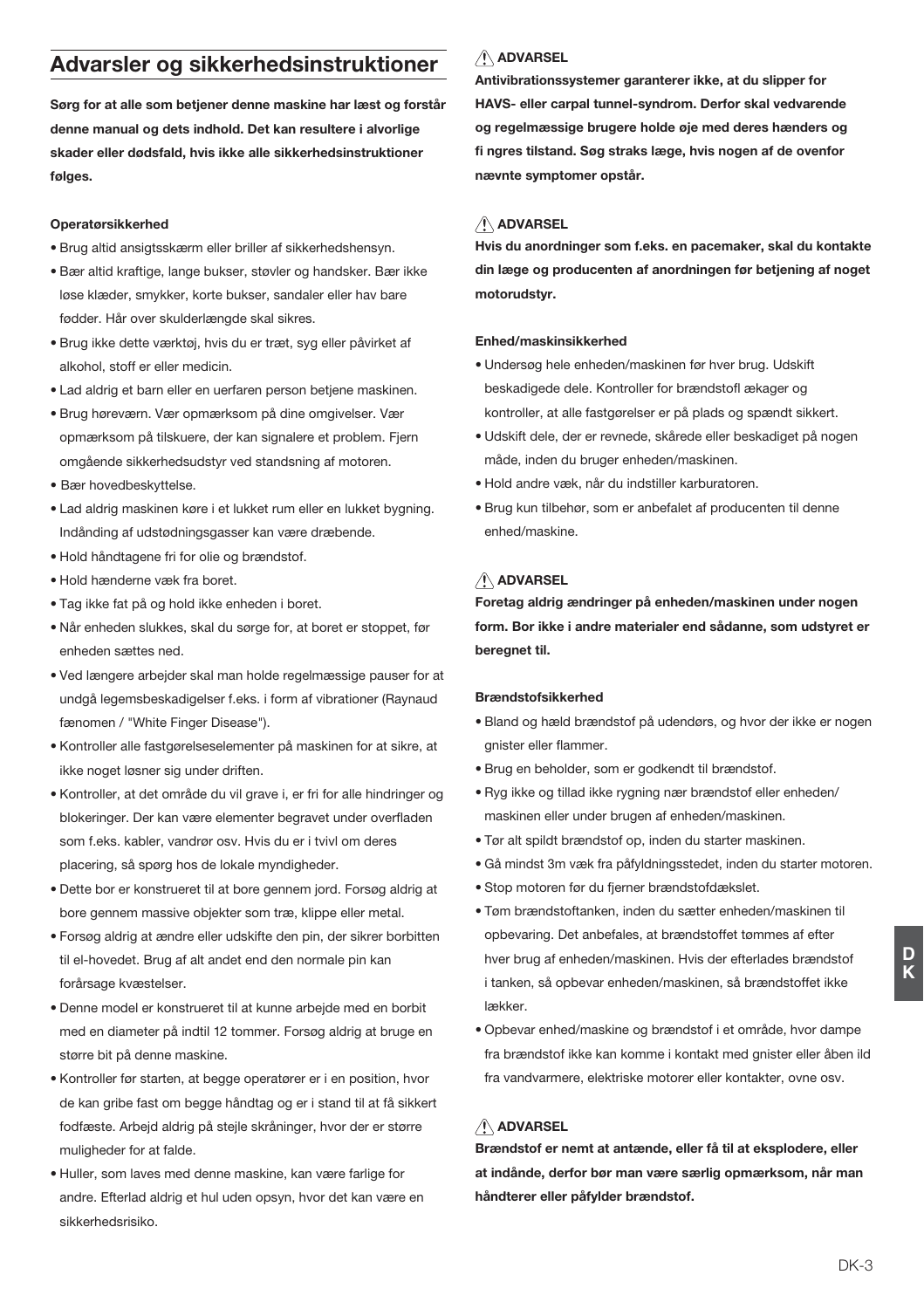## Advarsler og sikkerhedsinstruktioner

**Sørg for at alle som betjener denne maskine har læst og forstår denne manual og dets indhold. Det kan resultere i alvorlige skader eller dødsfald, hvis ikke alle sikkerhedsinstruktioner følges.**

#### Operatørsikkerhed

- Brug altid ansigtsskærm eller briller af sikkerhedshensyn.
- Bær altid kraftige, lange bukser, støvler og handsker. Bær ikke løse klæder, smykker, korte bukser, sandaler eller hav bare fødder. Hår over skulderlængde skal sikres.
- Brug ikke dette værktøj, hvis du er træt, syg eller påvirket af alkohol, stoff er eller medicin.
- Lad aldrig et barn eller en uerfaren person betjene maskinen.
- Brug høreværn. Vær opmærksom på dine omgivelser. Vær opmærksom på tilskuere, der kan signalere et problem. Fjern omgående sikkerhedsudstyr ved standsning af motoren.
- Bær hovedbeskyttelse.
- Lad aldrig maskinen køre i et lukket rum eller en lukket bygning. Indånding af udstødningsgasser kan være dræbende.
- Hold håndtagene fri for olie og brændstof.
- Hold hænderne væk fra boret.
- Tag ikke fat på og hold ikke enheden i boret.
- Når enheden slukkes, skal du sørge for, at boret er stoppet, før enheden sættes ned.
- Ved længere arbejder skal man holde regelmæssige pauser for at undgå legemsbeskadigelser f.eks. i form af vibrationer (Raynaud fænomen / "White Finger Disease").
- Kontroller alle fastgørelseselementer på maskinen for at sikre, at ikke noget løsner sig under driften.
- Kontroller, at det område du vil grave i, er fri for alle hindringer og blokeringer. Der kan være elementer begravet under overfladen som f.eks. kabler, vandrør osv. Hvis du er i tvivl om deres placering, så spørg hos de lokale myndigheder.
- Dette bor er konstrueret til at bore gennem jord. Forsøg aldrig at bore gennem massive objekter som træ, klippe eller metal.
- Forsøg aldrig at ændre eller udskifte den pin, der sikrer borbitten til el-hovedet. Brug af alt andet end den normale pin kan forårsage kvæstelser.
- Denne model er konstrueret til at kunne arbejde med en borbit med en diameter på indtil 12 tommer. Forsøg aldrig at bruge en større bit på denne maskine.
- Kontroller før starten, at begge operatører er i en position, hvor de kan gribe fast om begge håndtag og er i stand til at få sikkert fodfæste. Arbejd aldrig på stejle skråninger, hvor der er større muligheder for at falde.
- Huller, som laves med denne maskine, kan være farlige for andre. Efterlad aldrig et hul uden opsyn, hvor det kan være en sikkerhedsrisiko.

**⚠ ADVARSEL**
**Antivibrationssystemer garanterer ikke, at du slipper for HAVS- eller carpal tunnel-syndrom. Derfor skal vedvarende og regelmæssige brugere holde øje med deres hænders og fi ngres tilstand. Søg straks læge, hvis nogen af de ovenfor nævnte symptomer opstår.**

**⚠ ADVARSEL**
**Hvis du anordninger som f.eks. en pacemaker, skal du kontakte din læge og producenten af anordningen før betjening af noget motorudstyr.**

#### Enhed/maskinsikkerhed

- Undersøg hele enheden/maskinen før hver brug. Udskift beskadigede dele. Kontroller for brændstofl ækager og kontroller, at alle fastgørelser er på plads og spændt sikkert.
- Udskift dele, der er revnede, skårede eller beskadiget på nogen måde, inden du bruger enheden/maskinen.
- Hold andre væk, når du indstiller karburatoren.
- Brug kun tilbehør, som er anbefalet af producenten til denne enhed/maskine.

**⚠ ADVARSEL**
**Foretag aldrig ændringer på enheden/maskinen under nogen form. Bor ikke i andre materialer end sådanne, som udstyret er beregnet til.**

#### Brændstofsikkerhed

- Bland og hæld brændstof på udendørs, og hvor der ikke er nogen gnister eller flammer.
- Brug en beholder, som er godkendt til brændstof.
- Ryg ikke og tillad ikke rygning nær brændstof eller enheden/ maskinen eller under brugen af enheden/maskinen.
- Tør alt spildt brændstof op, inden du starter maskinen.
- Gå mindst 3m væk fra påfyldningsstedet, inden du starter motoren.
- Stop motoren før du fjerner brændstofdækslet.
- Tøm brændstoftanken, inden du sætter enheden/maskinen til opbevaring. Det anbefales, at brændstoffet tømmes af efter hver brug af enheden/maskinen. Hvis der efterlades brændstof i tanken, så opbevar enheden/maskinen, så brændstoffet ikke lækker.
- Opbevar enhed/maskine og brændstof i et område, hvor dampe fra brændstof ikke kan komme i kontakt med gnister eller åben ild fra vandvarmere, elektriske motorer eller kontakter, ovne osv.

**⚠ ADVARSEL**
**Brændstof er nemt at antænde, eller få til at eksplodere, eller at indånde, derfor bør man være særlig opmærksom, når man håndterer eller påfylder brændstof.**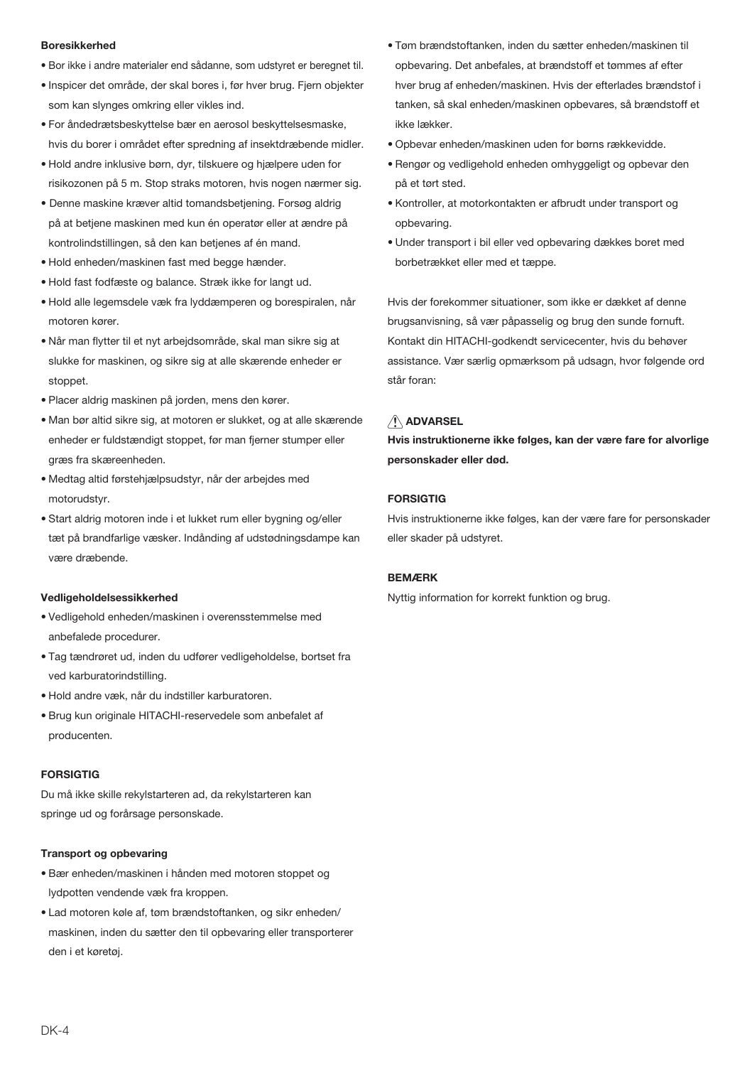**Boresikkerhed**

- Bor ikke i andre materialer end sådanne, som udstyret er beregnet til.
- Inspicer det område, der skal bores i, før hver brug. Fjern objekter som kan slynges omkring eller vikles ind.
- For åndedrætsbeskyttelse bær en aerosol beskyttelsesmaske, hvis du borer i området efter spredning af insektdræbende midler.
- Hold andre inklusive børn, dyr, tilskuere og hjælpere uden for risikozonen på 5 m. Stop straks motoren, hvis nogen nærmer sig.
- Denne maskine kræver altid tomandsbetjening. Forsøg aldrig på at betjene maskinen med kun én operatør eller at ændre på kontrolindstillingen, så den kan betjenes af én mand.
- Hold enheden/maskinen fast med begge hænder.
- Hold fast fodfæste og balance. Stræk ikke for langt ud.
- Hold alle legemsdele væk fra lyddæmperen og borespiralen, når motoren kører.
- Når man flytter til et nyt arbejdsområde, skal man sikre sig at slukke for maskinen, og sikre sig at alle skærende enheder er stoppet.
- Placer aldrig maskinen på jorden, mens den kører.
- Man bør altid sikre sig, at motoren er slukket, og at alle skærende enheder er fuldstændigt stoppet, før man fjerner stumper eller græs fra skæreenheden.
- Medtag altid førstehjælpsudstyr, når der arbejdes med motorudstyr.
- Start aldrig motoren inde i et lukket rum eller bygning og/eller tæt på brandfarlige væsker. Indånding af udstødningsdampe kan være dræbende.

**Vedligeholdelsessikkerhed**

- Vedligehold enheden/maskinen i overensstemmelse med anbefalede procedurer.
- Tag tændrøret ud, inden du udfører vedligeholdelse, bortset fra ved karburatorindstilling.
- Hold andre væk, når du indstiller karburatoren.
- Brug kun originale HITACHI-reservedele som anbefalet af producenten.

**FORSIGTIG**

Du må ikke skille rekylstarteren ad, da rekylstarteren kan springe ud og forårsage personskade.

**Transport og opbevaring**

- Bær enheden/maskinen i hånden med motoren stoppet og lydpotten vendende væk fra kroppen.
- Lad motoren køle af, tøm brændstoftanken, og sikr enheden/maskinen, inden du sætter den til opbevaring eller transporterer den i et køretøj.
- Tøm brændstoftanken, inden du sætter enheden/maskinen til opbevaring. Det anbefales, at brændstoff et tømmes af efter hver brug af enheden/maskinen. Hvis der efterlades brændstof i tanken, så skal enheden/maskinen opbevares, så brændstoff et ikke lækker.
- Opbevar enheden/maskinen uden for børns rækkevidde.
- Rengør og vedligehold enheden omhyggeligt og opbevar den på et tørt sted.
- Kontroller, at motorkontakten er afbrudt under transport og opbevaring.
- Under transport i bil eller ved opbevaring dækkes boret med borbetrækket eller med et tæppe.

Hvis der forekommer situationer, som ikke er dækket af denne brugsanvisning, så vær påpasselig og brug den sunde fornuft. Kontakt din HITACHI-godkendt servicecenter, hvis du behøver assistance. Vær særlig opmærksom på udsagn, hvor følgende ord står foran:

**⚠ ADVARSEL**

**Hvis instruktionerne ikke følges, kan der være fare for alvorlige personskader eller død.**

**FORSIGTIG**

Hvis instruktionerne ikke følges, kan der være fare for personskader eller skader på udstyret.

**BEMÆRK**

Nyttig information for korrekt funktion og brug.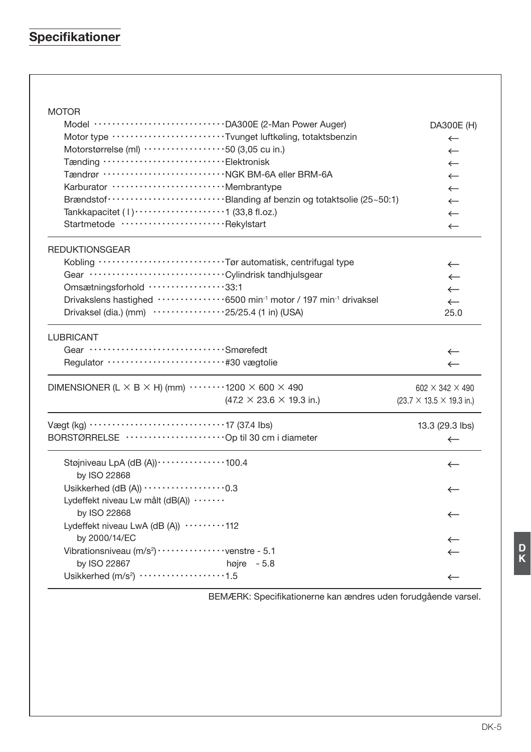## Specifikationer

| | DA300E (2-Man Power Auger) | DA300E (H) |
|---|---|---|
| **MOTOR** | | |
| Model | DA300E (2-Man Power Auger) | DA300E (H) |
| Motor type | Tvunget luftkøling, totaktsbenzin | ← |
| Motorstørrelse (ml) | 50 (3,05 cu in.) | ← |
| Tænding | Elektronisk | ← |
| Tændrør | NGK BM-6A eller BRM-6A | ← |
| Karburator | Membrantype | ← |
| Brændstof | Blanding af benzin og totaktsolie (25~50:1) | ← |
| Tankkapacitet ( l ) | 1 (33,8 fl.oz.) | ← |
| Startmetode | Rekylstart | ← |
| **REDUKTIONSGEAR** | | |
| Kobling | Tør automatisk, centrifugal type | ← |
| Gear | Cylindrisk tandhjulsgear | ← |
| Omsætningsforhold | 33:1 | ← |
| Drivakslens hastighed | 6500 $min^{-1}$ motor / 197 $min^{-1}$ drivaksel | ← |
| Drivaksel (dia.) (mm) | 25/25.4 (1 in) (USA) | 25.0 |
| **LUBRICANT** | | |
| Gear | Smørefedt | ← |
| Regulator | #30 vægtolie | ← |
| DIMENSIONER (L × B × H) (mm) | 1200 × 600 × 490 (47.2 × 23.6 × 19.3 in.) | 602 × 342 × 490 (23.7 × 13.5 × 19.3 in.) |
| Vægt (kg) | 17 (37.4 lbs) | 13.3 (29.3 lbs) |
| BORSTØRRELSE | Op til 30 cm i diameter | ← |
| Støjniveau LpA (dB (A)) by ISO 22868 | 100.4 | ← |
| Usikkerhed (dB (A)) | 0.3 | ← |
| Lydeffekt niveau Lw målt (dB(A)) by ISO 22868 | | ← |
| Lydeffekt niveau LwA (dB (A)) by 2000/14/EC | 112 | ← |
| Vibrationsniveau ($m/s^2$) by ISO 22867 | venstre - 5.1<br>højre - 5.8 | ← |
| Usikkerhed ($m/s^2$) | 1.5 | ← |

BEMÆRK: Specifikationerne kan ændres uden forudgående varsel.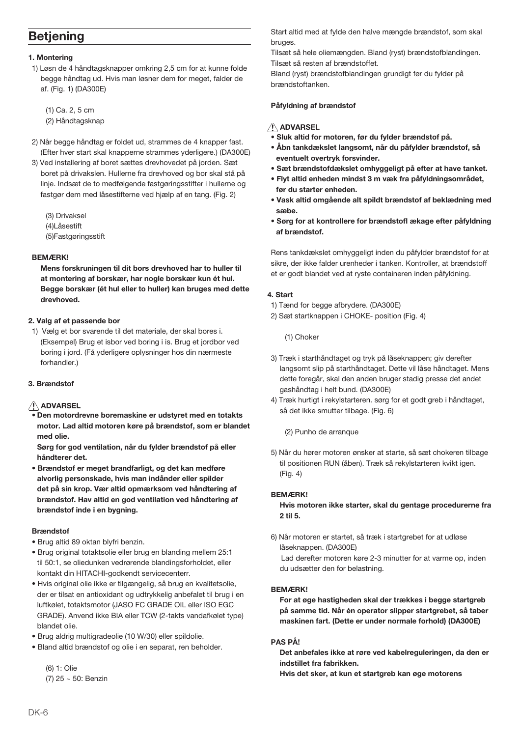# Betjening

**1. Montering**

1) Løsn de 4 håndtagsknapper omkring 2,5 cm for at kunne folde begge håndtag ud. Hvis man løsner dem for meget, falder de af. (Fig. 1) (DA300E)

(1) Ca. 2, 5 cm
(2) Håndtagsknap

2) Når begge håndtag er foldet ud, strammes de 4 knapper fast. (Efter hver start skal knapperne strammes yderligere.) (DA300E)

3) Ved installering af boret sættes drevhovedet på jorden. Sæt boret på drivakslen. Hullerne fra drevhoved og bor skal stå på linje. Indsæt de to medfølgende fastgøringsstifter i hullerne og fastgør dem med låsestifterne ved hjælp af en tang. (Fig. 2)

(3) Drivaksel
(4)Låsestift
(5)Fastgøringsstift

**BEMÆRK!**

**Mens forskruningen til dit bors drevhoved har to huller til at montering af borskær, har nogle borskær kun ét hul. Begge borskær (ét hul eller to huller) kan bruges med dette drevhoved.**

**2. Valg af et passende bor**

1) Vælg et bor svarende til det materiale, der skal bores i. (Eksempel) Brug et isbor ved boring i is. Brug et jordbor ved boring i jord. (Få yderligere oplysninger hos din nærmeste forhandler.)

**3. Brændstof**

⚠ **ADVARSEL**

- **Den motordrevne boremaskine er udstyret med en totakts motor. Lad altid motoren køre på brændstof, som er blandet med olie.**
  **Sørg for god ventilation, når du fylder brændstof på eller håndterer det.**
- **Brændstof er meget brandfarligt, og det kan medføre alvorlig personskade, hvis man indånder eller spilder det på sin krop. Vær altid opmærksom ved håndtering af brændstof. Hav altid en god ventilation ved håndtering af brændstof inde i en bygning.**

**Brændstof**

- Brug altid 89 oktan blyfri benzin.
- Brug original totaktsolie eller brug en blanding mellem 25:1 til 50:1, se oliedunken vedrørende blandingsforholdet, eller kontakt din HITACHI-godkendt servicecenterr.
- Hvis original olie ikke er tilgængelig, så brug en kvalitetsolie, der er tilsat en antioxidant og udtrykkelig anbefalet til brug i en luftkølet, totaktsmotor (JASO FC GRADE OIL eller ISO EGC GRADE). Anvend ikke BIA eller TCW (2-takts vandafkølet type) blandet olie.
- Brug aldrig multigradeolie (10 W/30) eller spildolie.
- Bland altid brændstof og olie i en separat, ren beholder.

(6) 1: Olie
(7) 25 ~ 50: Benzin

Start altid med at fylde den halve mængde brændstof, som skal bruges.
Tilsæt så hele oliemængden. Bland (ryst) brændstofblandingen.
Tilsæt så resten af brændstoffet.
Bland (ryst) brændstofblandingen grundigt før du fylder på brændstoftanken.

**Påfyldning af brændstof**

⚠ **ADVARSEL**

- **Sluk altid for motoren, før du fylder brændstof på.**
- **Åbn tankdækslet langsomt, når du påfylder brændstof, så eventuelt overtryk forsvinder.**
- **Sæt brændstofdækslet omhyggeligt på efter at have tanket.**
- **Flyt altid enheden mindst 3 m væk fra påfyldningsområdet, før du starter enheden.**
- **Vask altid omgående alt spildt brændstof af beklædning med sæbe.**
- **Sørg for at kontrollere for brændstofl ækage efter påfyldning af brændstof.**

Rens tankdækslet omhyggeligt inden du påfylder brændstof for at sikre, der ikke falder urenheder i tanken. Kontroller, at brændstoff et er godt blandet ved at ryste containeren inden påfyldning.

**4. Start**

1) Tænd for begge afbrydere. (DA300E)
2) Sæt startknappen i CHOKE- position (Fig. 4)

(1) Choker

3) Træk i starthåndtaget og tryk på låseknappen; giv derefter langsomt slip på starthåndtaget. Dette vil låse håndtaget. Mens dette foregår, skal den anden bruger stadig presse det andet gashåndtag i helt bund. (DA300E)
4) Træk hurtigt i rekylstarteren. sørg for et godt greb i håndtaget, så det ikke smutter tilbage. (Fig. 6)

(2) Punho de arranque

5) Når du hører motoren ønsker at starte, så sæt chokeren tilbage til positionen RUN (åben). Træk så rekylstarteren kvikt igen. (Fig. 4)

**BEMÆRK!**

**Hvis motoren ikke starter, skal du gentage procedurerne fra 2 til 5.**

6) Når motoren er startet, så træk i startgrebet for at udløse låseknappen. (DA300E)
Lad derefter motoren køre 2-3 minutter for at varme op, inden du udsætter den for belastning.

**BEMÆRK!**

**For at øge hastigheden skal der trækkes i begge startgreb på samme tid. Når én operator slipper startgrebet, så taber maskinen fart. (Dette er under normale forhold) (DA300E)**

**PAS PÅ!**

**Det anbefales ikke at røre ved kabelreguleringen, da den er indstillet fra fabrikken.**
**Hvis det sker, at kun et startgreb kan øge motorens**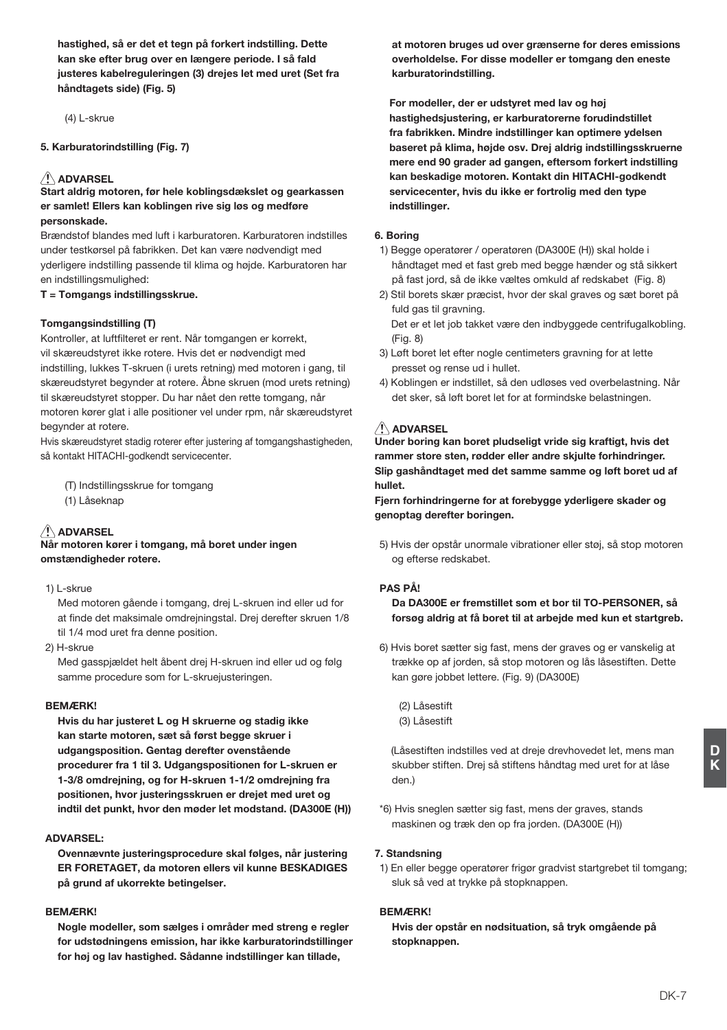**hastighed, så er det et tegn på forkert indstilling. Dette kan ske efter brug over en længere periode. I så fald justeres kabelreguleringen (3) drejes let med uret (Set fra håndtagets side) (Fig. 5)**

(4) L-skrue

**5. Karburatorindstilling (Fig. 7)**

**⚠ ADVARSEL**

**Start aldrig motoren, før hele koblingsdækslet og gearkassen er samlet! Ellers kan koblingen rive sig løs og medføre personskade.**

Brændstof blandes med luft i karburatoren. Karburatoren indstilles under testkørsel på fabrikken. Det kan være nødvendigt med yderligere indstilling passende til klima og højde. Karburatoren har en indstillingsmulighed:

**T = Tomgangs indstillingsskrue.**

**Tomgangsindstilling (T)**

Kontroller, at luftfilteret er rent. Når tomgangen er korrekt, vil skæreudstyret ikke rotere. Hvis det er nødvendigt med indstilling, lukkes T-skruen (i urets retning) med motoren i gang, til skæreudstyret begynder at rotere. Åbne skruen (mod urets retning) til skæreudstyret stopper. Du har nået den rette tomgang, når motoren kører glat i alle positioner vel under rpm, når skæreudstyret begynder at rotere.

Hvis skæreudstyret stadig roterer efter justering af tomgangshastigheden, så kontakt HITACHI-godkendt servicecenter.

(T) Indstillingsskrue for tomgang
(1) Låseknap

**⚠ ADVARSEL**

**Når motoren kører i tomgang, må boret under ingen omstændigheder rotere.**

1) L-skrue
   Med motoren gående i tomgang, drej L-skruen ind eller ud for at finde det maksimale omdrejningstal. Drej derefter skruen 1/8 til 1/4 mod uret fra denne position.
2) H-skrue
   Med gasspjældet helt åbent drej H-skruen ind eller ud og følg samme procedure som for L-skruejusteringen.

**BEMÆRK!**

**Hvis du har justeret L og H skruerne og stadig ikke kan starte motoren, sæt så først begge skruer i udgangsposition. Gentag derefter ovenstående procedurer fra 1 til 3. Udgangspositionen for L-skruen er 1-3/8 omdrejning, og for H-skruen 1-1/2 omdrejning fra positionen, hvor justeringsskruen er drejet med uret og indtil det punkt, hvor den møder let modstand. (DA300E (H))**

**ADVARSEL:**

**Ovennævnte justeringsprocedure skal følges, når justering ER FORETAGET, da motoren ellers vil kunne BESKADIGES på grund af ukorrekte betingelser.**

**BEMÆRK!**

**Nogle modeller, som sælges i områder med streng e regler for udstødningens emission, har ikke karburatorindstillinger for høj og lav hastighed. Sådanne indstillinger kan tillade, at motoren bruges ud over grænserne for deres emissions overholdelse. For disse modeller er tomgang den eneste karburatorindstilling.**

**For modeller, der er udstyret med lav og høj hastighedsjustering, er karburatorerne forudindstillet fra fabrikken. Mindre indstillinger kan optimere ydelsen baseret på klima, højde osv. Drej aldrig indstillingsskruerne mere end 90 grader ad gangen, eftersom forkert indstilling kan beskadige motoren. Kontakt din HITACHI-godkendt servicecenter, hvis du ikke er fortrolig med den type indstillinger.**

**6. Boring**

1) Begge operatører / operatøren (DA300E (H)) skal holde i håndtaget med et fast greb med begge hænder og stå sikkert på fast jord, så de ikke væltes omkuld af redskabet (Fig. 8)
2) Stil borets skær præcist, hvor der skal graves og sæt boret på fuld gas til gravning.
   Det er et let job takket være den indbyggede centrifugalkobling. (Fig. 8)
3) Løft boret let efter nogle centimeters gravning for at lette presset og rense ud i hullet.
4) Koblingen er indstillet, så den udløses ved overbelastning. Når det sker, så løft boret let for at formindske belastningen.

**⚠ ADVARSEL**

**Under boring kan boret pludseligt vride sig kraftigt, hvis det rammer store sten, rødder eller andre skjulte forhindringer. Slip gashåndtaget med det samme samme og løft boret ud af hullet.**

**Fjern forhindringerne for at forebygge yderligere skader og genoptag derefter boringen.**

5) Hvis der opstår unormale vibrationer eller støj, så stop motoren og efterse redskabet.

**PAS PÅ!**

**Da DA300E er fremstillet som et bor til TO-PERSONER, så forsøg aldrig at få boret til at arbejde med kun et startgreb.**

6) Hvis boret sætter sig fast, mens der graves og er vanskelig at trække op af jorden, så stop motoren og lås låsestiften. Dette kan gøre jobbet lettere. (Fig. 9) (DA300E)

(2) Låsestift
(3) Låsestift

(Låsestiften indstilles ved at dreje drevhovedet let, mens man skubber stiften. Drej så stiftens håndtag med uret for at låse den.)

*6) Hvis sneglen sætter sig fast, mens der graves, stands maskinen og træk den op fra jorden. (DA300E (H))

**7. Standsning**

1) En eller begge operatører frigør gradvist startgrebet til tomgang; sluk så ved at trykke på stopknappen.

**BEMÆRK!**

**Hvis der opstår en nødsituation, så tryk omgående på stopknappen.**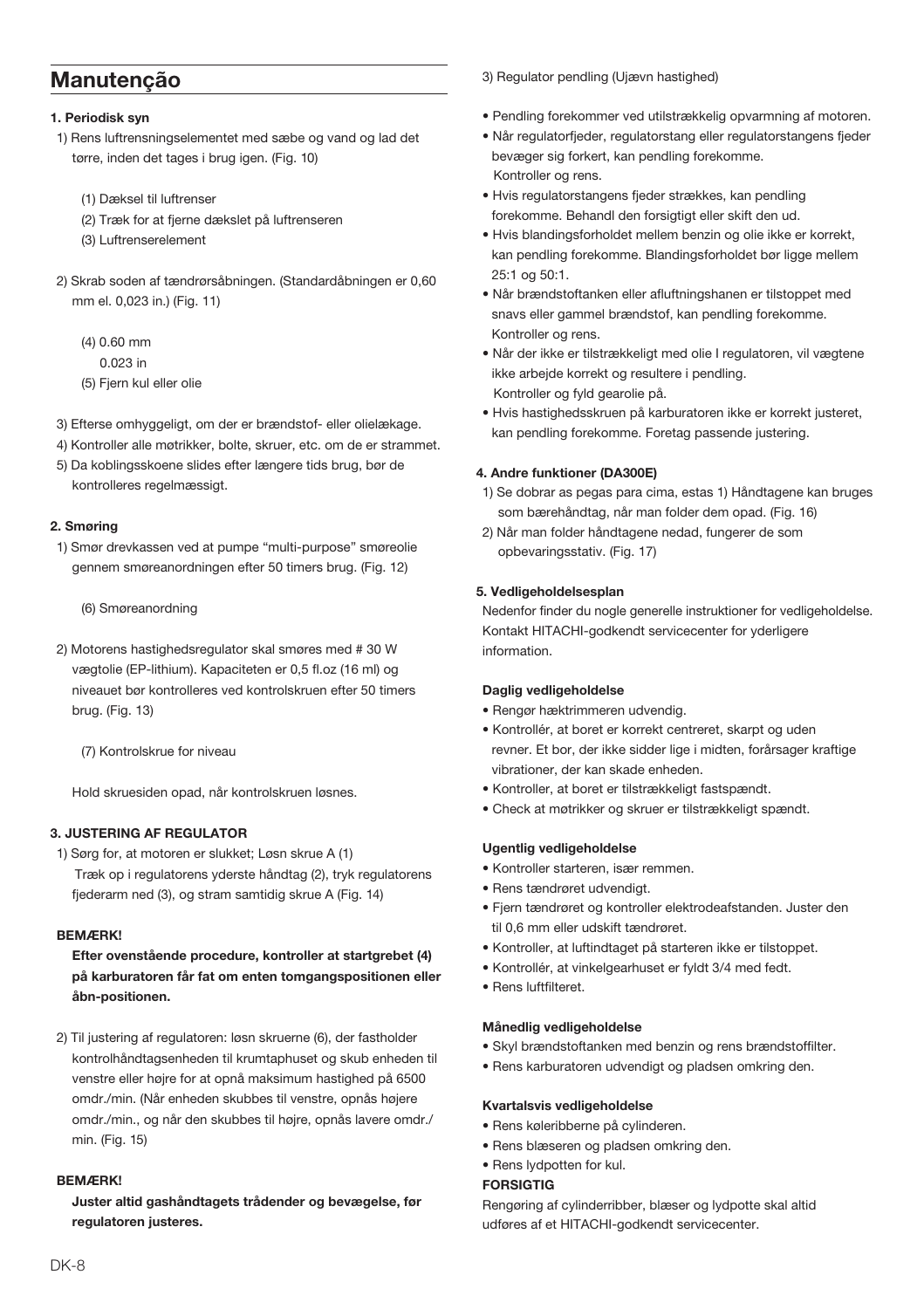## Manutenção

**1. Periodisk syn**

1) Rens luftrensningselementet med sæbe og vand og lad det tørre, inden det tages i brug igen. (Fig. 10)

   (1) Dæksel til luftrenser
   (2) Træk for at fjerne dækslet på luftrenseren
   (3) Luftrenserelement

2) Skrab soden af tændrørsåbningen. (Standardåbningen er 0,60 mm el. 0,023 in.) (Fig. 11)

   (4) 0.60 mm
   0.023 in
   (5) Fjern kul eller olie

3) Efterse omhyggeligt, om der er brændstof- eller olielækage.
4) Kontroller alle møtrikker, bolte, skruer, etc. om de er strammet.
5) Da koblingsskoene slides efter længere tids brug, bør de kontrolleres regelmæssigt.

**2. Smøring**

1) Smør drevkassen ved at pumpe "multi-purpose" smøreolie gennem smøreanordningen efter 50 timers brug. (Fig. 12)

   (6) Smøreanordning

2) Motorens hastighedsregulator skal smøres med # 30 W vægtolie (EP-lithium). Kapaciteten er 0,5 fl.oz (16 ml) og niveauet bør kontrolleres ved kontrolskruen efter 50 timers brug. (Fig. 13)

   (7) Kontrolskrue for niveau

   Hold skruesiden opad, når kontrolskruen løsnes.

**3. JUSTERING AF REGULATOR**

1) Sørg for, at motoren er slukket; Løsn skrue A (1)
   Træk op i regulatorens yderste håndtag (2), tryk regulatorens fjederarm ned (3), og stram samtidig skrue A (Fig. 14)

**BEMÆRK!**

**Efter ovenstående procedure, kontroller at startgrebet (4) på karburatoren får fat om enten tomgangspositionen eller åbn-positionen.**

2) Til justering af regulatoren: løsn skruerne (6), der fastholder kontrolhåndtagsenheden til krumtaphuset og skub enheden til venstre eller højre for at opnå maksimum hastighed på 6500 omdr./min. (Når enheden skubbes til venstre, opnås højere omdr./min., og når den skubbes til højre, opnås lavere omdr./min. (Fig. 15)

**BEMÆRK!**

**Juster altid gashåndtagets trådender og bevægelse, før regulatoren justeres.**

3) Regulator pendling (Ujævn hastighed)

- Pendling forekommer ved utilstrækkelig opvarmning af motoren.
- Når regulatorfjeder, regulatorstang eller regulatorstangens fjeder bevæger sig forkert, kan pendling forekomme.
  Kontroller og rens.
- Hvis regulatorstangens fjeder strækkes, kan pendling forekomme. Behandl den forsigtigt eller skift den ud.
- Hvis blandingsforholdet mellem benzin og olie ikke er korrekt, kan pendling forekomme. Blandingsforholdet bør ligge mellem 25:1 og 50:1.
- Når brændstoftanken eller afluftningshanen er tilstoppet med snavs eller gammel brændstof, kan pendling forekomme.
  Kontroller og rens.
- Når der ikke er tilstrækkeligt med olie I regulatoren, vil vægtene ikke arbejde korrekt og resultere i pendling.
  Kontroller og fyld gearolie på.
- Hvis hastighedsskruen på karburatoren ikke er korrekt justeret, kan pendling forekomme. Foretag passende justering.

**4. Andre funktioner (DA300E)**

1) Se dobrar as pegas para cima, estas 1) Håndtagene kan bruges som bærehåndtag, når man folder dem opad. (Fig. 16)
2) Når man folder håndtagene nedad, fungerer de som opbevaringsstativ. (Fig. 17)

**5. Vedligeholdelsesplan**

Nedenfor finder du nogle generelle instruktioner for vedligeholdelse. Kontakt HITACHI-godkendt servicecenter for yderligere information.

**Daglig vedligeholdelse**

- Rengør hæktrimmeren udvendig.
- Kontrollér, at boret er korrekt centreret, skarpt og uden revner. Et bor, der ikke sidder lige i midten, forårsager kraftige vibrationer, der kan skade enheden.
- Kontroller, at boret er tilstrækkeligt fastspændt.
- Check at møtrikker og skruer er tilstrækkeligt spændt.

**Ugentlig vedligeholdelse**

- Kontroller starteren, især remmen.
- Rens tændrøret udvendigt.
- Fjern tændrøret og kontroller elektrodeafstanden. Juster den til 0,6 mm eller udskift tændrøret.
- Kontroller, at luftindtaget på starteren ikke er tilstoppet.
- Kontrollér, at vinkelgearhuset er fyldt 3/4 med fedt.
- Rens luftfilteret.

**Månedlig vedligeholdelse**

- Skyl brændstoftanken med benzin og rens brændstoffilter.
- Rens karburatoren udvendigt og pladsen omkring den.

**Kvartalsvis vedligeholdelse**

- Rens køleribberne på cylinderen.
- Rens blæseren og pladsen omkring den.
- Rens lydpotten for kul.

**FORSIGTIG**

Rengøring af cylinderribber, blæser og lydpotte skal altid udføres af et HITACHI-godkendt servicecenter.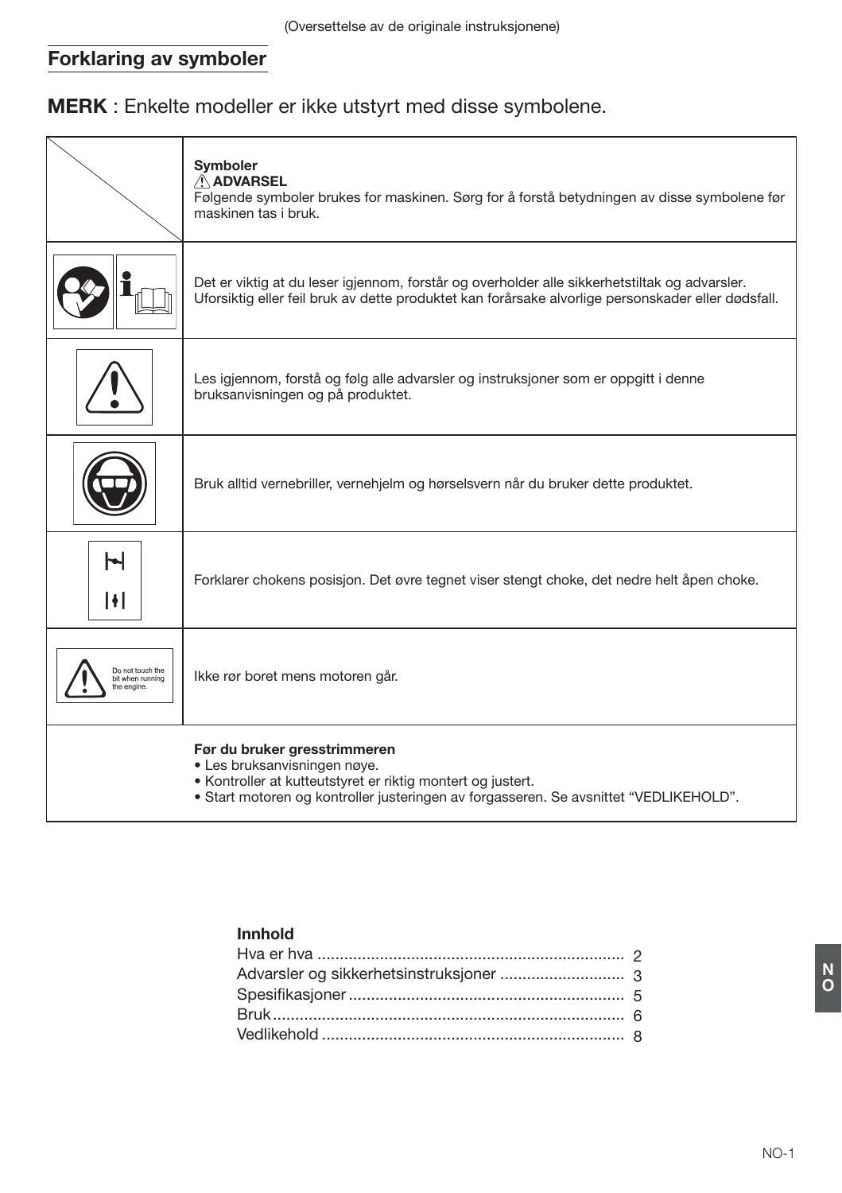(Oversettelse av de originale instruksjonene)

## Forklaring av symboler

**MERK** : Enkelte modeller er ikke utstyrt med disse symbolene.

| | **Symboler**<br>⚠ **ADVARSEL**<br>Følgende symboler brukes for maskinen. Sørg for å forstå betydningen av disse symbolene før maskinen tas i bruk. |
|---|---|
| | Det er viktig at du leser igjennom, forstår og overholder alle sikkerhetstiltak og advarsler. Uforsiktig eller feil bruk av dette produktet kan forårsake alvorlige personskader eller dødsfall. |
| | Les igjennom, forstå og følg alle advarsler og instruksjoner som er oppgitt i denne bruksanvisningen og på produktet. |
| | Bruk alltid vernebriller, vernehjelm og hørselsvern når du bruker dette produktet. |
| | Forklarer chokens posisjon. Det øvre tegnet viser stengt choke, det nedre helt åpen choke. |
| Do not touch the bit when running the engine. | Ikke rør boret mens motoren går. |
| | **Før du bruker gresstrimmeren**<br>• Les bruksanvisningen nøye.<br>• Kontroller at kutteutstyret er riktig montert og justert.<br>• Start motoren og kontroller justeringen av forgasseren. Se avsnittet "VEDLIKEHOLD". |

**Innhold**

Hva er hva .......... 2
Advarsler og sikkerhetsinstruksjoner .......... 3
Spesifikasjoner .......... 5
Bruk .......... 6
Vedlikehold .......... 8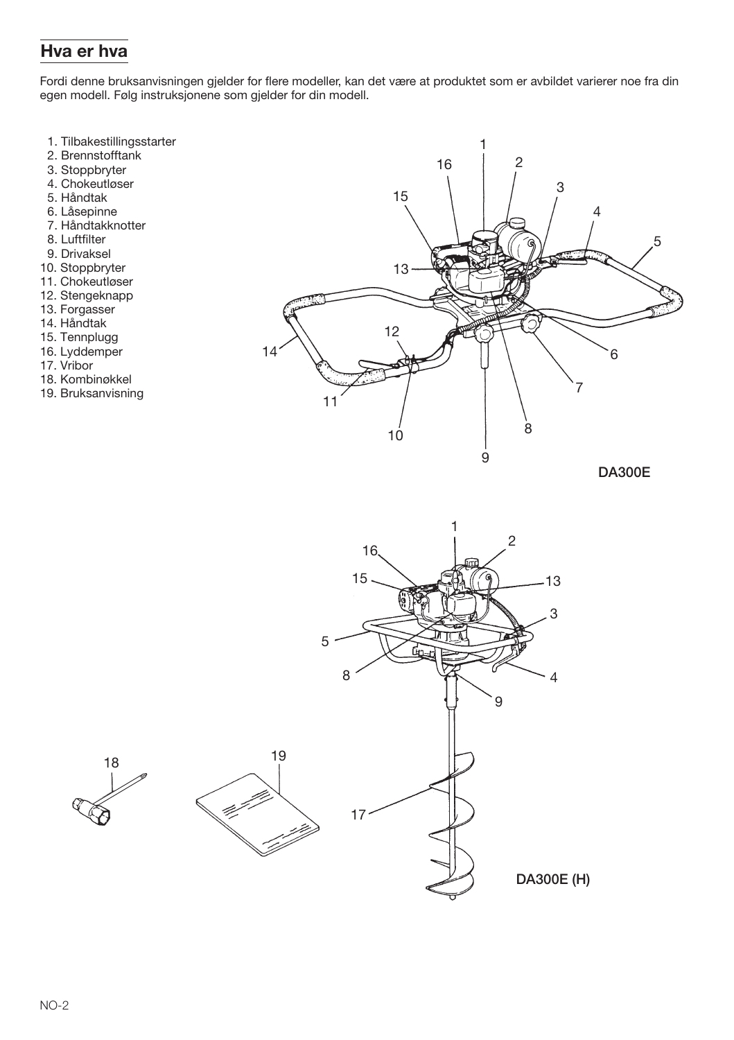## Hva er hva

Fordi denne bruksanvisningen gjelder for flere modeller, kan det være at produktet som er avbildet varierer noe fra din egen modell. Følg instruksjonene som gjelder for din modell.

1. Tilbakestillingsstarter
2. Brennstofftank
3. Stoppbryter
4. Chokeutløser
5. Håndtak
6. Låsepinne
7. Håndtakknotter
8. Luftfilter
9. Drivaksel
10. Stoppbryter
11. Chokeutløser
12. Stengeknapp
13. Forgasser
14. Håndtak
15. Tennplugg
16. Lyddemper
17. Vribor
18. Kombinøkkel
19. Bruksanvisning

DA300E

DA300E (H)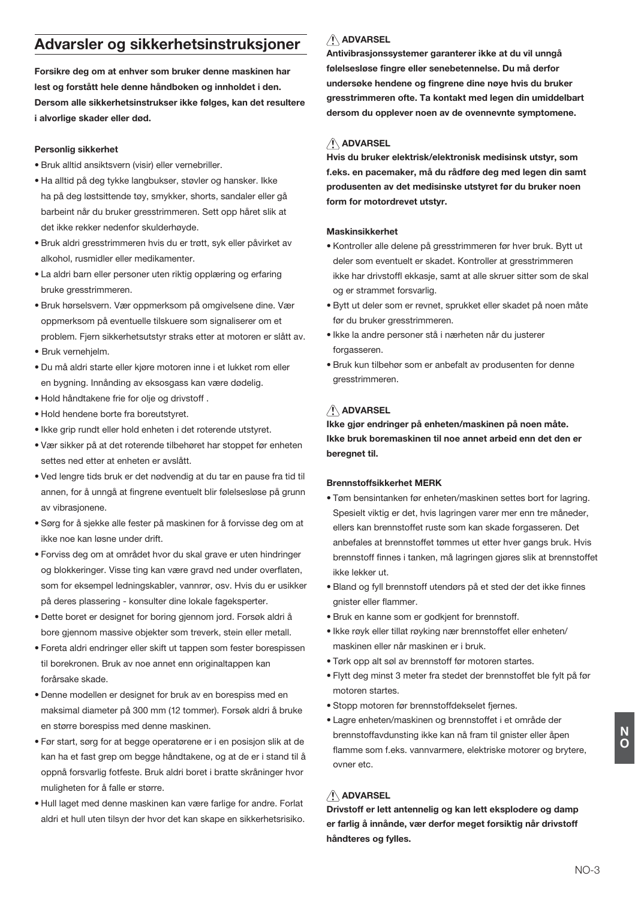## Advarsler og sikkerhetsinstruksjoner

**Forsikre deg om at enhver som bruker denne maskinen har lest og forstått hele denne håndboken og innholdet i den. Dersom alle sikkerhetsinstrukser ikke følges, kan det resultere i alvorlige skader eller død.**

**Personlig sikkerhet**

- Bruk alltid ansiktsvern (visir) eller vernebriller.
- Ha alltid på deg tykke langbukser, støvler og hansker. Ikke ha på deg løstsittende tøy, smykker, shorts, sandaler eller gå barbeint når du bruker gresstrimmeren. Sett opp håret slik at det ikke rekker nedenfor skulderhøyde.
- Bruk aldri gresstrimmeren hvis du er trøtt, syk eller påvirket av alkohol, rusmidler eller medikamenter.
- La aldri barn eller personer uten riktig opplæring og erfaring bruke gresstrimmeren.
- Bruk hørselsvern. Vær oppmerksom på omgivelsene dine. Vær oppmerksom på eventuelle tilskuere som signaliserer om et problem. Fjern sikkerhetsutstyr straks etter at motoren er slått av.
- Bruk vernehjelm.
- Du må aldri starte eller kjøre motoren inne i et lukket rom eller en bygning. Innånding av eksosgass kan være dødelig.
- Hold håndtakene frie for olje og drivstoff .
- Hold hendene borte fra boreutstyret.
- Ikke grip rundt eller hold enheten i det roterende utstyret.
- Vær sikker på at det roterende tilbehøret har stoppet før enheten settes ned etter at enheten er avslått.
- Ved lengre tids bruk er det nødvendig at du tar en pause fra tid til annen, for å unngå at fingrene eventuelt blir følelsesløse på grunn av vibrasjonene.
- Sørg for å sjekke alle fester på maskinen for å forvisse deg om at ikke noe kan løsne under drift.
- Forviss deg om at området hvor du skal grave er uten hindringer og blokkeringer. Visse ting kan være gravd ned under overflaten, som for eksempel ledningskabler, vannrør, osv. Hvis du er usikker på deres plassering - konsulter dine lokale fageksperter.
- Dette boret er designet for boring gjennom jord. Forsøk aldri å bore gjennom massive objekter som treverk, stein eller metall.
- Foreta aldri endringer eller skift ut tappen som fester borespissen til borekronen. Bruk av noe annet enn originaltappen kan forårsake skade.
- Denne modellen er designet for bruk av en borespiss med en maksimal diameter på 300 mm (12 tommer). Forsøk aldri å bruke en større borespiss med denne maskinen.
- Før start, sørg for at begge operatørene er i en posisjon slik at de kan ha et fast grep om begge håndtakene, og at de er i stand til å oppnå forsvarlig fotfeste. Bruk aldri boret i bratte skråninger hvor muligheten for å falle er større.
- Hull laget med denne maskinen kan være farlige for andre. Forlat aldri et hull uten tilsyn der hvor det kan skape en sikkerhetsrisiko.

**⚠ ADVARSEL**

**Antivibrasjonssystemer garanterer ikke at du vil unngå følelsesløse fingre eller senebetennelse. Du må derfor undersøke hendene og fingrene dine nøye hvis du bruker gresstrimmeren ofte. Ta kontakt med legen din umiddelbart dersom du opplever noen av de ovennevnte symptomene.**

**⚠ ADVARSEL**

**Hvis du bruker elektrisk/elektronisk medisinsk utstyr, som f.eks. en pacemaker, må du rådføre deg med legen din samt produsenten av det medisinske utstyret før du bruker noen form for motordrevet utstyr.**

**Maskinsikkerhet**

- Kontroller alle delene på gresstrimmeren før hver bruk. Bytt ut deler som eventuelt er skadet. Kontroller at gresstrimmeren ikke har drivstoffl ekkasje, samt at alle skruer sitter som de skal og er strammet forsvarlig.
- Bytt ut deler som er revnet, sprukket eller skadet på noen måte før du bruker gresstrimmeren.
- Ikke la andre personer stå i nærheten når du justerer forgasseren.
- Bruk kun tilbehør som er anbefalt av produsenten for denne gresstrimmeren.

**⚠ ADVARSEL**

**Ikke gjør endringer på enheten/maskinen på noen måte. Ikke bruk boremaskinen til noe annet arbeid enn det den er beregnet til.**

**Brennstoffsikkerhet MERK**

- Tøm bensintanken før enheten/maskinen settes bort for lagring. Spesielt viktig er det, hvis lagringen varer mer enn tre måneder, ellers kan brennstoffet ruste som kan skade forgasseren. Det anbefales at brennstoffet tømmes ut etter hver gangs bruk. Hvis brennstoff finnes i tanken, må lagringen gjøres slik at brennstoffet ikke lekker ut.
- Bland og fyll brennstoff utendørs på et sted der det ikke finnes gnister eller flammer.
- Bruk en kanne som er godkjent for brennstoff.
- Ikke røyk eller tillat røyking nær brennstoffet eller enheten/ maskinen eller når maskinen er i bruk.
- Tørk opp alt søl av brennstoff før motoren startes.
- Flytt deg minst 3 meter fra stedet der brennstoffet ble fylt på før motoren startes.
- Stopp motoren før brennstoffdekselet fjernes.
- Lagre enheten/maskinen og brennstoffet i et område der brennstoffavdunsting ikke kan nå fram til gnister eller åpen flamme som f.eks. vannvarmere, elektriske motorer og brytere, ovner etc.

**⚠ ADVARSEL**

**Drivstoff er lett antennelig og kan lett eksplodere og damp er farlig å innånde, vær derfor meget forsiktig når drivstoff håndteres og fylles.**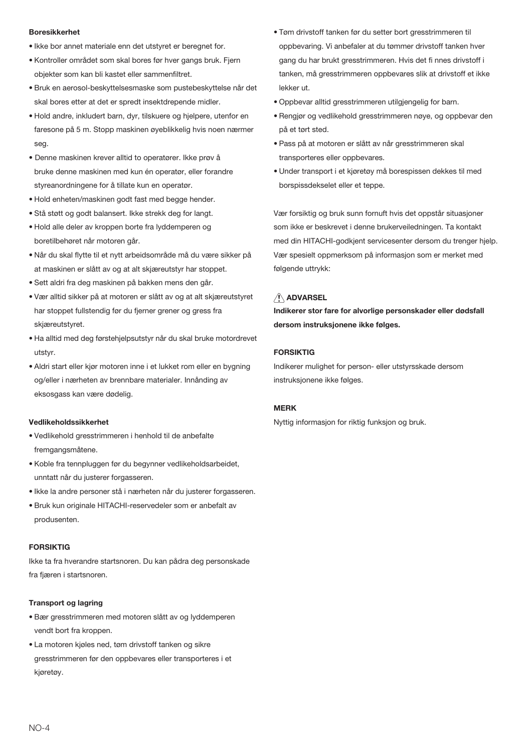**Boresikkerhet**

- Ikke bor annet materiale enn det utstyret er beregnet for.
- Kontroller området som skal bores før hver gangs bruk. Fjern objekter som kan bli kastet eller sammenfiltret.
- Bruk en aerosol-beskyttelsesmaske som pustebeskyttelse når det skal bores etter at det er spredt insektdrepende midler.
- Hold andre, inkludert barn, dyr, tilskuere og hjelpere, utenfor en faresone på 5 m. Stopp maskinen øyeblikkelig hvis noen nærmer seg.
- Denne maskinen krever alltid to operatører. Ikke prøv å bruke denne maskinen med kun én operatør, eller forandre styreanordningene for å tillate kun en operatør.
- Hold enheten/maskinen godt fast med begge hender.
- Stå støtt og godt balansert. Ikke strekk deg for langt.
- Hold alle deler av kroppen borte fra lyddemperen og boretilbehøret når motoren går.
- Når du skal flytte til et nytt arbeidsområde må du være sikker på at maskinen er slått av og at alt skjæreutstyr har stoppet.
- Sett aldri fra deg maskinen på bakken mens den går.
- Vær alltid sikker på at motoren er slått av og at alt skjæreutstyret har stoppet fullstendig før du fjerner grener og gress fra skjæreutstyret.
- Ha alltid med deg førstehjelpsutstyr når du skal bruke motordrevet utstyr.
- Aldri start eller kjør motoren inne i et lukket rom eller en bygning og/eller i nærheten av brennbare materialer. Innånding av eksosgass kan være dødelig.

**Vedlikeholdssikkerhet**

- Vedlikehold gresstrimmeren i henhold til de anbefalte fremgangsmåtene.
- Koble fra tennpluggen før du begynner vedlikeholdsarbeidet, unntatt når du justerer forgasseren.
- Ikke la andre personer stå i nærheten når du justerer forgasseren.
- Bruk kun originale HITACHI-reservedeler som er anbefalt av produsenten.

**FORSIKTIG**

Ikke ta fra hverandre startsnoren. Du kan pådra deg personskade fra fjæren i startsnoren.

**Transport og lagring**

- Bær gresstrimmeren med motoren slått av og lyddemperen vendt bort fra kroppen.
- La motoren kjøles ned, tøm drivstoff tanken og sikre gresstrimmeren før den oppbevares eller transporteres i et kjøretøy.
- Tøm drivstoff tanken før du setter bort gresstrimmeren til oppbevaring. Vi anbefaler at du tømmer drivstoff tanken hver gang du har brukt gresstrimmeren. Hvis det fi nnes drivstoff i tanken, må gresstrimmeren oppbevares slik at drivstoff et ikke lekker ut.
- Oppbevar alltid gresstrimmeren utilgjengelig for barn.
- Rengjør og vedlikehold gresstrimmeren nøye, og oppbevar den på et tørt sted.
- Pass på at motoren er slått av når gresstrimmeren skal transporteres eller oppbevares.
- Under transport i et kjøretøy må borespissen dekkes til med borspissdekselet eller et teppe.

Vær forsiktig og bruk sunn fornuft hvis det oppstår situasjoner som ikke er beskrevet i denne brukerveiledningen. Ta kontakt med din HITACHI-godkjent servicesenter dersom du trenger hjelp. Vær spesielt oppmerksom på informasjon som er merket med følgende uttrykk:

**⚠ ADVARSEL**

**Indikerer stor fare for alvorlige personskader eller dødsfall dersom instruksjonene ikke følges.**

**FORSIKTIG**

Indikerer mulighet for person- eller utstyrsskade dersom instruksjonene ikke følges.

**MERK**

Nyttig informasjon for riktig funksjon og bruk.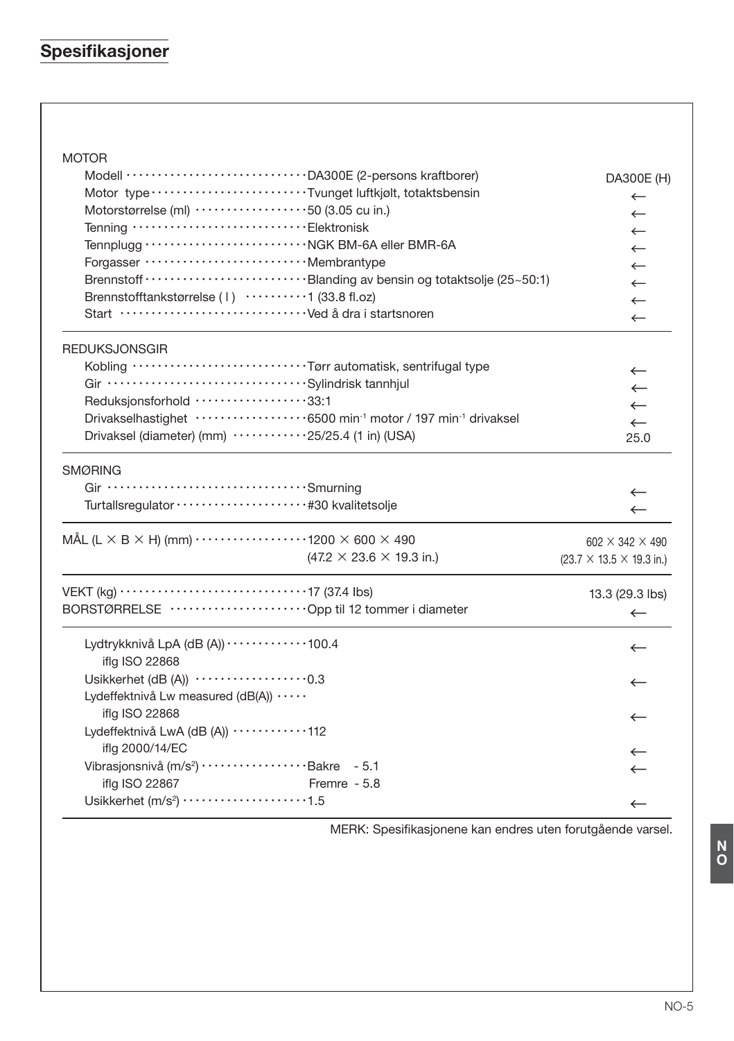## Spesifikasjoner

| | | DA300E (H) |
|---|---|---|
| **MOTOR** | | |
| Modell | DA300E (2-persons kraftborer) | DA300E (H) |
| Motor type | Tvunget luftkjølt, totaktsbensin | ← |
| Motorstørrelse (ml) | 50 (3.05 cu in.) | ← |
| Tenning | Elektronisk | ← |
| Tennplugg | NGK BM-6A eller BMR-6A | ← |
| Forgasser | Membrantype | ← |
| Brennstoff | Blanding av bensin og totaktsolje (25~50:1) | ← |
| Brennstofftankstørrelse ( l ) | 1 (33.8 fl.oz) | ← |
| Start | Ved å dra i startsnoren | ← |
| **REDUKSJONSGIR** | | |
| Kobling | Tørr automatisk, sentrifugal type | ← |
| Gir | Sylindrisk tannhjul | ← |
| Reduksjonsforhold | 33:1 | ← |
| Drivakselhastighet | 6500 $min^{-1}$ motor / 197 $min^{-1}$ drivaksel | ← |
| Drivaksel (diameter) (mm) | 25/25.4 (1 in) (USA) | 25.0 |
| **SMØRING** | | |
| Gir | Smurning | ← |
| Turtallsregulator | #30 kvalitetsolje | ← |
| MÅL (L × B × H) (mm) | 1200 × 600 × 490 (47.2 × 23.6 × 19.3 in.) | 602 × 342 × 490 (23.7 × 13.5 × 19.3 in.) |
| VEKT (kg) | 17 (37.4 lbs) | 13.3 (29.3 lbs) |
| BORSTØRRELSE | Opp til 12 tommer i diameter | ← |
| Lydtrykknivå LpA (dB (A)) iflg ISO 22868 | 100.4 | ← |
| Usikkerhet (dB (A)) | 0.3 | ← |
| Lydeffektnivå Lw measured (dB(A)) iflg ISO 22868 | | ← |
| Lydeffektnivå LwA (dB (A)) iflg 2000/14/EC | 112 | ← |
| Vibrasjonsnivå ($m/s^2$) iflg ISO 22867 | Bakre - 5.1<br>Fremre - 5.8 | ← |
| Usikkerhet ($m/s^2$) | 1.5 | ← |

MERK: Spesifikasjonene kan endres uten forutgående varsel.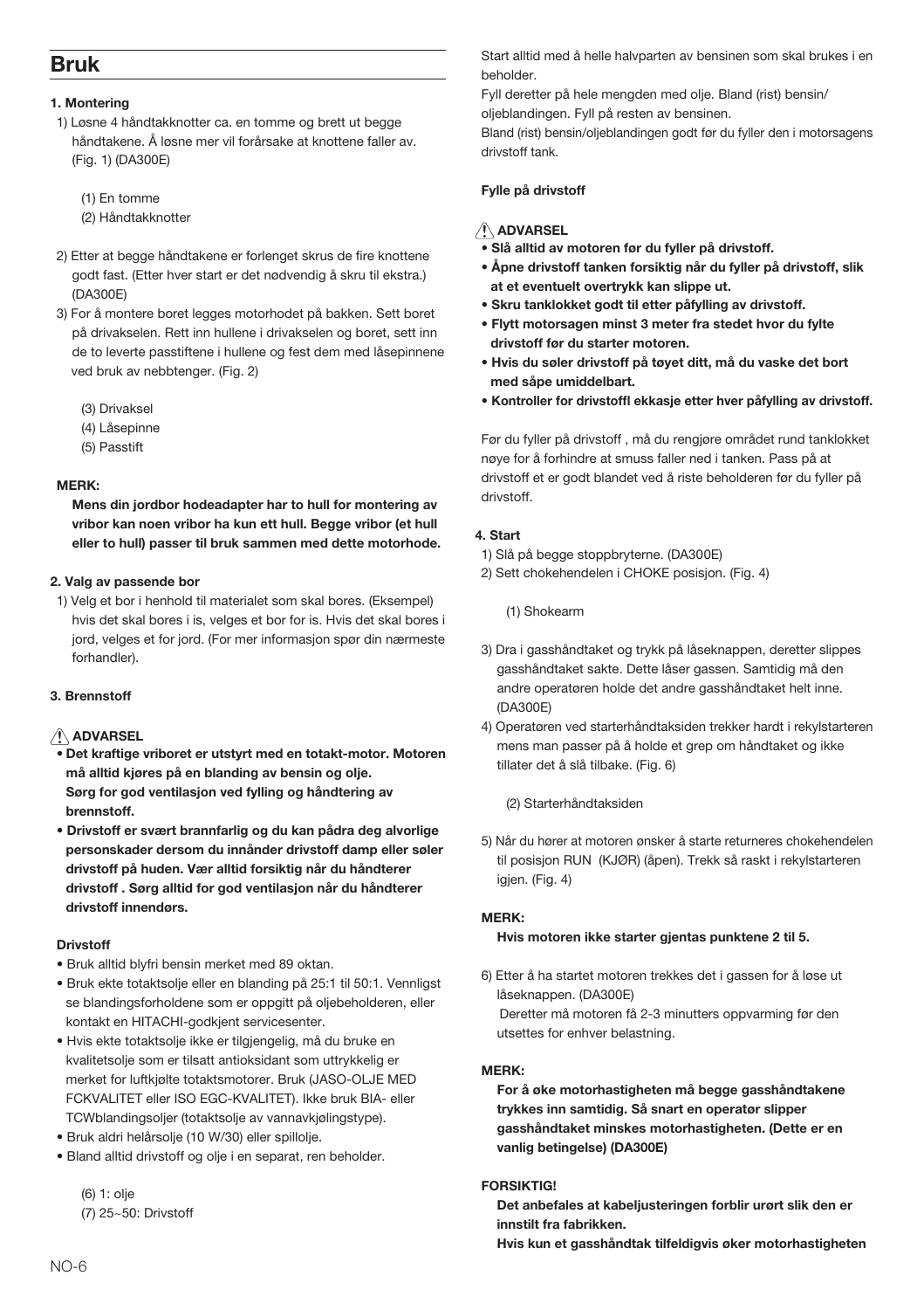# Bruk

**1. Montering**

1) Løsne 4 håndtakknotter ca. en tomme og brett ut begge håndtakene. Å løsne mer vil forårsake at knottene faller av. (Fig. 1) (DA300E)

(1) En tomme
(2) Håndtakknotter

2) Etter at begge håndtakene er forlenget skrus de fire knottene godt fast. (Etter hver start er det nødvendig å skru til ekstra.) (DA300E)

3) For å montere boret legges motorhodet på bakken. Sett boret på drivakselen. Rett inn hullene i drivakselen og boret, sett inn de to leverte passtiftene i hullene og fest dem med låsepinnene ved bruk av nebbtenger. (Fig. 2)

(3) Drivaksel
(4) Låsepinne
(5) Passtift

**MERK:**

**Mens din jordbor hodeadapter har to hull for montering av vribor kan noen vribor ha kun ett hull. Begge vribor (et hull eller to hull) passer til bruk sammen med dette motorhode.**

**2. Valg av passende bor**

1) Velg et bor i henhold til materialet som skal bores. (Eksempel) hvis det skal bores i is, velges et bor for is. Hvis det skal bores i jord, velges et for jord. (For mer informasjon spør din nærmeste forhandler).

**3. Brennstoff**

⚠ **ADVARSEL**

- **Det kraftige vriboret er utstyrt med en totakt-motor. Motoren må alltid kjøres på en blanding av bensin og olje. Sørg for god ventilasjon ved fylling og håndtering av brennstoff.**
- **Drivstoff er svært brannfarlig og du kan pådra deg alvorlige personskader dersom du innånder drivstoff damp eller søler drivstoff på huden. Vær alltid forsiktig når du håndterer drivstoff . Sørg alltid for god ventilasjon når du håndterer drivstoff innendørs.**

**Drivstoff**

- Bruk alltid blyfri bensin merket med 89 oktan.
- Bruk ekte totaktsolje eller en blanding på 25:1 til 50:1. Vennligst se blandingsforholdene som er oppgitt på oljebeholderen, eller kontakt en HITACHI-godkjent servicesenter.
- Hvis ekte totaktsolje ikke er tilgjengelig, må du bruke en kvalitetsolje som er tilsatt antioksidant som uttrykkelig er merket for luftkjølte totaktsmotorer. Bruk (JASO-OLJE MED FCKVALITET eller ISO EGC-KVALITET). Ikke bruk BIA- eller TCWblandingsoljer (totaktsolje av vannavkjølingstype).
- Bruk aldri helårsolje (10 W/30) eller spillolje.
- Bland alltid drivstoff og olje i en separat, ren beholder.

(6) 1: olje
(7) 25~50: Drivstoff

Start alltid med å helle halvparten av bensinen som skal brukes i en beholder.
Fyll deretter på hele mengden med olje. Bland (rist) bensin/oljeblandingen. Fyll på resten av bensinen.
Bland (rist) bensin/oljeblandingen godt før du fyller den i motorsagens drivstoff tank.

**Fylle på drivstoff**

⚠ **ADVARSEL**

- **Slå alltid av motoren før du fyller på drivstoff.**
- **Åpne drivstoff tanken forsiktig når du fyller på drivstoff, slik at et eventuelt overtrykk kan slippe ut.**
- **Skru tanklokket godt til etter påfylling av drivstoff.**
- **Flytt motorsagen minst 3 meter fra stedet hvor du fylte drivstoff før du starter motoren.**
- **Hvis du søler drivstoff på tøyet ditt, må du vaske det bort med såpe umiddelbart.**
- **Kontroller for drivstoffl ekkasje etter hver påfylling av drivstoff.**

Før du fyller på drivstoff , må du rengjøre området rund tanklokket nøye for å forhindre at smuss faller ned i tanken. Pass på at drivstoff et er godt blandet ved å riste beholderen før du fyller på drivstoff.

**4. Start**

1) Slå på begge stoppbryterne. (DA300E)
2) Sett chokehendelen i CHOKE posisjon. (Fig. 4)

(1) Shokearm

3) Dra i gasshåndtaket og trykk på låseknappen, deretter slippes gasshåndtaket sakte. Dette låser gassen. Samtidig må den andre operatøren holde det andre gasshåndtaket helt inne. (DA300E)
4) Operatøren ved starterhåndtaksiden trekker hardt i rekylstarteren mens man passer på å holde et grep om håndtaket og ikke tillater det å slå tilbake. (Fig. 6)

(2) Starterhåndtaksiden

5) Når du hører at motoren ønsker å starte returneres chokehendelen til posisjon RUN (KJØR) (åpen). Trekk så raskt i rekylstarteren igjen. (Fig. 4)

**MERK:**

**Hvis motoren ikke starter gjentas punktene 2 til 5.**

6) Etter å ha startet motoren trekkes det i gassen for å løse ut låseknappen. (DA300E)
Deretter må motoren få 2-3 minutters oppvarming før den utsettes for enhver belastning.

**MERK:**

**For å øke motorhastigheten må begge gasshåndtakene trykkes inn samtidig. Så snart en operatør slipper gasshåndtaket minskes motorhastigheten. (Dette er en vanlig betingelse) (DA300E)**

**FORSIKTIG!**

**Det anbefales at kabeljusteringen forblir urørt slik den er innstilt fra fabrikken.**
**Hvis kun et gasshåndtak tilfeldigvis øker motorhastigheten**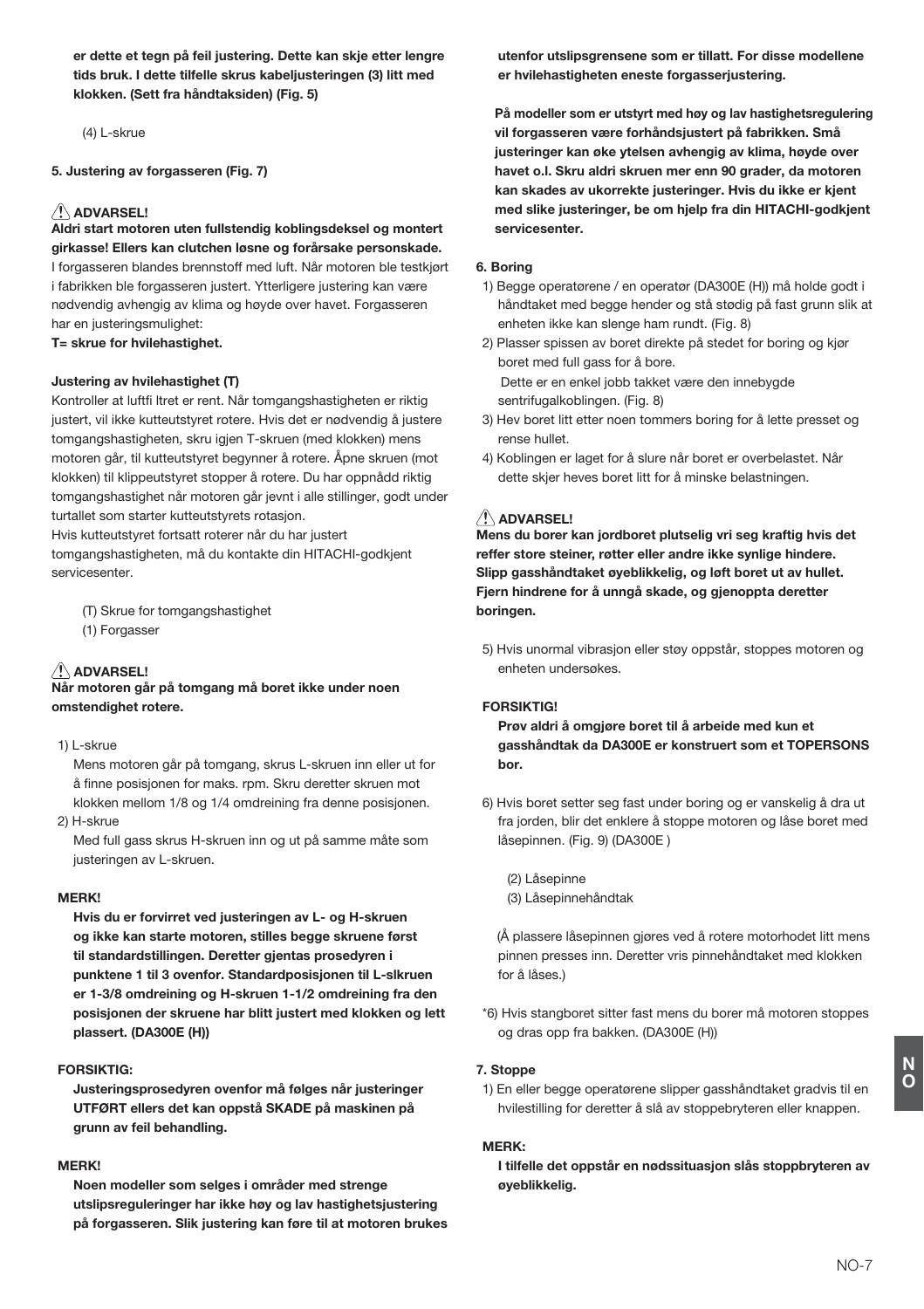**er dette et tegn på feil justering. Dette kan skje etter lengre tids bruk. I dette tilfelle skrus kabeljusteringen (3) litt med klokken. (Sett fra håndtaksiden) (Fig. 5)**

(4) L-skrue

**5. Justering av forgasseren (Fig. 7)**

**⚠ ADVARSEL!**

**Aldri start motoren uten fullstendig koblingsdeksel og montert girkasse! Ellers kan clutchen løsne og forårsake personskade.**

I forgasseren blandes brennstoff med luft. Når motoren ble testkjørt i fabrikken ble forgasseren justert. Ytterligere justering kan være nødvendig avhengig av klima og høyde over havet. Forgasseren har en justeringsmulighet:

**T= skrue for hvilehastighet.**

**Justering av hvilehastighet (T)**

Kontroller at luftfi ltret er rent. Når tomgangshastigheten er riktig justert, vil ikke kutteutstyret rotere. Hvis det er nødvendig å justere tomgangshastigheten, skru igjen T-skruen (med klokken) mens motoren går, til kutteutstyret begynner å rotere. Åpne skruen (mot klokken) til klippeutstyret stopper å rotere. Du har oppnådd riktig tomgangshastighet når motoren går jevnt i alle stillinger, godt under turtallet som starter kutteutstyrets rotasjon.

Hvis kutteutstyret fortsatt roterer når du har justert tomgangshastigheten, må du kontakte din HITACHI-godkjent servicesenter.

(T) Skrue for tomgangshastighet
(1) Forgasser

**⚠ ADVARSEL!**

**Når motoren går på tomgang må boret ikke under noen omstendighet rotere.**

1) L-skrue
   Mens motoren går på tomgang, skrus L-skruen inn eller ut for å finne posisjonen for maks. rpm. Skru deretter skruen mot klokken mellom 1/8 og 1/4 omdreining fra denne posisjonen.
2) H-skrue
   Med full gass skrus H-skruen inn og ut på samme måte som justeringen av L-skruen.

**MERK!**

**Hvis du er forvirret ved justeringen av L- og H-skruen og ikke kan starte motoren, stilles begge skruene først til standardstillingen. Deretter gjentas prosedyren i punktene 1 til 3 ovenfor. Standardposisjonen til L-slkruen er 1-3/8 omdreining og H-skruen 1-1/2 omdreining fra den posisjonen der skruene har blitt justert med klokken og lett plassert. (DA300E (H))**

**FORSIKTIG:**

**Justeringsprosedyren ovenfor må følges når justeringer UTFØRT ellers det kan oppstå SKADE på maskinen på grunn av feil behandling.**

**MERK!**

**Noen modeller som selges i områder med strenge utslipsreguleringer har ikke høy og lav hastighetsjustering på forgasseren. Slik justering kan føre til at motoren brukes utenfor utslipsgrensene som er tillatt. For disse modellene er hvilehastigheten eneste forgasserjustering.**

**På modeller som er utstyrt med høy og lav hastighetsregulering vil forgasseren være forhåndsjustert på fabrikken. Små justeringer kan øke ytelsen avhengig av klima, høyde over havet o.l. Skru aldri skruen mer enn 90 grader, da motoren kan skades av ukorrekte justeringer. Hvis du ikke er kjent med slike justeringer, be om hjelp fra din HITACHI-godkjent servicesenter.**

**6. Boring**

1) Begge operatørene / en operatør (DA300E (H)) må holde godt i håndtaket med begge hender og stå stødig på fast grunn slik at enheten ikke kan slenge ham rundt. (Fig. 8)
2) Plasser spissen av boret direkte på stedet for boring og kjør boret med full gass for å bore.
   Dette er en enkel jobb takket være den innebygde sentrifugalkoblingen. (Fig. 8)
3) Hev boret litt etter noen tommers boring for å lette presset og rense hullet.
4) Koblingen er laget for å slure når boret er overbelastet. Når dette skjer heves boret litt for å minske belastningen.

**⚠ ADVARSEL!**

**Mens du borer kan jordboret plutselig vri seg kraftig hvis det reffer store steiner, røtter eller andre ikke synlige hindere. Slipp gasshåndtaket øyeblikkelig, og løft boret ut av hullet. Fjern hindrene for å unngå skade, og gjenoppta deretter boringen.**

5) Hvis unormal vibrasjon eller støy oppstår, stoppes motoren og enheten undersøkes.

**FORSIKTIG!**

**Prøv aldri å omgjøre boret til å arbeide med kun et gasshåndtak da DA300E er konstruert som et TOPERSONS bor.**

6) Hvis boret setter seg fast under boring og er vanskelig å dra ut fra jorden, blir det enklere å stoppe motoren og låse boret med låsepinnen. (Fig. 9) (DA300E )

   (2) Låsepinne
   (3) Låsepinnehåndtak

   (Å plassere låsepinnen gjøres ved å rotere motorhodet litt mens pinnen presses inn. Deretter vris pinnehåndtaket med klokken for å låses.)

*6) Hvis stangboret sitter fast mens du borer må motoren stoppes og dras opp fra bakken. (DA300E (H))

**7. Stoppe**

1) En eller begge operatørene slipper gasshåndtaket gradvis til en hvilestilling for deretter å slå av stoppebryteren eller knappen.

**MERK:**

**I tilfelle det oppstår en nødsituasjon slås stoppbryteren av øyeblikkelig.**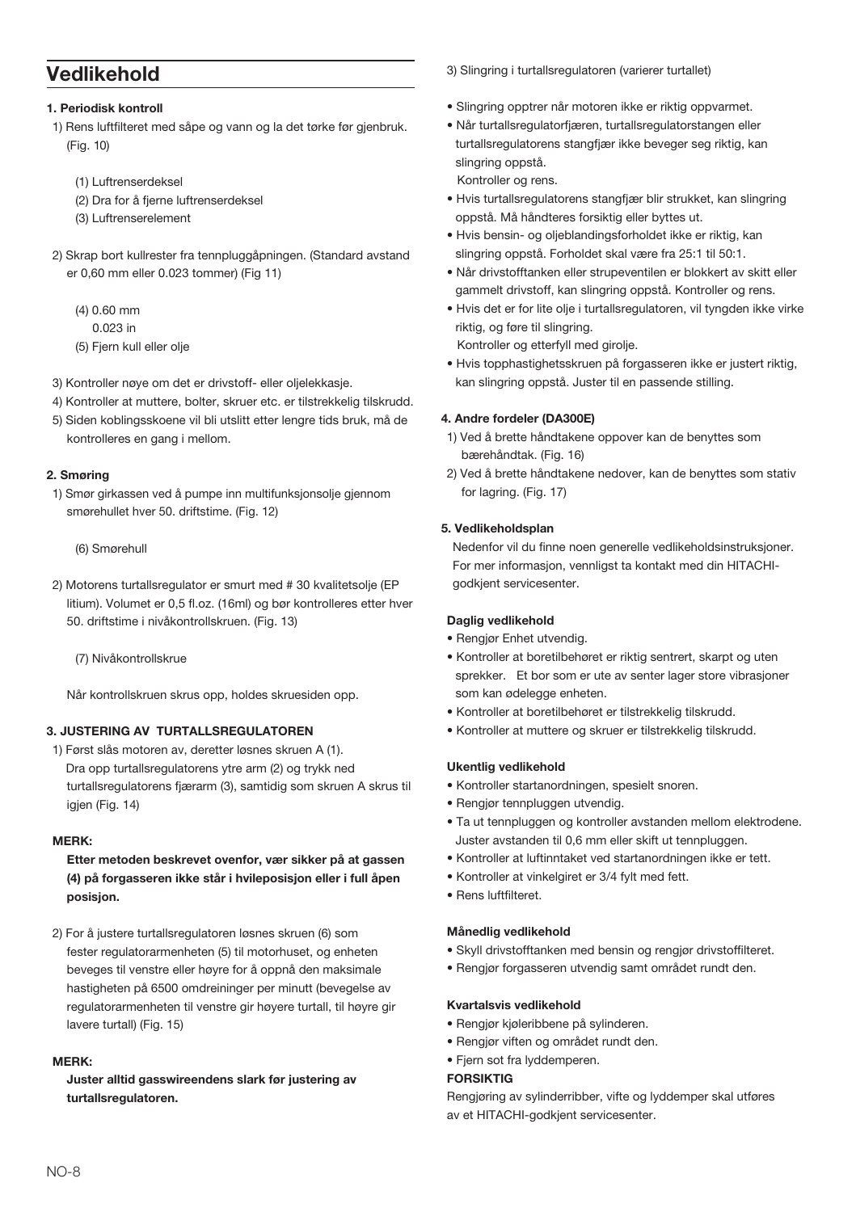# Vedlikehold

#### 1. Periodisk kontroll

1) Rens luftfilteret med såpe og vann og la det tørke før gjenbruk. (Fig. 10)

   (1) Luftrenserdeksel
   (2) Dra for å fjerne luftrenserdeksel
   (3) Luftrenserelement

2) Skrap bort kullrester fra tennpluggåpningen. (Standard avstand er 0,60 mm eller 0.023 tommer) (Fig 11)

   (4) 0.60 mm
   0.023 in
   (5) Fjern kull eller olje

3) Kontroller nøye om det er drivstoff- eller oljelekkasje.
4) Kontroller at muttere, bolter, skruer etc. er tilstrekkelig tilskrudd.
5) Siden koblingsskoene vil bli utslitt etter lengre tids bruk, må de kontrolleres en gang i mellom.

#### 2. Smøring

1) Smør girkassen ved å pumpe inn multifunksjonsolje gjennom smørehullet hver 50. driftstime. (Fig. 12)

   (6) Smørehull

2) Motorens turtallsregulator er smurt med # 30 kvalitetsolje (EP litium). Volumet er 0,5 fl.oz. (16ml) og bør kontrolleres etter hver 50. driftstime i nivåkontrollskruen. (Fig. 13)

   (7) Nivåkontrollskrue

   Når kontrollskruen skrus opp, holdes skruesiden opp.

#### 3. JUSTERING AV TURTALLSREGULATOREN

1) Først slås motoren av, deretter løsnes skruen A (1).
   Dra opp turtallsregulatorens ytre arm (2) og trykk ned turtallsregulatorens fjærarm (3), samtidig som skruen A skrus til igjen (Fig. 14)

**MERK:**

**Etter metoden beskrevet ovenfor, vær sikker på at gassen (4) på forgasseren ikke står i hvileposisjon eller i full åpen posisjon.**

2) For å justere turtallsregulatoren løsnes skruen (6) som fester regulatorarmenheten (5) til motorhuset, og enheten beveges til venstre eller høyre for å oppnå den maksimale hastigheten på 6500 omdreininger per minutt (bevegelse av regulatorarmenheten til venstre gir høyere turtall, til høyre gir lavere turtall) (Fig. 15)

**MERK:**

**Juster alltid gasswireendens slark før justering av turtallsregulatoren.**

3) Slingring i turtallsregulatoren (varierer turtallet)

- Slingring opptrer når motoren ikke er riktig oppvarmet.
- Når turtallsregulatorfjæren, turtallsregulatorstangen eller turtallsregulatorens stangfjær ikke beveger seg riktig, kan slingring oppstå.
  Kontroller og rens.
- Hvis turtallsregulatorens stangfjær blir strukket, kan slingring oppstå. Må håndteres forsiktig eller byttes ut.
- Hvis bensin- og oljeblandingsforholdet ikke er riktig, kan slingring oppstå. Forholdet skal være fra 25:1 til 50:1.
- Når drivstofftanken eller strupeventilen er blokkert av skitt eller gammelt drivstoff, kan slingring oppstå. Kontroller og rens.
- Hvis det er for lite olje i turtallsregulatoren, vil tyngden ikke virke riktig, og føre til slingring.
  Kontroller og etterfyll med girolje.
- Hvis topphastighetsskruen på forgasseren ikke er justert riktig, kan slingring oppstå. Juster til en passende stilling.

#### 4. Andre fordeler (DA300E)

1) Ved å brette håndtakene oppover kan de benyttes som bærehåndtak. (Fig. 16)
2) Ved å brette håndtakene nedover, kan de benyttes som stativ for lagring. (Fig. 17)

#### 5. Vedlikeholdsplan

Nedenfor vil du finne noen generelle vedlikeholdsinstruksjoner. For mer informasjon, vennligst ta kontakt med din HITACHI-godkjent servicesenter.

**Daglig vedlikehold**

- Rengjør Enhet utvendig.
- Kontroller at boretilbehøret er riktig sentrert, skarpt og uten sprekker. Et bor som er ute av senter lager store vibrasjoner som kan ødelegge enheten.
- Kontroller at boretilbehøret er tilstrekkelig tilskrudd.
- Kontroller at muttere og skruer er tilstrekkelig tilskrudd.

**Ukentlig vedlikehold**

- Kontroller startanordningen, spesielt snoren.
- Rengjør tennpluggen utvendig.
- Ta ut tennpluggen og kontroller avstanden mellom elektrodene. Juster avstanden til 0,6 mm eller skift ut tennpluggen.
- Kontroller at luftinntaket ved startanordningen ikke er tett.
- Kontroller at vinkelgiret er 3/4 fylt med fett.
- Rens luftfilteret.

**Månedlig vedlikehold**

- Skyll drivstofftanken med bensin og rengjør drivstoffilteret.
- Rengjør forgasseren utvendig samt området rundt den.

**Kvartalsvis vedlikehold**

- Rengjør kjøleribbene på sylinderen.
- Rengjør viften og området rundt den.
- Fjern sot fra lyddemperen.

**FORSIKTIG**

Rengjøring av sylinderribber, vifte og lyddemper skal utføres av et HITACHI-godkjent servicesenter.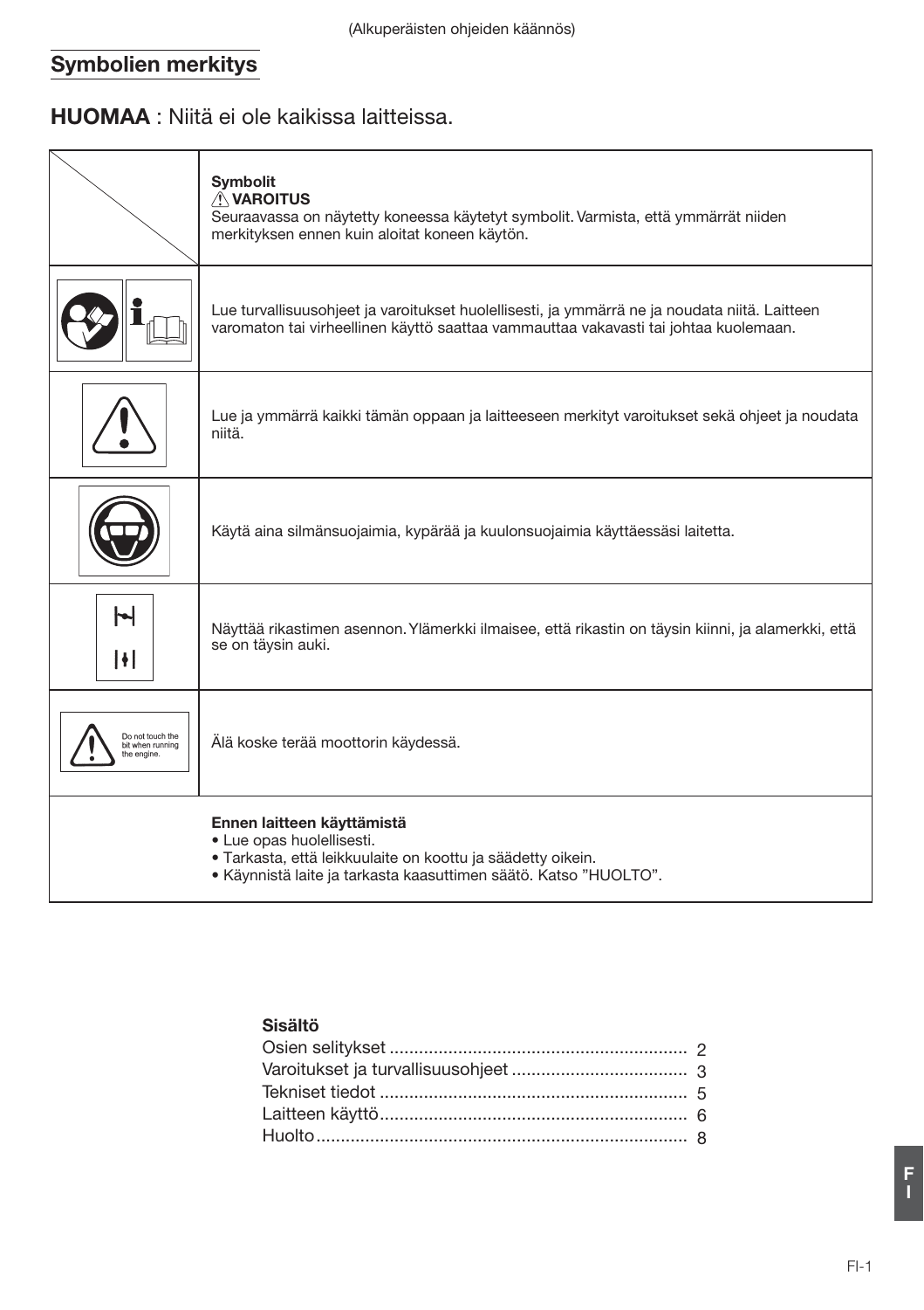(Alkuperäisten ohjeiden käännös)

## Symbolien merkitys

## **HUOMAA** : Niitä ei ole kaikissa laitteissa.

| | **Symbolit**<br>⚠ **VAROITUS**<br>Seuraavassa on näytetty koneessa käytetyt symbolit. Varmista, että ymmärrät niiden merkityksen ennen kuin aloitat koneen käytön. |
|---|---|
| | Lue turvallisuusohjeet ja varoitukset huolellisesti, ja ymmärrä ne ja noudata niitä. Laitteen varomaton tai virheellinen käyttö saattaa vammauttaa vakavasti tai johtaa kuolemaan. |
| | Lue ja ymmärrä kaikki tämän oppaan ja laitteeseen merkityt varoitukset sekä ohjeet ja noudata niitä. |
| | Käytä aina silmänsuojaimia, kypärää ja kuulonsuojaimia käyttäessäsi laitetta. |
| | Näyttää rikastimen asennon. Ylämerkki ilmaisee, että rikastin on täysin kiinni, ja alamerkki, että se on täysin auki. |
| Do not touch the bit when running the engine. | Älä koske terää moottorin käydessä. |
| | **Ennen laitteen käyttämistä**<br>• Lue opas huolellisesti.<br>• Tarkasta, että leikkuulaite on koottu ja säädetty oikein.<br>• Käynnistä laite ja tarkasta kaasuttimen säätö. Katso "HUOLTO". |

**Sisältö**

- Osien selitykset ........ 2
- Varoitukset ja turvallisuusohjeet ........ 3
- Tekniset tiedot ........ 5
- Laitteen käyttö ........ 6
- Huolto ........ 8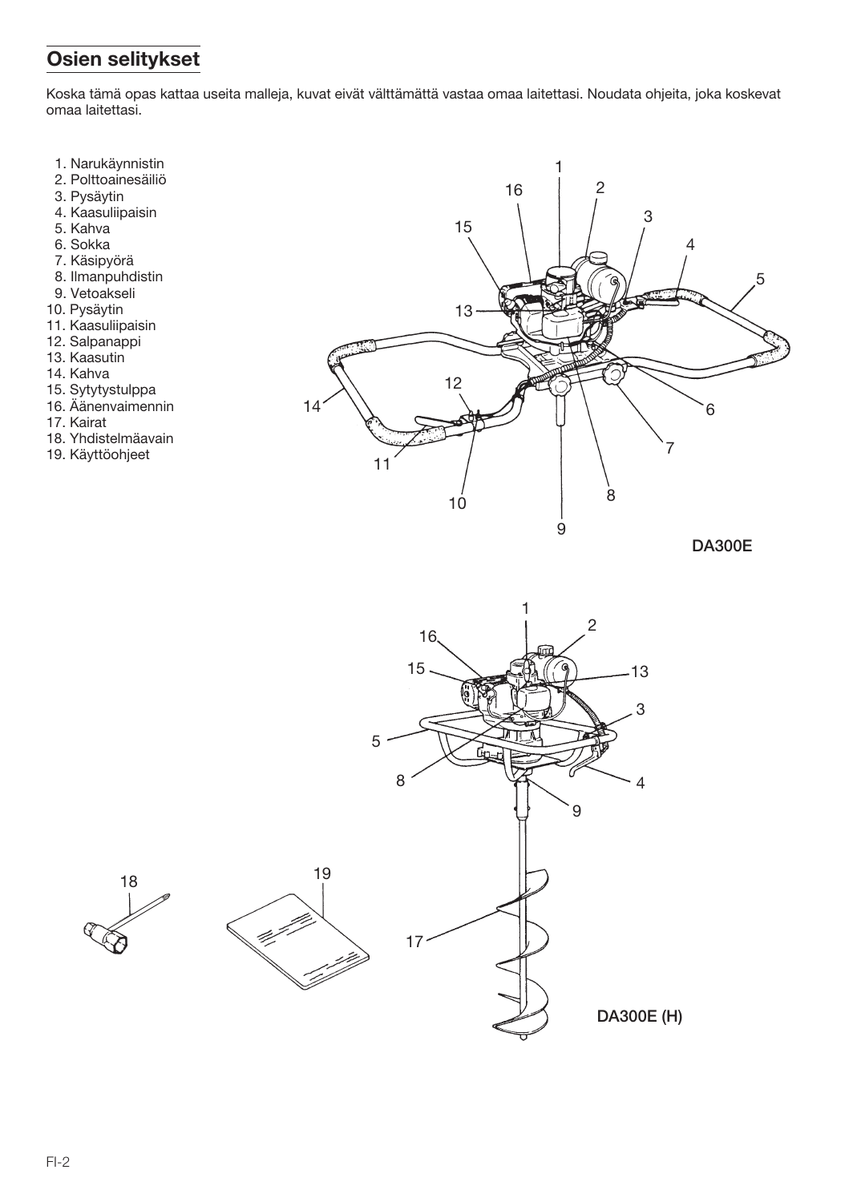## Osien selitykset

Koska tämä opas kattaa useita malleja, kuvat eivät välttämättä vastaa omaa laitettasi. Noudata ohjeita, joka koskevat omaa laitettasi.

1. Narukäynnistin
2. Polttoainesäiliö
3. Pysäytin
4. Kaasuliipaisin
5. Kahva
6. Sokka
7. Käsipyörä
8. Ilmanpuhdistin
9. Vetoakseli
10. Pysäytin
11. Kaasuliipaisin
12. Salpanappi
13. Kaasutin
14. Kahva
15. Sytytystulppa
16. Äänenvaimennin
17. Kairat
18. Yhdistelmäavain
19. Käyttöohjeet

DA300E

DA300E (H)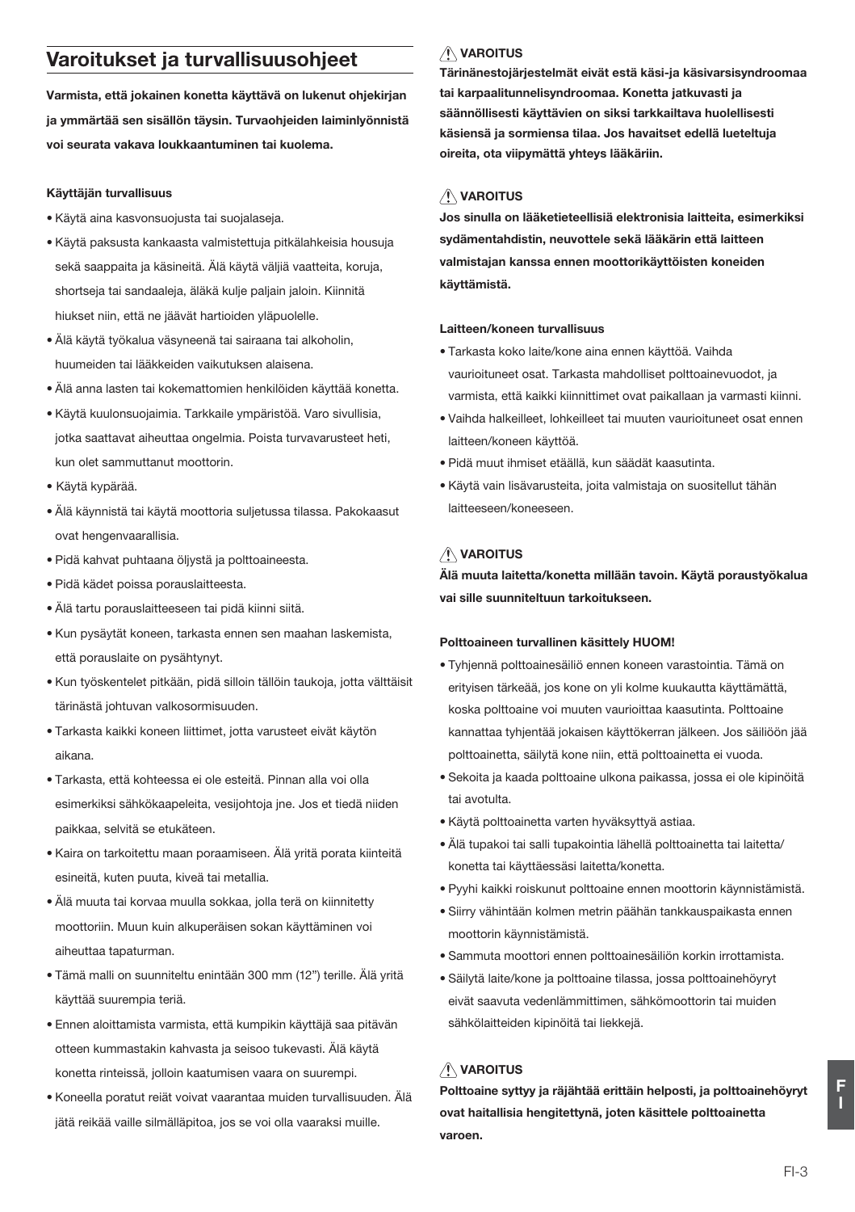## Varoitukset ja turvallisuusohjeet

**Varmista, että jokainen konetta käyttävä on lukenut ohjekirjan ja ymmärtää sen sisällön täysin. Turvaohjeiden laiminlyönnistä voi seurata vakava loukkaantuminen tai kuolema.**

**Käyttäjän turvallisuus**

- Käytä aina kasvonsuojusta tai suojalaseja.
- Käytä paksusta kankaasta valmistettuja pitkälahkeisia housuja sekä saappaita ja käsineitä. Älä käytä väljiä vaatteita, koruja, shortseja tai sandaaleja, äläkä kulje paljain jaloin. Kiinnitä hiukset niin, että ne jäävät hartioiden yläpuolelle.
- Älä käytä työkalua väsyneenä tai sairaana tai alkoholin, huumeiden tai lääkkeiden vaikutuksen alaisena.
- Älä anna lasten tai kokemattomien henkilöiden käyttää konetta.
- Käytä kuulonsuojaimia. Tarkkaile ympäristöä. Varo sivullisia, jotka saattavat aiheuttaa ongelmia. Poista turvavarusteet heti, kun olet sammuttanut moottorin.
- Käytä kypärää.
- Älä käynnistä tai käytä moottoria suljetussa tilassa. Pakokaasut ovat hengenvaarallisia.
- Pidä kahvat puhtaana öljystä ja polttoaineesta.
- Pidä kädet poissa porauslaitteesta.
- Älä tartu porauslaitteeseen tai pidä kiinni siitä.
- Kun pysäytät koneen, tarkasta ennen sen maahan laskemista, että porauslaite on pysähtynyt.
- Kun työskentelet pitkään, pidä silloin tällöin taukoja, jotta välttäisit tärinästä johtuvan valkosormisuuden.
- Tarkasta kaikki koneen liittimet, jotta varusteet eivät käytön aikana.
- Tarkasta, että kohteessa ei ole esteitä. Pinnan alla voi olla esimerkiksi sähkökaapeleita, vesijohtoja jne. Jos et tiedä niiden paikkaa, selvitä se etukäteen.
- Kaira on tarkoitettu maan poraamiseen. Älä yritä porata kiinteitä esineitä, kuten puuta, kiveä tai metallia.
- Älä muuta tai korvaa muulla sokkaa, jolla terä on kiinnitetty moottoriin. Muun kuin alkuperäisen sokan käyttäminen voi aiheuttaa tapaturman.
- Tämä malli on suunniteltu enintään 300 mm (12") terille. Älä yritä käyttää suurempia teriä.
- Ennen aloittamista varmista, että kumpikin käyttäjä saa pitävän otteen kummastakin kahvasta ja seisoo tukevasti. Älä käytä konetta rinteissä, jolloin kaatumisen vaara on suurempi.
- Koneella poratut reiät voivat vaarantaa muiden turvallisuuden. Älä jätä reikää vaille silmälläpitoa, jos se voi olla vaaraksi muille.

⚠ **VAROITUS**

**Tärinänestojärjestelmät eivät estä käsi-ja käsivarsisyndroomaa tai karpaalitunnelisyndroomaa. Konetta jatkuvasti ja säännöllisesti käyttävien on siksi tarkkailtava huolellisesti käsiensä ja sormiensa tilaa. Jos havaitset edellä lueteltuja oireita, ota viipymättä yhteys lääkäriin.**

⚠ **VAROITUS**

**Jos sinulla on lääketieteellisiä elektronisia laitteita, esimerkiksi sydämentahdistin, neuvottele sekä lääkärin että laitteen valmistajan kanssa ennen moottorikäyttöisten koneiden käyttämistä.**

**Laitteen/koneen turvallisuus**

- Tarkasta koko laite/kone aina ennen käyttöä. Vaihda vaurioituneet osat. Tarkasta mahdolliset polttoainevuodot, ja varmista, että kaikki kiinnittimet ovat paikallaan ja varmasti kiinni.
- Vaihda halkeilleet, lohkeilleet tai muuten vaurioituneet osat ennen laitteen/koneen käyttöä.
- Pidä muut ihmiset etäällä, kun säädät kaasutinta.
- Käytä vain lisävarusteita, joita valmistaja on suositellut tähän laitteeseen/koneeseen.

⚠ **VAROITUS**

**Älä muuta laitetta/konetta millään tavoin. Käytä poraustyökalua vai sille suunniteltuun tarkoitukseen.**

**Polttoaineen turvallinen käsittely HUOM!**

- Tyhjennä polttoainesäiliö ennen koneen varastointia. Tämä on erityisen tärkeää, jos kone on yli kolme kuukautta käyttämättä, koska polttoaine voi muuten vaurioittaa kaasutinta. Polttoaine kannattaa tyhjentää jokaisen käyttökerran jälkeen. Jos säiliöön jää polttoainetta, säilytä kone niin, että polttoainetta ei vuoda.
- Sekoita ja kaada polttoaine ulkona paikassa, jossa ei ole kipinöitä tai avotulta.
- Käytä polttoainetta varten hyväksyttyä astiaa.
- Älä tupakoi tai salli tupakointia lähellä polttoainetta tai laitetta/konetta tai käyttäessäsi laitetta/konetta.
- Pyyhi kaikki roiskunut polttoaine ennen moottorin käynnistämistä.
- Siirry vähintään kolmen metrin päähän tankkauspaikasta ennen moottorin käynnistämistä.
- Sammuta moottori ennen polttoainesäiliön korkin irrottamista.
- Säilytä laite/kone ja polttoaine tilassa, jossa polttoainehöyryt eivät saavuta vedenlämmittimen, sähkömoottorin tai muiden sähkölaitteiden kipinöitä tai liekkejä.

⚠ **VAROITUS**

**Polttoaine syttyy ja räjähtää erittäin helposti, ja polttoainehöyryt ovat haitallisia hengitettynä, joten käsittele polttoainetta varoen.**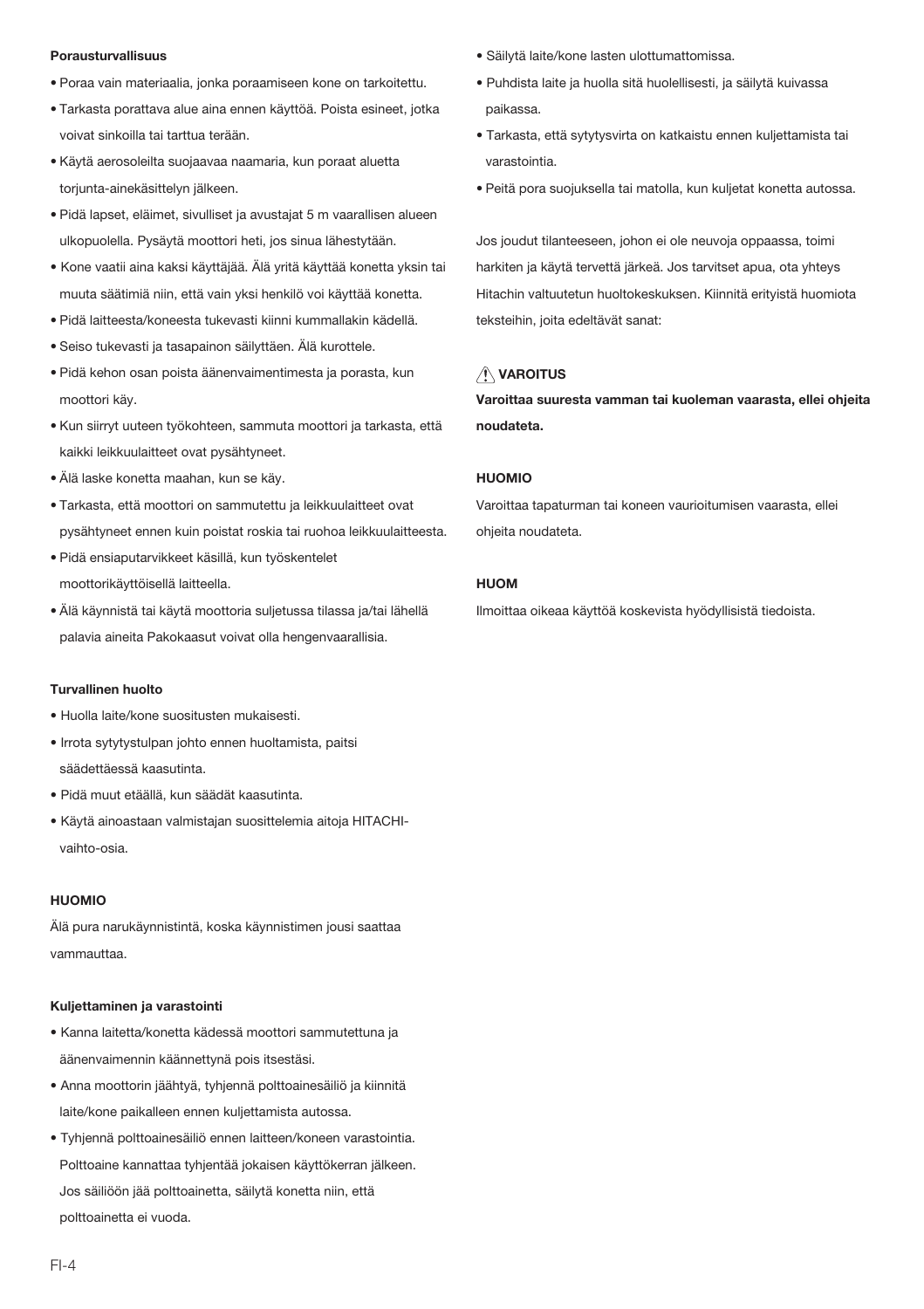**Porausturvallisuus**

- Poraa vain materiaalia, jonka poraamiseen kone on tarkoitettu.
- Tarkasta porattava alue aina ennen käyttöä. Poista esineet, jotka voivat sinkoilla tai tarttua terään.
- Käytä aerosoleilta suojaavaa naamaria, kun poraat aluetta torjunta-ainekäsittelyn jälkeen.
- Pidä lapset, eläimet, sivulliset ja avustajat 5 m vaarallisen alueen ulkopuolella. Pysäytä moottori heti, jos sinua lähestytään.
- Kone vaatii aina kaksi käyttäjää. Älä yritä käyttää konetta yksin tai muuta säätimiä niin, että vain yksi henkilö voi käyttää konetta.
- Pidä laitteesta/koneesta tukevasti kiinni kummallakin kädellä.
- Seiso tukevasti ja tasapainon säilyttäen. Älä kurottele.
- Pidä kehon osan poista äänenvaimentimesta ja porasta, kun moottori käy.
- Kun siirryt uuteen työkohteen, sammuta moottori ja tarkasta, että kaikki leikkuulaitteet ovat pysähtyneet.
- Älä laske konetta maahan, kun se käy.
- Tarkasta, että moottori on sammutettu ja leikkuulaitteet ovat pysähtyneet ennen kuin poistat roskia tai ruohoa leikkuulaitteesta.
- Pidä ensiaputarvikkeet käsillä, kun työskentelet moottorikäyttöisellä laitteella.
- Älä käynnistä tai käytä moottoria suljetussa tilassa ja/tai lähellä palavia aineita Pakokaasut voivat olla hengenvaarallisia.

**Turvallinen huolto**

- Huolla laite/kone suositusten mukaisesti.
- Irrota sytytystulpan johto ennen huoltamista, paitsi säädettäessä kaasutinta.
- Pidä muut etäällä, kun säädät kaasutinta.
- Käytä ainoastaan valmistajan suosittelemia aitoja HITACHI-vaihto-osia.

**HUOMIO**

Älä pura narukäynnistintä, koska käynnistimen jousi saattaa vammauttaa.

**Kuljettaminen ja varastointi**

- Kanna laitetta/konetta kädessä moottori sammutettuna ja äänenvaimennin käännettynä pois itsestäsi.
- Anna moottorin jäähtyä, tyhjennä polttoainesäiliö ja kiinnitä laite/kone paikalleen ennen kuljettamista autossa.
- Tyhjennä polttoainesäiliö ennen laitteen/koneen varastointia. Polttoaine kannattaa tyhjentää jokaisen käyttökerran jälkeen. Jos säiliöön jää polttoainetta, säilytä konetta niin, että polttoainetta ei vuoda.
- Säilytä laite/kone lasten ulottumattomissa.
- Puhdista laite ja huolla sitä huolellisesti, ja säilytä kuivassa paikassa.
- Tarkasta, että sytytysvirta on katkaistu ennen kuljettamista tai varastointia.
- Peitä pora suojuksella tai matolla, kun kuljetat konetta autossa.

Jos joudut tilanteeseen, johon ei ole neuvoja oppaassa, toimi harkiten ja käytä tervettä järkeä. Jos tarvitset apua, ota yhteys Hitachin valtuutetun huoltokeskuksen. Kiinnitä erityistä huomiota teksteihin, joita edeltävät sanat:

**⚠ VAROITUS**

**Varoittaa suuresta vamman tai kuoleman vaarasta, ellei ohjeita noudateta.**

**HUOMIO**

Varoittaa tapaturman tai koneen vaurioitumisen vaarasta, ellei ohjeita noudateta.

**HUOM**

Ilmoittaa oikeaa käyttöä koskevista hyödyllisistä tiedoista.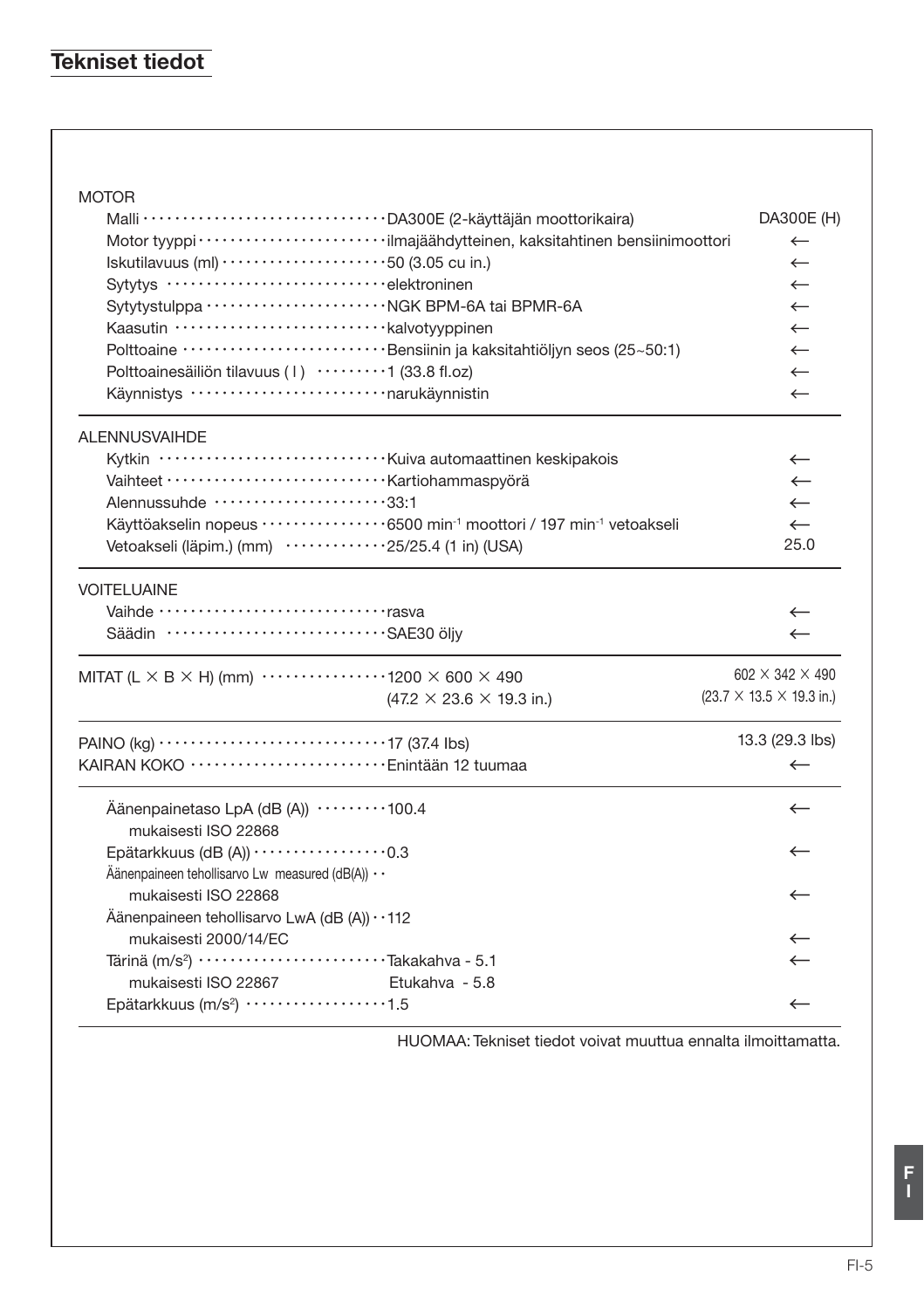## Tekniset tiedot

| | | |
|---|---|---|
| **MOTOR** | | |
| Malli | DA300E (2-käyttäjän moottorikaira) | DA300E (H) |
| Motor tyyppi | ilmajäähdytteinen, kaksitahtinen bensiinimoottori | ← |
| Iskutilavuus (ml) | 50 (3.05 cu in.) | ← |
| Sytytys | elektroninen | ← |
| Sytytystulppa | NGK BPM-6A tai BPMR-6A | ← |
| Kaasutin | kalvotyyppinen | ← |
| Polttoaine | Bensiinin ja kaksitahtiöljyn seos (25~50:1) | ← |
| Polttoainesäiliön tilavuus ( l ) | 1 (33.8 fl.oz) | ← |
| Käynnistys | narukäynnistin | ← |
| **ALENNUSVAIHDE** | | |
| Kytkin | Kuiva automaattinen keskipakois | ← |
| Vaihteet | Kartiohammaspyörä | ← |
| Alennussuhde | 33:1 | ← |
| Käyttöakselin nopeus | 6500 $min^{-1}$ moottori / 197 $min^{-1}$ vetoakseli | ← |
| Vetoakseli (läpim.) (mm) | 25/25.4 (1 in) (USA) | 25.0 |
| **VOITELUAINE** | | |
| Vaihde | rasva | ← |
| Säädin | SAE30 öljy | ← |
| **MITAT (L × B × H) (mm)** | 1200 × 600 × 490 (47.2 × 23.6 × 19.3 in.) | 602 × 342 × 490 (23.7 × 13.5 × 19.3 in.) |
| **PAINO (kg)** | 17 (37.4 lbs) | 13.3 (29.3 lbs) |
| **KAIRAN KOKO** | Enintään 12 tuumaa | ← |
| Äänenpainetaso LpA (dB (A)) mukaisesti ISO 22868 | 100.4 | ← |
| Epätarkkuus (dB (A)) | 0.3 | ← |
| Äänenpaineen tehollisarvo Lw measured (dB(A)) mukaisesti ISO 22868 | | ← |
| Äänenpaineen tehollisarvo LwA (dB (A)) mukaisesti 2000/14/EC | 112 | ← |
| Tärinä ($m/s^2$) mukaisesti ISO 22867 | Takakahva - 5.1<br>Etukahva - 5.8 | ← |
| Epätarkkuus ($m/s^2$) | 1.5 | ← |

HUOMAA: Tekniset tiedot voivat muuttua ennalta ilmoittamatta.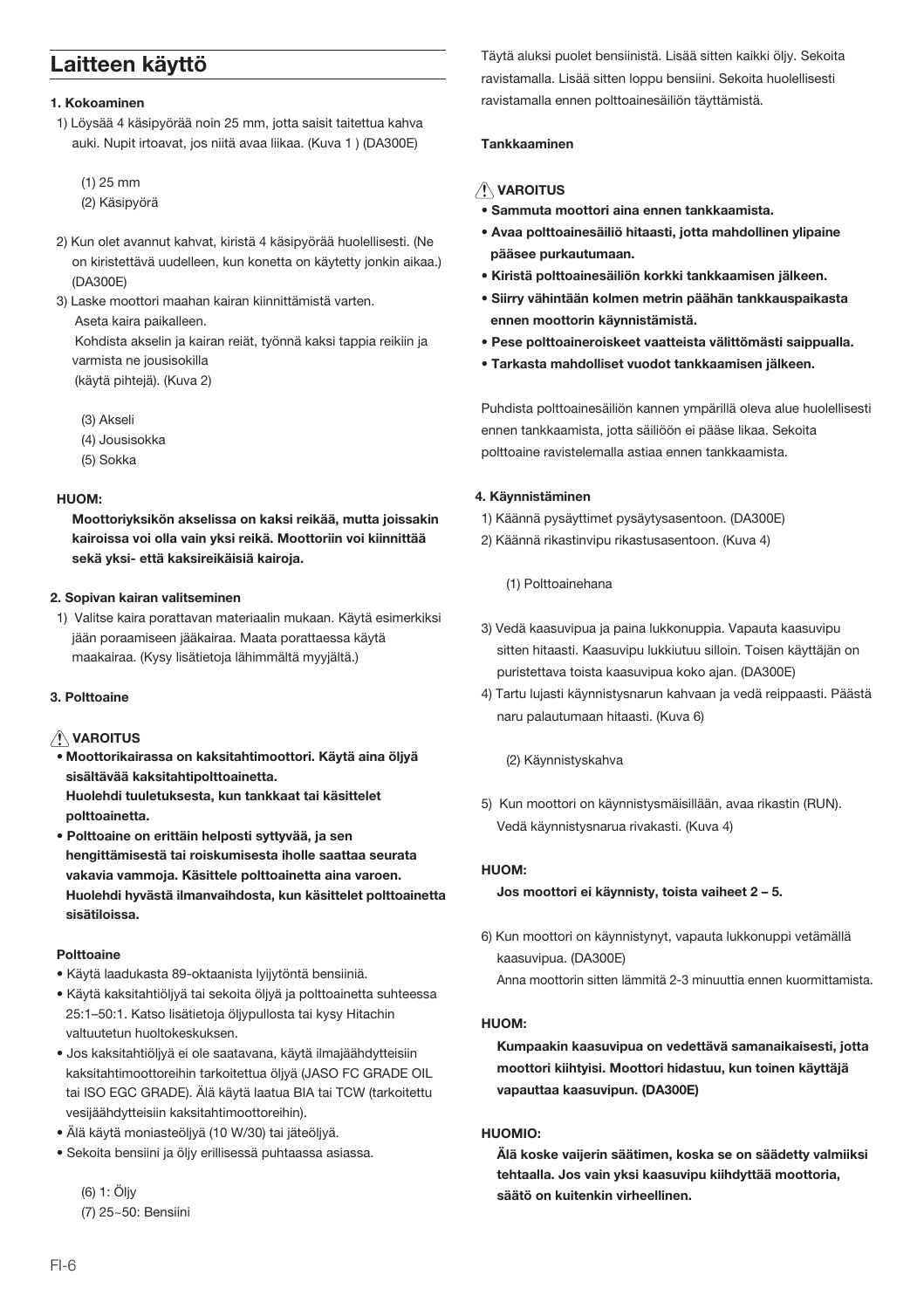# Laitteen käyttö

**1. Kokoaminen**

1) Löysää 4 käsipyörää noin 25 mm, jotta saisit taitettua kahva auki. Nupit irtoavat, jos niitä avaa liikaa. (Kuva 1 ) (DA300E)

 (1) 25 mm
 (2) Käsipyörä

2) Kun olet avannut kahvat, kiristä 4 käsipyörää huolellisesti. (Ne on kiristettävä uudelleen, kun konetta on käytetty jonkin aikaa.) (DA300E)

3) Laske moottori maahan kairan kiinnittämistä varten.
 Aseta kaira paikalleen.
 Kohdista akselin ja kairan reiät, työnnä kaksi tappia reikiin ja varmista ne jousisokilla
 (käytä pihtejä). (Kuva 2)

 (3) Akseli
 (4) Jousisokka
 (5) Sokka

**HUOM:**

**Moottoriyksikön akselissa on kaksi reikää, mutta joissakin kairoissa voi olla vain yksi reikä. Moottoriin voi kiinnittää sekä yksi- että kaksireikäisiä kairoja.**

**2. Sopivan kairan valitseminen**

1) Valitse kaira porattavan materiaalin mukaan. Käytä esimerkiksi jään poraamiseen jääkairaa. Maata porattaessa käytä maakairaa. (Kysy lisätietoja lähimmältä myyjältä.)

**3. Polttoaine**

**⚠ VAROITUS**

- **Moottorikairassa on kaksitahtimoottori. Käytä aina öljyä sisältävää kaksitahtipolttoainetta.**
  **Huolehdi tuuletuksesta, kun tankkaat tai käsittelet polttoainetta.**
- **Polttoaine on erittäin helposti syttyvää, ja sen hengittämisestä tai roiskumisesta iholle saattaa seurata vakavia vammoja. Käsittele polttoainetta aina varoen. Huolehdi hyvästä ilmanvaihdosta, kun käsittelet polttoainetta sisätiloissa.**

**Polttoaine**

- Käytä laadukasta 89-oktaanista lyijytöntä bensiiniä.
- Käytä kaksitahtiöljyä tai sekoita öljyä ja polttoainetta suhteessa 25:1–50:1. Katso lisätietoja öljypullosta tai kysy Hitachin valtuutetun huoltokeskuksen.
- Jos kaksitahtiöljyä ei ole saatavana, käytä ilmajäähdytteisiin kaksitahtimoottoreihin tarkoitettua öljyä (JASO FC GRADE OIL tai ISO EGC GRADE). Älä käytä laatua BIA tai TCW (tarkoitettu vesijäähdytteisiin kaksitahtimoottoreihin).
- Älä käytä moniasteöljyä (10 W/30) tai jäteöljyä.
- Sekoita bensiini ja öljy erillisessä puhtaassa asiassa.

 (6) 1: Öljy
 (7) 25~50: Bensiini

Täytä aluksi puolet bensiinistä. Lisää sitten kaikki öljy. Sekoita ravistamalla. Lisää sitten loppu bensiini. Sekoita huolellisesti ravistamalla ennen polttoainesäiliön täyttämistä.

**Tankkaaminen**

**⚠ VAROITUS**

- **Sammuta moottori aina ennen tankkaamista.**
- **Avaa polttoainesäiliö hitaasti, jotta mahdollinen ylipaine pääsee purkautumaan.**
- **Kiristä polttoainesäiliön korkki tankkaamisen jälkeen.**
- **Siirry vähintään kolmen metrin päähän tankkauspaikasta ennen moottorin käynnistämistä.**
- **Pese polttoaineroiskeet vaatteista välittömästi saippualla.**
- **Tarkasta mahdolliset vuodot tankkaamisen jälkeen.**

Puhdista polttoainesäiliön kannen ympärillä oleva alue huolellisesti ennen tankkaamista, jotta säiliöön ei pääse likaa. Sekoita polttoaine ravistelemalla astiaa ennen tankkaamista.

**4. Käynnistäminen**

1) Käännä pysäyttimet pysäytysasentoon. (DA300E)
2) Käännä rikastinvipu rikastusasentoon. (Kuva 4)

 (1) Polttoainehana

3) Vedä kaasuvipua ja paina lukkonuppia. Vapauta kaasuvipu sitten hitaasti. Kaasuvipu lukkiutuu silloin. Toisen käyttäjän on puristettava toista kaasuvipua koko ajan. (DA300E)
4) Tartu lujasti käynnistysnarun kahvaan ja vedä reippaasti. Päästä naru palautumaan hitaasti. (Kuva 6)

 (2) Käynnistyskahva

5) Kun moottori on käynnistysmäisillään, avaa rikastin (RUN). Vedä käynnistysnarua rivakasti. (Kuva 4)

**HUOM:**

**Jos moottori ei käynnisty, toista vaiheet 2 – 5.**

6) Kun moottori on käynnistynyt, vapauta lukkonuppi vetämällä kaasuvipua. (DA300E)
 Anna moottorin sitten lämmitä 2-3 minuuttia ennen kuormittamista.

**HUOM:**

**Kumpaakin kaasuvipua on vedettävä samanaikaisesti, jotta moottori kiihtyisi. Moottori hidastuu, kun toinen käyttäjä vapauttaa kaasuvipun. (DA300E)**

**HUOMIO:**

**Älä koske vaijerin säätimen, koska se on säädetty valmiiksi tehtaalla. Jos vain yksi kaasuvipu kiihdyttää moottoria, säätö on kuitenkin virheellinen.**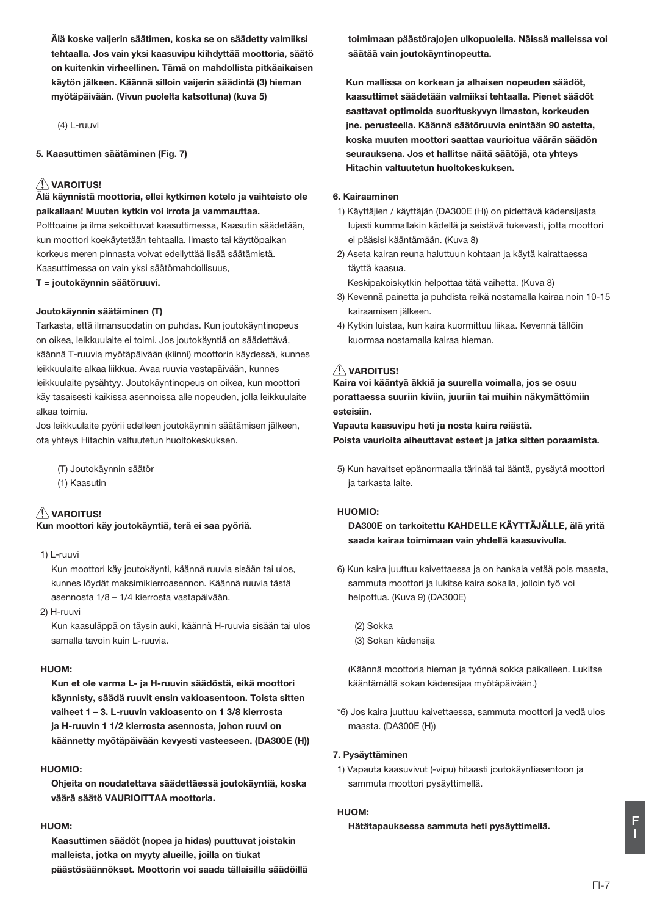**Älä koske vaijerin säätimen, koska se on säädetty valmiiksi tehtaalla. Jos vain yksi kaasuvipu kiihdyttää moottoria, säätö on kuitenkin virheellinen. Tämä on mahdollista pitkäaikaisen käytön jälkeen. Käännä silloin vaijerin säädintä (3) hieman myötäpäivään. (Vivun puolelta katsottuna) (kuva 5)**

(4) L-ruuvi

**5. Kaasuttimen säätäminen (Fig. 7)**

⚠ **VAROITUS!**

**Älä käynnistä moottoria, ellei kytkimen kotelo ja vaihteisto ole paikallaan! Muuten kytkin voi irrota ja vammauttaa.**

Polttoaine ja ilma sekoittuvat kaasuttimessa, Kaasutin säädetään, kun moottori koekäytetään tehtaalla. Ilmasto tai käyttöpaikan korkeus meren pinnasta voivat edellyttää lisää säätämistä. Kaasuttimessa on vain yksi säätömahdollisuus,

**T = joutokäynnin säätöruuvi.**

**Joutokäynnin säätäminen (T)**

Tarkasta, että ilmansuodatin on puhdas. Kun joutokäyntinopeus on oikea, leikkuulaite ei toimi. Jos joutokäyntiä on säädettävä, käännä T-ruuvia myötäpäivään (kiinni) moottorin käydessä, kunnes leikkuulaite alkaa liikkua. Avaa ruuvia vastapäivään, kunnes leikkuulaite pysähtyy. Joutokäyntinopeus on oikea, kun moottori käy tasaisesti kaikissa asennoissa alle nopeuden, jolla leikkuulaite alkaa toimia.

Jos leikkuulaite pyörii edelleen joutokäynnin säätämisen jälkeen, ota yhteys Hitachin valtuutetun huoltokeskukseen.

(T) Joutokäynnin säätör
(1) Kaasutin

⚠ **VAROITUS!**

**Kun moottori käy joutokäyntiä, terä ei saa pyöriä.**

1) L-ruuvi

Kun moottori käy joutokäynti, käännä ruuvia sisään tai ulos, kunnes löydät maksimikierroasennon. Käännä ruuvia tästä asennosta 1/8 – 1/4 kierrosta vastapäivään.

2) H-ruuvi

Kun kaasuläppä on täysin auki, käännä H-ruuvia sisään tai ulos samalla tavoin kuin L-ruuvia.

**HUOM:**

**Kun et ole varma L- ja H-ruuvin säädöstä, eikä moottori käynnisty, säädä ruuvit ensin vakioasentoon. Toista sitten vaiheet 1 – 3. L-ruuvin vakioasento on 1 3/8 kierrosta ja H-ruuvin 1 1/2 kierrosta asennosta, johon ruuvi on käännetty myötäpäivään kevyesti vasteeseen. (DA300E (H))**

**HUOMIO:**

**Ohjeita on noudatettava säädettäessä joutokäyntiä, koska väärä säätö VAURIOITTAA moottoria.**

**HUOM:**

**Kaasuttimen säädöt (nopea ja hidas) puuttuvat joistakin malleista, jotka on myyty alueille, joilla on tiukat päästösäännökset. Moottorin voi saada tällaisilla säädöillä toimimaan päästörajojen ulkopuolella. Näissä malleissa voi säätää vain joutokäyntinopeutta.**

**Kun mallissa on korkean ja alhaisen nopeuden säädöt, kaasuttimet säädetään valmiiksi tehtaalla. Pienet säädöt saattavat optimoida suorituskyvyn ilmaston, korkeuden jne. perusteella. Käännä säätöruuvia enintään 90 astetta, koska muuten moottori saattaa vaurioitua väärän säädön seurauksena. Jos et hallitse näitä säätöjä, ota yhteys Hitachin valtuutetun huoltokeskukseen.**

**6. Kairaaminen**

1) Käyttäjien / käyttäjän (DA300E (H)) on pidettävä kädensijasta lujasti kummallakin kädellä ja seistävä tukevasti, jotta moottori ei pääsisi kääntämään. (Kuva 8)
2) Aseta kairan reuna haluttuun kohtaan ja käytä kairattaessa täyttä kaasua.
   Keskipakoiskytkin helpottaa tätä vaihetta. (Kuva 8)
3) Kevennä painetta ja puhdista reikä nostamalla kairaa noin 10-15 kairaamisen jälkeen.
4) Kytkin luistaa, kun kaira kuormittuu liikaa. Kevennä tällöin kuormaa nostamalla kairaa hieman.

⚠ **VAROITUS!**

**Kaira voi kääntyä äkkiä ja suurella voimalla, jos se osuu porattaessa suuriin kiviin, juuriin tai muihin näkymättömiin esteisiin.**

**Vapauta kaasuvipu heti ja nosta kaira reiästä.**

**Poista vaurioita aiheuttavat esteet ja jatka sitten poraamista.**

5) Kun havaitset epänormaalia tärinää tai ääntä, pysäytä moottori ja tarkasta laite.

**HUOMIO:**

**DA300E on tarkoitettu KAHDELLE KÄYTTÄJÄLLE, älä yritä saada kairaa toimimaan vain yhdellä kaasuvivulla.**

6) Kun kaira juuttuu kaivettaessa ja on hankala vetää pois maasta, sammuta moottori ja lukitse kaira sokalla, jolloin työ voi helpottua. (Kuva 9) (DA300E)

(2) Sokka
(3) Sokan kädensija

(Käännä moottoria hieman ja työnnä sokka paikalleen. Lukitse kääntämällä sokan kädensijaa myötäpäivään.)

*6) Jos kaira juuttuu kaivettaessa, sammuta moottori ja vedä ulos maasta. (DA300E (H))

**7. Pysäyttäminen**

1) Vapauta kaasuvivut (-vipu) hitaasti joutokäyntiasentoon ja sammuta moottori pysäyttimellä.

**HUOM:**

**Hätätapauksessa sammuta heti pysäyttimellä.**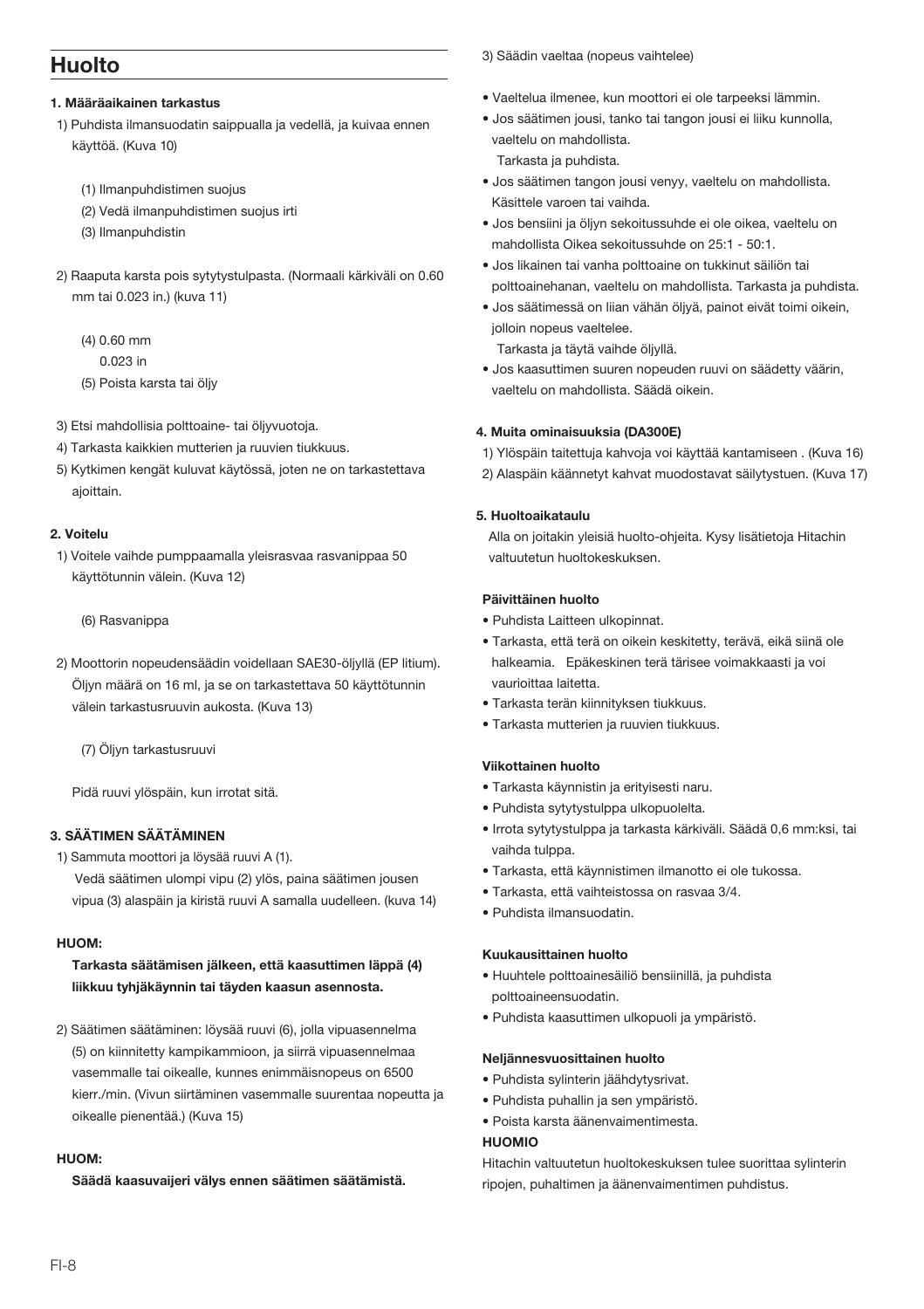# Huolto

#### 1. Määräaikainen tarkastus

1) Puhdista ilmansuodatin saippualla ja vedellä, ja kuivaa ennen käyttöä. (Kuva 10)

   (1) Ilmanpuhdistimen suojus
   (2) Vedä ilmanpuhdistimen suojus irti
   (3) Ilmanpuhdistin

2) Raaputa karsta pois sytytystulpasta. (Normaali kärkiväli on 0.60 mm tai 0.023 in.) (kuva 11)

   (4) 0.60 mm
   0.023 in
   (5) Poista karsta tai öljy

3) Etsi mahdollisia polttoaine- tai öljyvuotoja.
4) Tarkasta kaikkien mutterien ja ruuvien tiukkuus.
5) Kytkimen kengät kuluvat käytössä, joten ne on tarkastettava ajoittain.

#### 2. Voitelu

1) Voitele vaihde pumppaamalla yleisrasvaa rasvanippaa 50 käyttötunnin välein. (Kuva 12)

   (6) Rasvanippa

2) Moottorin nopeudensäädin voidellaan SAE30-öljyllä (EP litium). Öljyn määrä on 16 ml, ja se on tarkastettava 50 käyttötunnin välein tarkastusruuvin aukosta. (Kuva 13)

   (7) Öljyn tarkastusruuvi

   Pidä ruuvi ylöspäin, kun irrotat sitä.

#### 3. SÄÄTIMEN SÄÄTÄMINEN

1) Sammuta moottori ja löysää ruuvi A (1).
   Vedä säätimen ulompi vipu (2) ylös, paina säätimen jousen vipua (3) alaspäin ja kiristä ruuvi A samalla uudelleen. (kuva 14)

**HUOM:**

**Tarkasta säätämisen jälkeen, että kaasuttimen läppä (4) liikkuu tyhjäkäynnin tai täyden kaasun asennosta.**

2) Säätimen säätäminen: löysää ruuvi (6), jolla vipuasennelma (5) on kiinnitetty kampikammioon, ja siirrä vipuasennelmaa vasemmalle tai oikealle, kunnes enimmäisnopeus on 6500 kierr./min. (Vivun siirtäminen vasemmalle suurentaa nopeutta ja oikealle pienentää.) (Kuva 15)

**HUOM:**

**Säädä kaasuvaijeri välys ennen säätimen säätämistä.**

3) Säädin vaeltaa (nopeus vaihtelee)

- Vaeltelua ilmenee, kun moottori ei ole tarpeeksi lämmin.
- Jos säätimen jousi, tanko tai tangon jousi ei liiku kunnolla, vaeltelu on mahdollista.
  Tarkasta ja puhdista.
- Jos säätimen tangon jousi venyy, vaeltelu on mahdollista. Käsittele varoen tai vaihda.
- Jos bensiini ja öljyn sekoitussuhde ei ole oikea, vaeltelu on mahdollista Oikea sekoitussuhde on 25:1 - 50:1.
- Jos likainen tai vanha polttoaine on tukkinut säiliön tai polttoainehanan, vaeltelu on mahdollista. Tarkasta ja puhdista.
- Jos säätimessä on liian vähän öljyä, painot eivät toimi oikein, jolloin nopeus vaeltelee.
  Tarkasta ja täytä vaihde öljyllä.
- Jos kaasuttimen suuren nopeuden ruuvi on säädetty väärin, vaeltelu on mahdollista. Säädä oikein.

#### 4. Muita ominaisuuksia (DA300E)

1) Ylöspäin taitettuja kahvoja voi käyttää kantamiseen . (Kuva 16)
2) Alaspäin käännetyt kahvat muodostavat säilytystuen. (Kuva 17)

#### 5. Huoltoaikataulu

Alla on joitakin yleisiä huolto-ohjeita. Kysy lisätietoja Hitachin valtuutetun huoltokeskuksen.

**Päivittäinen huolto**

- Puhdista Laitteen ulkopinnat.
- Tarkasta, että terä on oikein keskitetty, terävä, eikä siinä ole halkeamia. Epäkeskinen terä tärisee voimakkaasti ja voi vaurioittaa laitetta.
- Tarkasta terän kiinnityksen tiukkuus.
- Tarkasta mutterien ja ruuvien tiukkuus.

**Viikottainen huolto**

- Tarkasta käynnistin ja erityisesti naru.
- Puhdista sytytystulppa ulkopuolelta.
- Irrota sytytystulppa ja tarkasta kärkiväli. Säädä 0,6 mm:ksi, tai vaihda tulppa.
- Tarkasta, että käynnistimen ilmanotto ei ole tukossa.
- Tarkasta, että vaihteistossa on rasvaa 3/4.
- Puhdista ilmansuodatin.

**Kuukausittainen huolto**

- Huuhtele polttoainesäiliö bensiinillä, ja puhdista polttoaineensuodatin.
- Puhdista kaasuttimen ulkopuoli ja ympäristö.

**Neljännesvuosittainen huolto**

- Puhdista sylinterin jäähdytysrivat.
- Puhdista puhallin ja sen ympäristö.
- Poista karsta äänenvaimentimesta.

**HUOMIO**

Hitachin valtuutetun huoltokeskuksen tulee suorittaa sylinterin ripojen, puhaltimen ja äänenvaimentimen puhdistus.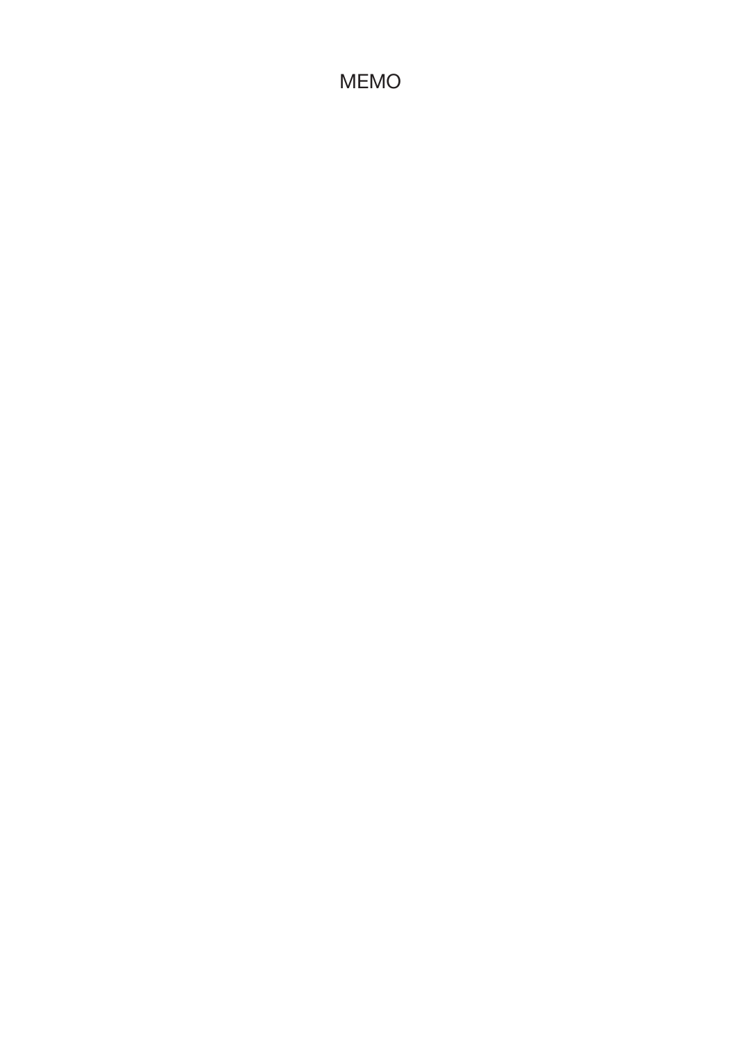MEMO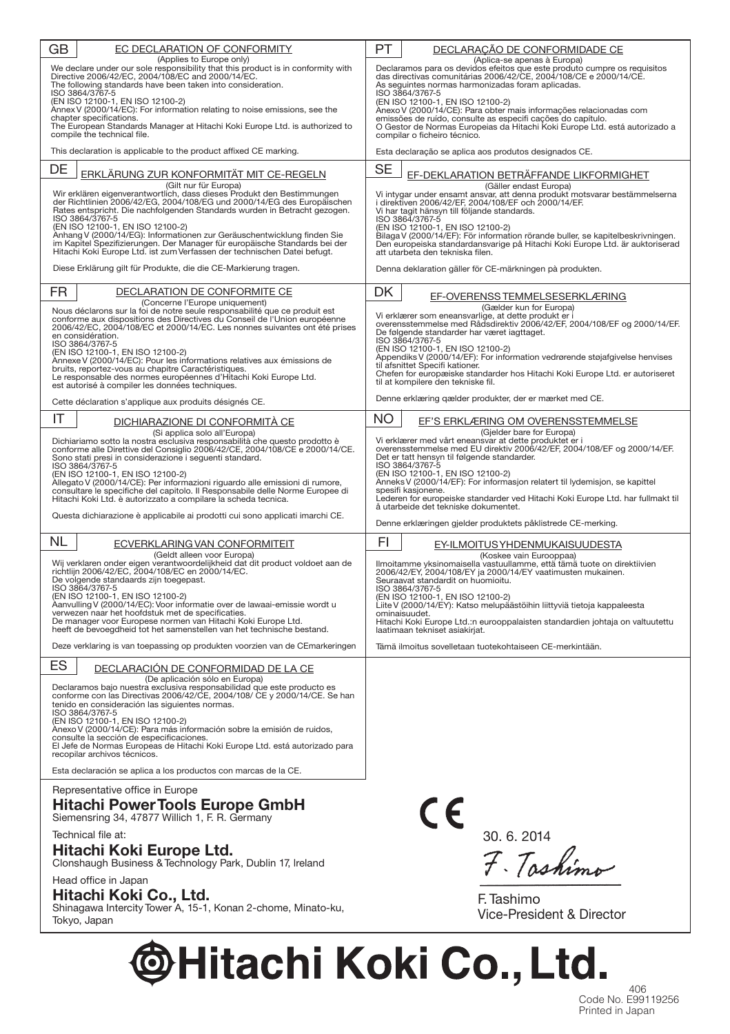## GB — EC DECLARATION OF CONFORMITY

(Applies to Europe only)

We declare under our sole responsibility that this product is in conformity with Directive 2006/42/EC, 2004/108/EC and 2000/14/EC.
The following standards have been taken into consideration.
ISO 3864/3767-5
(EN ISO 12100-1, EN ISO 12100-2)
Annex V (2000/14/EC): For information relating to noise emissions, see the chapter specifications.
The European Standards Manager at Hitachi Koki Europe Ltd. is authorized to compile the technical file.

This declaration is applicable to the product affixed CE marking.

## DE — ERKLÄRUNG ZUR KONFORMITÄT MIT CE-REGELN

(Gilt nur für Europa)

Wir erklären eigenverantwortlich, dass dieses Produkt den Bestimmungen der Richtlinien 2006/42/EG, 2004/108/EG und 2000/14/EG des Europäischen Rates entspricht. Die nachfolgenden Standards wurden in Betracht gezogen.
ISO 3864/3767-5
(EN ISO 12100-1, EN ISO 12100-2)
Anhang V (2000/14/EG): Informationen zur Geräuschentwicklung finden Sie im Kapitel Spezifizierungen. Der Manager für europäische Standards bei der Hitachi Koki Europe Ltd. ist zum Verfassen der technischen Datei befugt.

Diese Erklärung gilt für Produkte, die die CE-Markierung tragen.

## FR — DECLARATION DE CONFORMITE CE

(Concerne l'Europe uniquement)

Nous déclarons sur la foi de notre seule responsabilité que ce produit est conforme aux dispositions des Directives du Conseil de l'Union européenne 2006/42/EC, 2004/108/EC et 2000/14/EC. Les nonnes suivantes ont été prises en considération.
ISO 3864/3767-5
(EN ISO 12100-1, EN ISO 12100-2)
Annexe V (2000/14/EC): Pour les informations relatives aux émissions de bruits, reportez-vous au chapitre Caractéristiques.
Le responsable des normes européennes d'Hitachi Koki Europe Ltd. est autorisé à compiler les données techniques.

Cette déclaration s'applique aux produits désignés CE.

## IT — DICHIARAZIONE DI CONFORMITÀ CE

(Si applica solo all'Europa)

Dichiariamo sotto la nostra esclusiva responsabilità che questo prodotto è conforme alle Direttive del Consiglio 2006/42/CE, 2004/108/CE e 2000/14/CE. Sono stati presi in considerazione i seguenti standard.
ISO 3864/3767-5
(EN ISO 12100-1, EN ISO 12100-2)
Allegato V (2000/14/CE): Per informazioni riguardo alle emissioni di rumore, consultare le specifiche del capitolo. Il Responsabile delle Norme Europee di Hitachi Koki Ltd. è autorizzato a compilare la scheda tecnica.

Questa dichiarazione è applicabile ai prodotti cui sono applicati imarchi CE.

## NL — ECVERKLARING VAN CONFORMITEIT

(Geldt alleen voor Europa)

Wij verklaren onder eigen verantwoordelijkheid dat dit product voldoet aan de richtlijn 2006/42/EC, 2004/108/EC en 2000/14/EC.
De volgende standaards zijn toegepast.
ISO 3864/3767-5
(EN ISO 12100-1, EN ISO 12100-2)
Aanvulling V (2000/14/EC): Voor informatie over de lawaai-emissie wordt u verwezen naar het hoofdstuk met de specificaties.
De manager voor Europese normen van Hitachi Koki Europe Ltd. heeft de bevoegdheid tot het samenstellen van het technische bestand.

Deze verklaring is van toepassing op produkten voorzien van de CEmarkeringen

## ES — DECLARACIÓN DE CONFORMIDAD DE LA CE

(De aplicación sólo en Europa)

Declaramos bajo nuestra exclusiva responsabilidad que este producto es conforme con las Directivas 2006/42/CE, 2004/108/ CE y 2000/14/CE. Se han tenido en consideración las siguientes normas.
ISO 3864/3767-5
(EN ISO 12100-1, EN ISO 12100-2)
Anexo V (2000/14/CE): Para más información sobre la emisión de ruidos, consulte la sección de especificaciones.
El Jefe de Normas Europeas de Hitachi Koki Europe Ltd. está autorizado para recopilar archivos técnicos.

Esta declaración se aplica a los productos con marcas de la CE.

## PT — DECLARAÇÃO DE CONFORMIDADE CE

(Aplica-se apenas à Europa)

Declaramos para os devidos efeitos que este produto cumpre os requisitos das directivas comunitárias 2006/42/CE, 2004/108/CE e 2000/14/CE.
As seguintes normas harmonizadas foram aplicadas.
ISO 3864/3767-5
(EN ISO 12100-1, EN ISO 12100-2)
Anexo V (2000/14/CE): Para obter mais informações relacionadas com emissões de ruído, consulte as especifi cações do capítulo.
O Gestor de Normas Europeias da Hitachi Koki Europe Ltd. está autorizado a compilar o ficheiro técnico.

Esta declaração se aplica aos produtos designados CE.

## SE — EF-DEKLARATION BETRÄFFANDE LIKFORMIGHET

(Gäller endast Europa)

Vi intygar under ensamt ansvar, att denna produkt motsvarar bestämmelserna i direktiven 2006/42/EF, 2004/108/EF och 2000/14/EF.
Vi har tagit hänsyn till följande standards.
ISO 3864/3767-5
(EN ISO 12100-1, EN ISO 12100-2)
Bilaga V (2000/14/EF): För information rörande buller, se kapitelbeskrivningen. Den europeiska standardansvarige på Hitachi Koki Europe Ltd. är auktoriserad att utarbeta den tekniska filen.

Denna deklaration gäller för CE-märkningen på produkten.

## DK — EF-OVERENSS TEMMELSESERKLÆRING

(Gælder kun for Europa)

Vi erklærer som eneansvarlige, at dette produkt er i overensstemmelse med Rådsdirektiv 2006/42/EF, 2004/108/EF og 2000/14/EF.
De følgende standarder har været iagttaget.
ISO 3864/3767-5
(EN ISO 12100-1, EN ISO 12100-2)
Appendiks V (2000/14/EF): For information vedrørende støjafgivelse henvises til afsnittet Specifi kationer.
Chefen for europæiske standarder hos Hitachi Koki Europe Ltd. er autoriseret til at kompilere den tekniske fil.

Denne erklæring gælder produkter, der er mærket med CE.

## NO — EF'S ERKLÆRING OM OVERENSSTEMMELSE

(Gjelder bare for Europa)

Vi erklærer med vårt eneansvar at dette produktet er i overensstemmelse med EU direktiv 2006/42/EF, 2004/108/EF og 2000/14/EF.
Det er tatt hensyn til følgende standarder.
ISO 3864/3767-5
(EN ISO 12100-1, EN ISO 12100-2)
Anneks V (2000/14/EF): For informasjon relatert til lydemisjon, se kapittel spesifi kasjonene.
Lederen for europeiske standarder ved Hitachi Koki Europe Ltd. har fullmakt til å utarbeide det tekniske dokumentet.

Denne erklæringen gjelder produktets påklistrede CE-merking.

## FI — EY-ILMOITUS YHDENMUKAISUUDESTA

(Koskee vain Eurooppaa)

Ilmoitamme yksinomaisella vastuullamme, että tämä tuote on direktiivien 2006/42/EY, 2004/108/EY ja 2000/14/EY vaatimusten mukainen.
Seuraavat standardit on huomioitu.
ISO 3864/3767-5
(EN ISO 12100-1, EN ISO 12100-2)
Liite V (2000/14/EY): Katso melupäästöihin liittyviä tietoja kappaleesta ominaisuudet.
Hitachi Koki Europe Ltd.:n eurooppalaisten standardien johtaja on valtuutettu laatimaan tekniset asiakirjat.

Tämä ilmoitus sovelletaan tuotekohtaiseen CE-merkintään.

---

Representative office in Europe
**Hitachi Power Tools Europe GmbH**
Siemensring 34, 47877 Willich 1, F. R. Germany

Technical file at:
**Hitachi Koki Europe Ltd.**
Clonshaugh Business & Technology Park, Dublin 17, Ireland

Head office in Japan
**Hitachi Koki Co., Ltd.**
Shinagawa Intercity Tower A, 15-1, Konan 2-chome, Minato-ku, Tokyo, Japan

CE

30. 6. 2014

F. Toshimo

F. Tashimo
Vice-President & Director

# Hitachi Koki Co., Ltd.

406
Code No. E99119256
Printed in Japan